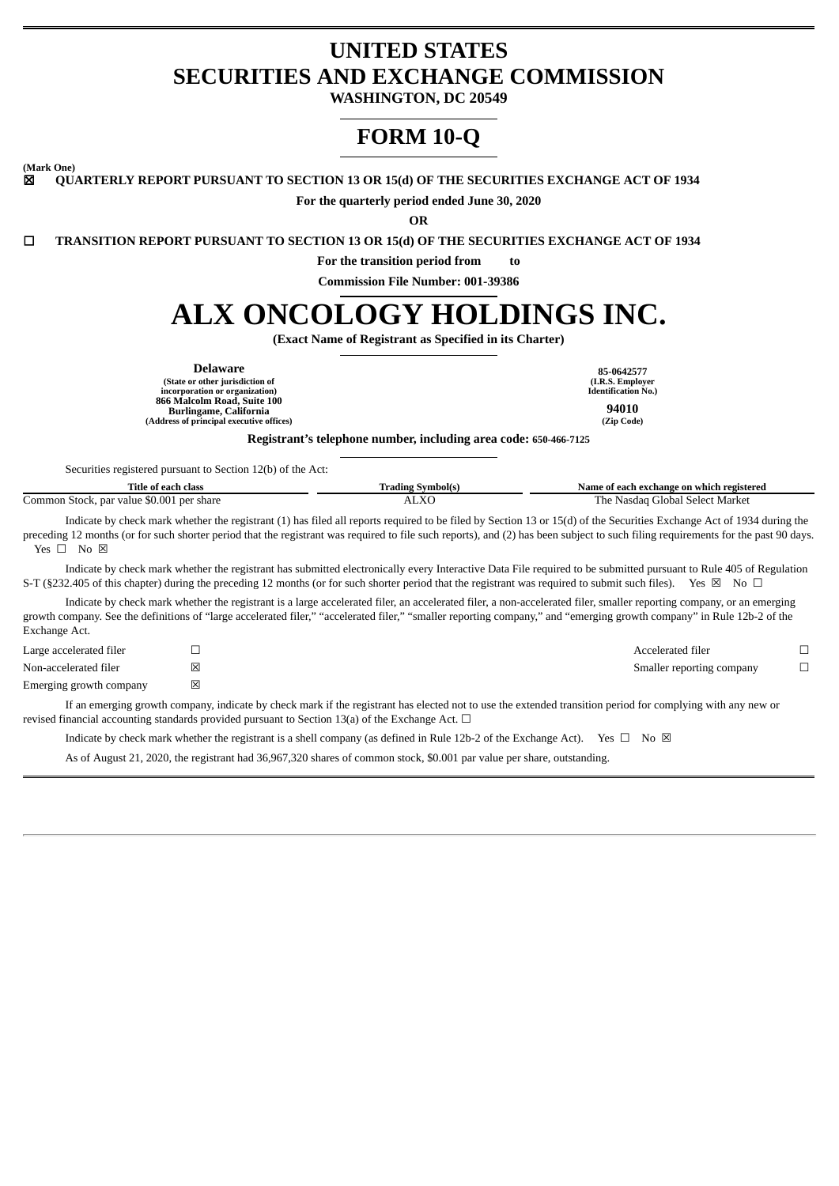# UNITED STATES
# SECURITIES AND EXCHANGE COMMISSION

**WASHINGTON, DC 20549**

# FORM 10-Q

**(Mark One)**

☒ **QUARTERLY REPORT PURSUANT TO SECTION 13 OR 15(d) OF THE SECURITIES EXCHANGE ACT OF 1934**

**For the quarterly period ended June 30, 2020**

**OR**

☐ **TRANSITION REPORT PURSUANT TO SECTION 13 OR 15(d) OF THE SECURITIES EXCHANGE ACT OF 1934**

**For the transition period from to**

**Commission File Number: 001-39386**

# ALX ONCOLOGY HOLDINGS INC.

**(Exact Name of Registrant as Specified in its Charter)**

| | |
|---|---|
| **Delaware**<br>**(State or other jurisdiction of incorporation or organization)** | **85-0642577**<br>**(I.R.S. Employer Identification No.)** |
| **866 Malcolm Road, Suite 100**<br>**Burlingame, California**<br>**(Address of principal executive offices)** | **94010**<br>**(Zip Code)** |

**Registrant's telephone number, including area code: 650-466-7125**

Securities registered pursuant to Section 12(b) of the Act:

| Title of each class | Trading Symbol(s) | Name of each exchange on which registered |
|---|---|---|
| Common Stock, par value $0.001 per share | ALXO | The Nasdaq Global Select Market |

Indicate by check mark whether the registrant (1) has filed all reports required to be filed by Section 13 or 15(d) of the Securities Exchange Act of 1934 during the preceding 12 months (or for such shorter period that the registrant was required to file such reports), and (2) has been subject to such filing requirements for the past 90 days. Yes ☐ No ☒

Indicate by check mark whether the registrant has submitted electronically every Interactive Data File required to be submitted pursuant to Rule 405 of Regulation S-T (§232.405 of this chapter) during the preceding 12 months (or for such shorter period that the registrant was required to submit such files). Yes ☒ No ☐

Indicate by check mark whether the registrant is a large accelerated filer, an accelerated filer, a non-accelerated filer, smaller reporting company, or an emerging growth company. See the definitions of "large accelerated filer," "accelerated filer," "smaller reporting company," and "emerging growth company" in Rule 12b-2 of the Exchange Act.

| | | | |
|---|---|---|---|
| Large accelerated filer | ☐ | Accelerated filer | ☐ |
| Non-accelerated filer | ☒ | Smaller reporting company | ☐ |
| Emerging growth company | ☒ | | |

If an emerging growth company, indicate by check mark if the registrant has elected not to use the extended transition period for complying with any new or revised financial accounting standards provided pursuant to Section 13(a) of the Exchange Act. ☐

Indicate by check mark whether the registrant is a shell company (as defined in Rule 12b-2 of the Exchange Act). Yes ☐ No ☒

As of August 21, 2020, the registrant had 36,967,320 shares of common stock, $0.001 par value per share, outstanding.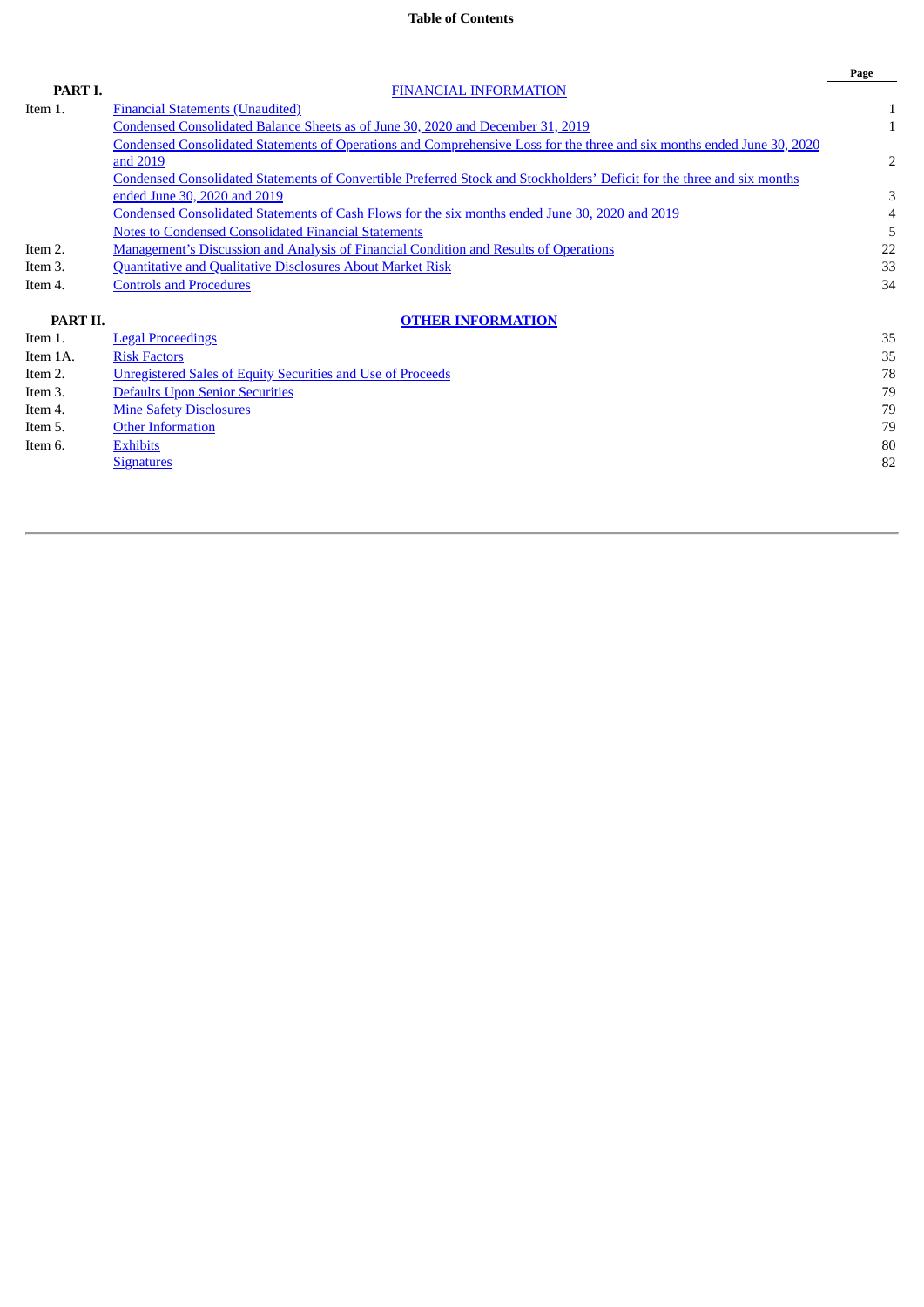# Table of Contents

| | | Page |
|---|---|---|
| **PART I.** | FINANCIAL INFORMATION | |
| Item 1. | Financial Statements (Unaudited) | 1 |
| | Condensed Consolidated Balance Sheets as of June 30, 2020 and December 31, 2019 | 1 |
| | Condensed Consolidated Statements of Operations and Comprehensive Loss for the three and six months ended June 30, 2020 and 2019 | 2 |
| | Condensed Consolidated Statements of Convertible Preferred Stock and Stockholders' Deficit for the three and six months ended June 30, 2020 and 2019 | 3 |
| | Condensed Consolidated Statements of Cash Flows for the six months ended June 30, 2020 and 2019 | 4 |
| | Notes to Condensed Consolidated Financial Statements | 5 |
| Item 2. | Management's Discussion and Analysis of Financial Condition and Results of Operations | 22 |
| Item 3. | Quantitative and Qualitative Disclosures About Market Risk | 33 |
| Item 4. | Controls and Procedures | 34 |
| **PART II.** | **OTHER INFORMATION** | |
| Item 1. | Legal Proceedings | 35 |
| Item 1A. | Risk Factors | 35 |
| Item 2. | Unregistered Sales of Equity Securities and Use of Proceeds | 78 |
| Item 3. | Defaults Upon Senior Securities | 79 |
| Item 4. | Mine Safety Disclosures | 79 |
| Item 5. | Other Information | 79 |
| Item 6. | Exhibits | 80 |
| | Signatures | 82 |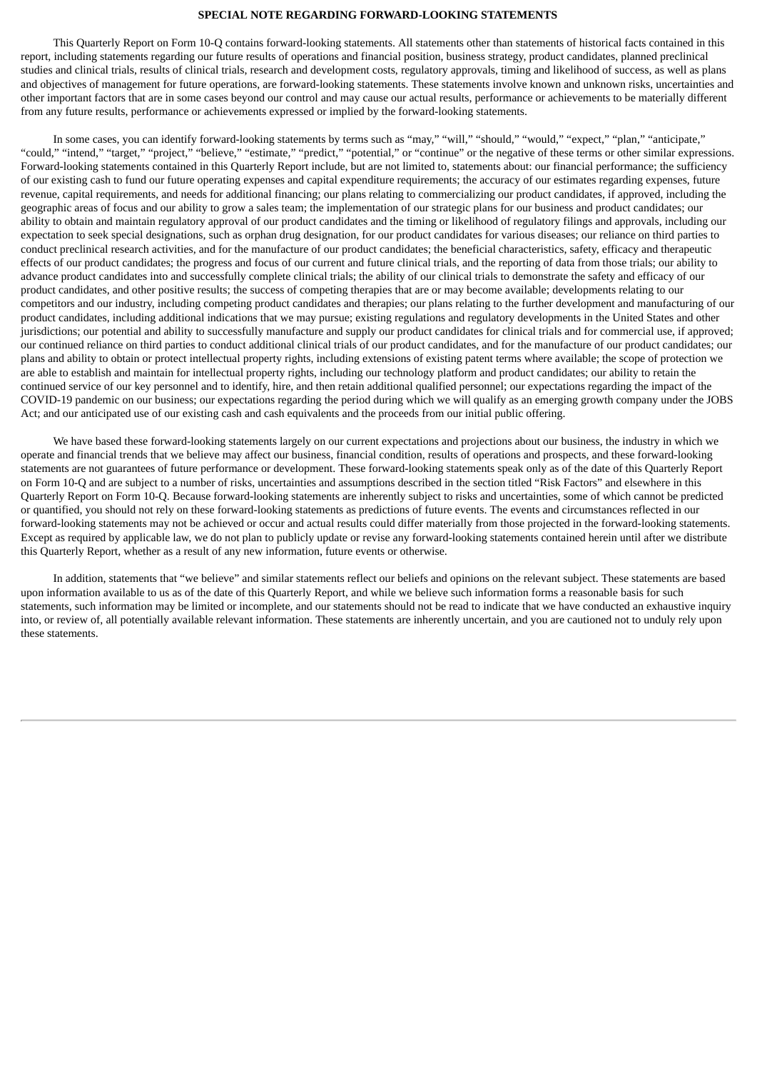## SPECIAL NOTE REGARDING FORWARD-LOOKING STATEMENTS

This Quarterly Report on Form 10-Q contains forward-looking statements. All statements other than statements of historical facts contained in this report, including statements regarding our future results of operations and financial position, business strategy, product candidates, planned preclinical studies and clinical trials, results of clinical trials, research and development costs, regulatory approvals, timing and likelihood of success, as well as plans and objectives of management for future operations, are forward-looking statements. These statements involve known and unknown risks, uncertainties and other important factors that are in some cases beyond our control and may cause our actual results, performance or achievements to be materially different from any future results, performance or achievements expressed or implied by the forward-looking statements.

In some cases, you can identify forward-looking statements by terms such as "may," "will," "should," "would," "expect," "plan," "anticipate," "could," "intend," "target," "project," "believe," "estimate," "predict," "potential," or "continue" or the negative of these terms or other similar expressions. Forward-looking statements contained in this Quarterly Report include, but are not limited to, statements about: our financial performance; the sufficiency of our existing cash to fund our future operating expenses and capital expenditure requirements; the accuracy of our estimates regarding expenses, future revenue, capital requirements, and needs for additional financing; our plans relating to commercializing our product candidates, if approved, including the geographic areas of focus and our ability to grow a sales team; the implementation of our strategic plans for our business and product candidates; our ability to obtain and maintain regulatory approval of our product candidates and the timing or likelihood of regulatory filings and approvals, including our expectation to seek special designations, such as orphan drug designation, for our product candidates for various diseases; our reliance on third parties to conduct preclinical research activities, and for the manufacture of our product candidates; the beneficial characteristics, safety, efficacy and therapeutic effects of our product candidates; the progress and focus of our current and future clinical trials, and the reporting of data from those trials; our ability to advance product candidates into and successfully complete clinical trials; the ability of our clinical trials to demonstrate the safety and efficacy of our product candidates, and other positive results; the success of competing therapies that are or may become available; developments relating to our competitors and our industry, including competing product candidates and therapies; our plans relating to the further development and manufacturing of our product candidates, including additional indications that we may pursue; existing regulations and regulatory developments in the United States and other jurisdictions; our potential and ability to successfully manufacture and supply our product candidates for clinical trials and for commercial use, if approved; our continued reliance on third parties to conduct additional clinical trials of our product candidates, and for the manufacture of our product candidates; our plans and ability to obtain or protect intellectual property rights, including extensions of existing patent terms where available; the scope of protection we are able to establish and maintain for intellectual property rights, including our technology platform and product candidates; our ability to retain the continued service of our key personnel and to identify, hire, and then retain additional qualified personnel; our expectations regarding the impact of the COVID-19 pandemic on our business; our expectations regarding the period during which we will qualify as an emerging growth company under the JOBS Act; and our anticipated use of our existing cash and cash equivalents and the proceeds from our initial public offering.

We have based these forward-looking statements largely on our current expectations and projections about our business, the industry in which we operate and financial trends that we believe may affect our business, financial condition, results of operations and prospects, and these forward-looking statements are not guarantees of future performance or development. These forward-looking statements speak only as of the date of this Quarterly Report on Form 10-Q and are subject to a number of risks, uncertainties and assumptions described in the section titled "Risk Factors" and elsewhere in this Quarterly Report on Form 10-Q. Because forward-looking statements are inherently subject to risks and uncertainties, some of which cannot be predicted or quantified, you should not rely on these forward-looking statements as predictions of future events. The events and circumstances reflected in our forward-looking statements may not be achieved or occur and actual results could differ materially from those projected in the forward-looking statements. Except as required by applicable law, we do not plan to publicly update or revise any forward-looking statements contained herein until after we distribute this Quarterly Report, whether as a result of any new information, future events or otherwise.

In addition, statements that "we believe" and similar statements reflect our beliefs and opinions on the relevant subject. These statements are based upon information available to us as of the date of this Quarterly Report, and while we believe such information forms a reasonable basis for such statements, such information may be limited or incomplete, and our statements should not be read to indicate that we have conducted an exhaustive inquiry into, or review of, all potentially available relevant information. These statements are inherently uncertain, and you are cautioned not to unduly rely upon these statements.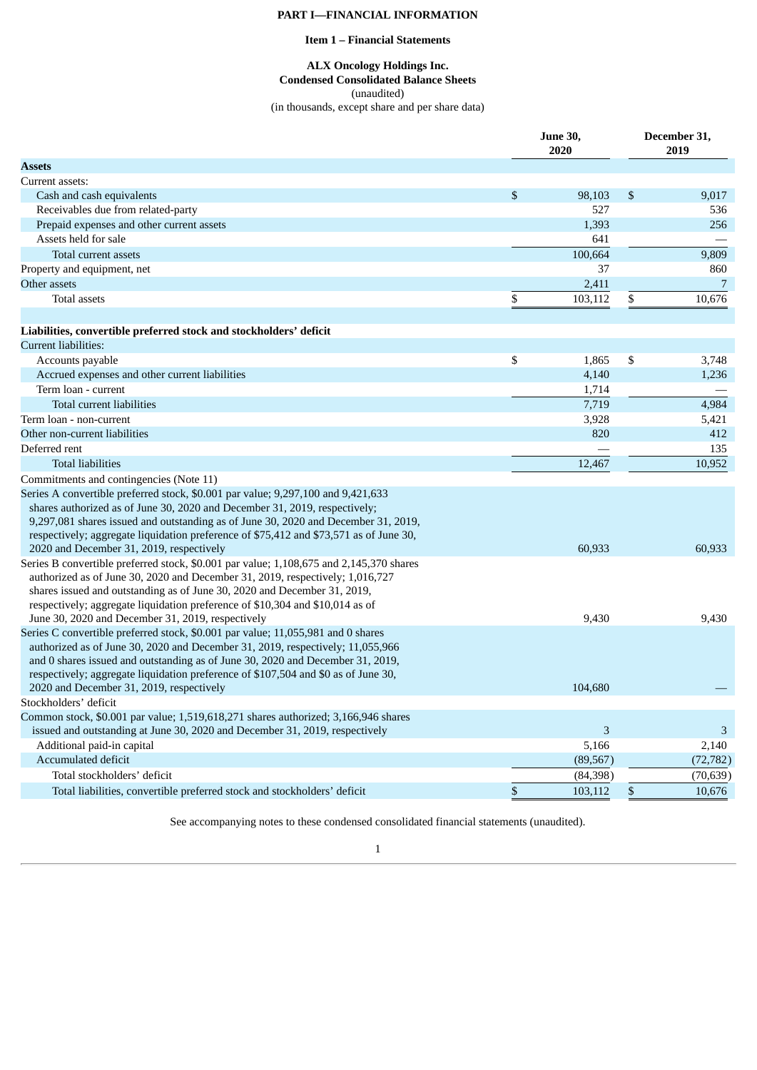# PART I—FINANCIAL INFORMATION

## Item 1 – Financial Statements

### ALX Oncology Holdings Inc.
### Condensed Consolidated Balance Sheets
(unaudited)
(in thousands, except share and per share data)

| | June 30, 2020 | December 31, 2019 |
|---|---|---|
| **Assets** | | |
| Current assets: | | |
| Cash and cash equivalents | $ 98,103 | $ 9,017 |
| Receivables due from related-party | 527 | 536 |
| Prepaid expenses and other current assets | 1,393 | 256 |
| Assets held for sale | 641 | — |
| Total current assets | 100,664 | 9,809 |
| Property and equipment, net | 37 | 860 |
| Other assets | 2,411 | 7 |
| Total assets | $ 103,112 | $ 10,676 |
| | | |
| **Liabilities, convertible preferred stock and stockholders' deficit** | | |
| Current liabilities: | | |
| Accounts payable | $ 1,865 | $ 3,748 |
| Accrued expenses and other current liabilities | 4,140 | 1,236 |
| Term loan - current | 1,714 | — |
| Total current liabilities | 7,719 | 4,984 |
| Term loan - non-current | 3,928 | 5,421 |
| Other non-current liabilities | 820 | 412 |
| Deferred rent | — | 135 |
| Total liabilities | 12,467 | 10,952 |
| Commitments and contingencies (Note 11) | | |
| Series A convertible preferred stock, $0.001 par value; 9,297,100 and 9,421,633 shares authorized as of June 30, 2020 and December 31, 2019, respectively; 9,297,081 shares issued and outstanding as of June 30, 2020 and December 31, 2019, respectively; aggregate liquidation preference of $75,412 and $73,571 as of June 30, 2020 and December 31, 2019, respectively | 60,933 | 60,933 |
| Series B convertible preferred stock, $0.001 par value; 1,108,675 and 2,145,370 shares authorized as of June 30, 2020 and December 31, 2019, respectively; 1,016,727 shares issued and outstanding as of June 30, 2020 and December 31, 2019, respectively; aggregate liquidation preference of $10,304 and $10,014 as of June 30, 2020 and December 31, 2019, respectively | 9,430 | 9,430 |
| Series C convertible preferred stock, $0.001 par value; 11,055,981 and 0 shares authorized as of June 30, 2020 and December 31, 2019, respectively; 11,055,966 and 0 shares issued and outstanding as of June 30, 2020 and December 31, 2019, respectively; aggregate liquidation preference of $107,504 and $0 as of June 30, 2020 and December 31, 2019, respectively | 104,680 | — |
| Stockholders' deficit | | |
| Common stock, $0.001 par value; 1,519,618,271 shares authorized; 3,166,946 shares issued and outstanding at June 30, 2020 and December 31, 2019, respectively | 3 | 3 |
| Additional paid-in capital | 5,166 | 2,140 |
| Accumulated deficit | (89,567) | (72,782) |
| Total stockholders' deficit | (84,398) | (70,639) |
| Total liabilities, convertible preferred stock and stockholders' deficit | $ 103,112 | $ 10,676 |

See accompanying notes to these condensed consolidated financial statements (unaudited).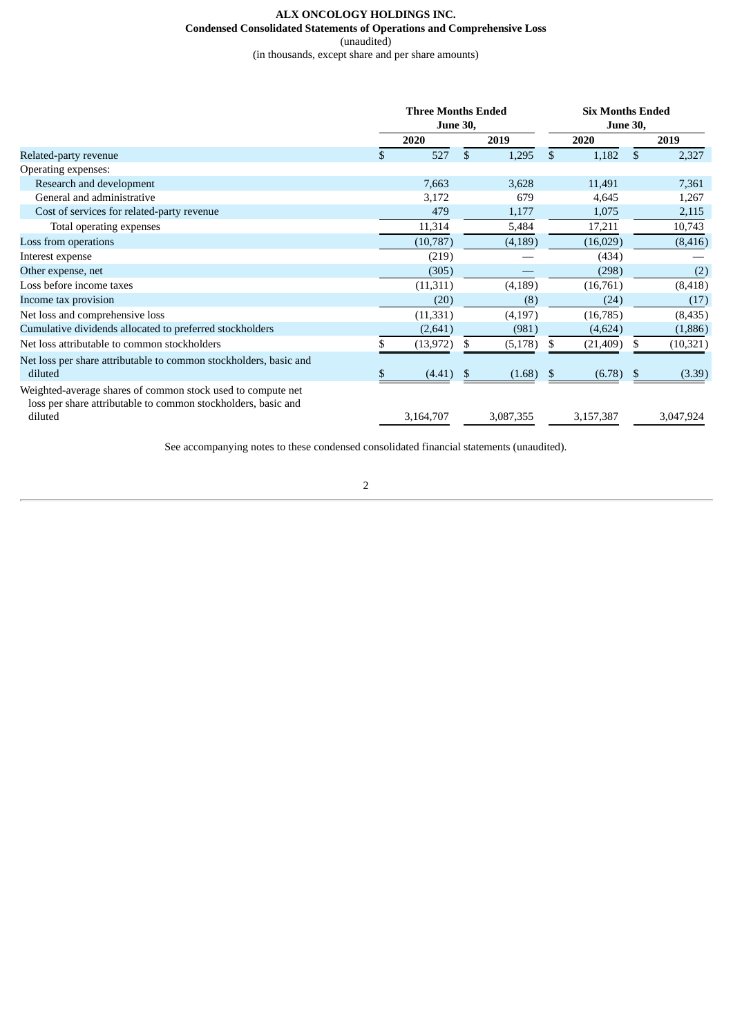**ALX ONCOLOGY HOLDINGS INC.**
**Condensed Consolidated Statements of Operations and Comprehensive Loss**
(unaudited)
(in thousands, except share and per share amounts)

| | Three Months Ended June 30, | | Six Months Ended June 30, | |
|---|---|---|---|---|
| | 2020 | 2019 | 2020 | 2019 |
| Related-party revenue | $ 527 | $ 1,295 | $ 1,182 | $ 2,327 |
| Operating expenses: | | | | |
| Research and development | 7,663 | 3,628 | 11,491 | 7,361 |
| General and administrative | 3,172 | 679 | 4,645 | 1,267 |
| Cost of services for related-party revenue | 479 | 1,177 | 1,075 | 2,115 |
| Total operating expenses | 11,314 | 5,484 | 17,211 | 10,743 |
| Loss from operations | (10,787) | (4,189) | (16,029) | (8,416) |
| Interest expense | (219) | — | (434) | — |
| Other expense, net | (305) | — | (298) | (2) |
| Loss before income taxes | (11,311) | (4,189) | (16,761) | (8,418) |
| Income tax provision | (20) | (8) | (24) | (17) |
| Net loss and comprehensive loss | (11,331) | (4,197) | (16,785) | (8,435) |
| Cumulative dividends allocated to preferred stockholders | (2,641) | (981) | (4,624) | (1,886) |
| Net loss attributable to common stockholders | $ (13,972) | $ (5,178) | $ (21,409) | $ (10,321) |
| Net loss per share attributable to common stockholders, basic and diluted | $ (4.41) | $ (1.68) | $ (6.78) | $ (3.39) |
| Weighted-average shares of common stock used to compute net loss per share attributable to common stockholders, basic and diluted | 3,164,707 | 3,087,355 | 3,157,387 | 3,047,924 |

See accompanying notes to these condensed consolidated financial statements (unaudited).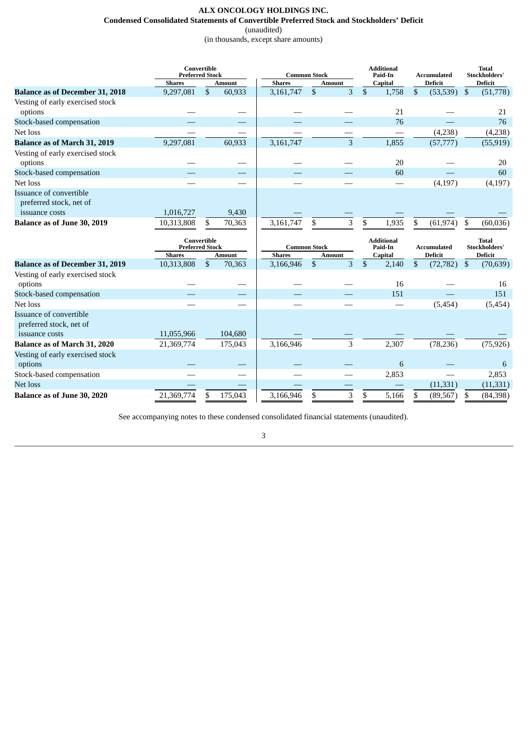# ALX ONCOLOGY HOLDINGS INC.

## Condensed Consolidated Statements of Convertible Preferred Stock and Stockholders' Deficit

(unaudited)

(in thousands, except share amounts)

| | Convertible Preferred Stock | | Common Stock | | Additional Paid-In Capital | Accumulated Deficit | Total Stockholders' Deficit |
|---|---|---|---|---|---|---|---|
| | Shares | Amount | Shares | Amount | | | |
| **Balance as of December 31, 2018** | 9,297,081 | $ 60,933 | 3,161,747 | $ 3 | $ 1,758 | $ (53,539) | $ (51,778) |
| Vesting of early exercised stock options | — | — | — | — | 21 | — | 21 |
| Stock-based compensation | — | — | — | — | 76 | — | 76 |
| Net loss | — | — | — | — | — | (4,238) | (4,238) |
| **Balance as of March 31, 2019** | 9,297,081 | 60,933 | 3,161,747 | 3 | 1,855 | (57,777) | (55,919) |
| Vesting of early exercised stock options | — | — | — | — | 20 | — | 20 |
| Stock-based compensation | — | — | — | — | 60 | — | 60 |
| Net loss | — | — | — | — | — | (4,197) | (4,197) |
| Issuance of convertible preferred stock, net of issuance costs | 1,016,727 | 9,430 | — | — | — | — | — |
| **Balance as of June 30, 2019** | 10,313,808 | $ 70,363 | 3,161,747 | $ 3 | $ 1,935 | $ (61,974) | $ (60,036) |

| | Convertible Preferred Stock | | Common Stock | | Additional Paid-In Capital | Accumulated Deficit | Total Stockholders' Deficit |
|---|---|---|---|---|---|---|---|
| | Shares | Amount | Shares | Amount | | | |
| **Balance as of December 31, 2019** | 10,313,808 | $ 70,363 | 3,166,946 | $ 3 | $ 2,140 | $ (72,782) | $ (70,639) |
| Vesting of early exercised stock options | — | — | — | — | 16 | — | 16 |
| Stock-based compensation | — | — | — | — | 151 | — | 151 |
| Net loss | — | — | — | — | — | (5,454) | (5,454) |
| Issuance of convertible preferred stock, net of issuance costs | 11,055,966 | 104,680 | — | — | — | — | — |
| **Balance as of March 31, 2020** | 21,369,774 | 175,043 | 3,166,946 | 3 | 2,307 | (78,236) | (75,926) |
| Vesting of early exercised stock options | — | — | — | — | 6 | — | 6 |
| Stock-based compensation | — | — | — | — | 2,853 | — | 2,853 |
| Net loss | — | — | — | — | — | (11,331) | (11,331) |
| **Balance as of June 30, 2020** | 21,369,774 | $ 175,043 | 3,166,946 | $ 3 | $ 5,166 | $ (89,567) | $ (84,398) |

See accompanying notes to these condensed consolidated financial statements (unaudited).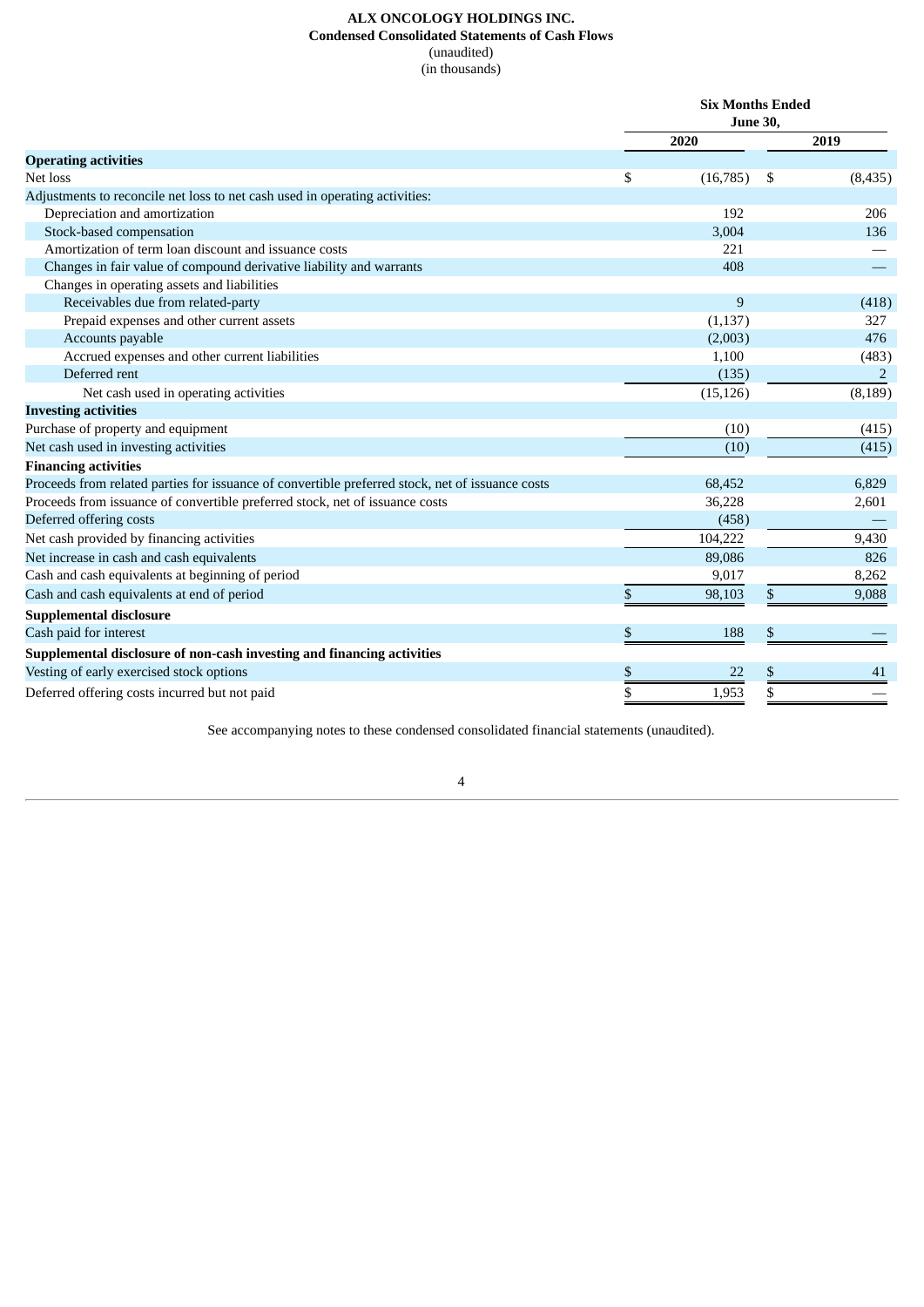**ALX ONCOLOGY HOLDINGS INC.**
**Condensed Consolidated Statements of Cash Flows**
(unaudited)
(in thousands)

| | Six Months Ended June 30, | |
|---|---|---|
| | 2020 | 2019 |
| **Operating activities** | | |
| Net loss | $ (16,785) | $ (8,435) |
| Adjustments to reconcile net loss to net cash used in operating activities: | | |
| Depreciation and amortization | 192 | 206 |
| Stock-based compensation | 3,004 | 136 |
| Amortization of term loan discount and issuance costs | 221 | — |
| Changes in fair value of compound derivative liability and warrants | 408 | — |
| Changes in operating assets and liabilities | | |
| Receivables due from related-party | 9 | (418) |
| Prepaid expenses and other current assets | (1,137) | 327 |
| Accounts payable | (2,003) | 476 |
| Accrued expenses and other current liabilities | 1,100 | (483) |
| Deferred rent | (135) | 2 |
| Net cash used in operating activities | (15,126) | (8,189) |
| **Investing activities** | | |
| Purchase of property and equipment | (10) | (415) |
| Net cash used in investing activities | (10) | (415) |
| **Financing activities** | | |
| Proceeds from related parties for issuance of convertible preferred stock, net of issuance costs | 68,452 | 6,829 |
| Proceeds from issuance of convertible preferred stock, net of issuance costs | 36,228 | 2,601 |
| Deferred offering costs | (458) | — |
| Net cash provided by financing activities | 104,222 | 9,430 |
| Net increase in cash and cash equivalents | 89,086 | 826 |
| Cash and cash equivalents at beginning of period | 9,017 | 8,262 |
| Cash and cash equivalents at end of period | $ 98,103 | $ 9,088 |
| **Supplemental disclosure** | | |
| Cash paid for interest | $ 188 | $ — |
| **Supplemental disclosure of non-cash investing and financing activities** | | |
| Vesting of early exercised stock options | $ 22 | $ 41 |
| Deferred offering costs incurred but not paid | $ 1,953 | $ — |

See accompanying notes to these condensed consolidated financial statements (unaudited).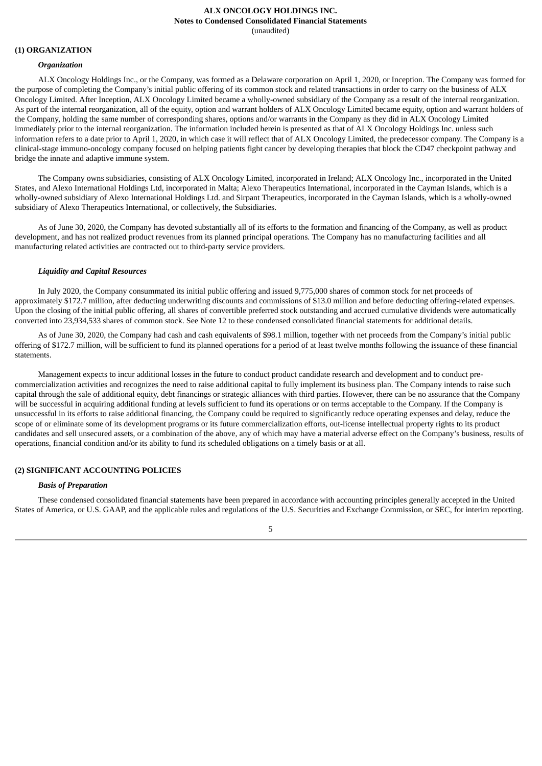**ALX ONCOLOGY HOLDINGS INC.**
**Notes to Condensed Consolidated Financial Statements**
(unaudited)

## (1) ORGANIZATION

### *Organization*

ALX Oncology Holdings Inc., or the Company, was formed as a Delaware corporation on April 1, 2020, or Inception. The Company was formed for the purpose of completing the Company's initial public offering of its common stock and related transactions in order to carry on the business of ALX Oncology Limited. After Inception, ALX Oncology Limited became a wholly-owned subsidiary of the Company as a result of the internal reorganization. As part of the internal reorganization, all of the equity, option and warrant holders of ALX Oncology Limited became equity, option and warrant holders of the Company, holding the same number of corresponding shares, options and/or warrants in the Company as they did in ALX Oncology Limited immediately prior to the internal reorganization. The information included herein is presented as that of ALX Oncology Holdings Inc. unless such information refers to a date prior to April 1, 2020, in which case it will reflect that of ALX Oncology Limited, the predecessor company. The Company is a clinical-stage immuno-oncology company focused on helping patients fight cancer by developing therapies that block the CD47 checkpoint pathway and bridge the innate and adaptive immune system.

The Company owns subsidiaries, consisting of ALX Oncology Limited, incorporated in Ireland; ALX Oncology Inc., incorporated in the United States, and Alexo International Holdings Ltd, incorporated in Malta; Alexo Therapeutics International, incorporated in the Cayman Islands, which is a wholly-owned subsidiary of Alexo International Holdings Ltd. and Sirpant Therapeutics, incorporated in the Cayman Islands, which is a wholly-owned subsidiary of Alexo Therapeutics International, or collectively, the Subsidiaries.

As of June 30, 2020, the Company has devoted substantially all of its efforts to the formation and financing of the Company, as well as product development, and has not realized product revenues from its planned principal operations. The Company has no manufacturing facilities and all manufacturing related activities are contracted out to third-party service providers.

### *Liquidity and Capital Resources*

In July 2020, the Company consummated its initial public offering and issued 9,775,000 shares of common stock for net proceeds of approximately $172.7 million, after deducting underwriting discounts and commissions of $13.0 million and before deducting offering-related expenses. Upon the closing of the initial public offering, all shares of convertible preferred stock outstanding and accrued cumulative dividends were automatically converted into 23,934,533 shares of common stock. See Note 12 to these condensed consolidated financial statements for additional details.

As of June 30, 2020, the Company had cash and cash equivalents of $98.1 million, together with net proceeds from the Company's initial public offering of $172.7 million, will be sufficient to fund its planned operations for a period of at least twelve months following the issuance of these financial statements.

Management expects to incur additional losses in the future to conduct product candidate research and development and to conduct pre-commercialization activities and recognizes the need to raise additional capital to fully implement its business plan. The Company intends to raise such capital through the sale of additional equity, debt financings or strategic alliances with third parties. However, there can be no assurance that the Company will be successful in acquiring additional funding at levels sufficient to fund its operations or on terms acceptable to the Company. If the Company is unsuccessful in its efforts to raise additional financing, the Company could be required to significantly reduce operating expenses and delay, reduce the scope of or eliminate some of its development programs or its future commercialization efforts, out-license intellectual property rights to its product candidates and sell unsecured assets, or a combination of the above, any of which may have a material adverse effect on the Company's business, results of operations, financial condition and/or its ability to fund its scheduled obligations on a timely basis or at all.

## (2) SIGNIFICANT ACCOUNTING POLICIES

### *Basis of Preparation*

These condensed consolidated financial statements have been prepared in accordance with accounting principles generally accepted in the United States of America, or U.S. GAAP, and the applicable rules and regulations of the U.S. Securities and Exchange Commission, or SEC, for interim reporting.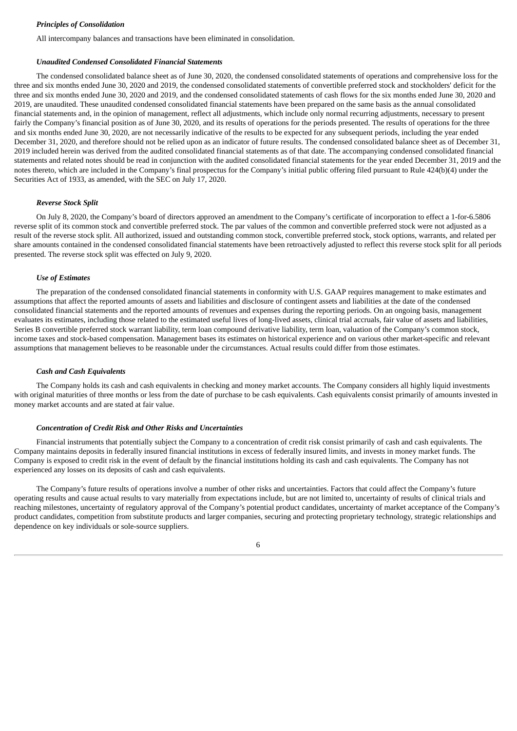### *Principles of Consolidation*

All intercompany balances and transactions have been eliminated in consolidation.

### *Unaudited Condensed Consolidated Financial Statements*

The condensed consolidated balance sheet as of June 30, 2020, the condensed consolidated statements of operations and comprehensive loss for the three and six months ended June 30, 2020 and 2019, the condensed consolidated statements of convertible preferred stock and stockholders' deficit for the three and six months ended June 30, 2020 and 2019, and the condensed consolidated statements of cash flows for the six months ended June 30, 2020 and 2019, are unaudited. These unaudited condensed consolidated financial statements have been prepared on the same basis as the annual consolidated financial statements and, in the opinion of management, reflect all adjustments, which include only normal recurring adjustments, necessary to present fairly the Company's financial position as of June 30, 2020, and its results of operations for the periods presented. The results of operations for the three and six months ended June 30, 2020, are not necessarily indicative of the results to be expected for any subsequent periods, including the year ended December 31, 2020, and therefore should not be relied upon as an indicator of future results. The condensed consolidated balance sheet as of December 31, 2019 included herein was derived from the audited consolidated financial statements as of that date. The accompanying condensed consolidated financial statements and related notes should be read in conjunction with the audited consolidated financial statements for the year ended December 31, 2019 and the notes thereto, which are included in the Company's final prospectus for the Company's initial public offering filed pursuant to Rule 424(b)(4) under the Securities Act of 1933, as amended, with the SEC on July 17, 2020.

### *Reverse Stock Split*

On July 8, 2020, the Company's board of directors approved an amendment to the Company's certificate of incorporation to effect a 1-for-6.5806 reverse split of its common stock and convertible preferred stock. The par values of the common and convertible preferred stock were not adjusted as a result of the reverse stock split. All authorized, issued and outstanding common stock, convertible preferred stock, stock options, warrants, and related per share amounts contained in the condensed consolidated financial statements have been retroactively adjusted to reflect this reverse stock split for all periods presented. The reverse stock split was effected on July 9, 2020.

### *Use of Estimates*

The preparation of the condensed consolidated financial statements in conformity with U.S. GAAP requires management to make estimates and assumptions that affect the reported amounts of assets and liabilities and disclosure of contingent assets and liabilities at the date of the condensed consolidated financial statements and the reported amounts of revenues and expenses during the reporting periods. On an ongoing basis, management evaluates its estimates, including those related to the estimated useful lives of long-lived assets, clinical trial accruals, fair value of assets and liabilities, Series B convertible preferred stock warrant liability, term loan compound derivative liability, term loan, valuation of the Company's common stock, income taxes and stock-based compensation. Management bases its estimates on historical experience and on various other market-specific and relevant assumptions that management believes to be reasonable under the circumstances. Actual results could differ from those estimates.

### *Cash and Cash Equivalents*

The Company holds its cash and cash equivalents in checking and money market accounts. The Company considers all highly liquid investments with original maturities of three months or less from the date of purchase to be cash equivalents. Cash equivalents consist primarily of amounts invested in money market accounts and are stated at fair value.

### *Concentration of Credit Risk and Other Risks and Uncertainties*

Financial instruments that potentially subject the Company to a concentration of credit risk consist primarily of cash and cash equivalents. The Company maintains deposits in federally insured financial institutions in excess of federally insured limits, and invests in money market funds. The Company is exposed to credit risk in the event of default by the financial institutions holding its cash and cash equivalents. The Company has not experienced any losses on its deposits of cash and cash equivalents.

The Company's future results of operations involve a number of other risks and uncertainties. Factors that could affect the Company's future operating results and cause actual results to vary materially from expectations include, but are not limited to, uncertainty of results of clinical trials and reaching milestones, uncertainty of regulatory approval of the Company's potential product candidates, uncertainty of market acceptance of the Company's product candidates, competition from substitute products and larger companies, securing and protecting proprietary technology, strategic relationships and dependence on key individuals or sole-source suppliers.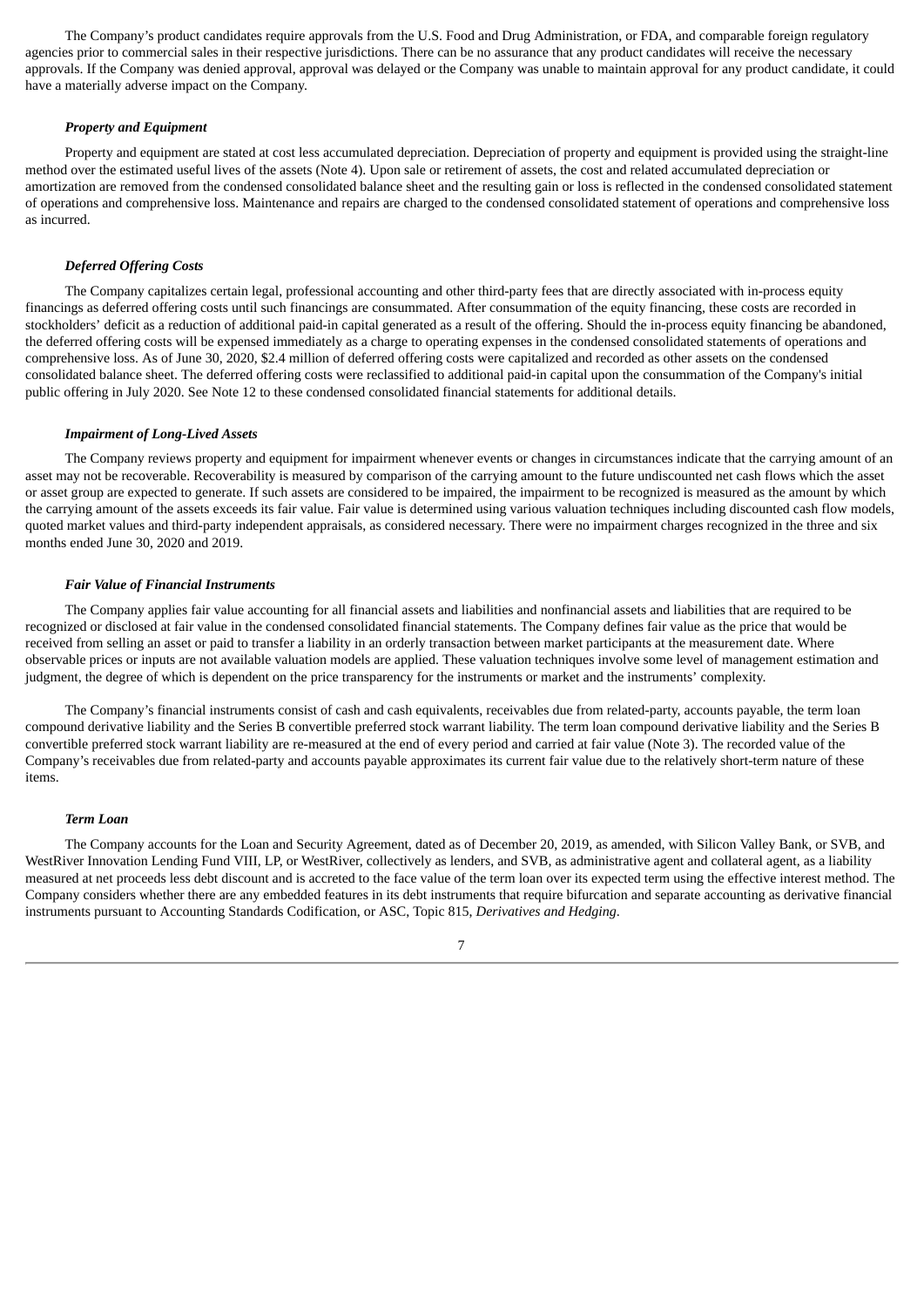The Company's product candidates require approvals from the U.S. Food and Drug Administration, or FDA, and comparable foreign regulatory agencies prior to commercial sales in their respective jurisdictions. There can be no assurance that any product candidates will receive the necessary approvals. If the Company was denied approval, approval was delayed or the Company was unable to maintain approval for any product candidate, it could have a materially adverse impact on the Company.

***Property and Equipment***

Property and equipment are stated at cost less accumulated depreciation. Depreciation of property and equipment is provided using the straight-line method over the estimated useful lives of the assets (Note 4). Upon sale or retirement of assets, the cost and related accumulated depreciation or amortization are removed from the condensed consolidated balance sheet and the resulting gain or loss is reflected in the condensed consolidated statement of operations and comprehensive loss. Maintenance and repairs are charged to the condensed consolidated statement of operations and comprehensive loss as incurred.

***Deferred Offering Costs***

The Company capitalizes certain legal, professional accounting and other third-party fees that are directly associated with in-process equity financings as deferred offering costs until such financings are consummated. After consummation of the equity financing, these costs are recorded in stockholders' deficit as a reduction of additional paid-in capital generated as a result of the offering. Should the in-process equity financing be abandoned, the deferred offering costs will be expensed immediately as a charge to operating expenses in the condensed consolidated statements of operations and comprehensive loss. As of June 30, 2020, $2.4 million of deferred offering costs were capitalized and recorded as other assets on the condensed consolidated balance sheet. The deferred offering costs were reclassified to additional paid-in capital upon the consummation of the Company's initial public offering in July 2020. See Note 12 to these condensed consolidated financial statements for additional details.

***Impairment of Long-Lived Assets***

The Company reviews property and equipment for impairment whenever events or changes in circumstances indicate that the carrying amount of an asset may not be recoverable. Recoverability is measured by comparison of the carrying amount to the future undiscounted net cash flows which the asset or asset group are expected to generate. If such assets are considered to be impaired, the impairment to be recognized is measured as the amount by which the carrying amount of the assets exceeds its fair value. Fair value is determined using various valuation techniques including discounted cash flow models, quoted market values and third-party independent appraisals, as considered necessary. There were no impairment charges recognized in the three and six months ended June 30, 2020 and 2019.

***Fair Value of Financial Instruments***

The Company applies fair value accounting for all financial assets and liabilities and nonfinancial assets and liabilities that are required to be recognized or disclosed at fair value in the condensed consolidated financial statements. The Company defines fair value as the price that would be received from selling an asset or paid to transfer a liability in an orderly transaction between market participants at the measurement date. Where observable prices or inputs are not available valuation models are applied. These valuation techniques involve some level of management estimation and judgment, the degree of which is dependent on the price transparency for the instruments or market and the instruments' complexity.

The Company's financial instruments consist of cash and cash equivalents, receivables due from related-party, accounts payable, the term loan compound derivative liability and the Series B convertible preferred stock warrant liability. The term loan compound derivative liability and the Series B convertible preferred stock warrant liability are re-measured at the end of every period and carried at fair value (Note 3). The recorded value of the Company's receivables due from related-party and accounts payable approximates its current fair value due to the relatively short-term nature of these items.

***Term Loan***

The Company accounts for the Loan and Security Agreement, dated as of December 20, 2019, as amended, with Silicon Valley Bank, or SVB, and WestRiver Innovation Lending Fund VIII, LP, or WestRiver, collectively as lenders, and SVB, as administrative agent and collateral agent, as a liability measured at net proceeds less debt discount and is accreted to the face value of the term loan over its expected term using the effective interest method. The Company considers whether there are any embedded features in its debt instruments that require bifurcation and separate accounting as derivative financial instruments pursuant to Accounting Standards Codification, or ASC, Topic 815, *Derivatives and Hedging*.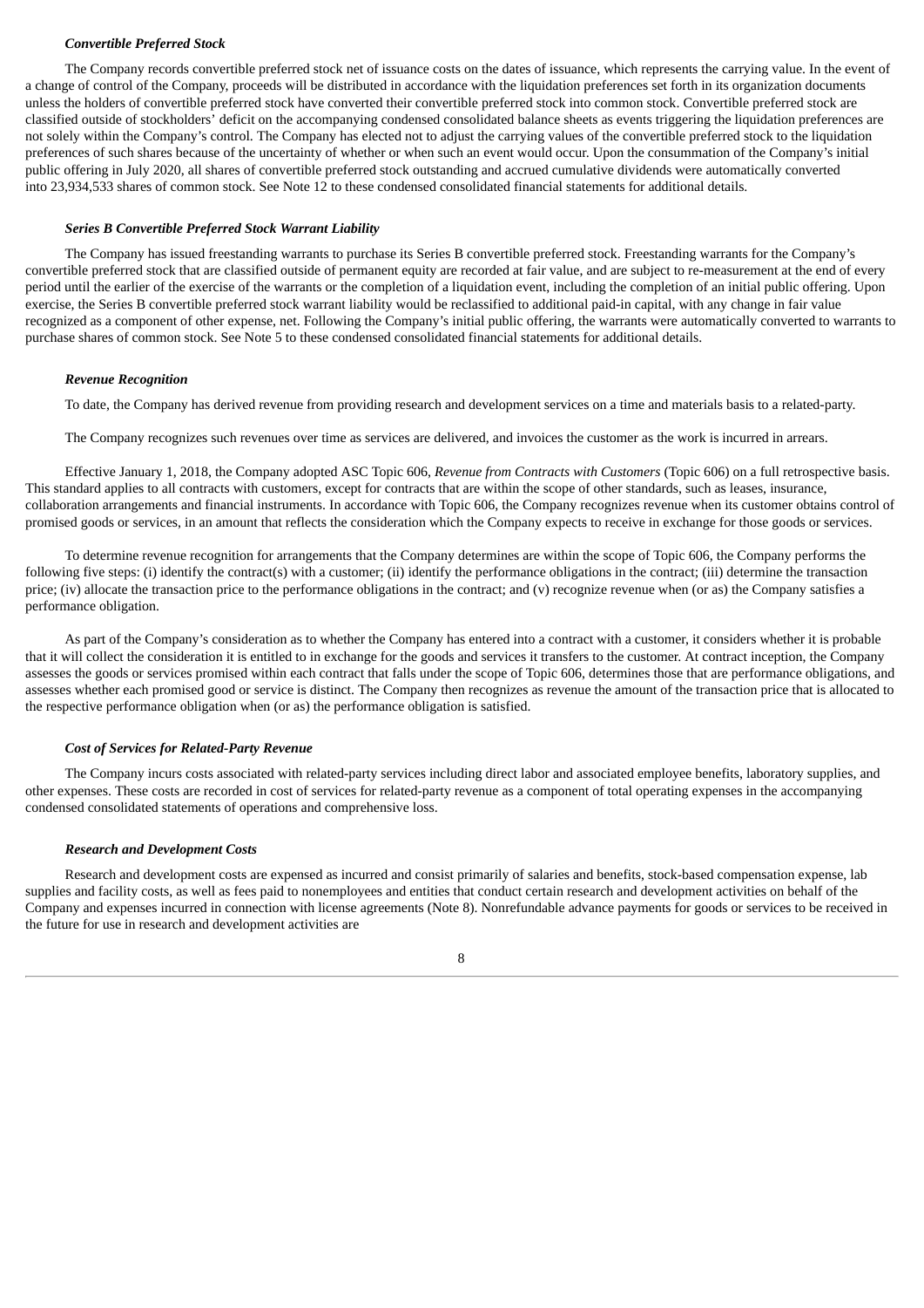#### *Convertible Preferred Stock*

The Company records convertible preferred stock net of issuance costs on the dates of issuance, which represents the carrying value. In the event of a change of control of the Company, proceeds will be distributed in accordance with the liquidation preferences set forth in its organization documents unless the holders of convertible preferred stock have converted their convertible preferred stock into common stock. Convertible preferred stock are classified outside of stockholders' deficit on the accompanying condensed consolidated balance sheets as events triggering the liquidation preferences are not solely within the Company's control. The Company has elected not to adjust the carrying values of the convertible preferred stock to the liquidation preferences of such shares because of the uncertainty of whether or when such an event would occur. Upon the consummation of the Company's initial public offering in July 2020, all shares of convertible preferred stock outstanding and accrued cumulative dividends were automatically converted into 23,934,533 shares of common stock. See Note 12 to these condensed consolidated financial statements for additional details.

#### *Series B Convertible Preferred Stock Warrant Liability*

The Company has issued freestanding warrants to purchase its Series B convertible preferred stock. Freestanding warrants for the Company's convertible preferred stock that are classified outside of permanent equity are recorded at fair value, and are subject to re-measurement at the end of every period until the earlier of the exercise of the warrants or the completion of a liquidation event, including the completion of an initial public offering. Upon exercise, the Series B convertible preferred stock warrant liability would be reclassified to additional paid-in capital, with any change in fair value recognized as a component of other expense, net. Following the Company's initial public offering, the warrants were automatically converted to warrants to purchase shares of common stock. See Note 5 to these condensed consolidated financial statements for additional details.

#### *Revenue Recognition*

To date, the Company has derived revenue from providing research and development services on a time and materials basis to a related-party.

The Company recognizes such revenues over time as services are delivered, and invoices the customer as the work is incurred in arrears.

Effective January 1, 2018, the Company adopted ASC Topic 606, *Revenue from Contracts with Customers* (Topic 606) on a full retrospective basis. This standard applies to all contracts with customers, except for contracts that are within the scope of other standards, such as leases, insurance, collaboration arrangements and financial instruments. In accordance with Topic 606, the Company recognizes revenue when its customer obtains control of promised goods or services, in an amount that reflects the consideration which the Company expects to receive in exchange for those goods or services.

To determine revenue recognition for arrangements that the Company determines are within the scope of Topic 606, the Company performs the following five steps: (i) identify the contract(s) with a customer; (ii) identify the performance obligations in the contract; (iii) determine the transaction price; (iv) allocate the transaction price to the performance obligations in the contract; and (v) recognize revenue when (or as) the Company satisfies a performance obligation.

As part of the Company's consideration as to whether the Company has entered into a contract with a customer, it considers whether it is probable that it will collect the consideration it is entitled to in exchange for the goods and services it transfers to the customer. At contract inception, the Company assesses the goods or services promised within each contract that falls under the scope of Topic 606, determines those that are performance obligations, and assesses whether each promised good or service is distinct. The Company then recognizes as revenue the amount of the transaction price that is allocated to the respective performance obligation when (or as) the performance obligation is satisfied.

#### *Cost of Services for Related-Party Revenue*

The Company incurs costs associated with related-party services including direct labor and associated employee benefits, laboratory supplies, and other expenses. These costs are recorded in cost of services for related-party revenue as a component of total operating expenses in the accompanying condensed consolidated statements of operations and comprehensive loss.

#### *Research and Development Costs*

Research and development costs are expensed as incurred and consist primarily of salaries and benefits, stock-based compensation expense, lab supplies and facility costs, as well as fees paid to nonemployees and entities that conduct certain research and development activities on behalf of the Company and expenses incurred in connection with license agreements (Note 8). Nonrefundable advance payments for goods or services to be received in the future for use in research and development activities are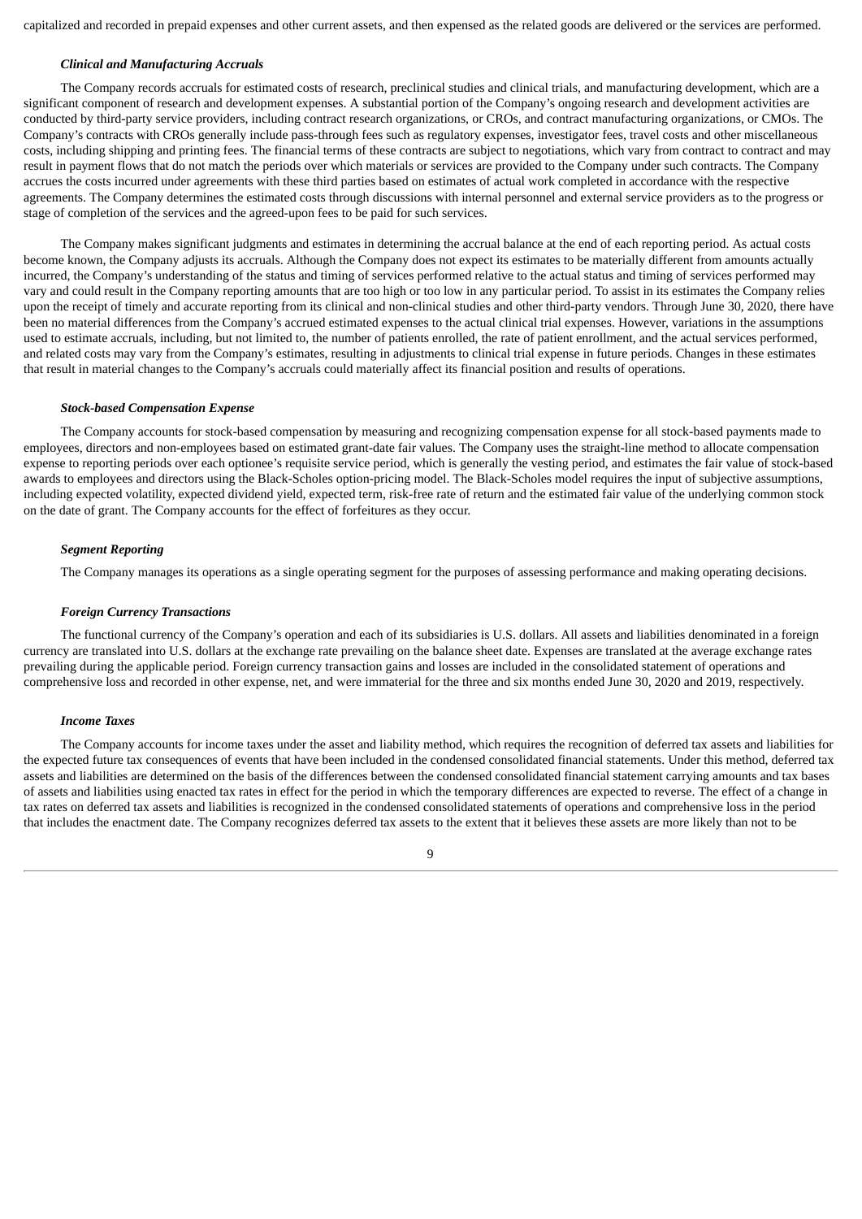capitalized and recorded in prepaid expenses and other current assets, and then expensed as the related goods are delivered or the services are performed.

***Clinical and Manufacturing Accruals***

The Company records accruals for estimated costs of research, preclinical studies and clinical trials, and manufacturing development, which are a significant component of research and development expenses. A substantial portion of the Company's ongoing research and development activities are conducted by third-party service providers, including contract research organizations, or CROs, and contract manufacturing organizations, or CMOs. The Company's contracts with CROs generally include pass-through fees such as regulatory expenses, investigator fees, travel costs and other miscellaneous costs, including shipping and printing fees. The financial terms of these contracts are subject to negotiations, which vary from contract to contract and may result in payment flows that do not match the periods over which materials or services are provided to the Company under such contracts. The Company accrues the costs incurred under agreements with these third parties based on estimates of actual work completed in accordance with the respective agreements. The Company determines the estimated costs through discussions with internal personnel and external service providers as to the progress or stage of completion of the services and the agreed-upon fees to be paid for such services.

The Company makes significant judgments and estimates in determining the accrual balance at the end of each reporting period. As actual costs become known, the Company adjusts its accruals. Although the Company does not expect its estimates to be materially different from amounts actually incurred, the Company's understanding of the status and timing of services performed relative to the actual status and timing of services performed may vary and could result in the Company reporting amounts that are too high or too low in any particular period. To assist in its estimates the Company relies upon the receipt of timely and accurate reporting from its clinical and non-clinical studies and other third-party vendors. Through June 30, 2020, there have been no material differences from the Company's accrued estimated expenses to the actual clinical trial expenses. However, variations in the assumptions used to estimate accruals, including, but not limited to, the number of patients enrolled, the rate of patient enrollment, and the actual services performed, and related costs may vary from the Company's estimates, resulting in adjustments to clinical trial expense in future periods. Changes in these estimates that result in material changes to the Company's accruals could materially affect its financial position and results of operations.

***Stock-based Compensation Expense***

The Company accounts for stock-based compensation by measuring and recognizing compensation expense for all stock-based payments made to employees, directors and non-employees based on estimated grant-date fair values. The Company uses the straight-line method to allocate compensation expense to reporting periods over each optionee's requisite service period, which is generally the vesting period, and estimates the fair value of stock-based awards to employees and directors using the Black-Scholes option-pricing model. The Black-Scholes model requires the input of subjective assumptions, including expected volatility, expected dividend yield, expected term, risk-free rate of return and the estimated fair value of the underlying common stock on the date of grant. The Company accounts for the effect of forfeitures as they occur.

***Segment Reporting***

The Company manages its operations as a single operating segment for the purposes of assessing performance and making operating decisions.

***Foreign Currency Transactions***

The functional currency of the Company's operation and each of its subsidiaries is U.S. dollars. All assets and liabilities denominated in a foreign currency are translated into U.S. dollars at the exchange rate prevailing on the balance sheet date. Expenses are translated at the average exchange rates prevailing during the applicable period. Foreign currency transaction gains and losses are included in the consolidated statement of operations and comprehensive loss and recorded in other expense, net, and were immaterial for the three and six months ended June 30, 2020 and 2019, respectively.

***Income Taxes***

The Company accounts for income taxes under the asset and liability method, which requires the recognition of deferred tax assets and liabilities for the expected future tax consequences of events that have been included in the condensed consolidated financial statements. Under this method, deferred tax assets and liabilities are determined on the basis of the differences between the condensed consolidated financial statement carrying amounts and tax bases of assets and liabilities using enacted tax rates in effect for the period in which the temporary differences are expected to reverse. The effect of a change in tax rates on deferred tax assets and liabilities is recognized in the condensed consolidated statements of operations and comprehensive loss in the period that includes the enactment date. The Company recognizes deferred tax assets to the extent that it believes these assets are more likely than not to be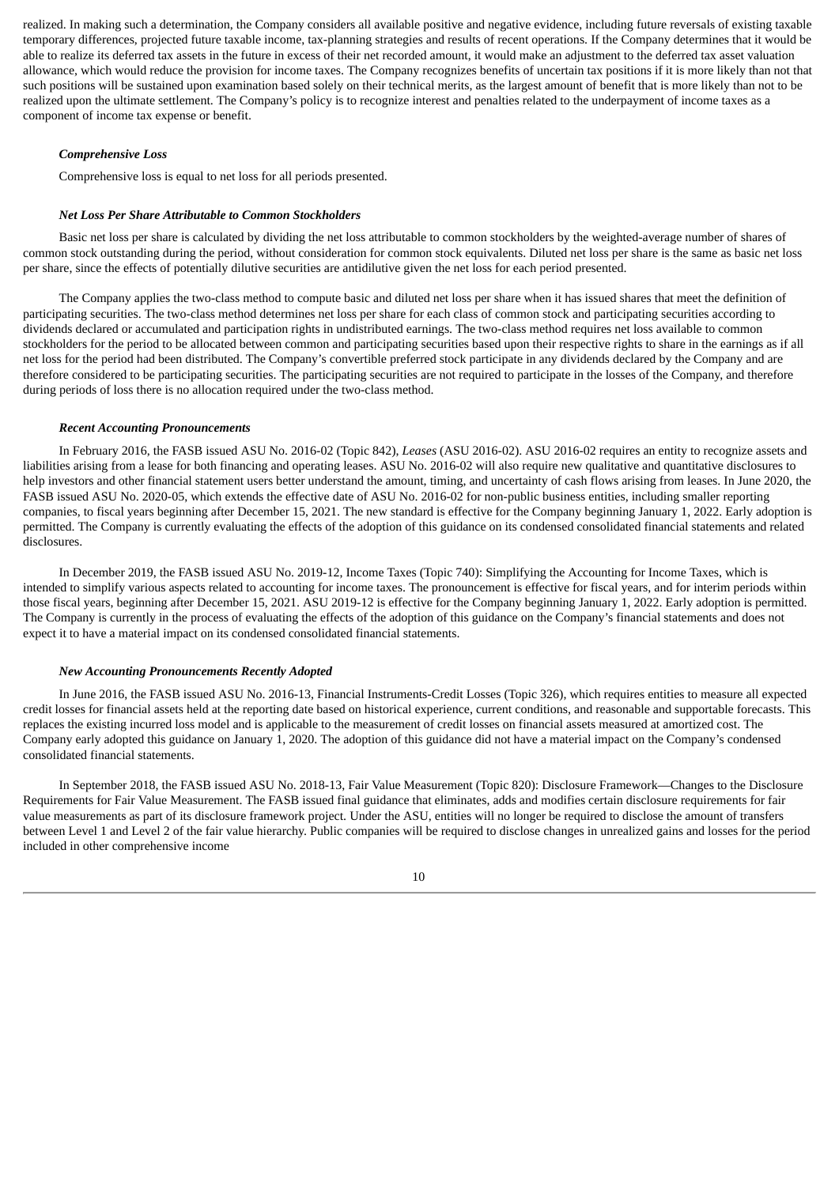realized. In making such a determination, the Company considers all available positive and negative evidence, including future reversals of existing taxable temporary differences, projected future taxable income, tax-planning strategies and results of recent operations. If the Company determines that it would be able to realize its deferred tax assets in the future in excess of their net recorded amount, it would make an adjustment to the deferred tax asset valuation allowance, which would reduce the provision for income taxes. The Company recognizes benefits of uncertain tax positions if it is more likely than not that such positions will be sustained upon examination based solely on their technical merits, as the largest amount of benefit that is more likely than not to be realized upon the ultimate settlement. The Company's policy is to recognize interest and penalties related to the underpayment of income taxes as a component of income tax expense or benefit.

***Comprehensive Loss***

Comprehensive loss is equal to net loss for all periods presented.

***Net Loss Per Share Attributable to Common Stockholders***

Basic net loss per share is calculated by dividing the net loss attributable to common stockholders by the weighted-average number of shares of common stock outstanding during the period, without consideration for common stock equivalents. Diluted net loss per share is the same as basic net loss per share, since the effects of potentially dilutive securities are antidilutive given the net loss for each period presented.

The Company applies the two-class method to compute basic and diluted net loss per share when it has issued shares that meet the definition of participating securities. The two-class method determines net loss per share for each class of common stock and participating securities according to dividends declared or accumulated and participation rights in undistributed earnings. The two-class method requires net loss available to common stockholders for the period to be allocated between common and participating securities based upon their respective rights to share in the earnings as if all net loss for the period had been distributed. The Company's convertible preferred stock participate in any dividends declared by the Company and are therefore considered to be participating securities. The participating securities are not required to participate in the losses of the Company, and therefore during periods of loss there is no allocation required under the two-class method.

***Recent Accounting Pronouncements***

In February 2016, the FASB issued ASU No. 2016-02 (Topic 842), *Leases* (ASU 2016-02). ASU 2016-02 requires an entity to recognize assets and liabilities arising from a lease for both financing and operating leases. ASU No. 2016-02 will also require new qualitative and quantitative disclosures to help investors and other financial statement users better understand the amount, timing, and uncertainty of cash flows arising from leases. In June 2020, the FASB issued ASU No. 2020-05, which extends the effective date of ASU No. 2016-02 for non-public business entities, including smaller reporting companies, to fiscal years beginning after December 15, 2021. The new standard is effective for the Company beginning January 1, 2022. Early adoption is permitted. The Company is currently evaluating the effects of the adoption of this guidance on its condensed consolidated financial statements and related disclosures.

In December 2019, the FASB issued ASU No. 2019-12, Income Taxes (Topic 740): Simplifying the Accounting for Income Taxes, which is intended to simplify various aspects related to accounting for income taxes. The pronouncement is effective for fiscal years, and for interim periods within those fiscal years, beginning after December 15, 2021. ASU 2019-12 is effective for the Company beginning January 1, 2022. Early adoption is permitted. The Company is currently in the process of evaluating the effects of the adoption of this guidance on the Company's financial statements and does not expect it to have a material impact on its condensed consolidated financial statements.

***New Accounting Pronouncements Recently Adopted***

In June 2016, the FASB issued ASU No. 2016-13, Financial Instruments-Credit Losses (Topic 326), which requires entities to measure all expected credit losses for financial assets held at the reporting date based on historical experience, current conditions, and reasonable and supportable forecasts. This replaces the existing incurred loss model and is applicable to the measurement of credit losses on financial assets measured at amortized cost. The Company early adopted this guidance on January 1, 2020. The adoption of this guidance did not have a material impact on the Company's condensed consolidated financial statements.

In September 2018, the FASB issued ASU No. 2018-13, Fair Value Measurement (Topic 820): Disclosure Framework—Changes to the Disclosure Requirements for Fair Value Measurement. The FASB issued final guidance that eliminates, adds and modifies certain disclosure requirements for fair value measurements as part of its disclosure framework project. Under the ASU, entities will no longer be required to disclose the amount of transfers between Level 1 and Level 2 of the fair value hierarchy. Public companies will be required to disclose changes in unrealized gains and losses for the period included in other comprehensive income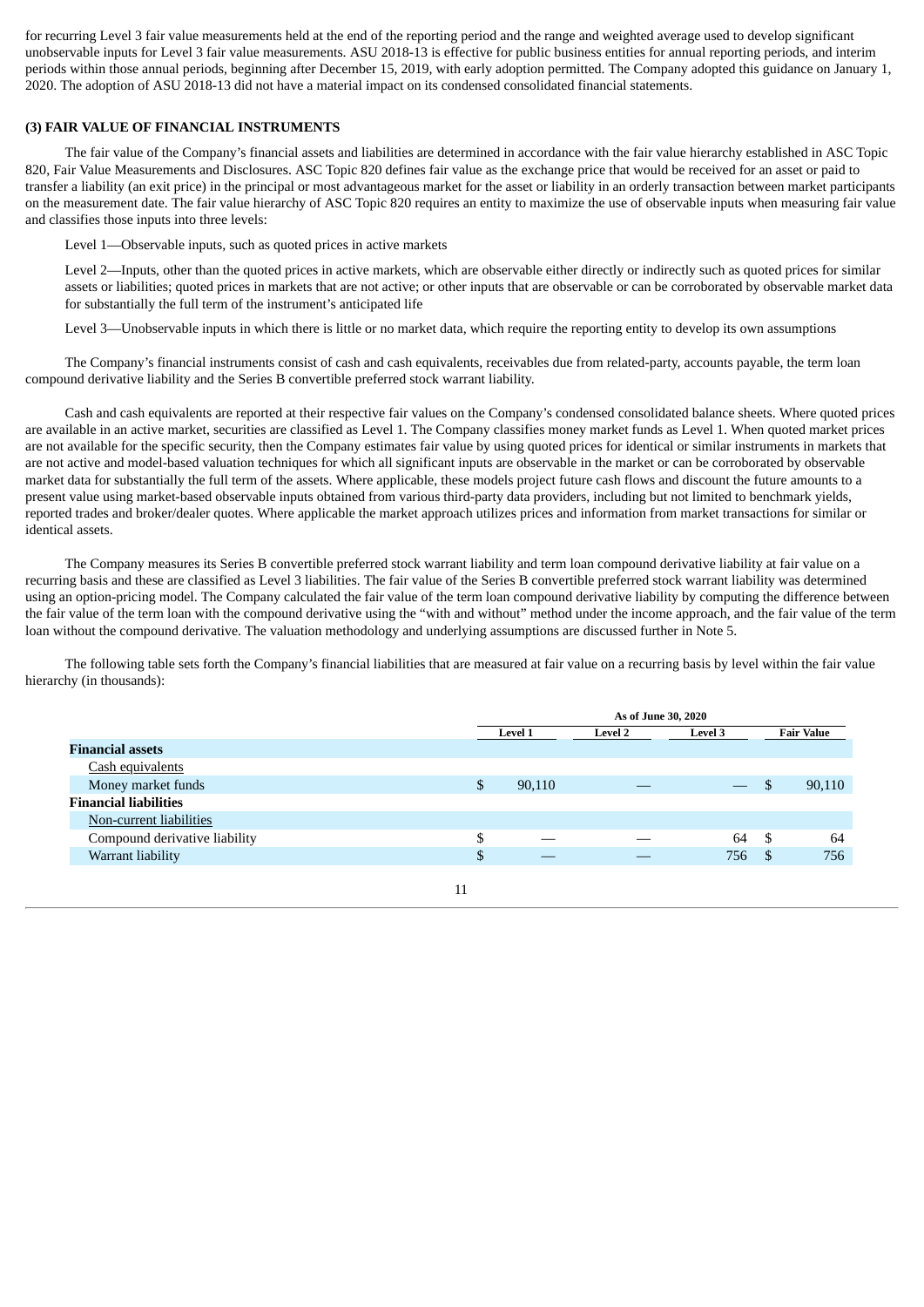for recurring Level 3 fair value measurements held at the end of the reporting period and the range and weighted average used to develop significant unobservable inputs for Level 3 fair value measurements. ASU 2018-13 is effective for public business entities for annual reporting periods, and interim periods within those annual periods, beginning after December 15, 2019, with early adoption permitted. The Company adopted this guidance on January 1, 2020. The adoption of ASU 2018-13 did not have a material impact on its condensed consolidated financial statements.

**(3) FAIR VALUE OF FINANCIAL INSTRUMENTS**

The fair value of the Company's financial assets and liabilities are determined in accordance with the fair value hierarchy established in ASC Topic 820, Fair Value Measurements and Disclosures. ASC Topic 820 defines fair value as the exchange price that would be received for an asset or paid to transfer a liability (an exit price) in the principal or most advantageous market for the asset or liability in an orderly transaction between market participants on the measurement date. The fair value hierarchy of ASC Topic 820 requires an entity to maximize the use of observable inputs when measuring fair value and classifies those inputs into three levels:

Level 1—Observable inputs, such as quoted prices in active markets

Level 2—Inputs, other than the quoted prices in active markets, which are observable either directly or indirectly such as quoted prices for similar assets or liabilities; quoted prices in markets that are not active; or other inputs that are observable or can be corroborated by observable market data for substantially the full term of the instrument's anticipated life

Level 3—Unobservable inputs in which there is little or no market data, which require the reporting entity to develop its own assumptions

The Company's financial instruments consist of cash and cash equivalents, receivables due from related-party, accounts payable, the term loan compound derivative liability and the Series B convertible preferred stock warrant liability.

Cash and cash equivalents are reported at their respective fair values on the Company's condensed consolidated balance sheets. Where quoted prices are available in an active market, securities are classified as Level 1. The Company classifies money market funds as Level 1. When quoted market prices are not available for the specific security, then the Company estimates fair value by using quoted prices for identical or similar instruments in markets that are not active and model-based valuation techniques for which all significant inputs are observable in the market or can be corroborated by observable market data for substantially the full term of the assets. Where applicable, these models project future cash flows and discount the future amounts to a present value using market-based observable inputs obtained from various third-party data providers, including but not limited to benchmark yields, reported trades and broker/dealer quotes. Where applicable the market approach utilizes prices and information from market transactions for similar or identical assets.

The Company measures its Series B convertible preferred stock warrant liability and term loan compound derivative liability at fair value on a recurring basis and these are classified as Level 3 liabilities. The fair value of the Series B convertible preferred stock warrant liability was determined using an option-pricing model. The Company calculated the fair value of the term loan compound derivative liability by computing the difference between the fair value of the term loan with the compound derivative using the "with and without" method under the income approach, and the fair value of the term loan without the compound derivative. The valuation methodology and underlying assumptions are discussed further in Note 5.

The following table sets forth the Company's financial liabilities that are measured at fair value on a recurring basis by level within the fair value hierarchy (in thousands):

| | As of June 30, 2020 | | | |
|---|---|---|---|---|
| | Level 1 | Level 2 | Level 3 | Fair Value |
| **Financial assets** | | | | |
| Cash equivalents | | | | |
| Money market funds | $ 90,110 | — | — | $ 90,110 |
| **Financial liabilities** | | | | |
| Non-current liabilities | | | | |
| Compound derivative liability | $ — | — | 64 | $ 64 |
| Warrant liability | $ — | — | 756 | $ 756 |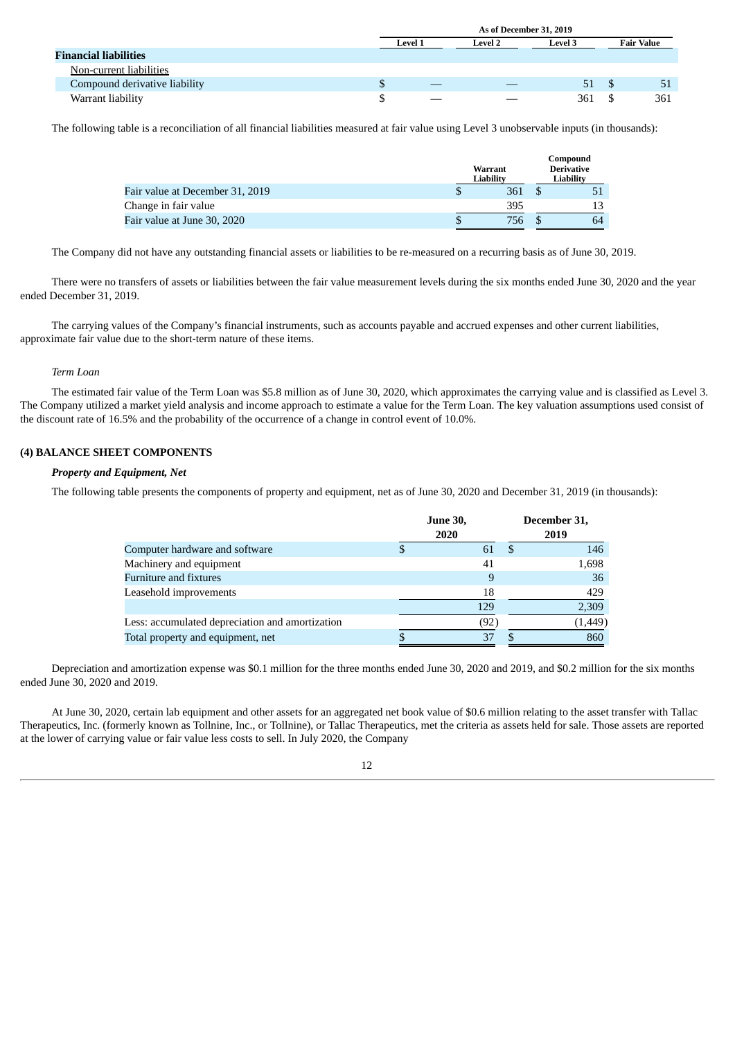| | As of December 31, 2019 | | | |
|---|---|---|---|---|
| | Level 1 | Level 2 | Level 3 | Fair Value |
| **Financial liabilities** | | | | |
| Non-current liabilities | | | | |
| Compound derivative liability | $ — | — | 51 | $ 51 |
| Warrant liability | $ — | — | 361 | $ 361 |

The following table is a reconciliation of all financial liabilities measured at fair value using Level 3 unobservable inputs (in thousands):

| | Warrant Liability | Compound Derivative Liability |
|---|---|---|
| Fair value at December 31, 2019 | $ 361 | $ 51 |
| Change in fair value | 395 | 13 |
| Fair value at June 30, 2020 | $ 756 | $ 64 |

The Company did not have any outstanding financial assets or liabilities to be re-measured on a recurring basis as of June 30, 2019.

There were no transfers of assets or liabilities between the fair value measurement levels during the six months ended June 30, 2020 and the year ended December 31, 2019.

The carrying values of the Company's financial instruments, such as accounts payable and accrued expenses and other current liabilities, approximate fair value due to the short-term nature of these items.

*Term Loan*

The estimated fair value of the Term Loan was $5.8 million as of June 30, 2020, which approximates the carrying value and is classified as Level 3. The Company utilized a market yield analysis and income approach to estimate a value for the Term Loan. The key valuation assumptions used consist of the discount rate of 16.5% and the probability of the occurrence of a change in control event of 10.0%.

## (4) BALANCE SHEET COMPONENTS

***Property and Equipment, Net***

The following table presents the components of property and equipment, net as of June 30, 2020 and December 31, 2019 (in thousands):

| | June 30, 2020 | December 31, 2019 |
|---|---|---|
| Computer hardware and software | $ 61 | $ 146 |
| Machinery and equipment | 41 | 1,698 |
| Furniture and fixtures | 9 | 36 |
| Leasehold improvements | 18 | 429 |
| | 129 | 2,309 |
| Less: accumulated depreciation and amortization | (92) | (1,449) |
| Total property and equipment, net | $ 37 | $ 860 |

Depreciation and amortization expense was $0.1 million for the three months ended June 30, 2020 and 2019, and $0.2 million for the six months ended June 30, 2020 and 2019.

At June 30, 2020, certain lab equipment and other assets for an aggregated net book value of $0.6 million relating to the asset transfer with Tallac Therapeutics, Inc. (formerly known as Tollnine, Inc., or Tollnine), or Tallac Therapeutics, met the criteria as assets held for sale. Those assets are reported at the lower of carrying value or fair value less costs to sell. In July 2020, the Company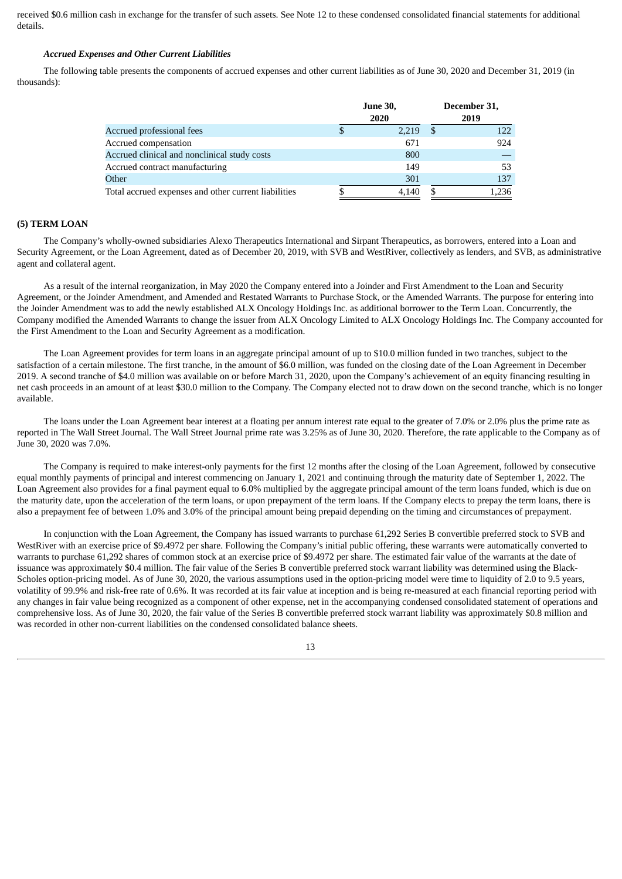received $0.6 million cash in exchange for the transfer of such assets. See Note 12 to these condensed consolidated financial statements for additional details.

***Accrued Expenses and Other Current Liabilities***

The following table presents the components of accrued expenses and other current liabilities as of June 30, 2020 and December 31, 2019 (in thousands):

| | June 30, 2020 | December 31, 2019 |
|---|---|---|
| Accrued professional fees | $ 2,219 | $ 122 |
| Accrued compensation | 671 | 924 |
| Accrued clinical and nonclinical study costs | 800 | — |
| Accrued contract manufacturing | 149 | 53 |
| Other | 301 | 137 |
| Total accrued expenses and other current liabilities | $ 4,140 | $ 1,236 |

**(5) TERM LOAN**

The Company's wholly-owned subsidiaries Alexo Therapeutics International and Sirpant Therapeutics, as borrowers, entered into a Loan and Security Agreement, or the Loan Agreement, dated as of December 20, 2019, with SVB and WestRiver, collectively as lenders, and SVB, as administrative agent and collateral agent.

As a result of the internal reorganization, in May 2020 the Company entered into a Joinder and First Amendment to the Loan and Security Agreement, or the Joinder Amendment, and Amended and Restated Warrants to Purchase Stock, or the Amended Warrants. The purpose for entering into the Joinder Amendment was to add the newly established ALX Oncology Holdings Inc. as additional borrower to the Term Loan. Concurrently, the Company modified the Amended Warrants to change the issuer from ALX Oncology Limited to ALX Oncology Holdings Inc. The Company accounted for the First Amendment to the Loan and Security Agreement as a modification.

The Loan Agreement provides for term loans in an aggregate principal amount of up to $10.0 million funded in two tranches, subject to the satisfaction of a certain milestone. The first tranche, in the amount of $6.0 million, was funded on the closing date of the Loan Agreement in December 2019. A second tranche of $4.0 million was available on or before March 31, 2020, upon the Company's achievement of an equity financing resulting in net cash proceeds in an amount of at least $30.0 million to the Company. The Company elected not to draw down on the second tranche, which is no longer available.

The loans under the Loan Agreement bear interest at a floating per annum interest rate equal to the greater of 7.0% or 2.0% plus the prime rate as reported in The Wall Street Journal. The Wall Street Journal prime rate was 3.25% as of June 30, 2020. Therefore, the rate applicable to the Company as of June 30, 2020 was 7.0%.

The Company is required to make interest-only payments for the first 12 months after the closing of the Loan Agreement, followed by consecutive equal monthly payments of principal and interest commencing on January 1, 2021 and continuing through the maturity date of September 1, 2022. The Loan Agreement also provides for a final payment equal to 6.0% multiplied by the aggregate principal amount of the term loans funded, which is due on the maturity date, upon the acceleration of the term loans, or upon prepayment of the term loans. If the Company elects to prepay the term loans, there is also a prepayment fee of between 1.0% and 3.0% of the principal amount being prepaid depending on the timing and circumstances of prepayment.

In conjunction with the Loan Agreement, the Company has issued warrants to purchase 61,292 Series B convertible preferred stock to SVB and WestRiver with an exercise price of $9.4972 per share. Following the Company's initial public offering, these warrants were automatically converted to warrants to purchase 61,292 shares of common stock at an exercise price of $9.4972 per share. The estimated fair value of the warrants at the date of issuance was approximately $0.4 million. The fair value of the Series B convertible preferred stock warrant liability was determined using the Black-Scholes option-pricing model. As of June 30, 2020, the various assumptions used in the option-pricing model were time to liquidity of 2.0 to 9.5 years, volatility of 99.9% and risk-free rate of 0.6%. It was recorded at its fair value at inception and is being re-measured at each financial reporting period with any changes in fair value being recognized as a component of other expense, net in the accompanying condensed consolidated statement of operations and comprehensive loss. As of June 30, 2020, the fair value of the Series B convertible preferred stock warrant liability was approximately $0.8 million and was recorded in other non-current liabilities on the condensed consolidated balance sheets.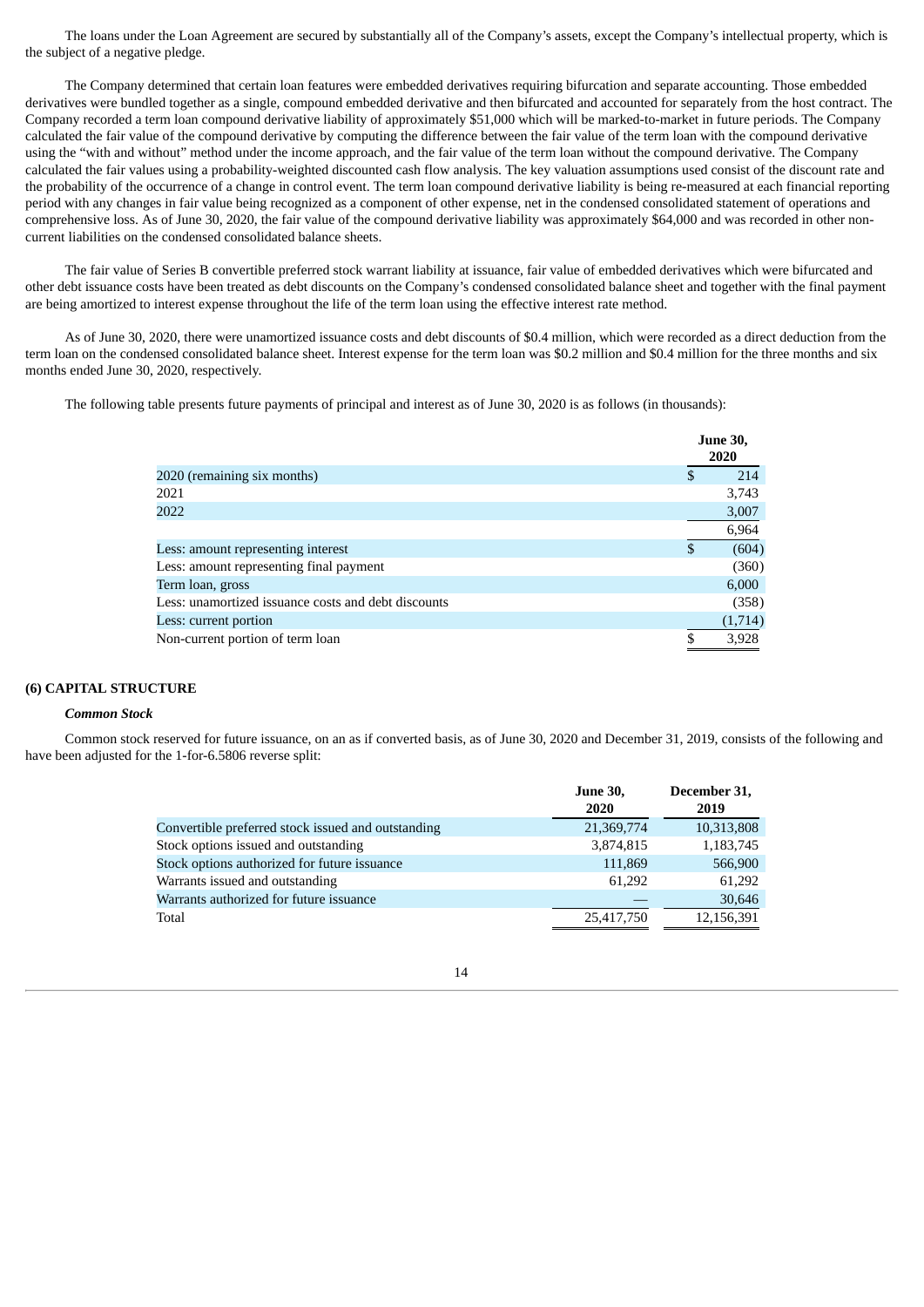The loans under the Loan Agreement are secured by substantially all of the Company's assets, except the Company's intellectual property, which is the subject of a negative pledge.

The Company determined that certain loan features were embedded derivatives requiring bifurcation and separate accounting. Those embedded derivatives were bundled together as a single, compound embedded derivative and then bifurcated and accounted for separately from the host contract. The Company recorded a term loan compound derivative liability of approximately $51,000 which will be marked-to-market in future periods. The Company calculated the fair value of the compound derivative by computing the difference between the fair value of the term loan with the compound derivative using the "with and without" method under the income approach, and the fair value of the term loan without the compound derivative. The Company calculated the fair values using a probability-weighted discounted cash flow analysis. The key valuation assumptions used consist of the discount rate and the probability of the occurrence of a change in control event. The term loan compound derivative liability is being re-measured at each financial reporting period with any changes in fair value being recognized as a component of other expense, net in the condensed consolidated statement of operations and comprehensive loss. As of June 30, 2020, the fair value of the compound derivative liability was approximately $64,000 and was recorded in other non-current liabilities on the condensed consolidated balance sheets.

The fair value of Series B convertible preferred stock warrant liability at issuance, fair value of embedded derivatives which were bifurcated and other debt issuance costs have been treated as debt discounts on the Company's condensed consolidated balance sheet and together with the final payment are being amortized to interest expense throughout the life of the term loan using the effective interest rate method.

As of June 30, 2020, there were unamortized issuance costs and debt discounts of $0.4 million, which were recorded as a direct deduction from the term loan on the condensed consolidated balance sheet. Interest expense for the term loan was $0.2 million and $0.4 million for the three months and six months ended June 30, 2020, respectively.

The following table presents future payments of principal and interest as of June 30, 2020 is as follows (in thousands):

| | June 30, 2020 |
|---|---|
| 2020 (remaining six months) | $ 214 |
| 2021 | 3,743 |
| 2022 | 3,007 |
| | 6,964 |
| Less: amount representing interest | $ (604) |
| Less: amount representing final payment | (360) |
| Term loan, gross | 6,000 |
| Less: unamortized issuance costs and debt discounts | (358) |
| Less: current portion | (1,714) |
| Non-current portion of term loan | $ 3,928 |

## (6) CAPITAL STRUCTURE

### *Common Stock*

Common stock reserved for future issuance, on an as if converted basis, as of June 30, 2020 and December 31, 2019, consists of the following and have been adjusted for the 1-for-6.5806 reverse split:

| | June 30, 2020 | December 31, 2019 |
|---|---|---|
| Convertible preferred stock issued and outstanding | 21,369,774 | 10,313,808 |
| Stock options issued and outstanding | 3,874,815 | 1,183,745 |
| Stock options authorized for future issuance | 111,869 | 566,900 |
| Warrants issued and outstanding | 61,292 | 61,292 |
| Warrants authorized for future issuance | — | 30,646 |
| Total | 25,417,750 | 12,156,391 |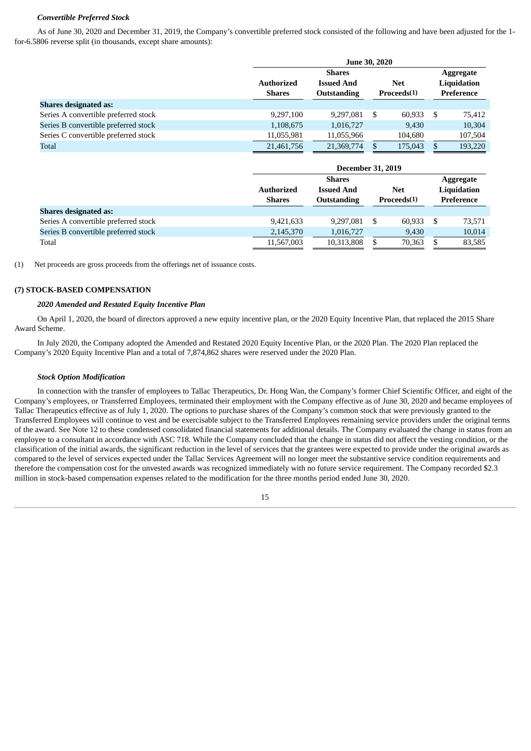### *Convertible Preferred Stock*

As of June 30, 2020 and December 31, 2019, the Company's convertible preferred stock consisted of the following and have been adjusted for the 1-for-6.5806 reverse split (in thousands, except share amounts):

| | June 30, 2020 | | | |
|---|---|---|---|---|
| | Authorized Shares | Shares Issued And Outstanding | Net Proceeds(1) | Aggregate Liquidation Preference |
| **Shares designated as:** | | | | |
| Series A convertible preferred stock | 9,297,100 | 9,297,081 | $ 60,933 | $ 75,412 |
| Series B convertible preferred stock | 1,108,675 | 1,016,727 | 9,430 | 10,304 |
| Series C convertible preferred stock | 11,055,981 | 11,055,966 | 104,680 | 107,504 |
| Total | 21,461,756 | 21,369,774 | $ 175,043 | $ 193,220 |

| | December 31, 2019 | | | |
|---|---|---|---|---|
| | Authorized Shares | Shares Issued And Outstanding | Net Proceeds(1) | Aggregate Liquidation Preference |
| **Shares designated as:** | | | | |
| Series A convertible preferred stock | 9,421,633 | 9,297,081 | $ 60,933 | $ 73,571 |
| Series B convertible preferred stock | 2,145,370 | 1,016,727 | 9,430 | 10,014 |
| Total | 11,567,003 | 10,313,808 | $ 70,363 | $ 83,585 |

(1) Net proceeds are gross proceeds from the offerings net of issuance costs.

## (7) STOCK-BASED COMPENSATION

### *2020 Amended and Restated Equity Incentive Plan*

On April 1, 2020, the board of directors approved a new equity incentive plan, or the 2020 Equity Incentive Plan, that replaced the 2015 Share Award Scheme.

In July 2020, the Company adopted the Amended and Restated 2020 Equity Incentive Plan, or the 2020 Plan. The 2020 Plan replaced the Company's 2020 Equity Incentive Plan and a total of 7,874,862 shares were reserved under the 2020 Plan.

### *Stock Option Modification*

In connection with the transfer of employees to Tallac Therapeutics, Dr. Hong Wan, the Company's former Chief Scientific Officer, and eight of the Company's employees, or Transferred Employees, terminated their employment with the Company effective as of June 30, 2020 and became employees of Tallac Therapeutics effective as of July 1, 2020. The options to purchase shares of the Company's common stock that were previously granted to the Transferred Employees will continue to vest and be exercisable subject to the Transferred Employees remaining service providers under the original terms of the award. See Note 12 to these condensed consolidated financial statements for additional details. The Company evaluated the change in status from an employee to a consultant in accordance with ASC 718. While the Company concluded that the change in status did not affect the vesting condition, or the classification of the initial awards, the significant reduction in the level of services that the grantees were expected to provide under the original awards as compared to the level of services expected under the Tallac Services Agreement will no longer meet the substantive service condition requirements and therefore the compensation cost for the unvested awards was recognized immediately with no future service requirement. The Company recorded $2.3 million in stock-based compensation expenses related to the modification for the three months period ended June 30, 2020.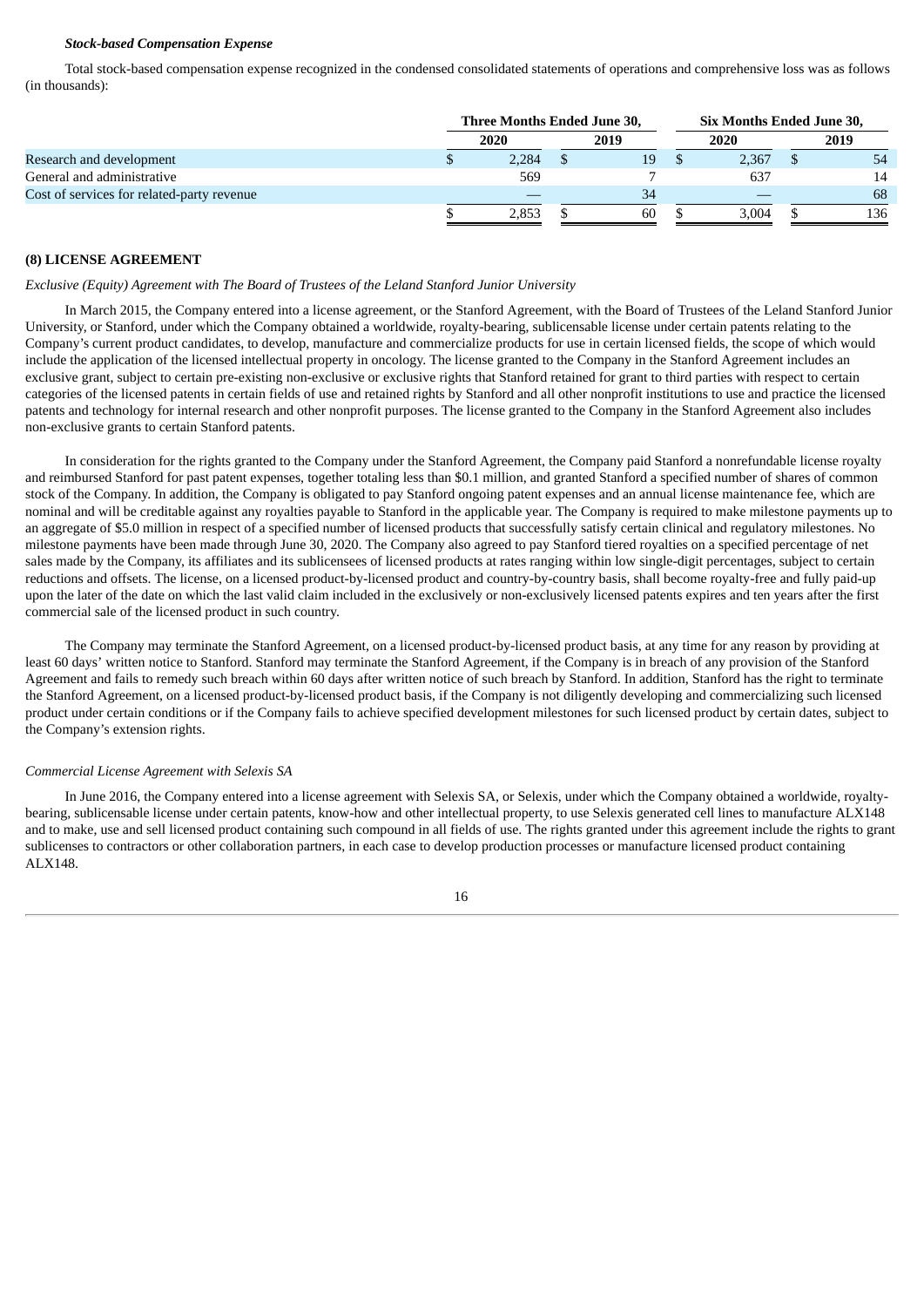***Stock-based Compensation Expense***

Total stock-based compensation expense recognized in the condensed consolidated statements of operations and comprehensive loss was as follows (in thousands):

| | Three Months Ended June 30, | | Six Months Ended June 30, | |
|---|---|---|---|---|
| | 2020 | 2019 | 2020 | 2019 |
| Research and development | $ 2,284 | $ 19 | $ 2,367 | $ 54 |
| General and administrative | 569 | 7 | 637 | 14 |
| Cost of services for related-party revenue | — | 34 | — | 68 |
| | $ 2,853 | $ 60 | $ 3,004 | $ 136 |

**(8) LICENSE AGREEMENT**

*Exclusive (Equity) Agreement with The Board of Trustees of the Leland Stanford Junior University*

In March 2015, the Company entered into a license agreement, or the Stanford Agreement, with the Board of Trustees of the Leland Stanford Junior University, or Stanford, under which the Company obtained a worldwide, royalty-bearing, sublicensable license under certain patents relating to the Company's current product candidates, to develop, manufacture and commercialize products for use in certain licensed fields, the scope of which would include the application of the licensed intellectual property in oncology. The license granted to the Company in the Stanford Agreement includes an exclusive grant, subject to certain pre-existing non-exclusive or exclusive rights that Stanford retained for grant to third parties with respect to certain categories of the licensed patents in certain fields of use and retained rights by Stanford and all other nonprofit institutions to use and practice the licensed patents and technology for internal research and other nonprofit purposes. The license granted to the Company in the Stanford Agreement also includes non-exclusive grants to certain Stanford patents.

In consideration for the rights granted to the Company under the Stanford Agreement, the Company paid Stanford a nonrefundable license royalty and reimbursed Stanford for past patent expenses, together totaling less than $0.1 million, and granted Stanford a specified number of shares of common stock of the Company. In addition, the Company is obligated to pay Stanford ongoing patent expenses and an annual license maintenance fee, which are nominal and will be creditable against any royalties payable to Stanford in the applicable year. The Company is required to make milestone payments up to an aggregate of $5.0 million in respect of a specified number of licensed products that successfully satisfy certain clinical and regulatory milestones. No milestone payments have been made through June 30, 2020. The Company also agreed to pay Stanford tiered royalties on a specified percentage of net sales made by the Company, its affiliates and its sublicensees of licensed products at rates ranging within low single-digit percentages, subject to certain reductions and offsets. The license, on a licensed product-by-licensed product and country-by-country basis, shall become royalty-free and fully paid-up upon the later of the date on which the last valid claim included in the exclusively or non-exclusively licensed patents expires and ten years after the first commercial sale of the licensed product in such country.

The Company may terminate the Stanford Agreement, on a licensed product-by-licensed product basis, at any time for any reason by providing at least 60 days' written notice to Stanford. Stanford may terminate the Stanford Agreement, if the Company is in breach of any provision of the Stanford Agreement and fails to remedy such breach within 60 days after written notice of such breach by Stanford. In addition, Stanford has the right to terminate the Stanford Agreement, on a licensed product-by-licensed product basis, if the Company is not diligently developing and commercializing such licensed product under certain conditions or if the Company fails to achieve specified development milestones for such licensed product by certain dates, subject to the Company's extension rights.

*Commercial License Agreement with Selexis SA*

In June 2016, the Company entered into a license agreement with Selexis SA, or Selexis, under which the Company obtained a worldwide, royalty-bearing, sublicensable license under certain patents, know-how and other intellectual property, to use Selexis generated cell lines to manufacture ALX148 and to make, use and sell licensed product containing such compound in all fields of use. The rights granted under this agreement include the rights to grant sublicenses to contractors or other collaboration partners, in each case to develop production processes or manufacture licensed product containing ALX148.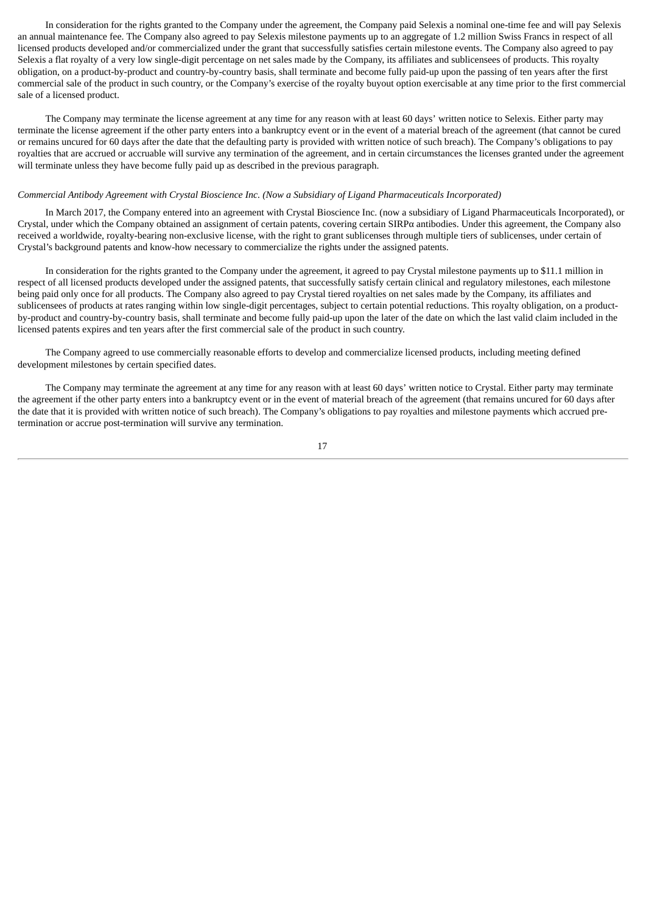In consideration for the rights granted to the Company under the agreement, the Company paid Selexis a nominal one-time fee and will pay Selexis an annual maintenance fee. The Company also agreed to pay Selexis milestone payments up to an aggregate of 1.2 million Swiss Francs in respect of all licensed products developed and/or commercialized under the grant that successfully satisfies certain milestone events. The Company also agreed to pay Selexis a flat royalty of a very low single-digit percentage on net sales made by the Company, its affiliates and sublicensees of products. This royalty obligation, on a product-by-product and country-by-country basis, shall terminate and become fully paid-up upon the passing of ten years after the first commercial sale of the product in such country, or the Company's exercise of the royalty buyout option exercisable at any time prior to the first commercial sale of a licensed product.

The Company may terminate the license agreement at any time for any reason with at least 60 days' written notice to Selexis. Either party may terminate the license agreement if the other party enters into a bankruptcy event or in the event of a material breach of the agreement (that cannot be cured or remains uncured for 60 days after the date that the defaulting party is provided with written notice of such breach). The Company's obligations to pay royalties that are accrued or accruable will survive any termination of the agreement, and in certain circumstances the licenses granted under the agreement will terminate unless they have become fully paid up as described in the previous paragraph.

*Commercial Antibody Agreement with Crystal Bioscience Inc. (Now a Subsidiary of Ligand Pharmaceuticals Incorporated)*

In March 2017, the Company entered into an agreement with Crystal Bioscience Inc. (now a subsidiary of Ligand Pharmaceuticals Incorporated), or Crystal, under which the Company obtained an assignment of certain patents, covering certain SIRPα antibodies. Under this agreement, the Company also received a worldwide, royalty-bearing non-exclusive license, with the right to grant sublicenses through multiple tiers of sublicenses, under certain of Crystal's background patents and know-how necessary to commercialize the rights under the assigned patents.

In consideration for the rights granted to the Company under the agreement, it agreed to pay Crystal milestone payments up to $11.1 million in respect of all licensed products developed under the assigned patents, that successfully satisfy certain clinical and regulatory milestones, each milestone being paid only once for all products. The Company also agreed to pay Crystal tiered royalties on net sales made by the Company, its affiliates and sublicensees of products at rates ranging within low single-digit percentages, subject to certain potential reductions. This royalty obligation, on a product-by-product and country-by-country basis, shall terminate and become fully paid-up upon the later of the date on which the last valid claim included in the licensed patents expires and ten years after the first commercial sale of the product in such country.

The Company agreed to use commercially reasonable efforts to develop and commercialize licensed products, including meeting defined development milestones by certain specified dates.

The Company may terminate the agreement at any time for any reason with at least 60 days' written notice to Crystal. Either party may terminate the agreement if the other party enters into a bankruptcy event or in the event of material breach of the agreement (that remains uncured for 60 days after the date that it is provided with written notice of such breach). The Company's obligations to pay royalties and milestone payments which accrued pre-termination or accrue post-termination will survive any termination.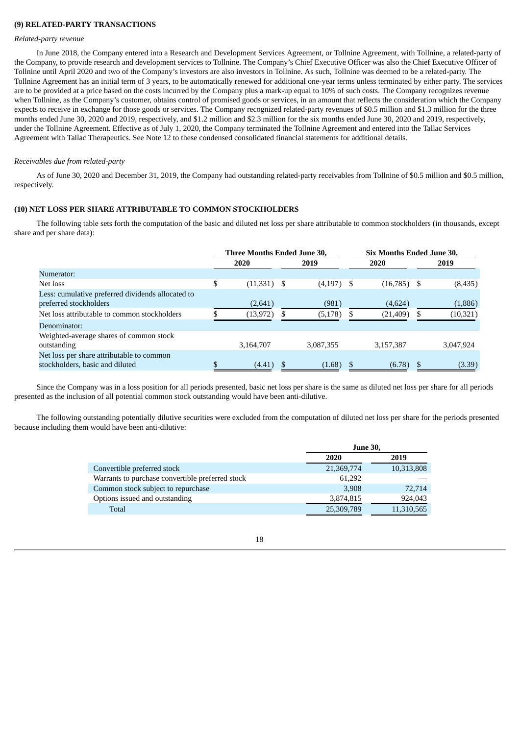### (9) RELATED-PARTY TRANSACTIONS

*Related-party revenue*

In June 2018, the Company entered into a Research and Development Services Agreement, or Tollnine Agreement, with Tollnine, a related-party of the Company, to provide research and development services to Tollnine. The Company's Chief Executive Officer was also the Chief Executive Officer of Tollnine until April 2020 and two of the Company's investors are also investors in Tollnine. As such, Tollnine was deemed to be a related-party. The Tollnine Agreement has an initial term of 3 years, to be automatically renewed for additional one-year terms unless terminated by either party. The services are to be provided at a price based on the costs incurred by the Company plus a mark-up equal to 10% of such costs. The Company recognizes revenue when Tollnine, as the Company's customer, obtains control of promised goods or services, in an amount that reflects the consideration which the Company expects to receive in exchange for those goods or services. The Company recognized related-party revenues of $0.5 million and $1.3 million for the three months ended June 30, 2020 and 2019, respectively, and $1.2 million and $2.3 million for the six months ended June 30, 2020 and 2019, respectively, under the Tollnine Agreement. Effective as of July 1, 2020, the Company terminated the Tollnine Agreement and entered into the Tallac Services Agreement with Tallac Therapeutics. See Note 12 to these condensed consolidated financial statements for additional details.

*Receivables due from related-party*

As of June 30, 2020 and December 31, 2019, the Company had outstanding related-party receivables from Tollnine of $0.5 million and $0.5 million, respectively.

### (10) NET LOSS PER SHARE ATTRIBUTABLE TO COMMON STOCKHOLDERS

The following table sets forth the computation of the basic and diluted net loss per share attributable to common stockholders (in thousands, except share and per share data):

| | Three Months Ended June 30, | | Six Months Ended June 30, | |
|---|---|---|---|---|
| | 2020 | 2019 | 2020 | 2019 |
| Numerator: | | | | |
| Net loss | $ (11,331) | $ (4,197) | $ (16,785) | $ (8,435) |
| Less: cumulative preferred dividends allocated to preferred stockholders | (2,641) | (981) | (4,624) | (1,886) |
| Net loss attributable to common stockholders | $ (13,972) | $ (5,178) | $ (21,409) | $ (10,321) |
| Denominator: | | | | |
| Weighted-average shares of common stock outstanding | 3,164,707 | 3,087,355 | 3,157,387 | 3,047,924 |
| Net loss per share attributable to common stockholders, basic and diluted | $ (4.41) | $ (1.68) | $ (6.78) | $ (3.39) |

Since the Company was in a loss position for all periods presented, basic net loss per share is the same as diluted net loss per share for all periods presented as the inclusion of all potential common stock outstanding would have been anti-dilutive.

The following outstanding potentially dilutive securities were excluded from the computation of diluted net loss per share for the periods presented because including them would have been anti-dilutive:

| | June 30, | |
|---|---|---|
| | 2020 | 2019 |
| Convertible preferred stock | 21,369,774 | 10,313,808 |
| Warrants to purchase convertible preferred stock | 61,292 | — |
| Common stock subject to repurchase | 3,908 | 72,714 |
| Options issued and outstanding | 3,874,815 | 924,043 |
| Total | 25,309,789 | 11,310,565 |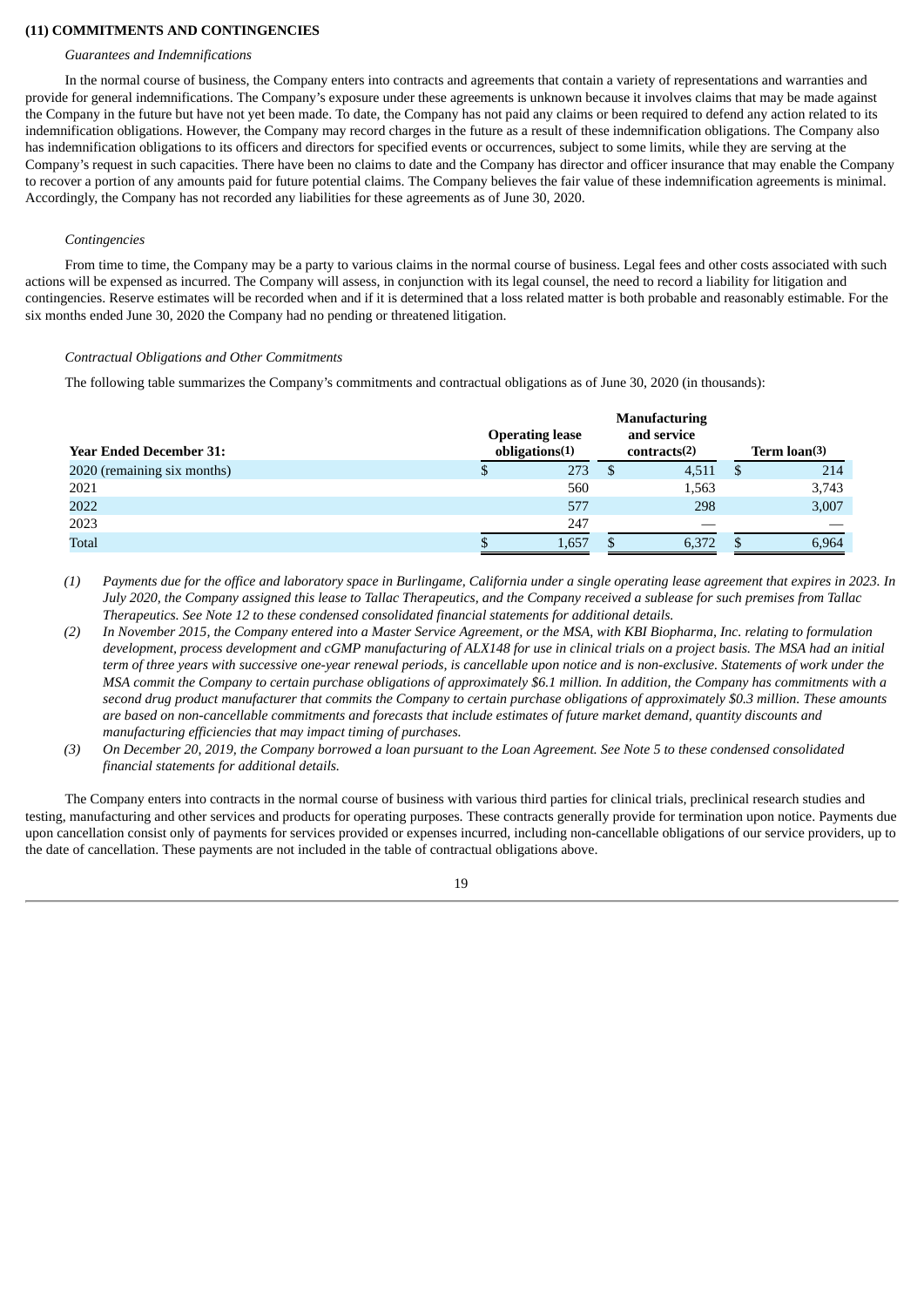**(11) COMMITMENTS AND CONTINGENCIES**

*Guarantees and Indemnifications*

In the normal course of business, the Company enters into contracts and agreements that contain a variety of representations and warranties and provide for general indemnifications. The Company's exposure under these agreements is unknown because it involves claims that may be made against the Company in the future but have not yet been made. To date, the Company has not paid any claims or been required to defend any action related to its indemnification obligations. However, the Company may record charges in the future as a result of these indemnification obligations. The Company also has indemnification obligations to its officers and directors for specified events or occurrences, subject to some limits, while they are serving at the Company's request in such capacities. There have been no claims to date and the Company has director and officer insurance that may enable the Company to recover a portion of any amounts paid for future potential claims. The Company believes the fair value of these indemnification agreements is minimal. Accordingly, the Company has not recorded any liabilities for these agreements as of June 30, 2020.

*Contingencies*

From time to time, the Company may be a party to various claims in the normal course of business. Legal fees and other costs associated with such actions will be expensed as incurred. The Company will assess, in conjunction with its legal counsel, the need to record a liability for litigation and contingencies. Reserve estimates will be recorded when and if it is determined that a loss related matter is both probable and reasonably estimable. For the six months ended June 30, 2020 the Company had no pending or threatened litigation.

*Contractual Obligations and Other Commitments*

The following table summarizes the Company's commitments and contractual obligations as of June 30, 2020 (in thousands):

| Year Ended December 31: | Operating lease obligations(1) | Manufacturing and service contracts(2) | Term loan(3) |
|---|---|---|---|
| 2020 (remaining six months) | $ 273 | $ 4,511 | $ 214 |
| 2021 | 560 | 1,563 | 3,743 |
| 2022 | 577 | 298 | 3,007 |
| 2023 | 247 | — | — |
| Total | $ 1,657 | $ 6,372 | $ 6,964 |

*(1) Payments due for the office and laboratory space in Burlingame, California under a single operating lease agreement that expires in 2023. In July 2020, the Company assigned this lease to Tallac Therapeutics, and the Company received a sublease for such premises from Tallac Therapeutics. See Note 12 to these condensed consolidated financial statements for additional details.*

*(2) In November 2015, the Company entered into a Master Service Agreement, or the MSA, with KBI Biopharma, Inc. relating to formulation development, process development and cGMP manufacturing of ALX148 for use in clinical trials on a project basis. The MSA had an initial term of three years with successive one-year renewal periods, is cancellable upon notice and is non-exclusive. Statements of work under the MSA commit the Company to certain purchase obligations of approximately $6.1 million. In addition, the Company has commitments with a second drug product manufacturer that commits the Company to certain purchase obligations of approximately $0.3 million. These amounts are based on non-cancellable commitments and forecasts that include estimates of future market demand, quantity discounts and manufacturing efficiencies that may impact timing of purchases.*

*(3) On December 20, 2019, the Company borrowed a loan pursuant to the Loan Agreement. See Note 5 to these condensed consolidated financial statements for additional details.*

The Company enters into contracts in the normal course of business with various third parties for clinical trials, preclinical research studies and testing, manufacturing and other services and products for operating purposes. These contracts generally provide for termination upon notice. Payments due upon cancellation consist only of payments for services provided or expenses incurred, including non-cancellable obligations of our service providers, up to the date of cancellation. These payments are not included in the table of contractual obligations above.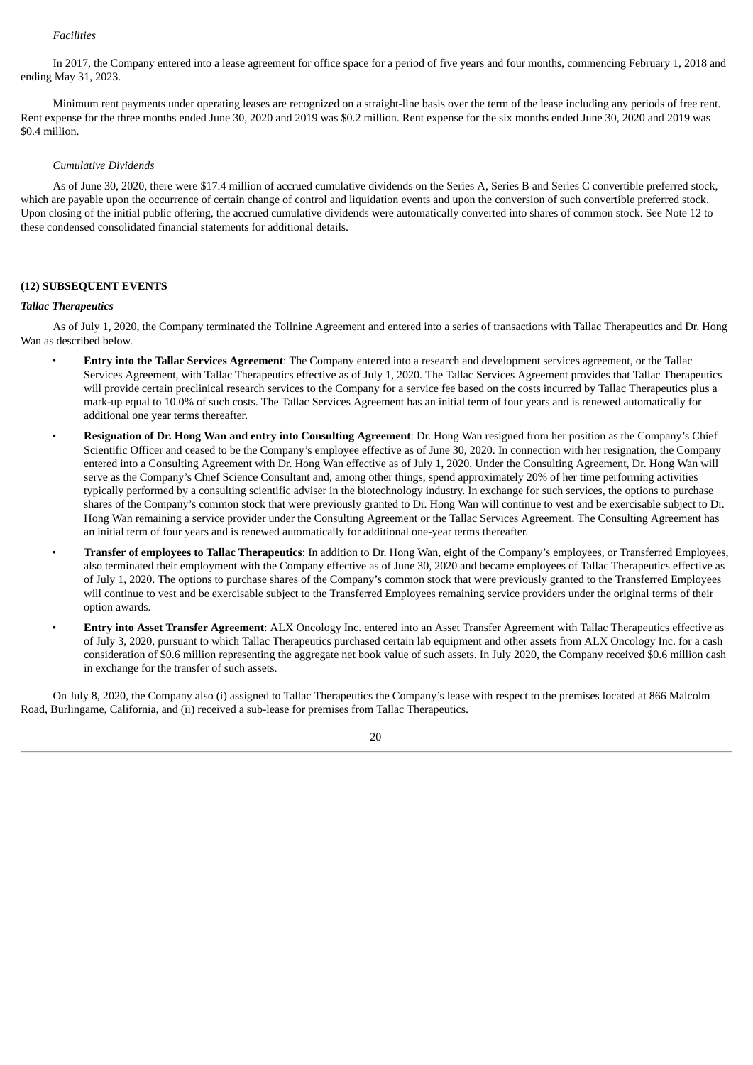*Facilities*

In 2017, the Company entered into a lease agreement for office space for a period of five years and four months, commencing February 1, 2018 and ending May 31, 2023.

Minimum rent payments under operating leases are recognized on a straight-line basis over the term of the lease including any periods of free rent. Rent expense for the three months ended June 30, 2020 and 2019 was $0.2 million. Rent expense for the six months ended June 30, 2020 and 2019 was $0.4 million.

*Cumulative Dividends*

As of June 30, 2020, there were $17.4 million of accrued cumulative dividends on the Series A, Series B and Series C convertible preferred stock, which are payable upon the occurrence of certain change of control and liquidation events and upon the conversion of such convertible preferred stock. Upon closing of the initial public offering, the accrued cumulative dividends were automatically converted into shares of common stock. See Note 12 to these condensed consolidated financial statements for additional details.

**(12) SUBSEQUENT EVENTS**

***Tallac Therapeutics***

As of July 1, 2020, the Company terminated the Tollnine Agreement and entered into a series of transactions with Tallac Therapeutics and Dr. Hong Wan as described below.

- **Entry into the Tallac Services Agreement**: The Company entered into a research and development services agreement, or the Tallac Services Agreement, with Tallac Therapeutics effective as of July 1, 2020. The Tallac Services Agreement provides that Tallac Therapeutics will provide certain preclinical research services to the Company for a service fee based on the costs incurred by Tallac Therapeutics plus a mark-up equal to 10.0% of such costs. The Tallac Services Agreement has an initial term of four years and is renewed automatically for additional one year terms thereafter.
- **Resignation of Dr. Hong Wan and entry into Consulting Agreement**: Dr. Hong Wan resigned from her position as the Company's Chief Scientific Officer and ceased to be the Company's employee effective as of June 30, 2020. In connection with her resignation, the Company entered into a Consulting Agreement with Dr. Hong Wan effective as of July 1, 2020. Under the Consulting Agreement, Dr. Hong Wan will serve as the Company's Chief Science Consultant and, among other things, spend approximately 20% of her time performing activities typically performed by a consulting scientific adviser in the biotechnology industry. In exchange for such services, the options to purchase shares of the Company's common stock that were previously granted to Dr. Hong Wan will continue to vest and be exercisable subject to Dr. Hong Wan remaining a service provider under the Consulting Agreement or the Tallac Services Agreement. The Consulting Agreement has an initial term of four years and is renewed automatically for additional one-year terms thereafter.
- **Transfer of employees to Tallac Therapeutics**: In addition to Dr. Hong Wan, eight of the Company's employees, or Transferred Employees, also terminated their employment with the Company effective as of June 30, 2020 and became employees of Tallac Therapeutics effective as of July 1, 2020. The options to purchase shares of the Company's common stock that were previously granted to the Transferred Employees will continue to vest and be exercisable subject to the Transferred Employees remaining service providers under the original terms of their option awards.
- **Entry into Asset Transfer Agreement**: ALX Oncology Inc. entered into an Asset Transfer Agreement with Tallac Therapeutics effective as of July 3, 2020, pursuant to which Tallac Therapeutics purchased certain lab equipment and other assets from ALX Oncology Inc. for a cash consideration of $0.6 million representing the aggregate net book value of such assets. In July 2020, the Company received $0.6 million cash in exchange for the transfer of such assets.

On July 8, 2020, the Company also (i) assigned to Tallac Therapeutics the Company's lease with respect to the premises located at 866 Malcolm Road, Burlingame, California, and (ii) received a sub-lease for premises from Tallac Therapeutics.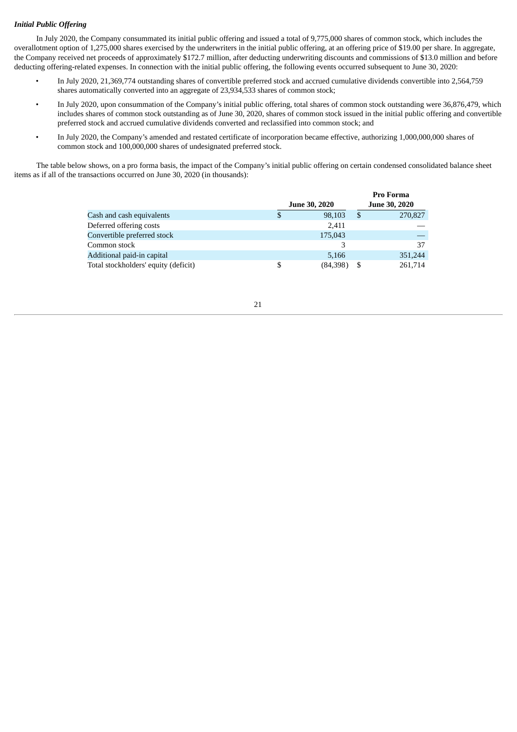***Initial Public Offering***

In July 2020, the Company consummated its initial public offering and issued a total of 9,775,000 shares of common stock, which includes the overallotment option of 1,275,000 shares exercised by the underwriters in the initial public offering, at an offering price of $19.00 per share. In aggregate, the Company received net proceeds of approximately $172.7 million, after deducting underwriting discounts and commissions of $13.0 million and before deducting offering-related expenses. In connection with the initial public offering, the following events occurred subsequent to June 30, 2020:

- In July 2020, 21,369,774 outstanding shares of convertible preferred stock and accrued cumulative dividends convertible into 2,564,759 shares automatically converted into an aggregate of 23,934,533 shares of common stock;
- In July 2020, upon consummation of the Company's initial public offering, total shares of common stock outstanding were 36,876,479, which includes shares of common stock outstanding as of June 30, 2020, shares of common stock issued in the initial public offering and convertible preferred stock and accrued cumulative dividends converted and reclassified into common stock; and
- In July 2020, the Company's amended and restated certificate of incorporation became effective, authorizing 1,000,000,000 shares of common stock and 100,000,000 shares of undesignated preferred stock.

The table below shows, on a pro forma basis, the impact of the Company's initial public offering on certain condensed consolidated balance sheet items as if all of the transactions occurred on June 30, 2020 (in thousands):

| | June 30, 2020 | Pro Forma June 30, 2020 |
|---|---|---|
| Cash and cash equivalents | $ 98,103 | $ 270,827 |
| Deferred offering costs | 2,411 | — |
| Convertible preferred stock | 175,043 | — |
| Common stock | 3 | 37 |
| Additional paid-in capital | 5,166 | 351,244 |
| Total stockholders' equity (deficit) | $ (84,398) | $ 261,714 |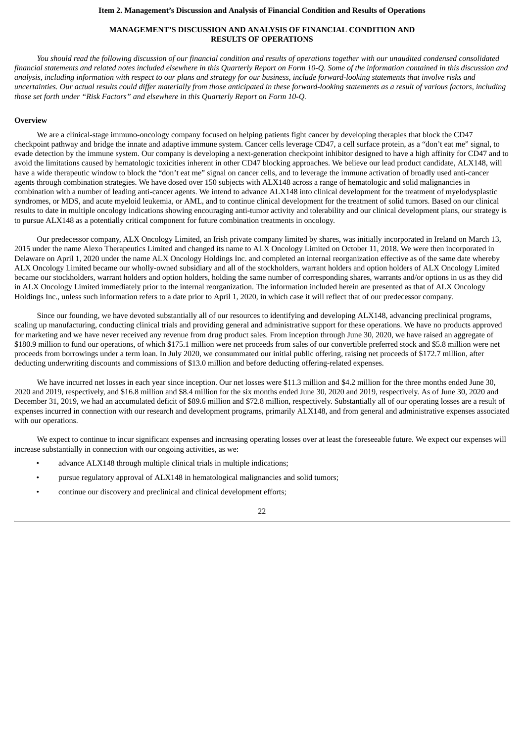**Item 2. Management's Discussion and Analysis of Financial Condition and Results of Operations**

## MANAGEMENT'S DISCUSSION AND ANALYSIS OF FINANCIAL CONDITION AND RESULTS OF OPERATIONS

*You should read the following discussion of our financial condition and results of operations together with our unaudited condensed consolidated financial statements and related notes included elsewhere in this Quarterly Report on Form 10-Q. Some of the information contained in this discussion and analysis, including information with respect to our plans and strategy for our business, include forward-looking statements that involve risks and uncertainties. Our actual results could differ materially from those anticipated in these forward-looking statements as a result of various factors, including those set forth under "Risk Factors" and elsewhere in this Quarterly Report on Form 10-Q.*

### Overview

We are a clinical-stage immuno-oncology company focused on helping patients fight cancer by developing therapies that block the CD47 checkpoint pathway and bridge the innate and adaptive immune system. Cancer cells leverage CD47, a cell surface protein, as a "don't eat me" signal, to evade detection by the immune system. Our company is developing a next-generation checkpoint inhibitor designed to have a high affinity for CD47 and to avoid the limitations caused by hematologic toxicities inherent in other CD47 blocking approaches. We believe our lead product candidate, ALX148, will have a wide therapeutic window to block the "don't eat me" signal on cancer cells, and to leverage the immune activation of broadly used anti-cancer agents through combination strategies. We have dosed over 150 subjects with ALX148 across a range of hematologic and solid malignancies in combination with a number of leading anti-cancer agents. We intend to advance ALX148 into clinical development for the treatment of myelodysplastic syndromes, or MDS, and acute myeloid leukemia, or AML, and to continue clinical development for the treatment of solid tumors. Based on our clinical results to date in multiple oncology indications showing encouraging anti-tumor activity and tolerability and our clinical development plans, our strategy is to pursue ALX148 as a potentially critical component for future combination treatments in oncology.

Our predecessor company, ALX Oncology Limited, an Irish private company limited by shares, was initially incorporated in Ireland on March 13, 2015 under the name Alexo Therapeutics Limited and changed its name to ALX Oncology Limited on October 11, 2018. We were then incorporated in Delaware on April 1, 2020 under the name ALX Oncology Holdings Inc. and completed an internal reorganization effective as of the same date whereby ALX Oncology Limited became our wholly-owned subsidiary and all of the stockholders, warrant holders and option holders of ALX Oncology Limited became our stockholders, warrant holders and option holders, holding the same number of corresponding shares, warrants and/or options in us as they did in ALX Oncology Limited immediately prior to the internal reorganization. The information included herein are presented as that of ALX Oncology Holdings Inc., unless such information refers to a date prior to April 1, 2020, in which case it will reflect that of our predecessor company.

Since our founding, we have devoted substantially all of our resources to identifying and developing ALX148, advancing preclinical programs, scaling up manufacturing, conducting clinical trials and providing general and administrative support for these operations. We have no products approved for marketing and we have never received any revenue from drug product sales. From inception through June 30, 2020, we have raised an aggregate of $180.9 million to fund our operations, of which $175.1 million were net proceeds from sales of our convertible preferred stock and $5.8 million were net proceeds from borrowings under a term loan. In July 2020, we consummated our initial public offering, raising net proceeds of $172.7 million, after deducting underwriting discounts and commissions of $13.0 million and before deducting offering-related expenses.

We have incurred net losses in each year since inception. Our net losses were $11.3 million and $4.2 million for the three months ended June 30, 2020 and 2019, respectively, and $16.8 million and $8.4 million for the six months ended June 30, 2020 and 2019, respectively. As of June 30, 2020 and December 31, 2019, we had an accumulated deficit of $89.6 million and $72.8 million, respectively. Substantially all of our operating losses are a result of expenses incurred in connection with our research and development programs, primarily ALX148, and from general and administrative expenses associated with our operations.

We expect to continue to incur significant expenses and increasing operating losses over at least the foreseeable future. We expect our expenses will increase substantially in connection with our ongoing activities, as we:

- advance ALX148 through multiple clinical trials in multiple indications;
- pursue regulatory approval of ALX148 in hematological malignancies and solid tumors;
- continue our discovery and preclinical and clinical development efforts;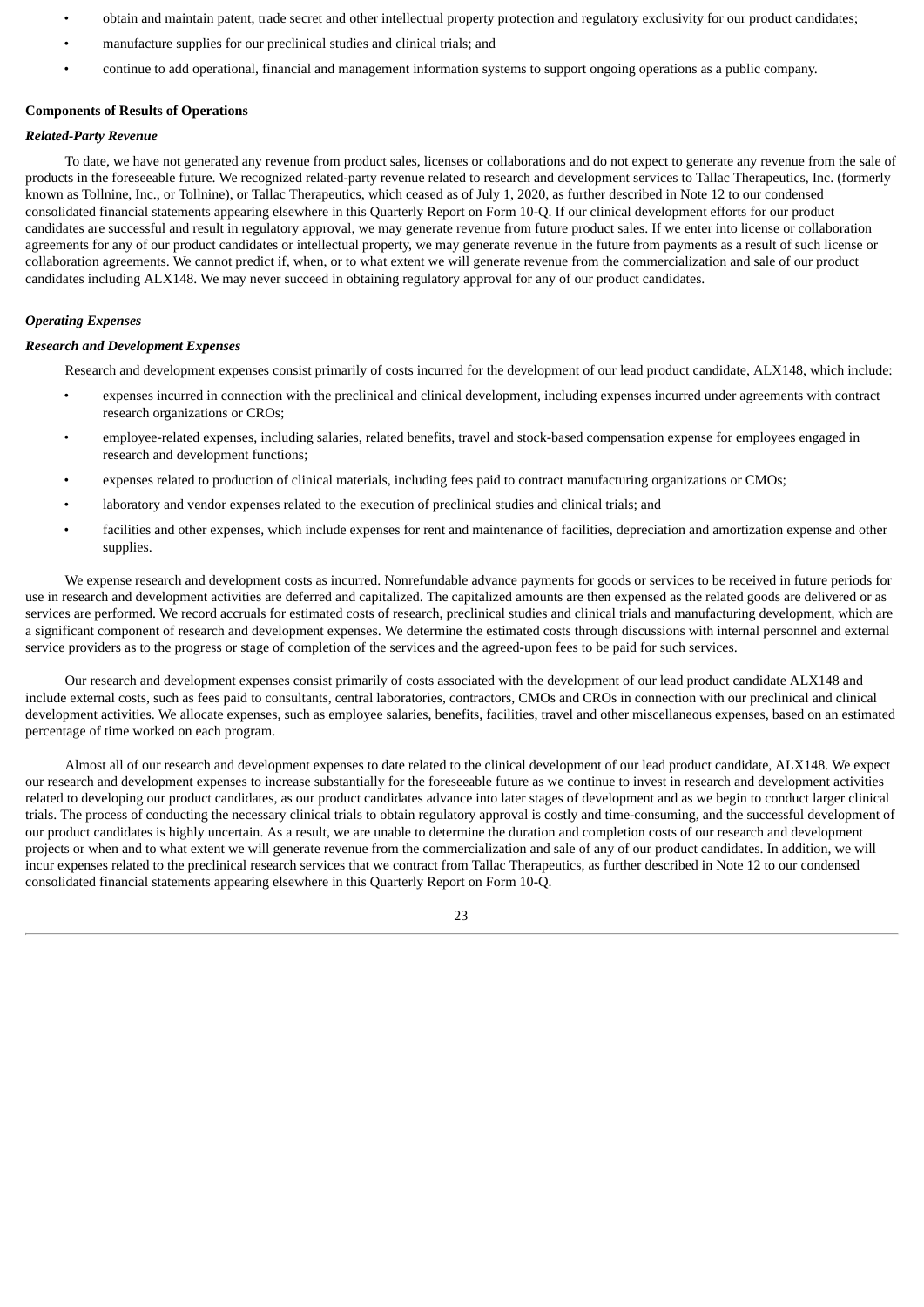- obtain and maintain patent, trade secret and other intellectual property protection and regulatory exclusivity for our product candidates;
- manufacture supplies for our preclinical studies and clinical trials; and
- continue to add operational, financial and management information systems to support ongoing operations as a public company.

**Components of Results of Operations**

***Related-Party Revenue***

To date, we have not generated any revenue from product sales, licenses or collaborations and do not expect to generate any revenue from the sale of products in the foreseeable future. We recognized related-party revenue related to research and development services to Tallac Therapeutics, Inc. (formerly known as Tollnine, Inc., or Tollnine), or Tallac Therapeutics, which ceased as of July 1, 2020, as further described in Note 12 to our condensed consolidated financial statements appearing elsewhere in this Quarterly Report on Form 10-Q. If our clinical development efforts for our product candidates are successful and result in regulatory approval, we may generate revenue from future product sales. If we enter into license or collaboration agreements for any of our product candidates or intellectual property, we may generate revenue in the future from payments as a result of such license or collaboration agreements. We cannot predict if, when, or to what extent we will generate revenue from the commercialization and sale of our product candidates including ALX148. We may never succeed in obtaining regulatory approval for any of our product candidates.

***Operating Expenses***

***Research and Development Expenses***

Research and development expenses consist primarily of costs incurred for the development of our lead product candidate, ALX148, which include:

- expenses incurred in connection with the preclinical and clinical development, including expenses incurred under agreements with contract research organizations or CROs;
- employee-related expenses, including salaries, related benefits, travel and stock-based compensation expense for employees engaged in research and development functions;
- expenses related to production of clinical materials, including fees paid to contract manufacturing organizations or CMOs;
- laboratory and vendor expenses related to the execution of preclinical studies and clinical trials; and
- facilities and other expenses, which include expenses for rent and maintenance of facilities, depreciation and amortization expense and other supplies.

We expense research and development costs as incurred. Nonrefundable advance payments for goods or services to be received in future periods for use in research and development activities are deferred and capitalized. The capitalized amounts are then expensed as the related goods are delivered or as services are performed. We record accruals for estimated costs of research, preclinical studies and clinical trials and manufacturing development, which are a significant component of research and development expenses. We determine the estimated costs through discussions with internal personnel and external service providers as to the progress or stage of completion of the services and the agreed-upon fees to be paid for such services.

Our research and development expenses consist primarily of costs associated with the development of our lead product candidate ALX148 and include external costs, such as fees paid to consultants, central laboratories, contractors, CMOs and CROs in connection with our preclinical and clinical development activities. We allocate expenses, such as employee salaries, benefits, facilities, travel and other miscellaneous expenses, based on an estimated percentage of time worked on each program.

Almost all of our research and development expenses to date related to the clinical development of our lead product candidate, ALX148. We expect our research and development expenses to increase substantially for the foreseeable future as we continue to invest in research and development activities related to developing our product candidates, as our product candidates advance into later stages of development and as we begin to conduct larger clinical trials. The process of conducting the necessary clinical trials to obtain regulatory approval is costly and time-consuming, and the successful development of our product candidates is highly uncertain. As a result, we are unable to determine the duration and completion costs of our research and development projects or when and to what extent we will generate revenue from the commercialization and sale of any of our product candidates. In addition, we will incur expenses related to the preclinical research services that we contract from Tallac Therapeutics, as further described in Note 12 to our condensed consolidated financial statements appearing elsewhere in this Quarterly Report on Form 10-Q.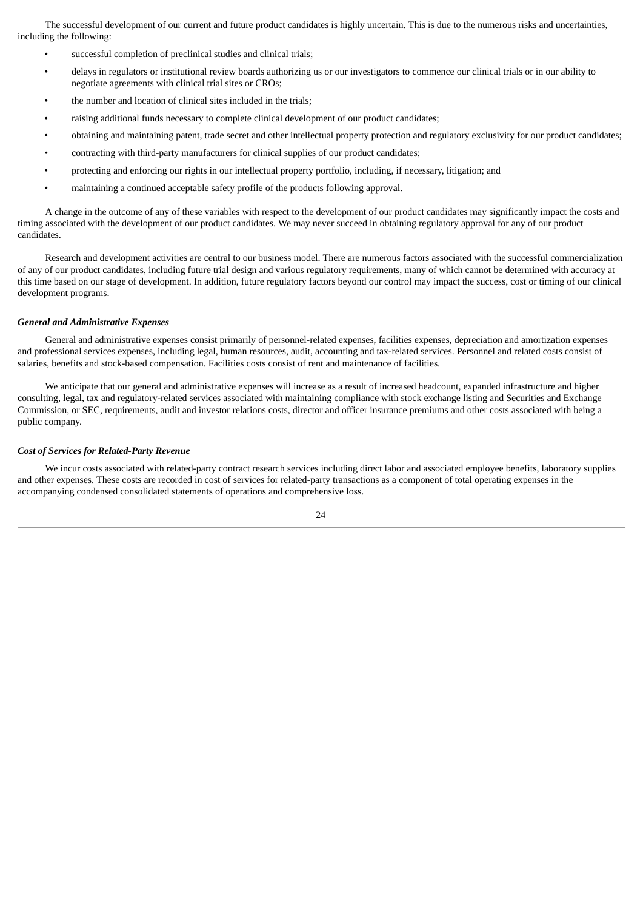The successful development of our current and future product candidates is highly uncertain. This is due to the numerous risks and uncertainties, including the following:

- successful completion of preclinical studies and clinical trials;
- delays in regulators or institutional review boards authorizing us or our investigators to commence our clinical trials or in our ability to negotiate agreements with clinical trial sites or CROs;
- the number and location of clinical sites included in the trials;
- raising additional funds necessary to complete clinical development of our product candidates;
- obtaining and maintaining patent, trade secret and other intellectual property protection and regulatory exclusivity for our product candidates;
- contracting with third-party manufacturers for clinical supplies of our product candidates;
- protecting and enforcing our rights in our intellectual property portfolio, including, if necessary, litigation; and
- maintaining a continued acceptable safety profile of the products following approval.

A change in the outcome of any of these variables with respect to the development of our product candidates may significantly impact the costs and timing associated with the development of our product candidates. We may never succeed in obtaining regulatory approval for any of our product candidates.

Research and development activities are central to our business model. There are numerous factors associated with the successful commercialization of any of our product candidates, including future trial design and various regulatory requirements, many of which cannot be determined with accuracy at this time based on our stage of development. In addition, future regulatory factors beyond our control may impact the success, cost or timing of our clinical development programs.

***General and Administrative Expenses***

General and administrative expenses consist primarily of personnel-related expenses, facilities expenses, depreciation and amortization expenses and professional services expenses, including legal, human resources, audit, accounting and tax-related services. Personnel and related costs consist of salaries, benefits and stock-based compensation. Facilities costs consist of rent and maintenance of facilities.

We anticipate that our general and administrative expenses will increase as a result of increased headcount, expanded infrastructure and higher consulting, legal, tax and regulatory-related services associated with maintaining compliance with stock exchange listing and Securities and Exchange Commission, or SEC, requirements, audit and investor relations costs, director and officer insurance premiums and other costs associated with being a public company.

***Cost of Services for Related-Party Revenue***

We incur costs associated with related-party contract research services including direct labor and associated employee benefits, laboratory supplies and other expenses. These costs are recorded in cost of services for related-party transactions as a component of total operating expenses in the accompanying condensed consolidated statements of operations and comprehensive loss.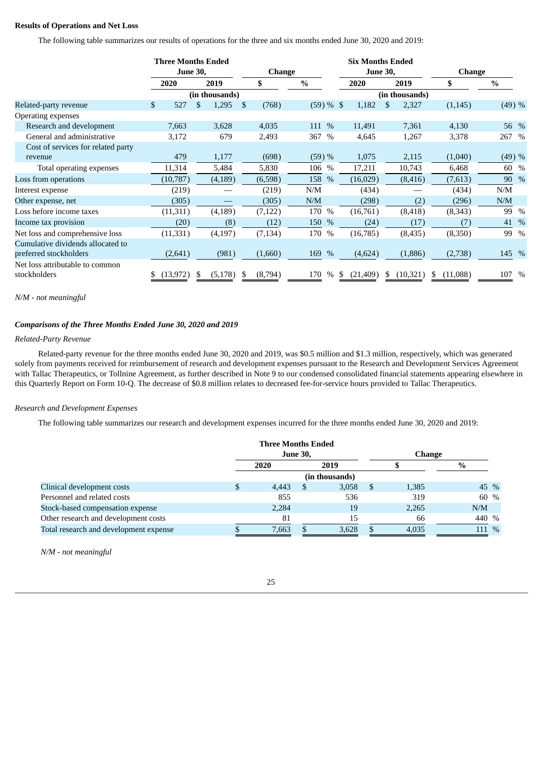**Results of Operations and Net Loss**

The following table summarizes our results of operations for the three and six months ended June 30, 2020 and 2019:

| | Three Months Ended June 30, | | Change | | Six Months Ended June 30, | | Change | |
|---|---|---|---|---|---|---|---|---|
| | 2020 | 2019 | $ | % | 2020 | 2019 | $ | % |
| | (in thousands) | | | | (in thousands) | | | |
| Related-party revenue | $ 527 | $ 1,295 | $ (768) | (59) % | $ 1,182 | $ 2,327 | (1,145) | (49) % |
| Operating expenses | | | | | | | | |
| Research and development | 7,663 | 3,628 | 4,035 | 111 % | 11,491 | 7,361 | 4,130 | 56 % |
| General and administrative | 3,172 | 679 | 2,493 | 367 % | 4,645 | 1,267 | 3,378 | 267 % |
| Cost of services for related party revenue | 479 | 1,177 | (698) | (59) % | 1,075 | 2,115 | (1,040) | (49) % |
| Total operating expenses | 11,314 | 5,484 | 5,830 | 106 % | 17,211 | 10,743 | 6,468 | 60 % |
| Loss from operations | (10,787) | (4,189) | (6,598) | 158 % | (16,029) | (8,416) | (7,613) | 90 % |
| Interest expense | (219) | — | (219) | N/M | (434) | — | (434) | N/M |
| Other expense, net | (305) | — | (305) | N/M | (298) | (2) | (296) | N/M |
| Loss before income taxes | (11,311) | (4,189) | (7,122) | 170 % | (16,761) | (8,418) | (8,343) | 99 % |
| Income tax provision | (20) | (8) | (12) | 150 % | (24) | (17) | (7) | 41 % |
| Net loss and comprehensive loss | (11,331) | (4,197) | (7,134) | 170 % | (16,785) | (8,435) | (8,350) | 99 % |
| Cumulative dividends allocated to preferred stockholders | (2,641) | (981) | (1,660) | 169 % | (4,624) | (1,886) | (2,738) | 145 % |
| Net loss attributable to common stockholders | $ (13,972) | $ (5,178) | $ (8,794) | 170 % | $ (21,409) | $ (10,321) | $ (11,088) | 107 % |

*N/M - not meaningful*

***Comparisons of the Three Months Ended June 30, 2020 and 2019***

*Related-Party Revenue*

Related-party revenue for the three months ended June 30, 2020 and 2019, was $0.5 million and $1.3 million, respectively, which was generated solely from payments received for reimbursement of research and development expenses pursuant to the Research and Development Services Agreement with Tallac Therapeutics, or Tollnine Agreement, as further described in Note 9 to our condensed consolidated financial statements appearing elsewhere in this Quarterly Report on Form 10-Q. The decrease of $0.8 million relates to decreased fee-for-service hours provided to Tallac Therapeutics.

*Research and Development Expenses*

The following table summarizes our research and development expenses incurred for the three months ended June 30, 2020 and 2019:

| | Three Months Ended June 30, | | Change | |
|---|---|---|---|---|
| | 2020 | 2019 | $ | % |
| | (in thousands) | | | |
| Clinical development costs | $ 4,443 | $ 3,058 | $ 1,385 | 45 % |
| Personnel and related costs | 855 | 536 | 319 | 60 % |
| Stock-based compensation expense | 2,284 | 19 | 2,265 | N/M |
| Other research and development costs | 81 | 15 | 66 | 440 % |
| Total research and development expense | $ 7,663 | $ 3,628 | $ 4,035 | 111 % |

*N/M - not meaningful*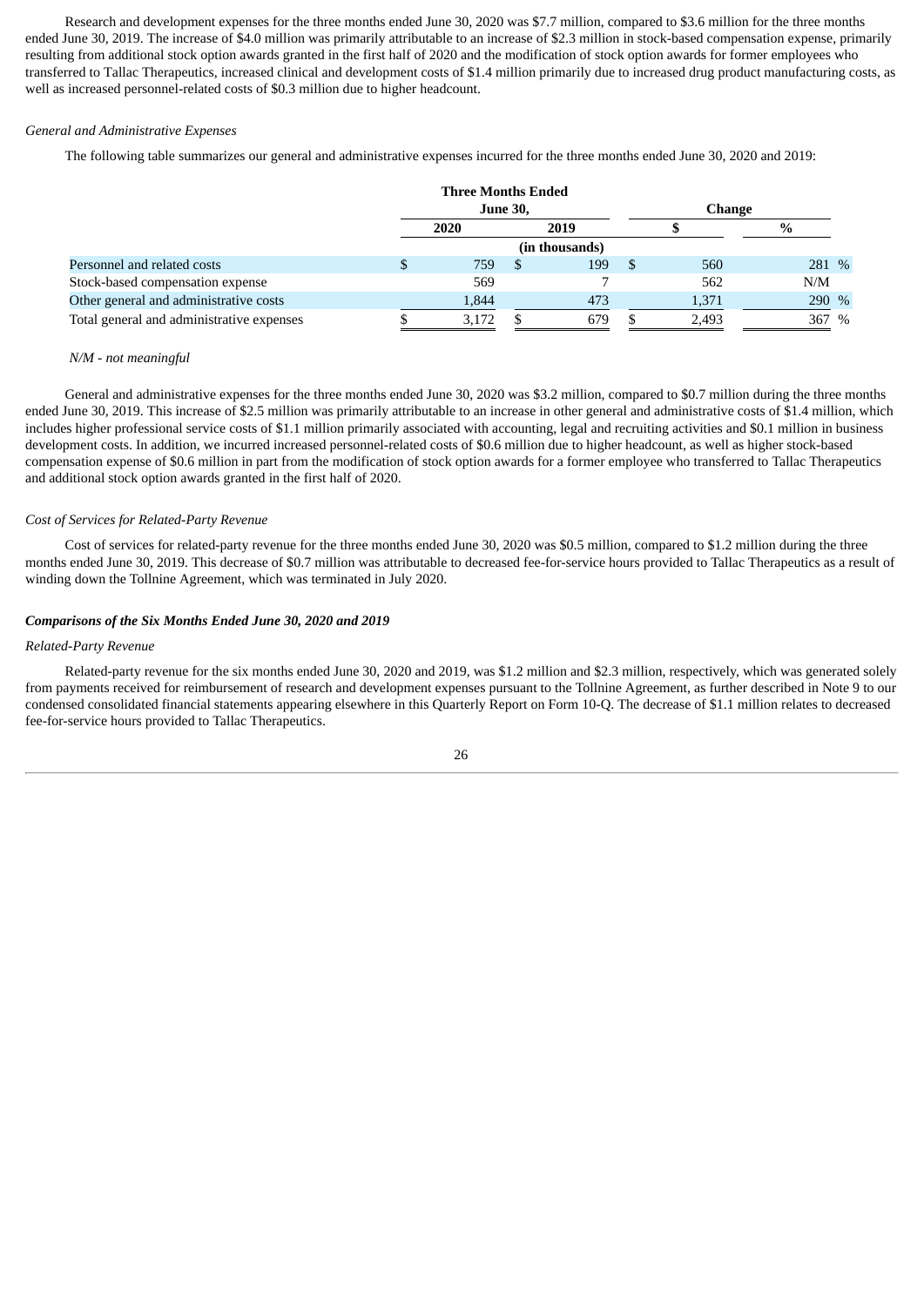Research and development expenses for the three months ended June 30, 2020 was $7.7 million, compared to $3.6 million for the three months ended June 30, 2019. The increase of $4.0 million was primarily attributable to an increase of $2.3 million in stock-based compensation expense, primarily resulting from additional stock option awards granted in the first half of 2020 and the modification of stock option awards for former employees who transferred to Tallac Therapeutics, increased clinical and development costs of $1.4 million primarily due to increased drug product manufacturing costs, as well as increased personnel-related costs of $0.3 million due to higher headcount.

*General and Administrative Expenses*

The following table summarizes our general and administrative expenses incurred for the three months ended June 30, 2020 and 2019:

| | Three Months Ended June 30, | | Change | |
|---|---|---|---|---|
| | 2020 | 2019 | $ | % |
| | (in thousands) | | | |
| Personnel and related costs | $ 759 | $ 199 | $ 560 | 281 % |
| Stock-based compensation expense | 569 | 7 | 562 | N/M |
| Other general and administrative costs | 1,844 | 473 | 1,371 | 290 % |
| Total general and administrative expenses | $ 3,172 | $ 679 | $ 2,493 | 367 % |

*N/M - not meaningful*

General and administrative expenses for the three months ended June 30, 2020 was $3.2 million, compared to $0.7 million during the three months ended June 30, 2019. This increase of $2.5 million was primarily attributable to an increase in other general and administrative costs of $1.4 million, which includes higher professional service costs of $1.1 million primarily associated with accounting, legal and recruiting activities and $0.1 million in business development costs. In addition, we incurred increased personnel-related costs of $0.6 million due to higher headcount, as well as higher stock-based compensation expense of $0.6 million in part from the modification of stock option awards for a former employee who transferred to Tallac Therapeutics and additional stock option awards granted in the first half of 2020.

*Cost of Services for Related-Party Revenue*

Cost of services for related-party revenue for the three months ended June 30, 2020 was $0.5 million, compared to $1.2 million during the three months ended June 30, 2019. This decrease of $0.7 million was attributable to decreased fee-for-service hours provided to Tallac Therapeutics as a result of winding down the Tollnine Agreement, which was terminated in July 2020.

***Comparisons of the Six Months Ended June 30, 2020 and 2019***

*Related-Party Revenue*

Related-party revenue for the six months ended June 30, 2020 and 2019, was $1.2 million and $2.3 million, respectively, which was generated solely from payments received for reimbursement of research and development expenses pursuant to the Tollnine Agreement, as further described in Note 9 to our condensed consolidated financial statements appearing elsewhere in this Quarterly Report on Form 10-Q. The decrease of $1.1 million relates to decreased fee-for-service hours provided to Tallac Therapeutics.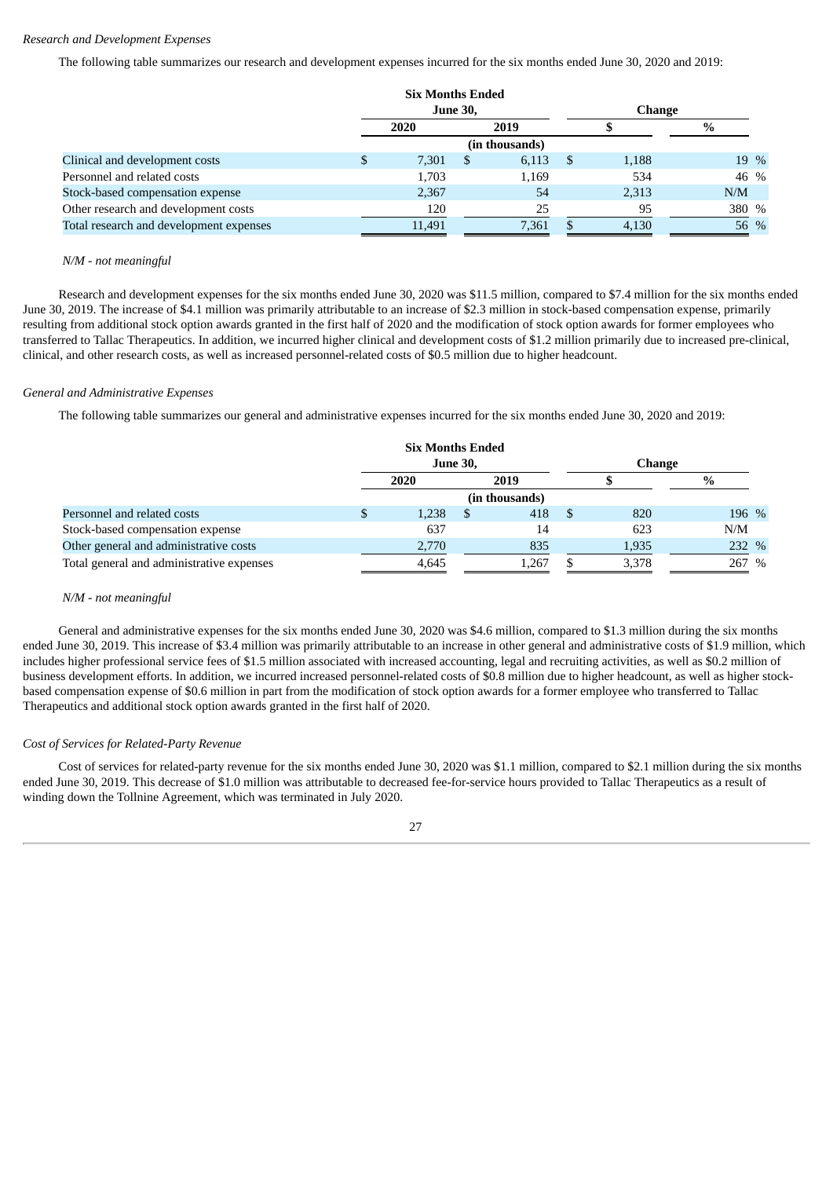*Research and Development Expenses*

The following table summarizes our research and development expenses incurred for the six months ended June 30, 2020 and 2019:

| | Six Months Ended June 30, | | Change | |
|---|---|---|---|---|
| | 2020 | 2019 | $ | % |
| | (in thousands) | | | |
| Clinical and development costs | $ 7,301 | $ 6,113 | $ 1,188 | 19 % |
| Personnel and related costs | 1,703 | 1,169 | 534 | 46 % |
| Stock-based compensation expense | 2,367 | 54 | 2,313 | N/M |
| Other research and development costs | 120 | 25 | 95 | 380 % |
| Total research and development expenses | 11,491 | 7,361 | $ 4,130 | 56 % |

*N/M - not meaningful*

Research and development expenses for the six months ended June 30, 2020 was $11.5 million, compared to $7.4 million for the six months ended June 30, 2019. The increase of $4.1 million was primarily attributable to an increase of $2.3 million in stock-based compensation expense, primarily resulting from additional stock option awards granted in the first half of 2020 and the modification of stock option awards for former employees who transferred to Tallac Therapeutics. In addition, we incurred higher clinical and development costs of $1.2 million primarily due to increased pre-clinical, clinical, and other research costs, as well as increased personnel-related costs of $0.5 million due to higher headcount.

*General and Administrative Expenses*

The following table summarizes our general and administrative expenses incurred for the six months ended June 30, 2020 and 2019:

| | Six Months Ended June 30, | | Change | |
|---|---|---|---|---|
| | 2020 | 2019 | $ | % |
| | (in thousands) | | | |
| Personnel and related costs | $ 1,238 | $ 418 | $ 820 | 196 % |
| Stock-based compensation expense | 637 | 14 | 623 | N/M |
| Other general and administrative costs | 2,770 | 835 | 1,935 | 232 % |
| Total general and administrative expenses | 4,645 | 1,267 | $ 3,378 | 267 % |

*N/M - not meaningful*

General and administrative expenses for the six months ended June 30, 2020 was $4.6 million, compared to $1.3 million during the six months ended June 30, 2019. This increase of $3.4 million was primarily attributable to an increase in other general and administrative costs of $1.9 million, which includes higher professional service fees of $1.5 million associated with increased accounting, legal and recruiting activities, as well as $0.2 million of business development efforts. In addition, we incurred increased personnel-related costs of $0.8 million due to higher headcount, as well as higher stock-based compensation expense of $0.6 million in part from the modification of stock option awards for a former employee who transferred to Tallac Therapeutics and additional stock option awards granted in the first half of 2020.

*Cost of Services for Related-Party Revenue*

Cost of services for related-party revenue for the six months ended June 30, 2020 was $1.1 million, compared to $2.1 million during the six months ended June 30, 2019. This decrease of $1.0 million was attributable to decreased fee-for-service hours provided to Tallac Therapeutics as a result of winding down the Tollnine Agreement, which was terminated in July 2020.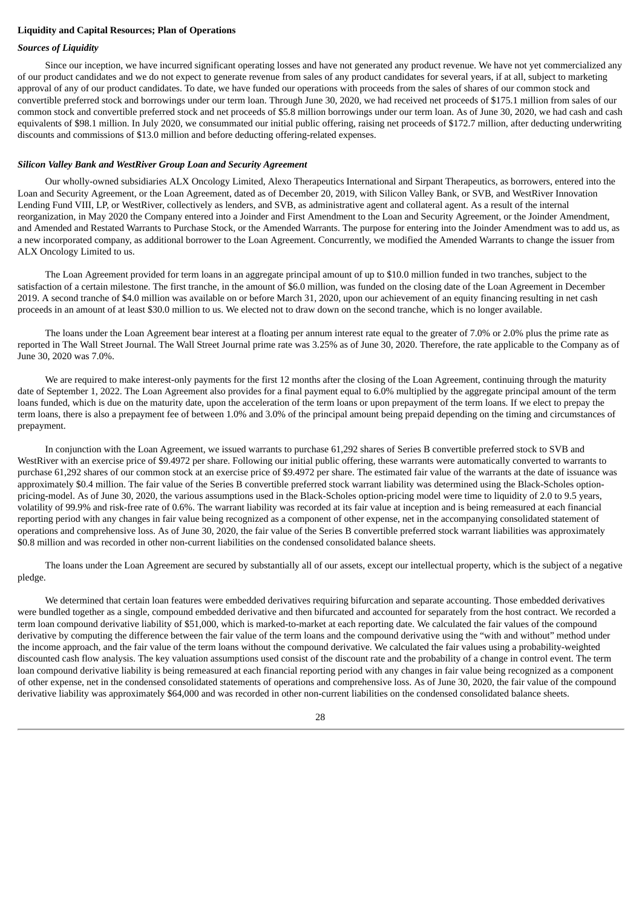**Liquidity and Capital Resources; Plan of Operations**

***Sources of Liquidity***

Since our inception, we have incurred significant operating losses and have not generated any product revenue. We have not yet commercialized any of our product candidates and we do not expect to generate revenue from sales of any product candidates for several years, if at all, subject to marketing approval of any of our product candidates. To date, we have funded our operations with proceeds from the sales of shares of our common stock and convertible preferred stock and borrowings under our term loan. Through June 30, 2020, we had received net proceeds of $175.1 million from sales of our common stock and convertible preferred stock and net proceeds of $5.8 million borrowings under our term loan. As of June 30, 2020, we had cash and cash equivalents of $98.1 million. In July 2020, we consummated our initial public offering, raising net proceeds of $172.7 million, after deducting underwriting discounts and commissions of $13.0 million and before deducting offering-related expenses.

***Silicon Valley Bank and WestRiver Group Loan and Security Agreement***

Our wholly-owned subsidiaries ALX Oncology Limited, Alexo Therapeutics International and Sirpant Therapeutics, as borrowers, entered into the Loan and Security Agreement, or the Loan Agreement, dated as of December 20, 2019, with Silicon Valley Bank, or SVB, and WestRiver Innovation Lending Fund VIII, LP, or WestRiver, collectively as lenders, and SVB, as administrative agent and collateral agent. As a result of the internal reorganization, in May 2020 the Company entered into a Joinder and First Amendment to the Loan and Security Agreement, or the Joinder Amendment, and Amended and Restated Warrants to Purchase Stock, or the Amended Warrants. The purpose for entering into the Joinder Amendment was to add us, as a new incorporated company, as additional borrower to the Loan Agreement. Concurrently, we modified the Amended Warrants to change the issuer from ALX Oncology Limited to us.

The Loan Agreement provided for term loans in an aggregate principal amount of up to $10.0 million funded in two tranches, subject to the satisfaction of a certain milestone. The first tranche, in the amount of $6.0 million, was funded on the closing date of the Loan Agreement in December 2019. A second tranche of $4.0 million was available on or before March 31, 2020, upon our achievement of an equity financing resulting in net cash proceeds in an amount of at least $30.0 million to us. We elected not to draw down on the second tranche, which is no longer available.

The loans under the Loan Agreement bear interest at a floating per annum interest rate equal to the greater of 7.0% or 2.0% plus the prime rate as reported in The Wall Street Journal. The Wall Street Journal prime rate was 3.25% as of June 30, 2020. Therefore, the rate applicable to the Company as of June 30, 2020 was 7.0%.

We are required to make interest-only payments for the first 12 months after the closing of the Loan Agreement, continuing through the maturity date of September 1, 2022. The Loan Agreement also provides for a final payment equal to 6.0% multiplied by the aggregate principal amount of the term loans funded, which is due on the maturity date, upon the acceleration of the term loans or upon prepayment of the term loans. If we elect to prepay the term loans, there is also a prepayment fee of between 1.0% and 3.0% of the principal amount being prepaid depending on the timing and circumstances of prepayment.

In conjunction with the Loan Agreement, we issued warrants to purchase 61,292 shares of Series B convertible preferred stock to SVB and WestRiver with an exercise price of $9.4972 per share. Following our initial public offering, these warrants were automatically converted to warrants to purchase 61,292 shares of our common stock at an exercise price of $9.4972 per share. The estimated fair value of the warrants at the date of issuance was approximately $0.4 million. The fair value of the Series B convertible preferred stock warrant liability was determined using the Black-Scholes option-pricing-model. As of June 30, 2020, the various assumptions used in the Black-Scholes option-pricing model were time to liquidity of 2.0 to 9.5 years, volatility of 99.9% and risk-free rate of 0.6%. The warrant liability was recorded at its fair value at inception and is being remeasured at each financial reporting period with any changes in fair value being recognized as a component of other expense, net in the accompanying consolidated statement of operations and comprehensive loss. As of June 30, 2020, the fair value of the Series B convertible preferred stock warrant liabilities was approximately $0.8 million and was recorded in other non-current liabilities on the condensed consolidated balance sheets.

The loans under the Loan Agreement are secured by substantially all of our assets, except our intellectual property, which is the subject of a negative pledge.

We determined that certain loan features were embedded derivatives requiring bifurcation and separate accounting. Those embedded derivatives were bundled together as a single, compound embedded derivative and then bifurcated and accounted for separately from the host contract. We recorded a term loan compound derivative liability of $51,000, which is marked-to-market at each reporting date. We calculated the fair values of the compound derivative by computing the difference between the fair value of the term loans and the compound derivative using the "with and without" method under the income approach, and the fair value of the term loans without the compound derivative. We calculated the fair values using a probability-weighted discounted cash flow analysis. The key valuation assumptions used consist of the discount rate and the probability of a change in control event. The term loan compound derivative liability is being remeasured at each financial reporting period with any changes in fair value being recognized as a component of other expense, net in the condensed consolidated statements of operations and comprehensive loss. As of June 30, 2020, the fair value of the compound derivative liability was approximately $64,000 and was recorded in other non-current liabilities on the condensed consolidated balance sheets.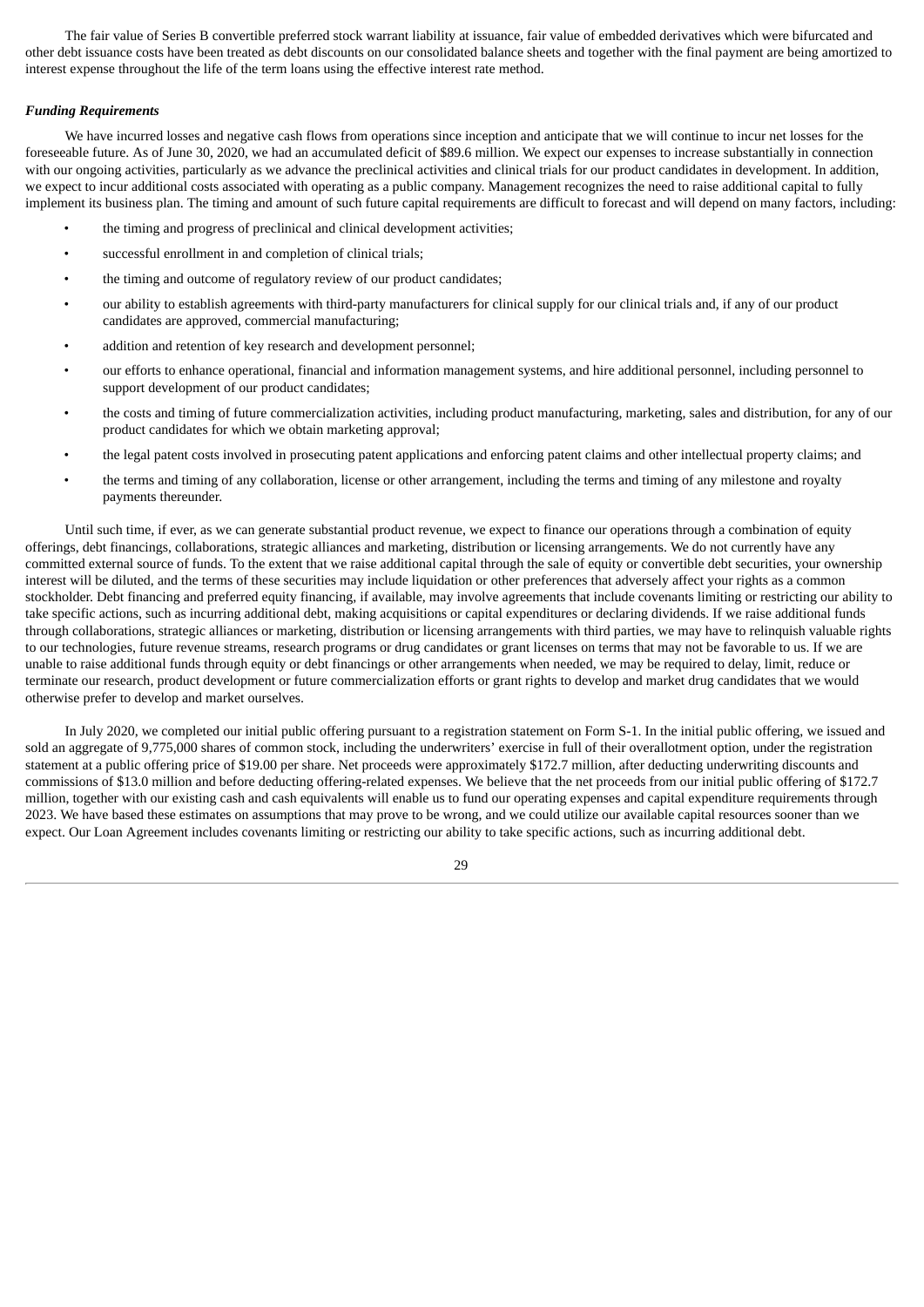The fair value of Series B convertible preferred stock warrant liability at issuance, fair value of embedded derivatives which were bifurcated and other debt issuance costs have been treated as debt discounts on our consolidated balance sheets and together with the final payment are being amortized to interest expense throughout the life of the term loans using the effective interest rate method.

***Funding Requirements***

We have incurred losses and negative cash flows from operations since inception and anticipate that we will continue to incur net losses for the foreseeable future. As of June 30, 2020, we had an accumulated deficit of $89.6 million. We expect our expenses to increase substantially in connection with our ongoing activities, particularly as we advance the preclinical activities and clinical trials for our product candidates in development. In addition, we expect to incur additional costs associated with operating as a public company. Management recognizes the need to raise additional capital to fully implement its business plan. The timing and amount of such future capital requirements are difficult to forecast and will depend on many factors, including:

- the timing and progress of preclinical and clinical development activities;
- successful enrollment in and completion of clinical trials;
- the timing and outcome of regulatory review of our product candidates;
- our ability to establish agreements with third-party manufacturers for clinical supply for our clinical trials and, if any of our product candidates are approved, commercial manufacturing;
- addition and retention of key research and development personnel;
- our efforts to enhance operational, financial and information management systems, and hire additional personnel, including personnel to support development of our product candidates;
- the costs and timing of future commercialization activities, including product manufacturing, marketing, sales and distribution, for any of our product candidates for which we obtain marketing approval;
- the legal patent costs involved in prosecuting patent applications and enforcing patent claims and other intellectual property claims; and
- the terms and timing of any collaboration, license or other arrangement, including the terms and timing of any milestone and royalty payments thereunder.

Until such time, if ever, as we can generate substantial product revenue, we expect to finance our operations through a combination of equity offerings, debt financings, collaborations, strategic alliances and marketing, distribution or licensing arrangements. We do not currently have any committed external source of funds. To the extent that we raise additional capital through the sale of equity or convertible debt securities, your ownership interest will be diluted, and the terms of these securities may include liquidation or other preferences that adversely affect your rights as a common stockholder. Debt financing and preferred equity financing, if available, may involve agreements that include covenants limiting or restricting our ability to take specific actions, such as incurring additional debt, making acquisitions or capital expenditures or declaring dividends. If we raise additional funds through collaborations, strategic alliances or marketing, distribution or licensing arrangements with third parties, we may have to relinquish valuable rights to our technologies, future revenue streams, research programs or drug candidates or grant licenses on terms that may not be favorable to us. If we are unable to raise additional funds through equity or debt financings or other arrangements when needed, we may be required to delay, limit, reduce or terminate our research, product development or future commercialization efforts or grant rights to develop and market drug candidates that we would otherwise prefer to develop and market ourselves.

In July 2020, we completed our initial public offering pursuant to a registration statement on Form S-1. In the initial public offering, we issued and sold an aggregate of 9,775,000 shares of common stock, including the underwriters' exercise in full of their overallotment option, under the registration statement at a public offering price of $19.00 per share. Net proceeds were approximately $172.7 million, after deducting underwriting discounts and commissions of $13.0 million and before deducting offering-related expenses. We believe that the net proceeds from our initial public offering of $172.7 million, together with our existing cash and cash equivalents will enable us to fund our operating expenses and capital expenditure requirements through 2023. We have based these estimates on assumptions that may prove to be wrong, and we could utilize our available capital resources sooner than we expect. Our Loan Agreement includes covenants limiting or restricting our ability to take specific actions, such as incurring additional debt.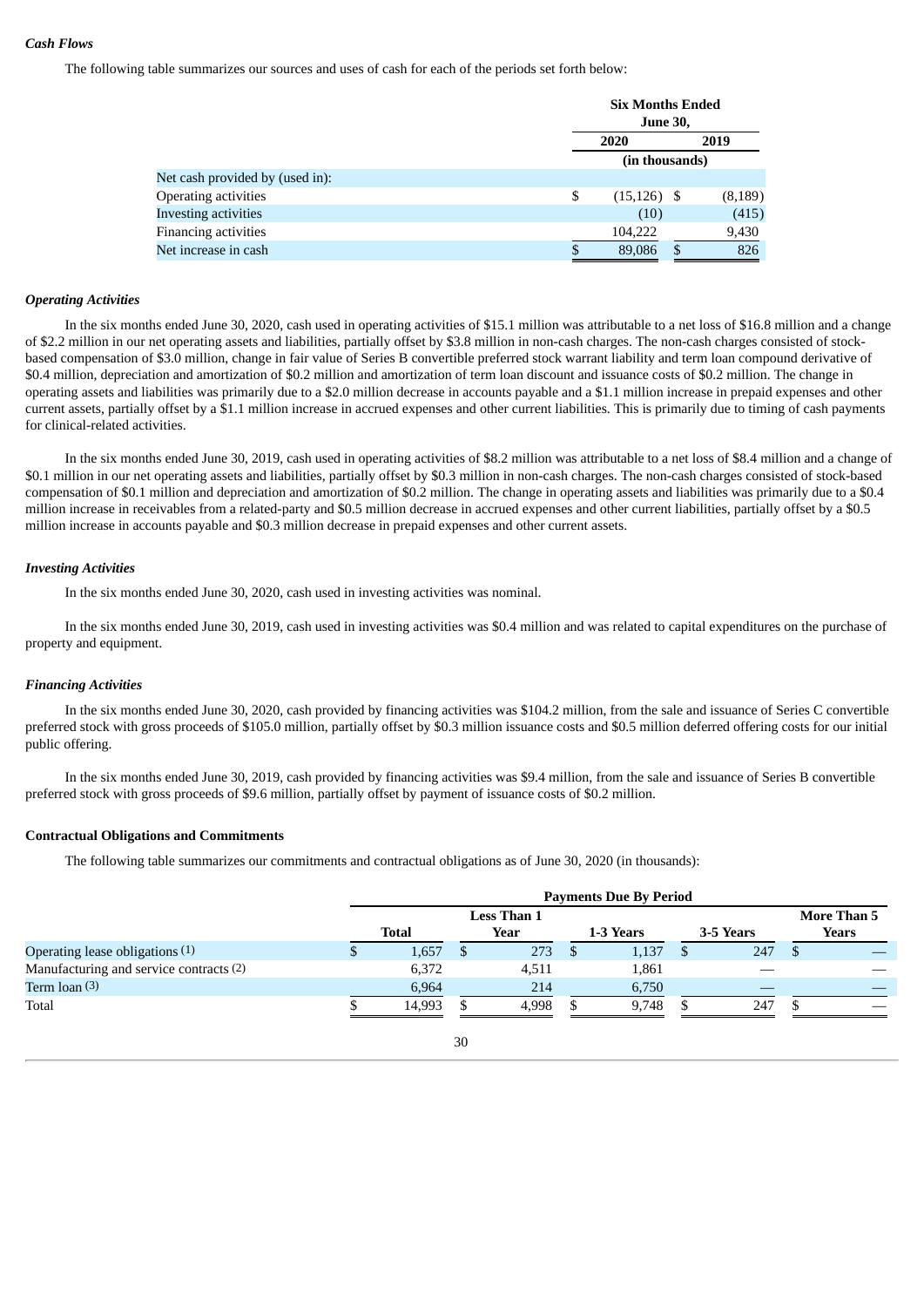*Cash Flows*

The following table summarizes our sources and uses of cash for each of the periods set forth below:

| | Six Months Ended June 30, | |
|---|---|---|
| | 2020 | 2019 |
| | (in thousands) | |
| Net cash provided by (used in): | | |
| Operating activities | $ (15,126) | $ (8,189) |
| Investing activities | (10) | (415) |
| Financing activities | 104,222 | 9,430 |
| Net increase in cash | $ 89,086 | $ 826 |

*Operating Activities*

In the six months ended June 30, 2020, cash used in operating activities of $15.1 million was attributable to a net loss of $16.8 million and a change of $2.2 million in our net operating assets and liabilities, partially offset by $3.8 million in non-cash charges. The non-cash charges consisted of stock-based compensation of $3.0 million, change in fair value of Series B convertible preferred stock warrant liability and term loan compound derivative of $0.4 million, depreciation and amortization of $0.2 million and amortization of term loan discount and issuance costs of $0.2 million. The change in operating assets and liabilities was primarily due to a $2.0 million decrease in accounts payable and a $1.1 million increase in prepaid expenses and other current assets, partially offset by a $1.1 million increase in accrued expenses and other current liabilities. This is primarily due to timing of cash payments for clinical-related activities.

In the six months ended June 30, 2019, cash used in operating activities of $8.2 million was attributable to a net loss of $8.4 million and a change of $0.1 million in our net operating assets and liabilities, partially offset by $0.3 million in non-cash charges. The non-cash charges consisted of stock-based compensation of $0.1 million and depreciation and amortization of $0.2 million. The change in operating assets and liabilities was primarily due to a $0.4 million increase in receivables from a related-party and $0.5 million decrease in accrued expenses and other current liabilities, partially offset by a $0.5 million increase in accounts payable and $0.3 million decrease in prepaid expenses and other current assets.

*Investing Activities*

In the six months ended June 30, 2020, cash used in investing activities was nominal.

In the six months ended June 30, 2019, cash used in investing activities was $0.4 million and was related to capital expenditures on the purchase of property and equipment.

*Financing Activities*

In the six months ended June 30, 2020, cash provided by financing activities was $104.2 million, from the sale and issuance of Series C convertible preferred stock with gross proceeds of $105.0 million, partially offset by $0.3 million issuance costs and $0.5 million deferred offering costs for our initial public offering.

In the six months ended June 30, 2019, cash provided by financing activities was $9.4 million, from the sale and issuance of Series B convertible preferred stock with gross proceeds of $9.6 million, partially offset by payment of issuance costs of $0.2 million.

**Contractual Obligations and Commitments**

The following table summarizes our commitments and contractual obligations as of June 30, 2020 (in thousands):

| | Payments Due By Period | | | | |
|---|---|---|---|---|---|
| | Total | Less Than 1 Year | 1-3 Years | 3-5 Years | More Than 5 Years |
| Operating lease obligations (1) | $ 1,657 | $ 273 | $ 1,137 | $ 247 | $ — |
| Manufacturing and service contracts (2) | 6,372 | 4,511 | 1,861 | — | — |
| Term loan (3) | 6,964 | 214 | 6,750 | — | — |
| Total | $ 14,993 | $ 4,998 | $ 9,748 | $ 247 | $ — |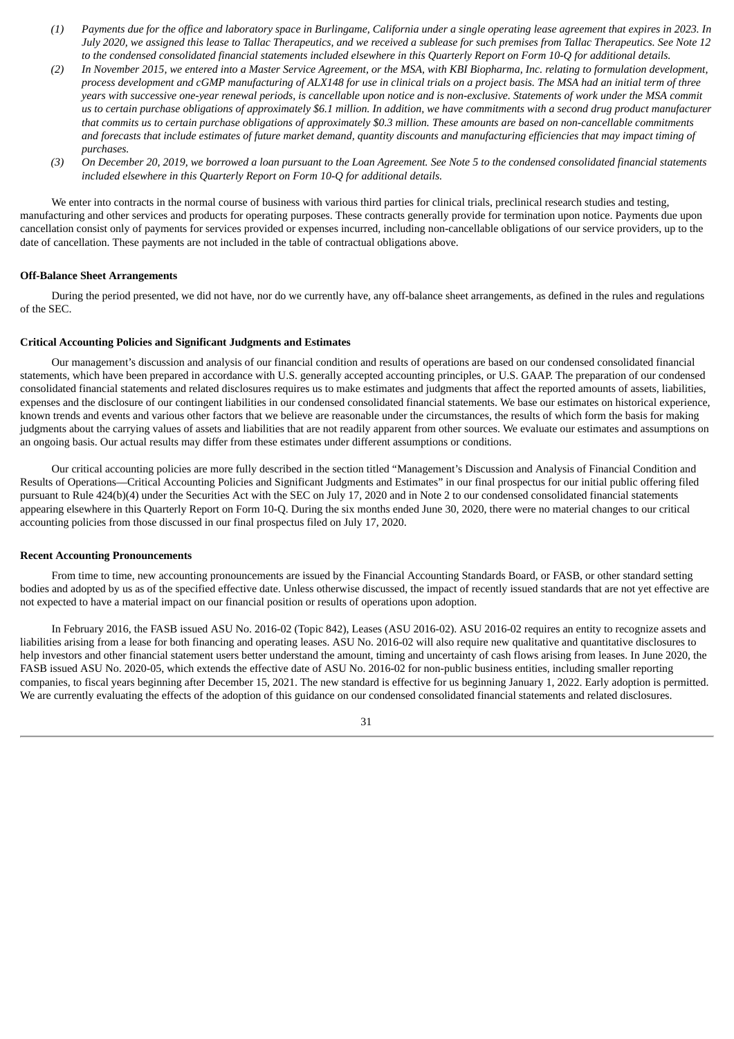*(1) Payments due for the office and laboratory space in Burlingame, California under a single operating lease agreement that expires in 2023. In July 2020, we assigned this lease to Tallac Therapeutics, and we received a sublease for such premises from Tallac Therapeutics. See Note 12 to the condensed consolidated financial statements included elsewhere in this Quarterly Report on Form 10-Q for additional details.*

*(2) In November 2015, we entered into a Master Service Agreement, or the MSA, with KBI Biopharma, Inc. relating to formulation development, process development and cGMP manufacturing of ALX148 for use in clinical trials on a project basis. The MSA had an initial term of three years with successive one-year renewal periods, is cancellable upon notice and is non-exclusive. Statements of work under the MSA commit us to certain purchase obligations of approximately $6.1 million. In addition, we have commitments with a second drug product manufacturer that commits us to certain purchase obligations of approximately $0.3 million. These amounts are based on non-cancellable commitments and forecasts that include estimates of future market demand, quantity discounts and manufacturing efficiencies that may impact timing of purchases.*

*(3) On December 20, 2019, we borrowed a loan pursuant to the Loan Agreement. See Note 5 to the condensed consolidated financial statements included elsewhere in this Quarterly Report on Form 10-Q for additional details.*

We enter into contracts in the normal course of business with various third parties for clinical trials, preclinical research studies and testing, manufacturing and other services and products for operating purposes. These contracts generally provide for termination upon notice. Payments due upon cancellation consist only of payments for services provided or expenses incurred, including non-cancellable obligations of our service providers, up to the date of cancellation. These payments are not included in the table of contractual obligations above.

**Off-Balance Sheet Arrangements**

During the period presented, we did not have, nor do we currently have, any off-balance sheet arrangements, as defined in the rules and regulations of the SEC.

**Critical Accounting Policies and Significant Judgments and Estimates**

Our management's discussion and analysis of our financial condition and results of operations are based on our condensed consolidated financial statements, which have been prepared in accordance with U.S. generally accepted accounting principles, or U.S. GAAP. The preparation of our condensed consolidated financial statements and related disclosures requires us to make estimates and judgments that affect the reported amounts of assets, liabilities, expenses and the disclosure of our contingent liabilities in our condensed consolidated financial statements. We base our estimates on historical experience, known trends and events and various other factors that we believe are reasonable under the circumstances, the results of which form the basis for making judgments about the carrying values of assets and liabilities that are not readily apparent from other sources. We evaluate our estimates and assumptions on an ongoing basis. Our actual results may differ from these estimates under different assumptions or conditions.

Our critical accounting policies are more fully described in the section titled "Management's Discussion and Analysis of Financial Condition and Results of Operations—Critical Accounting Policies and Significant Judgments and Estimates" in our final prospectus for our initial public offering filed pursuant to Rule 424(b)(4) under the Securities Act with the SEC on July 17, 2020 and in Note 2 to our condensed consolidated financial statements appearing elsewhere in this Quarterly Report on Form 10-Q. During the six months ended June 30, 2020, there were no material changes to our critical accounting policies from those discussed in our final prospectus filed on July 17, 2020.

**Recent Accounting Pronouncements**

From time to time, new accounting pronouncements are issued by the Financial Accounting Standards Board, or FASB, or other standard setting bodies and adopted by us as of the specified effective date. Unless otherwise discussed, the impact of recently issued standards that are not yet effective are not expected to have a material impact on our financial position or results of operations upon adoption.

In February 2016, the FASB issued ASU No. 2016-02 (Topic 842), Leases (ASU 2016-02). ASU 2016-02 requires an entity to recognize assets and liabilities arising from a lease for both financing and operating leases. ASU No. 2016-02 will also require new qualitative and quantitative disclosures to help investors and other financial statement users better understand the amount, timing and uncertainty of cash flows arising from leases. In June 2020, the FASB issued ASU No. 2020-05, which extends the effective date of ASU No. 2016-02 for non-public business entities, including smaller reporting companies, to fiscal years beginning after December 15, 2021. The new standard is effective for us beginning January 1, 2022. Early adoption is permitted. We are currently evaluating the effects of the adoption of this guidance on our condensed consolidated financial statements and related disclosures.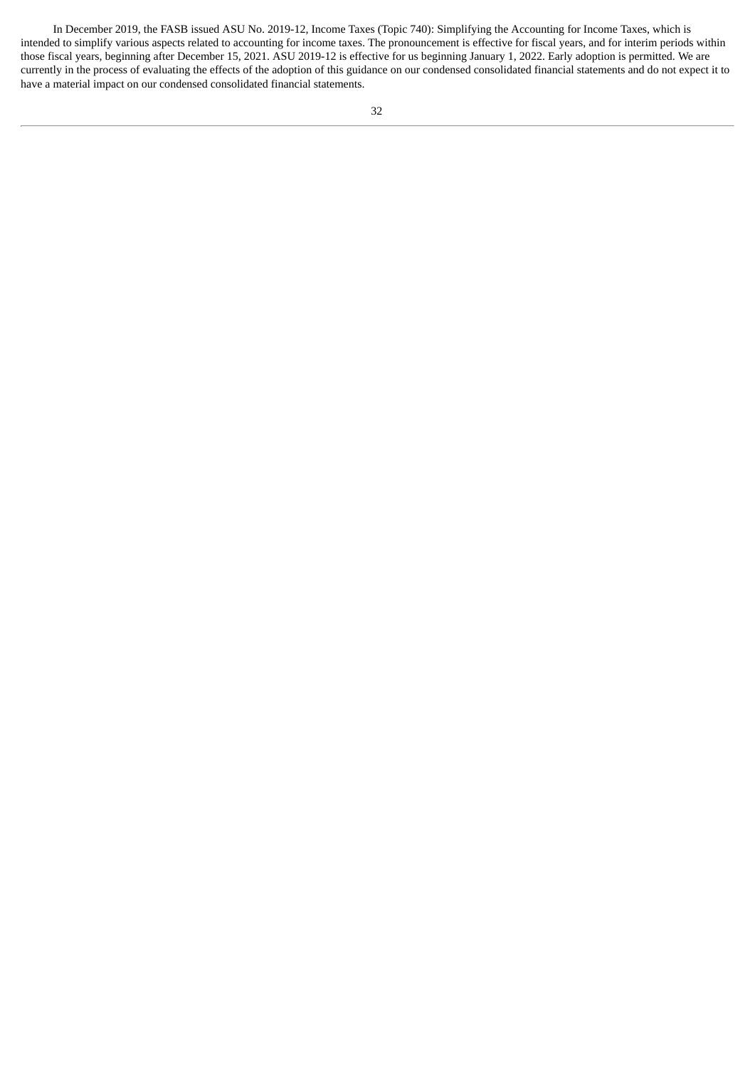In December 2019, the FASB issued ASU No. 2019-12, Income Taxes (Topic 740): Simplifying the Accounting for Income Taxes, which is intended to simplify various aspects related to accounting for income taxes. The pronouncement is effective for fiscal years, and for interim periods within those fiscal years, beginning after December 15, 2021. ASU 2019-12 is effective for us beginning January 1, 2022. Early adoption is permitted. We are currently in the process of evaluating the effects of the adoption of this guidance on our condensed consolidated financial statements and do not expect it to have a material impact on our condensed consolidated financial statements.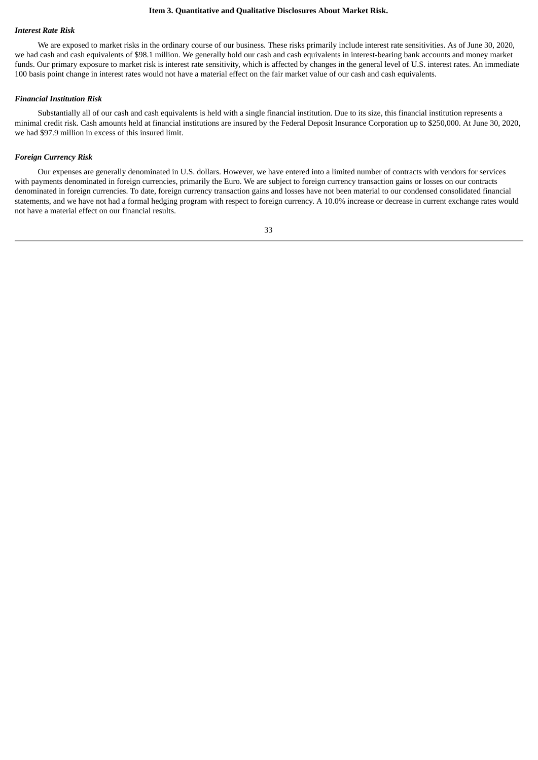## Item 3. Quantitative and Qualitative Disclosures About Market Risk.

### *Interest Rate Risk*

We are exposed to market risks in the ordinary course of our business. These risks primarily include interest rate sensitivities. As of June 30, 2020, we had cash and cash equivalents of $98.1 million. We generally hold our cash and cash equivalents in interest-bearing bank accounts and money market funds. Our primary exposure to market risk is interest rate sensitivity, which is affected by changes in the general level of U.S. interest rates. An immediate 100 basis point change in interest rates would not have a material effect on the fair market value of our cash and cash equivalents.

### *Financial Institution Risk*

Substantially all of our cash and cash equivalents is held with a single financial institution. Due to its size, this financial institution represents a minimal credit risk. Cash amounts held at financial institutions are insured by the Federal Deposit Insurance Corporation up to $250,000. At June 30, 2020, we had $97.9 million in excess of this insured limit.

### *Foreign Currency Risk*

Our expenses are generally denominated in U.S. dollars. However, we have entered into a limited number of contracts with vendors for services with payments denominated in foreign currencies, primarily the Euro. We are subject to foreign currency transaction gains or losses on our contracts denominated in foreign currencies. To date, foreign currency transaction gains and losses have not been material to our condensed consolidated financial statements, and we have not had a formal hedging program with respect to foreign currency. A 10.0% increase or decrease in current exchange rates would not have a material effect on our financial results.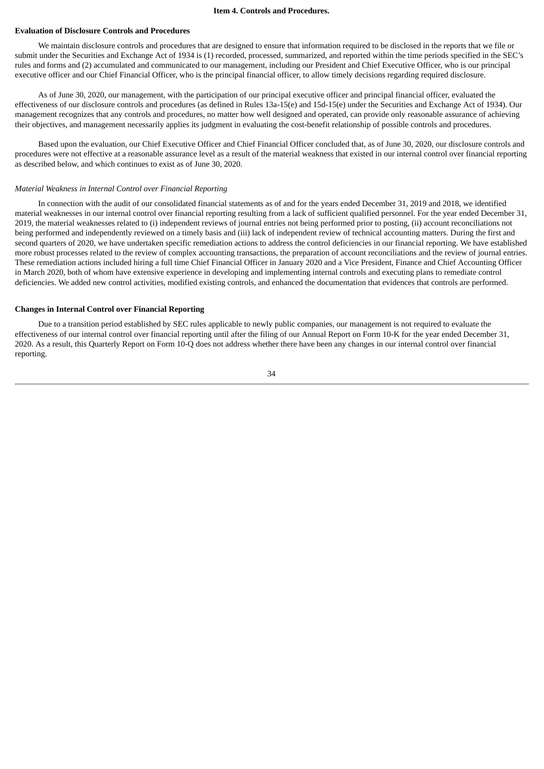## Item 4. Controls and Procedures.

### Evaluation of Disclosure Controls and Procedures

We maintain disclosure controls and procedures that are designed to ensure that information required to be disclosed in the reports that we file or submit under the Securities and Exchange Act of 1934 is (1) recorded, processed, summarized, and reported within the time periods specified in the SEC's rules and forms and (2) accumulated and communicated to our management, including our President and Chief Executive Officer, who is our principal executive officer and our Chief Financial Officer, who is the principal financial officer, to allow timely decisions regarding required disclosure.

As of June 30, 2020, our management, with the participation of our principal executive officer and principal financial officer, evaluated the effectiveness of our disclosure controls and procedures (as defined in Rules 13a-15(e) and 15d-15(e) under the Securities and Exchange Act of 1934). Our management recognizes that any controls and procedures, no matter how well designed and operated, can provide only reasonable assurance of achieving their objectives, and management necessarily applies its judgment in evaluating the cost-benefit relationship of possible controls and procedures.

Based upon the evaluation, our Chief Executive Officer and Chief Financial Officer concluded that, as of June 30, 2020, our disclosure controls and procedures were not effective at a reasonable assurance level as a result of the material weakness that existed in our internal control over financial reporting as described below, and which continues to exist as of June 30, 2020.

*Material Weakness in Internal Control over Financial Reporting*

In connection with the audit of our consolidated financial statements as of and for the years ended December 31, 2019 and 2018, we identified material weaknesses in our internal control over financial reporting resulting from a lack of sufficient qualified personnel. For the year ended December 31, 2019, the material weaknesses related to (i) independent reviews of journal entries not being performed prior to posting, (ii) account reconciliations not being performed and independently reviewed on a timely basis and (iii) lack of independent review of technical accounting matters. During the first and second quarters of 2020, we have undertaken specific remediation actions to address the control deficiencies in our financial reporting. We have established more robust processes related to the review of complex accounting transactions, the preparation of account reconciliations and the review of journal entries. These remediation actions included hiring a full time Chief Financial Officer in January 2020 and a Vice President, Finance and Chief Accounting Officer in March 2020, both of whom have extensive experience in developing and implementing internal controls and executing plans to remediate control deficiencies. We added new control activities, modified existing controls, and enhanced the documentation that evidences that controls are performed.

### Changes in Internal Control over Financial Reporting

Due to a transition period established by SEC rules applicable to newly public companies, our management is not required to evaluate the effectiveness of our internal control over financial reporting until after the filing of our Annual Report on Form 10-K for the year ended December 31, 2020. As a result, this Quarterly Report on Form 10-Q does not address whether there have been any changes in our internal control over financial reporting.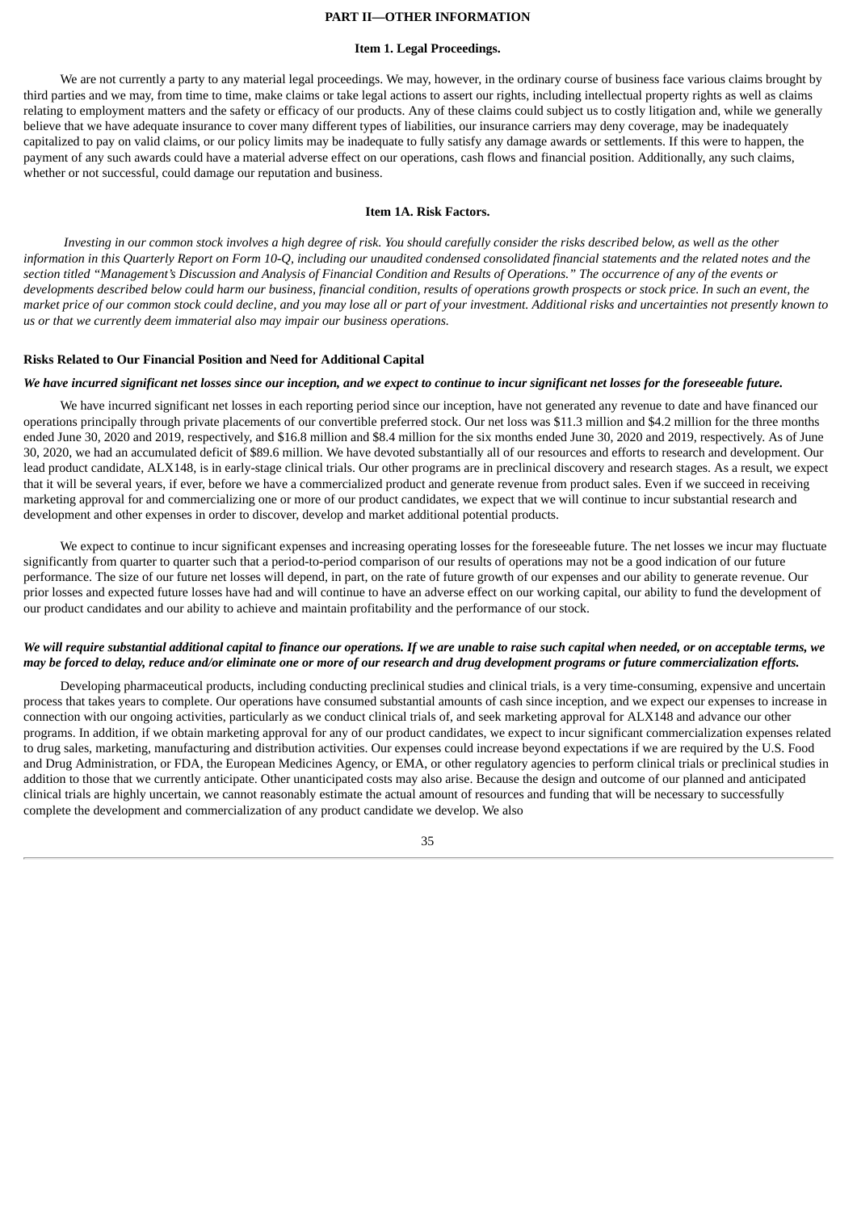## PART II—OTHER INFORMATION

### Item 1. Legal Proceedings.

We are not currently a party to any material legal proceedings. We may, however, in the ordinary course of business face various claims brought by third parties and we may, from time to time, make claims or take legal actions to assert our rights, including intellectual property rights as well as claims relating to employment matters and the safety or efficacy of our products. Any of these claims could subject us to costly litigation and, while we generally believe that we have adequate insurance to cover many different types of liabilities, our insurance carriers may deny coverage, may be inadequately capitalized to pay on valid claims, or our policy limits may be inadequate to fully satisfy any damage awards or settlements. If this were to happen, the payment of any such awards could have a material adverse effect on our operations, cash flows and financial position. Additionally, any such claims, whether or not successful, could damage our reputation and business.

### Item 1A. Risk Factors.

*Investing in our common stock involves a high degree of risk. You should carefully consider the risks described below, as well as the other information in this Quarterly Report on Form 10-Q, including our unaudited condensed consolidated financial statements and the related notes and the section titled "Management's Discussion and Analysis of Financial Condition and Results of Operations." The occurrence of any of the events or developments described below could harm our business, financial condition, results of operations growth prospects or stock price. In such an event, the market price of our common stock could decline, and you may lose all or part of your investment. Additional risks and uncertainties not presently known to us or that we currently deem immaterial also may impair our business operations.*

**Risks Related to Our Financial Position and Need for Additional Capital**

***We have incurred significant net losses since our inception, and we expect to continue to incur significant net losses for the foreseeable future.***

We have incurred significant net losses in each reporting period since our inception, have not generated any revenue to date and have financed our operations principally through private placements of our convertible preferred stock. Our net loss was $11.3 million and $4.2 million for the three months ended June 30, 2020 and 2019, respectively, and $16.8 million and $8.4 million for the six months ended June 30, 2020 and 2019, respectively. As of June 30, 2020, we had an accumulated deficit of $89.6 million. We have devoted substantially all of our resources and efforts to research and development. Our lead product candidate, ALX148, is in early-stage clinical trials. Our other programs are in preclinical discovery and research stages. As a result, we expect that it will be several years, if ever, before we have a commercialized product and generate revenue from product sales. Even if we succeed in receiving marketing approval for and commercializing one or more of our product candidates, we expect that we will continue to incur substantial research and development and other expenses in order to discover, develop and market additional potential products.

We expect to continue to incur significant expenses and increasing operating losses for the foreseeable future. The net losses we incur may fluctuate significantly from quarter to quarter such that a period-to-period comparison of our results of operations may not be a good indication of our future performance. The size of our future net losses will depend, in part, on the rate of future growth of our expenses and our ability to generate revenue. Our prior losses and expected future losses have had and will continue to have an adverse effect on our working capital, our ability to fund the development of our product candidates and our ability to achieve and maintain profitability and the performance of our stock.

***We will require substantial additional capital to finance our operations. If we are unable to raise such capital when needed, or on acceptable terms, we may be forced to delay, reduce and/or eliminate one or more of our research and drug development programs or future commercialization efforts.***

Developing pharmaceutical products, including conducting preclinical studies and clinical trials, is a very time-consuming, expensive and uncertain process that takes years to complete. Our operations have consumed substantial amounts of cash since inception, and we expect our expenses to increase in connection with our ongoing activities, particularly as we conduct clinical trials of, and seek marketing approval for ALX148 and advance our other programs. In addition, if we obtain marketing approval for any of our product candidates, we expect to incur significant commercialization expenses related to drug sales, marketing, manufacturing and distribution activities. Our expenses could increase beyond expectations if we are required by the U.S. Food and Drug Administration, or FDA, the European Medicines Agency, or EMA, or other regulatory agencies to perform clinical trials or preclinical studies in addition to those that we currently anticipate. Other unanticipated costs may also arise. Because the design and outcome of our planned and anticipated clinical trials are highly uncertain, we cannot reasonably estimate the actual amount of resources and funding that will be necessary to successfully complete the development and commercialization of any product candidate we develop. We also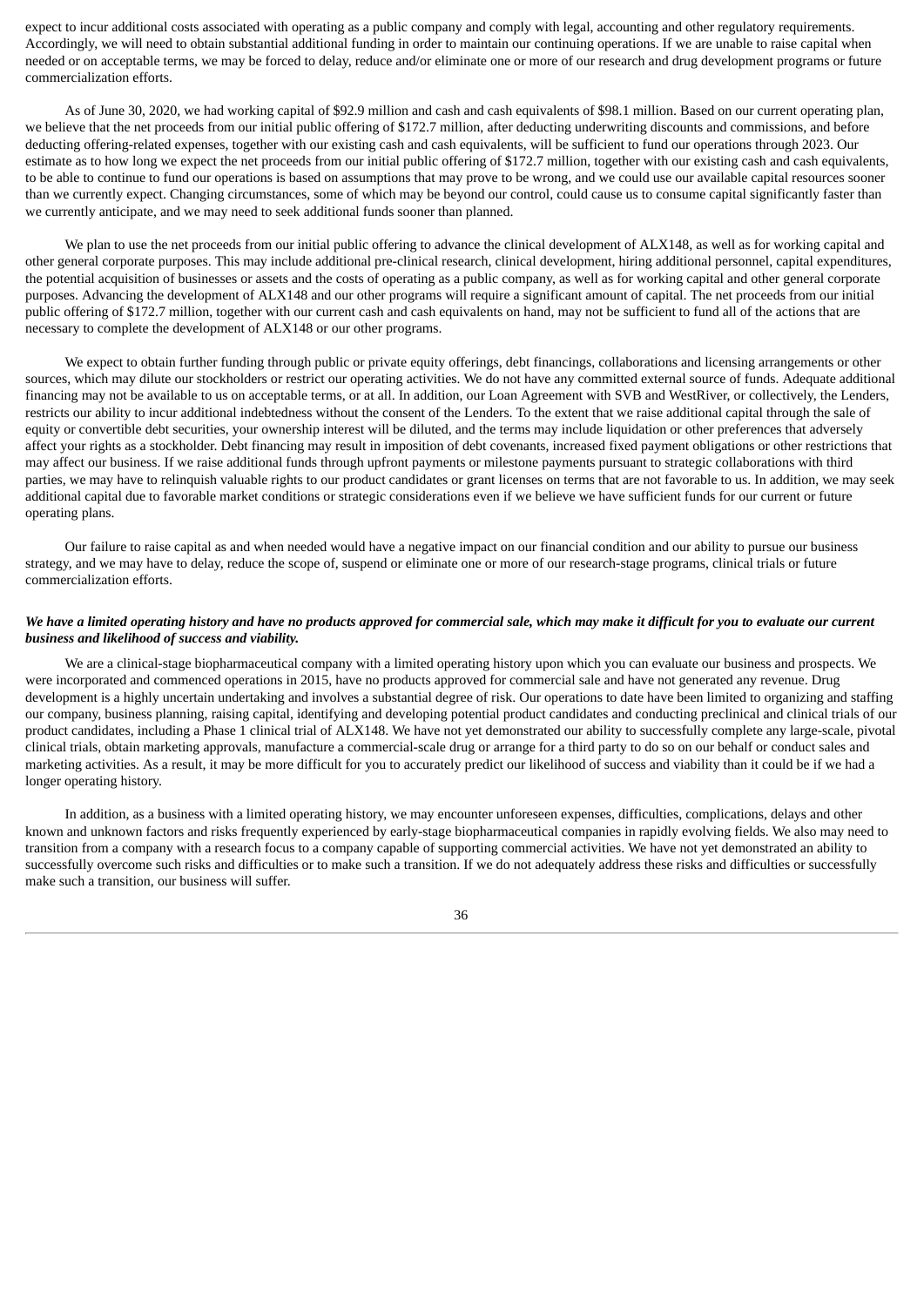expect to incur additional costs associated with operating as a public company and comply with legal, accounting and other regulatory requirements. Accordingly, we will need to obtain substantial additional funding in order to maintain our continuing operations. If we are unable to raise capital when needed or on acceptable terms, we may be forced to delay, reduce and/or eliminate one or more of our research and drug development programs or future commercialization efforts.

As of June 30, 2020, we had working capital of $92.9 million and cash and cash equivalents of $98.1 million. Based on our current operating plan, we believe that the net proceeds from our initial public offering of $172.7 million, after deducting underwriting discounts and commissions, and before deducting offering-related expenses, together with our existing cash and cash equivalents, will be sufficient to fund our operations through 2023. Our estimate as to how long we expect the net proceeds from our initial public offering of $172.7 million, together with our existing cash and cash equivalents, to be able to continue to fund our operations is based on assumptions that may prove to be wrong, and we could use our available capital resources sooner than we currently expect. Changing circumstances, some of which may be beyond our control, could cause us to consume capital significantly faster than we currently anticipate, and we may need to seek additional funds sooner than planned.

We plan to use the net proceeds from our initial public offering to advance the clinical development of ALX148, as well as for working capital and other general corporate purposes. This may include additional pre-clinical research, clinical development, hiring additional personnel, capital expenditures, the potential acquisition of businesses or assets and the costs of operating as a public company, as well as for working capital and other general corporate purposes. Advancing the development of ALX148 and our other programs will require a significant amount of capital. The net proceeds from our initial public offering of $172.7 million, together with our current cash and cash equivalents on hand, may not be sufficient to fund all of the actions that are necessary to complete the development of ALX148 or our other programs.

We expect to obtain further funding through public or private equity offerings, debt financings, collaborations and licensing arrangements or other sources, which may dilute our stockholders or restrict our operating activities. We do not have any committed external source of funds. Adequate additional financing may not be available to us on acceptable terms, or at all. In addition, our Loan Agreement with SVB and WestRiver, or collectively, the Lenders, restricts our ability to incur additional indebtedness without the consent of the Lenders. To the extent that we raise additional capital through the sale of equity or convertible debt securities, your ownership interest will be diluted, and the terms may include liquidation or other preferences that adversely affect your rights as a stockholder. Debt financing may result in imposition of debt covenants, increased fixed payment obligations or other restrictions that may affect our business. If we raise additional funds through upfront payments or milestone payments pursuant to strategic collaborations with third parties, we may have to relinquish valuable rights to our product candidates or grant licenses on terms that are not favorable to us. In addition, we may seek additional capital due to favorable market conditions or strategic considerations even if we believe we have sufficient funds for our current or future operating plans.

Our failure to raise capital as and when needed would have a negative impact on our financial condition and our ability to pursue our business strategy, and we may have to delay, reduce the scope of, suspend or eliminate one or more of our research-stage programs, clinical trials or future commercialization efforts.

***We have a limited operating history and have no products approved for commercial sale, which may make it difficult for you to evaluate our current business and likelihood of success and viability.***

We are a clinical-stage biopharmaceutical company with a limited operating history upon which you can evaluate our business and prospects. We were incorporated and commenced operations in 2015, have no products approved for commercial sale and have not generated any revenue. Drug development is a highly uncertain undertaking and involves a substantial degree of risk. Our operations to date have been limited to organizing and staffing our company, business planning, raising capital, identifying and developing potential product candidates and conducting preclinical and clinical trials of our product candidates, including a Phase 1 clinical trial of ALX148. We have not yet demonstrated our ability to successfully complete any large-scale, pivotal clinical trials, obtain marketing approvals, manufacture a commercial-scale drug or arrange for a third party to do so on our behalf or conduct sales and marketing activities. As a result, it may be more difficult for you to accurately predict our likelihood of success and viability than it could be if we had a longer operating history.

In addition, as a business with a limited operating history, we may encounter unforeseen expenses, difficulties, complications, delays and other known and unknown factors and risks frequently experienced by early-stage biopharmaceutical companies in rapidly evolving fields. We also may need to transition from a company with a research focus to a company capable of supporting commercial activities. We have not yet demonstrated an ability to successfully overcome such risks and difficulties or to make such a transition. If we do not adequately address these risks and difficulties or successfully make such a transition, our business will suffer.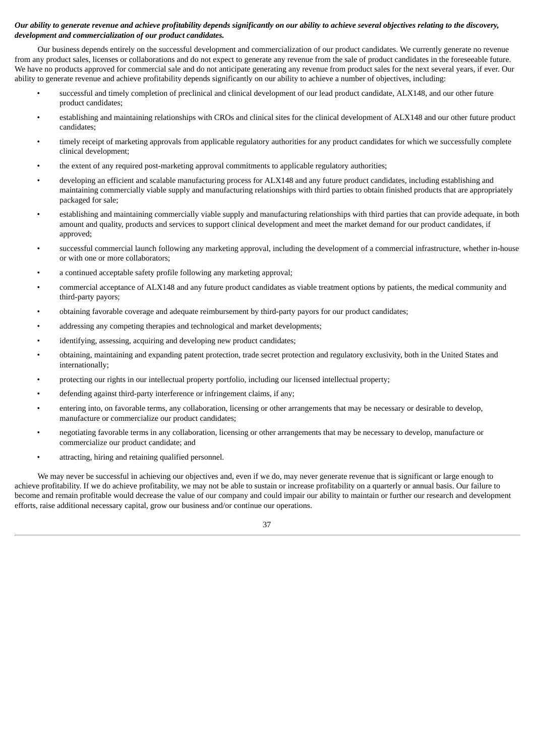***Our ability to generate revenue and achieve profitability depends significantly on our ability to achieve several objectives relating to the discovery, development and commercialization of our product candidates.***

Our business depends entirely on the successful development and commercialization of our product candidates. We currently generate no revenue from any product sales, licenses or collaborations and do not expect to generate any revenue from the sale of product candidates in the foreseeable future. We have no products approved for commercial sale and do not anticipate generating any revenue from product sales for the next several years, if ever. Our ability to generate revenue and achieve profitability depends significantly on our ability to achieve a number of objectives, including:

- successful and timely completion of preclinical and clinical development of our lead product candidate, ALX148, and our other future product candidates;
- establishing and maintaining relationships with CROs and clinical sites for the clinical development of ALX148 and our other future product candidates;
- timely receipt of marketing approvals from applicable regulatory authorities for any product candidates for which we successfully complete clinical development;
- the extent of any required post-marketing approval commitments to applicable regulatory authorities;
- developing an efficient and scalable manufacturing process for ALX148 and any future product candidates, including establishing and maintaining commercially viable supply and manufacturing relationships with third parties to obtain finished products that are appropriately packaged for sale;
- establishing and maintaining commercially viable supply and manufacturing relationships with third parties that can provide adequate, in both amount and quality, products and services to support clinical development and meet the market demand for our product candidates, if approved;
- successful commercial launch following any marketing approval, including the development of a commercial infrastructure, whether in-house or with one or more collaborators;
- a continued acceptable safety profile following any marketing approval;
- commercial acceptance of ALX148 and any future product candidates as viable treatment options by patients, the medical community and third-party payors;
- obtaining favorable coverage and adequate reimbursement by third-party payors for our product candidates;
- addressing any competing therapies and technological and market developments;
- identifying, assessing, acquiring and developing new product candidates;
- obtaining, maintaining and expanding patent protection, trade secret protection and regulatory exclusivity, both in the United States and internationally;
- protecting our rights in our intellectual property portfolio, including our licensed intellectual property;
- defending against third-party interference or infringement claims, if any;
- entering into, on favorable terms, any collaboration, licensing or other arrangements that may be necessary or desirable to develop, manufacture or commercialize our product candidates;
- negotiating favorable terms in any collaboration, licensing or other arrangements that may be necessary to develop, manufacture or commercialize our product candidate; and
- attracting, hiring and retaining qualified personnel.

We may never be successful in achieving our objectives and, even if we do, may never generate revenue that is significant or large enough to achieve profitability. If we do achieve profitability, we may not be able to sustain or increase profitability on a quarterly or annual basis. Our failure to become and remain profitable would decrease the value of our company and could impair our ability to maintain or further our research and development efforts, raise additional necessary capital, grow our business and/or continue our operations.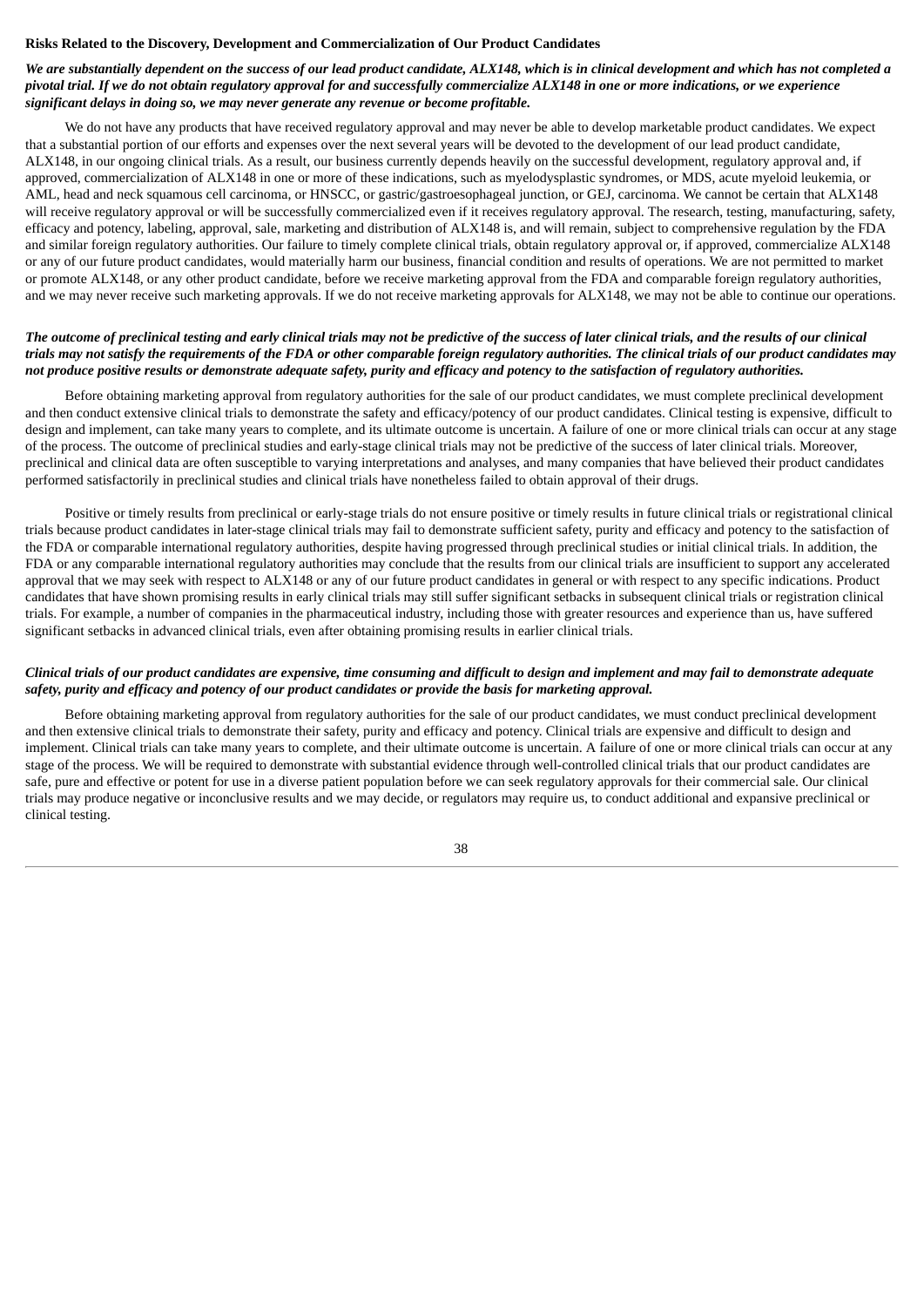**Risks Related to the Discovery, Development and Commercialization of Our Product Candidates**

***We are substantially dependent on the success of our lead product candidate, ALX148, which is in clinical development and which has not completed a pivotal trial. If we do not obtain regulatory approval for and successfully commercialize ALX148 in one or more indications, or we experience significant delays in doing so, we may never generate any revenue or become profitable.***

We do not have any products that have received regulatory approval and may never be able to develop marketable product candidates. We expect that a substantial portion of our efforts and expenses over the next several years will be devoted to the development of our lead product candidate, ALX148, in our ongoing clinical trials. As a result, our business currently depends heavily on the successful development, regulatory approval and, if approved, commercialization of ALX148 in one or more of these indications, such as myelodysplastic syndromes, or MDS, acute myeloid leukemia, or AML, head and neck squamous cell carcinoma, or HNSCC, or gastric/gastroesophageal junction, or GEJ, carcinoma. We cannot be certain that ALX148 will receive regulatory approval or will be successfully commercialized even if it receives regulatory approval. The research, testing, manufacturing, safety, efficacy and potency, labeling, approval, sale, marketing and distribution of ALX148 is, and will remain, subject to comprehensive regulation by the FDA and similar foreign regulatory authorities. Our failure to timely complete clinical trials, obtain regulatory approval or, if approved, commercialize ALX148 or any of our future product candidates, would materially harm our business, financial condition and results of operations. We are not permitted to market or promote ALX148, or any other product candidate, before we receive marketing approval from the FDA and comparable foreign regulatory authorities, and we may never receive such marketing approvals. If we do not receive marketing approvals for ALX148, we may not be able to continue our operations.

***The outcome of preclinical testing and early clinical trials may not be predictive of the success of later clinical trials, and the results of our clinical trials may not satisfy the requirements of the FDA or other comparable foreign regulatory authorities. The clinical trials of our product candidates may not produce positive results or demonstrate adequate safety, purity and efficacy and potency to the satisfaction of regulatory authorities.***

Before obtaining marketing approval from regulatory authorities for the sale of our product candidates, we must complete preclinical development and then conduct extensive clinical trials to demonstrate the safety and efficacy/potency of our product candidates. Clinical testing is expensive, difficult to design and implement, can take many years to complete, and its ultimate outcome is uncertain. A failure of one or more clinical trials can occur at any stage of the process. The outcome of preclinical studies and early-stage clinical trials may not be predictive of the success of later clinical trials. Moreover, preclinical and clinical data are often susceptible to varying interpretations and analyses, and many companies that have believed their product candidates performed satisfactorily in preclinical studies and clinical trials have nonetheless failed to obtain approval of their drugs.

Positive or timely results from preclinical or early-stage trials do not ensure positive or timely results in future clinical trials or registrational clinical trials because product candidates in later-stage clinical trials may fail to demonstrate sufficient safety, purity and efficacy and potency to the satisfaction of the FDA or comparable international regulatory authorities, despite having progressed through preclinical studies or initial clinical trials. In addition, the FDA or any comparable international regulatory authorities may conclude that the results from our clinical trials are insufficient to support any accelerated approval that we may seek with respect to ALX148 or any of our future product candidates in general or with respect to any specific indications. Product candidates that have shown promising results in early clinical trials may still suffer significant setbacks in subsequent clinical trials or registration clinical trials. For example, a number of companies in the pharmaceutical industry, including those with greater resources and experience than us, have suffered significant setbacks in advanced clinical trials, even after obtaining promising results in earlier clinical trials.

***Clinical trials of our product candidates are expensive, time consuming and difficult to design and implement and may fail to demonstrate adequate safety, purity and efficacy and potency of our product candidates or provide the basis for marketing approval.***

Before obtaining marketing approval from regulatory authorities for the sale of our product candidates, we must conduct preclinical development and then extensive clinical trials to demonstrate their safety, purity and efficacy and potency. Clinical trials are expensive and difficult to design and implement. Clinical trials can take many years to complete, and their ultimate outcome is uncertain. A failure of one or more clinical trials can occur at any stage of the process. We will be required to demonstrate with substantial evidence through well-controlled clinical trials that our product candidates are safe, pure and effective or potent for use in a diverse patient population before we can seek regulatory approvals for their commercial sale. Our clinical trials may produce negative or inconclusive results and we may decide, or regulators may require us, to conduct additional and expansive preclinical or clinical testing.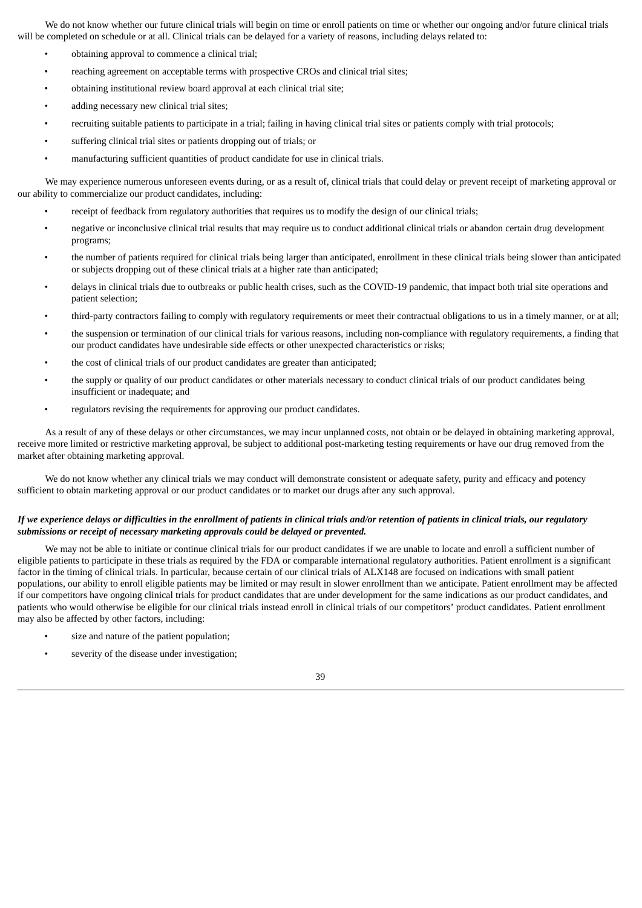We do not know whether our future clinical trials will begin on time or enroll patients on time or whether our ongoing and/or future clinical trials will be completed on schedule or at all. Clinical trials can be delayed for a variety of reasons, including delays related to:

- obtaining approval to commence a clinical trial;
- reaching agreement on acceptable terms with prospective CROs and clinical trial sites;
- obtaining institutional review board approval at each clinical trial site;
- adding necessary new clinical trial sites;
- recruiting suitable patients to participate in a trial; failing in having clinical trial sites or patients comply with trial protocols;
- suffering clinical trial sites or patients dropping out of trials; or
- manufacturing sufficient quantities of product candidate for use in clinical trials.

We may experience numerous unforeseen events during, or as a result of, clinical trials that could delay or prevent receipt of marketing approval or our ability to commercialize our product candidates, including:

- receipt of feedback from regulatory authorities that requires us to modify the design of our clinical trials;
- negative or inconclusive clinical trial results that may require us to conduct additional clinical trials or abandon certain drug development programs;
- the number of patients required for clinical trials being larger than anticipated, enrollment in these clinical trials being slower than anticipated or subjects dropping out of these clinical trials at a higher rate than anticipated;
- delays in clinical trials due to outbreaks or public health crises, such as the COVID-19 pandemic, that impact both trial site operations and patient selection;
- third-party contractors failing to comply with regulatory requirements or meet their contractual obligations to us in a timely manner, or at all;
- the suspension or termination of our clinical trials for various reasons, including non-compliance with regulatory requirements, a finding that our product candidates have undesirable side effects or other unexpected characteristics or risks;
- the cost of clinical trials of our product candidates are greater than anticipated;
- the supply or quality of our product candidates or other materials necessary to conduct clinical trials of our product candidates being insufficient or inadequate; and
- regulators revising the requirements for approving our product candidates.

As a result of any of these delays or other circumstances, we may incur unplanned costs, not obtain or be delayed in obtaining marketing approval, receive more limited or restrictive marketing approval, be subject to additional post-marketing testing requirements or have our drug removed from the market after obtaining marketing approval.

We do not know whether any clinical trials we may conduct will demonstrate consistent or adequate safety, purity and efficacy and potency sufficient to obtain marketing approval or our product candidates or to market our drugs after any such approval.

***If we experience delays or difficulties in the enrollment of patients in clinical trials and/or retention of patients in clinical trials, our regulatory submissions or receipt of necessary marketing approvals could be delayed or prevented.***

We may not be able to initiate or continue clinical trials for our product candidates if we are unable to locate and enroll a sufficient number of eligible patients to participate in these trials as required by the FDA or comparable international regulatory authorities. Patient enrollment is a significant factor in the timing of clinical trials. In particular, because certain of our clinical trials of ALX148 are focused on indications with small patient populations, our ability to enroll eligible patients may be limited or may result in slower enrollment than we anticipate. Patient enrollment may be affected if our competitors have ongoing clinical trials for product candidates that are under development for the same indications as our product candidates, and patients who would otherwise be eligible for our clinical trials instead enroll in clinical trials of our competitors' product candidates. Patient enrollment may also be affected by other factors, including:

- size and nature of the patient population;
- severity of the disease under investigation;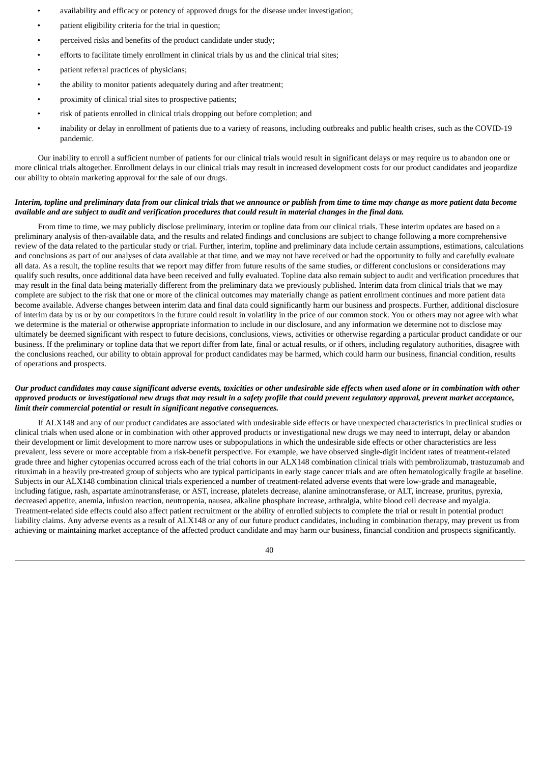- availability and efficacy or potency of approved drugs for the disease under investigation;
- patient eligibility criteria for the trial in question;
- perceived risks and benefits of the product candidate under study;
- efforts to facilitate timely enrollment in clinical trials by us and the clinical trial sites;
- patient referral practices of physicians;
- the ability to monitor patients adequately during and after treatment;
- proximity of clinical trial sites to prospective patients;
- risk of patients enrolled in clinical trials dropping out before completion; and
- inability or delay in enrollment of patients due to a variety of reasons, including outbreaks and public health crises, such as the COVID-19 pandemic.

Our inability to enroll a sufficient number of patients for our clinical trials would result in significant delays or may require us to abandon one or more clinical trials altogether. Enrollment delays in our clinical trials may result in increased development costs for our product candidates and jeopardize our ability to obtain marketing approval for the sale of our drugs.

***Interim, topline and preliminary data from our clinical trials that we announce or publish from time to time may change as more patient data become available and are subject to audit and verification procedures that could result in material changes in the final data.***

From time to time, we may publicly disclose preliminary, interim or topline data from our clinical trials. These interim updates are based on a preliminary analysis of then-available data, and the results and related findings and conclusions are subject to change following a more comprehensive review of the data related to the particular study or trial. Further, interim, topline and preliminary data include certain assumptions, estimations, calculations and conclusions as part of our analyses of data available at that time, and we may not have received or had the opportunity to fully and carefully evaluate all data. As a result, the topline results that we report may differ from future results of the same studies, or different conclusions or considerations may qualify such results, once additional data have been received and fully evaluated. Topline data also remain subject to audit and verification procedures that may result in the final data being materially different from the preliminary data we previously published. Interim data from clinical trials that we may complete are subject to the risk that one or more of the clinical outcomes may materially change as patient enrollment continues and more patient data become available. Adverse changes between interim data and final data could significantly harm our business and prospects. Further, additional disclosure of interim data by us or by our competitors in the future could result in volatility in the price of our common stock. You or others may not agree with what we determine is the material or otherwise appropriate information to include in our disclosure, and any information we determine not to disclose may ultimately be deemed significant with respect to future decisions, conclusions, views, activities or otherwise regarding a particular product candidate or our business. If the preliminary or topline data that we report differ from late, final or actual results, or if others, including regulatory authorities, disagree with the conclusions reached, our ability to obtain approval for product candidates may be harmed, which could harm our business, financial condition, results of operations and prospects.

***Our product candidates may cause significant adverse events, toxicities or other undesirable side effects when used alone or in combination with other approved products or investigational new drugs that may result in a safety profile that could prevent regulatory approval, prevent market acceptance, limit their commercial potential or result in significant negative consequences.***

If ALX148 and any of our product candidates are associated with undesirable side effects or have unexpected characteristics in preclinical studies or clinical trials when used alone or in combination with other approved products or investigational new drugs we may need to interrupt, delay or abandon their development or limit development to more narrow uses or subpopulations in which the undesirable side effects or other characteristics are less prevalent, less severe or more acceptable from a risk-benefit perspective. For example, we have observed single-digit incident rates of treatment-related grade three and higher cytopenias occurred across each of the trial cohorts in our ALX148 combination clinical trials with pembrolizumab, trastuzumab and rituximab in a heavily pre-treated group of subjects who are typical participants in early stage cancer trials and are often hematologically fragile at baseline. Subjects in our ALX148 combination clinical trials experienced a number of treatment-related adverse events that were low-grade and manageable, including fatigue, rash, aspartate aminotransferase, or AST, increase, platelets decrease, alanine aminotransferase, or ALT, increase, pruritus, pyrexia, decreased appetite, anemia, infusion reaction, neutropenia, nausea, alkaline phosphate increase, arthralgia, white blood cell decrease and myalgia. Treatment-related side effects could also affect patient recruitment or the ability of enrolled subjects to complete the trial or result in potential product liability claims. Any adverse events as a result of ALX148 or any of our future product candidates, including in combination therapy, may prevent us from achieving or maintaining market acceptance of the affected product candidate and may harm our business, financial condition and prospects significantly.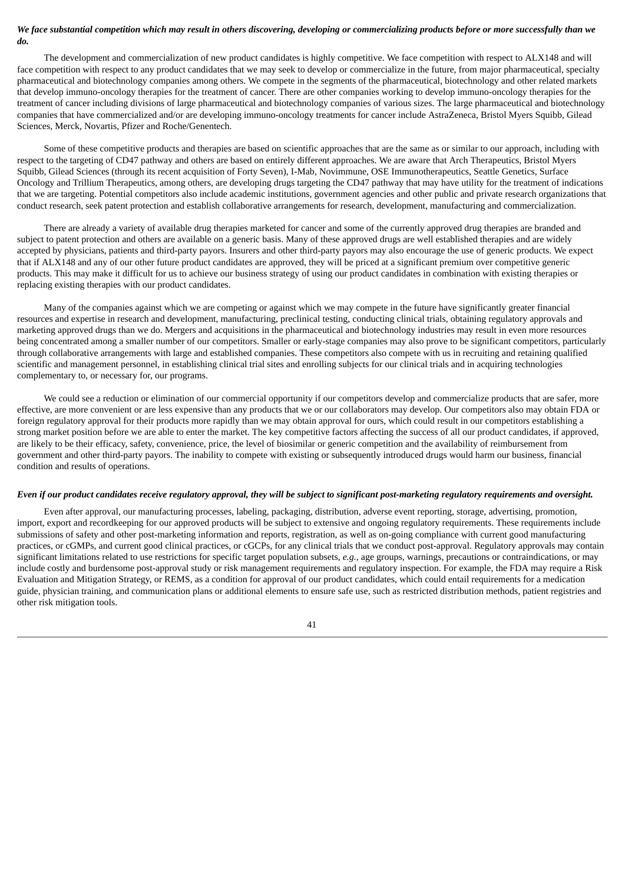***We face substantial competition which may result in others discovering, developing or commercializing products before or more successfully than we do.***

The development and commercialization of new product candidates is highly competitive. We face competition with respect to ALX148 and will face competition with respect to any product candidates that we may seek to develop or commercialize in the future, from major pharmaceutical, specialty pharmaceutical and biotechnology companies among others. We compete in the segments of the pharmaceutical, biotechnology and other related markets that develop immuno-oncology therapies for the treatment of cancer. There are other companies working to develop immuno-oncology therapies for the treatment of cancer including divisions of large pharmaceutical and biotechnology companies of various sizes. The large pharmaceutical and biotechnology companies that have commercialized and/or are developing immuno-oncology treatments for cancer include AstraZeneca, Bristol Myers Squibb, Gilead Sciences, Merck, Novartis, Pfizer and Roche/Genentech.

Some of these competitive products and therapies are based on scientific approaches that are the same as or similar to our approach, including with respect to the targeting of CD47 pathway and others are based on entirely different approaches. We are aware that Arch Therapeutics, Bristol Myers Squibb, Gilead Sciences (through its recent acquisition of Forty Seven), I-Mab, Novimmune, OSE Immunotherapeutics, Seattle Genetics, Surface Oncology and Trillium Therapeutics, among others, are developing drugs targeting the CD47 pathway that may have utility for the treatment of indications that we are targeting. Potential competitors also include academic institutions, government agencies and other public and private research organizations that conduct research, seek patent protection and establish collaborative arrangements for research, development, manufacturing and commercialization.

There are already a variety of available drug therapies marketed for cancer and some of the currently approved drug therapies are branded and subject to patent protection and others are available on a generic basis. Many of these approved drugs are well established therapies and are widely accepted by physicians, patients and third-party payors. Insurers and other third-party payors may also encourage the use of generic products. We expect that if ALX148 and any of our other future product candidates are approved, they will be priced at a significant premium over competitive generic products. This may make it difficult for us to achieve our business strategy of using our product candidates in combination with existing therapies or replacing existing therapies with our product candidates.

Many of the companies against which we are competing or against which we may compete in the future have significantly greater financial resources and expertise in research and development, manufacturing, preclinical testing, conducting clinical trials, obtaining regulatory approvals and marketing approved drugs than we do. Mergers and acquisitions in the pharmaceutical and biotechnology industries may result in even more resources being concentrated among a smaller number of our competitors. Smaller or early-stage companies may also prove to be significant competitors, particularly through collaborative arrangements with large and established companies. These competitors also compete with us in recruiting and retaining qualified scientific and management personnel, in establishing clinical trial sites and enrolling subjects for our clinical trials and in acquiring technologies complementary to, or necessary for, our programs.

We could see a reduction or elimination of our commercial opportunity if our competitors develop and commercialize products that are safer, more effective, are more convenient or are less expensive than any products that we or our collaborators may develop. Our competitors also may obtain FDA or foreign regulatory approval for their products more rapidly than we may obtain approval for ours, which could result in our competitors establishing a strong market position before we are able to enter the market. The key competitive factors affecting the success of all our product candidates, if approved, are likely to be their efficacy, safety, convenience, price, the level of biosimilar or generic competition and the availability of reimbursement from government and other third-party payors. The inability to compete with existing or subsequently introduced drugs would harm our business, financial condition and results of operations.

***Even if our product candidates receive regulatory approval, they will be subject to significant post-marketing regulatory requirements and oversight.***

Even after approval, our manufacturing processes, labeling, packaging, distribution, adverse event reporting, storage, advertising, promotion, import, export and recordkeeping for our approved products will be subject to extensive and ongoing regulatory requirements. These requirements include submissions of safety and other post-marketing information and reports, registration, as well as on-going compliance with current good manufacturing practices, or cGMPs, and current good clinical practices, or cGCPs, for any clinical trials that we conduct post-approval. Regulatory approvals may contain significant limitations related to use restrictions for specific target population subsets, *e.g.*, age groups, warnings, precautions or contraindications, or may include costly and burdensome post-approval study or risk management requirements and regulatory inspection. For example, the FDA may require a Risk Evaluation and Mitigation Strategy, or REMS, as a condition for approval of our product candidates, which could entail requirements for a medication guide, physician training, and communication plans or additional elements to ensure safe use, such as restricted distribution methods, patient registries and other risk mitigation tools.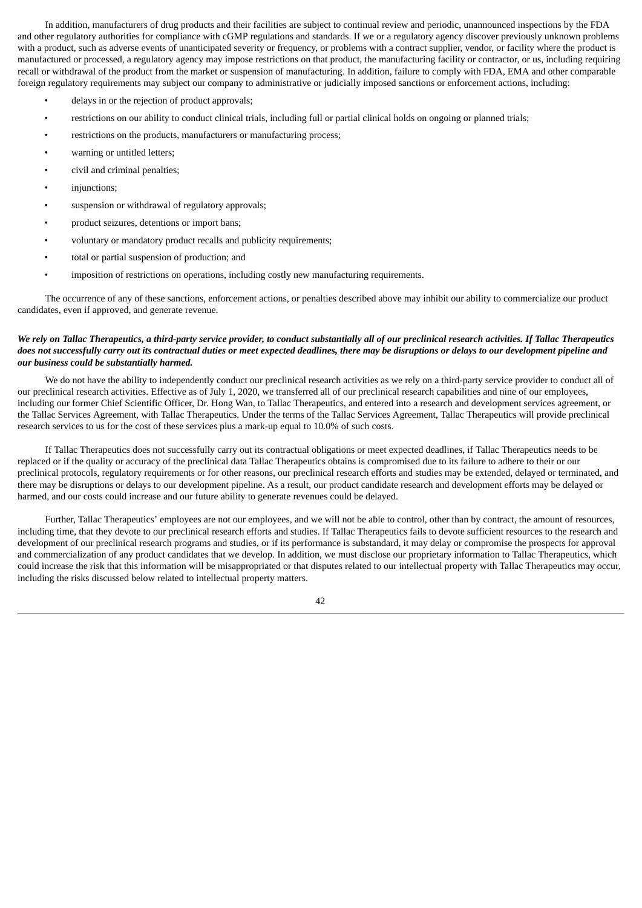In addition, manufacturers of drug products and their facilities are subject to continual review and periodic, unannounced inspections by the FDA and other regulatory authorities for compliance with cGMP regulations and standards. If we or a regulatory agency discover previously unknown problems with a product, such as adverse events of unanticipated severity or frequency, or problems with a contract supplier, vendor, or facility where the product is manufactured or processed, a regulatory agency may impose restrictions on that product, the manufacturing facility or contractor, or us, including requiring recall or withdrawal of the product from the market or suspension of manufacturing. In addition, failure to comply with FDA, EMA and other comparable foreign regulatory requirements may subject our company to administrative or judicially imposed sanctions or enforcement actions, including:

- delays in or the rejection of product approvals;
- restrictions on our ability to conduct clinical trials, including full or partial clinical holds on ongoing or planned trials;
- restrictions on the products, manufacturers or manufacturing process;
- warning or untitled letters;
- civil and criminal penalties;
- injunctions;
- suspension or withdrawal of regulatory approvals;
- product seizures, detentions or import bans;
- voluntary or mandatory product recalls and publicity requirements;
- total or partial suspension of production; and
- imposition of restrictions on operations, including costly new manufacturing requirements.

The occurrence of any of these sanctions, enforcement actions, or penalties described above may inhibit our ability to commercialize our product candidates, even if approved, and generate revenue.

***We rely on Tallac Therapeutics, a third-party service provider, to conduct substantially all of our preclinical research activities. If Tallac Therapeutics does not successfully carry out its contractual duties or meet expected deadlines, there may be disruptions or delays to our development pipeline and our business could be substantially harmed.***

We do not have the ability to independently conduct our preclinical research activities as we rely on a third-party service provider to conduct all of our preclinical research activities. Effective as of July 1, 2020, we transferred all of our preclinical research capabilities and nine of our employees, including our former Chief Scientific Officer, Dr. Hong Wan, to Tallac Therapeutics, and entered into a research and development services agreement, or the Tallac Services Agreement, with Tallac Therapeutics. Under the terms of the Tallac Services Agreement, Tallac Therapeutics will provide preclinical research services to us for the cost of these services plus a mark-up equal to 10.0% of such costs.

If Tallac Therapeutics does not successfully carry out its contractual obligations or meet expected deadlines, if Tallac Therapeutics needs to be replaced or if the quality or accuracy of the preclinical data Tallac Therapeutics obtains is compromised due to its failure to adhere to their or our preclinical protocols, regulatory requirements or for other reasons, our preclinical research efforts and studies may be extended, delayed or terminated, and there may be disruptions or delays to our development pipeline. As a result, our product candidate research and development efforts may be delayed or harmed, and our costs could increase and our future ability to generate revenues could be delayed.

Further, Tallac Therapeutics' employees are not our employees, and we will not be able to control, other than by contract, the amount of resources, including time, that they devote to our preclinical research efforts and studies. If Tallac Therapeutics fails to devote sufficient resources to the research and development of our preclinical research programs and studies, or if its performance is substandard, it may delay or compromise the prospects for approval and commercialization of any product candidates that we develop. In addition, we must disclose our proprietary information to Tallac Therapeutics, which could increase the risk that this information will be misappropriated or that disputes related to our intellectual property with Tallac Therapeutics may occur, including the risks discussed below related to intellectual property matters.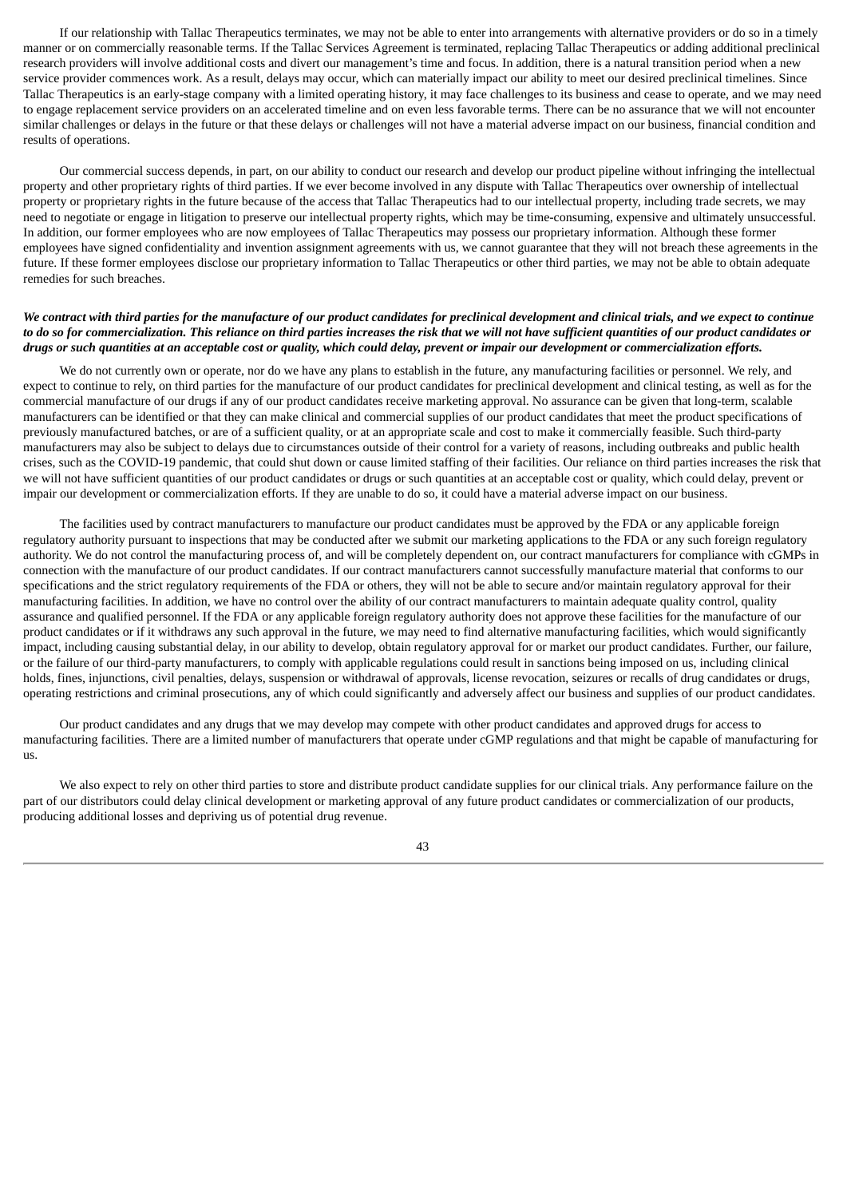If our relationship with Tallac Therapeutics terminates, we may not be able to enter into arrangements with alternative providers or do so in a timely manner or on commercially reasonable terms. If the Tallac Services Agreement is terminated, replacing Tallac Therapeutics or adding additional preclinical research providers will involve additional costs and divert our management's time and focus. In addition, there is a natural transition period when a new service provider commences work. As a result, delays may occur, which can materially impact our ability to meet our desired preclinical timelines. Since Tallac Therapeutics is an early-stage company with a limited operating history, it may face challenges to its business and cease to operate, and we may need to engage replacement service providers on an accelerated timeline and on even less favorable terms. There can be no assurance that we will not encounter similar challenges or delays in the future or that these delays or challenges will not have a material adverse impact on our business, financial condition and results of operations.

Our commercial success depends, in part, on our ability to conduct our research and develop our product pipeline without infringing the intellectual property and other proprietary rights of third parties. If we ever become involved in any dispute with Tallac Therapeutics over ownership of intellectual property or proprietary rights in the future because of the access that Tallac Therapeutics had to our intellectual property, including trade secrets, we may need to negotiate or engage in litigation to preserve our intellectual property rights, which may be time-consuming, expensive and ultimately unsuccessful. In addition, our former employees who are now employees of Tallac Therapeutics may possess our proprietary information. Although these former employees have signed confidentiality and invention assignment agreements with us, we cannot guarantee that they will not breach these agreements in the future. If these former employees disclose our proprietary information to Tallac Therapeutics or other third parties, we may not be able to obtain adequate remedies for such breaches.

***We contract with third parties for the manufacture of our product candidates for preclinical development and clinical trials, and we expect to continue to do so for commercialization. This reliance on third parties increases the risk that we will not have sufficient quantities of our product candidates or drugs or such quantities at an acceptable cost or quality, which could delay, prevent or impair our development or commercialization efforts.***

We do not currently own or operate, nor do we have any plans to establish in the future, any manufacturing facilities or personnel. We rely, and expect to continue to rely, on third parties for the manufacture of our product candidates for preclinical development and clinical testing, as well as for the commercial manufacture of our drugs if any of our product candidates receive marketing approval. No assurance can be given that long-term, scalable manufacturers can be identified or that they can make clinical and commercial supplies of our product candidates that meet the product specifications of previously manufactured batches, or are of a sufficient quality, or at an appropriate scale and cost to make it commercially feasible. Such third-party manufacturers may also be subject to delays due to circumstances outside of their control for a variety of reasons, including outbreaks and public health crises, such as the COVID-19 pandemic, that could shut down or cause limited staffing of their facilities. Our reliance on third parties increases the risk that we will not have sufficient quantities of our product candidates or drugs or such quantities at an acceptable cost or quality, which could delay, prevent or impair our development or commercialization efforts. If they are unable to do so, it could have a material adverse impact on our business.

The facilities used by contract manufacturers to manufacture our product candidates must be approved by the FDA or any applicable foreign regulatory authority pursuant to inspections that may be conducted after we submit our marketing applications to the FDA or any such foreign regulatory authority. We do not control the manufacturing process of, and will be completely dependent on, our contract manufacturers for compliance with cGMPs in connection with the manufacture of our product candidates. If our contract manufacturers cannot successfully manufacture material that conforms to our specifications and the strict regulatory requirements of the FDA or others, they will not be able to secure and/or maintain regulatory approval for their manufacturing facilities. In addition, we have no control over the ability of our contract manufacturers to maintain adequate quality control, quality assurance and qualified personnel. If the FDA or any applicable foreign regulatory authority does not approve these facilities for the manufacture of our product candidates or if it withdraws any such approval in the future, we may need to find alternative manufacturing facilities, which would significantly impact, including causing substantial delay, in our ability to develop, obtain regulatory approval for or market our product candidates. Further, our failure, or the failure of our third-party manufacturers, to comply with applicable regulations could result in sanctions being imposed on us, including clinical holds, fines, injunctions, civil penalties, delays, suspension or withdrawal of approvals, license revocation, seizures or recalls of drug candidates or drugs, operating restrictions and criminal prosecutions, any of which could significantly and adversely affect our business and supplies of our product candidates.

Our product candidates and any drugs that we may develop may compete with other product candidates and approved drugs for access to manufacturing facilities. There are a limited number of manufacturers that operate under cGMP regulations and that might be capable of manufacturing for us.

We also expect to rely on other third parties to store and distribute product candidate supplies for our clinical trials. Any performance failure on the part of our distributors could delay clinical development or marketing approval of any future product candidates or commercialization of our products, producing additional losses and depriving us of potential drug revenue.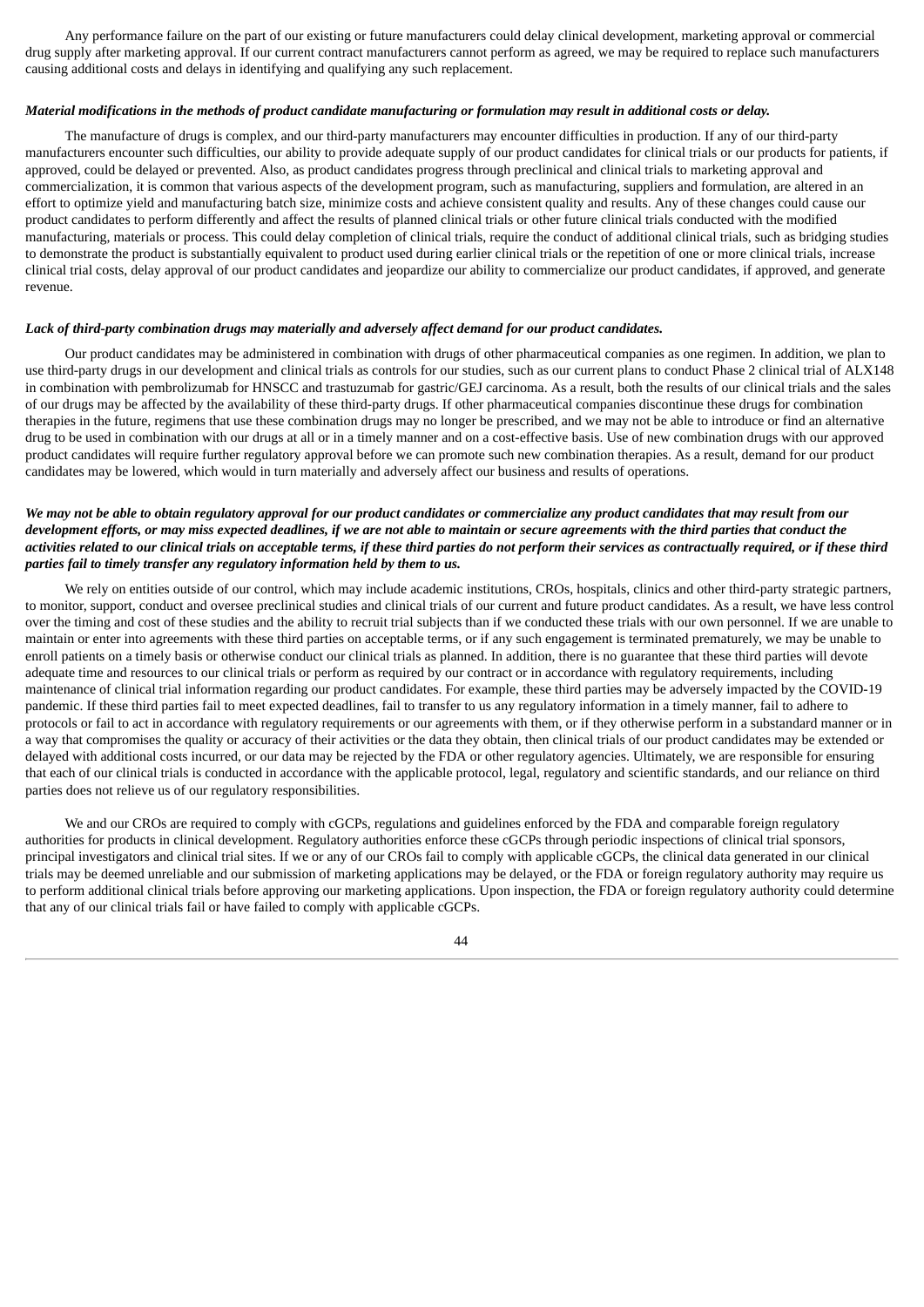Any performance failure on the part of our existing or future manufacturers could delay clinical development, marketing approval or commercial drug supply after marketing approval. If our current contract manufacturers cannot perform as agreed, we may be required to replace such manufacturers causing additional costs and delays in identifying and qualifying any such replacement.

***Material modifications in the methods of product candidate manufacturing or formulation may result in additional costs or delay.***

The manufacture of drugs is complex, and our third-party manufacturers may encounter difficulties in production. If any of our third-party manufacturers encounter such difficulties, our ability to provide adequate supply of our product candidates for clinical trials or our products for patients, if approved, could be delayed or prevented. Also, as product candidates progress through preclinical and clinical trials to marketing approval and commercialization, it is common that various aspects of the development program, such as manufacturing, suppliers and formulation, are altered in an effort to optimize yield and manufacturing batch size, minimize costs and achieve consistent quality and results. Any of these changes could cause our product candidates to perform differently and affect the results of planned clinical trials or other future clinical trials conducted with the modified manufacturing, materials or process. This could delay completion of clinical trials, require the conduct of additional clinical trials, such as bridging studies to demonstrate the product is substantially equivalent to product used during earlier clinical trials or the repetition of one or more clinical trials, increase clinical trial costs, delay approval of our product candidates and jeopardize our ability to commercialize our product candidates, if approved, and generate revenue.

***Lack of third-party combination drugs may materially and adversely affect demand for our product candidates.***

Our product candidates may be administered in combination with drugs of other pharmaceutical companies as one regimen. In addition, we plan to use third-party drugs in our development and clinical trials as controls for our studies, such as our current plans to conduct Phase 2 clinical trial of ALX148 in combination with pembrolizumab for HNSCC and trastuzumab for gastric/GEJ carcinoma. As a result, both the results of our clinical trials and the sales of our drugs may be affected by the availability of these third-party drugs. If other pharmaceutical companies discontinue these drugs for combination therapies in the future, regimens that use these combination drugs may no longer be prescribed, and we may not be able to introduce or find an alternative drug to be used in combination with our drugs at all or in a timely manner and on a cost-effective basis. Use of new combination drugs with our approved product candidates will require further regulatory approval before we can promote such new combination therapies. As a result, demand for our product candidates may be lowered, which would in turn materially and adversely affect our business and results of operations.

***We may not be able to obtain regulatory approval for our product candidates or commercialize any product candidates that may result from our development efforts, or may miss expected deadlines, if we are not able to maintain or secure agreements with the third parties that conduct the activities related to our clinical trials on acceptable terms, if these third parties do not perform their services as contractually required, or if these third parties fail to timely transfer any regulatory information held by them to us.***

We rely on entities outside of our control, which may include academic institutions, CROs, hospitals, clinics and other third-party strategic partners, to monitor, support, conduct and oversee preclinical studies and clinical trials of our current and future product candidates. As a result, we have less control over the timing and cost of these studies and the ability to recruit trial subjects than if we conducted these trials with our own personnel. If we are unable to maintain or enter into agreements with these third parties on acceptable terms, or if any such engagement is terminated prematurely, we may be unable to enroll patients on a timely basis or otherwise conduct our clinical trials as planned. In addition, there is no guarantee that these third parties will devote adequate time and resources to our clinical trials or perform as required by our contract or in accordance with regulatory requirements, including maintenance of clinical trial information regarding our product candidates. For example, these third parties may be adversely impacted by the COVID-19 pandemic. If these third parties fail to meet expected deadlines, fail to transfer to us any regulatory information in a timely manner, fail to adhere to protocols or fail to act in accordance with regulatory requirements or our agreements with them, or if they otherwise perform in a substandard manner or in a way that compromises the quality or accuracy of their activities or the data they obtain, then clinical trials of our product candidates may be extended or delayed with additional costs incurred, or our data may be rejected by the FDA or other regulatory agencies. Ultimately, we are responsible for ensuring that each of our clinical trials is conducted in accordance with the applicable protocol, legal, regulatory and scientific standards, and our reliance on third parties does not relieve us of our regulatory responsibilities.

We and our CROs are required to comply with cGCPs, regulations and guidelines enforced by the FDA and comparable foreign regulatory authorities for products in clinical development. Regulatory authorities enforce these cGCPs through periodic inspections of clinical trial sponsors, principal investigators and clinical trial sites. If we or any of our CROs fail to comply with applicable cGCPs, the clinical data generated in our clinical trials may be deemed unreliable and our submission of marketing applications may be delayed, or the FDA or foreign regulatory authority may require us to perform additional clinical trials before approving our marketing applications. Upon inspection, the FDA or foreign regulatory authority could determine that any of our clinical trials fail or have failed to comply with applicable cGCPs.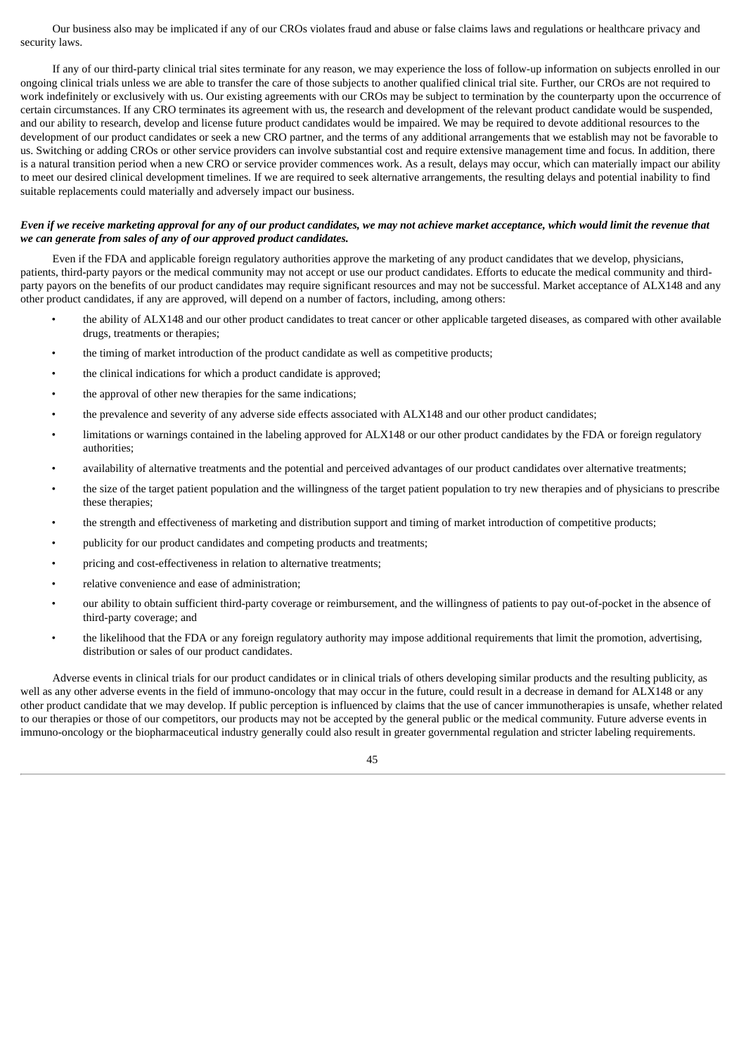Our business also may be implicated if any of our CROs violates fraud and abuse or false claims laws and regulations or healthcare privacy and security laws.

If any of our third-party clinical trial sites terminate for any reason, we may experience the loss of follow-up information on subjects enrolled in our ongoing clinical trials unless we are able to transfer the care of those subjects to another qualified clinical trial site. Further, our CROs are not required to work indefinitely or exclusively with us. Our existing agreements with our CROs may be subject to termination by the counterparty upon the occurrence of certain circumstances. If any CRO terminates its agreement with us, the research and development of the relevant product candidate would be suspended, and our ability to research, develop and license future product candidates would be impaired. We may be required to devote additional resources to the development of our product candidates or seek a new CRO partner, and the terms of any additional arrangements that we establish may not be favorable to us. Switching or adding CROs or other service providers can involve substantial cost and require extensive management time and focus. In addition, there is a natural transition period when a new CRO or service provider commences work. As a result, delays may occur, which can materially impact our ability to meet our desired clinical development timelines. If we are required to seek alternative arrangements, the resulting delays and potential inability to find suitable replacements could materially and adversely impact our business.

***Even if we receive marketing approval for any of our product candidates, we may not achieve market acceptance, which would limit the revenue that we can generate from sales of any of our approved product candidates.***

Even if the FDA and applicable foreign regulatory authorities approve the marketing of any product candidates that we develop, physicians, patients, third-party payors or the medical community may not accept or use our product candidates. Efforts to educate the medical community and third-party payors on the benefits of our product candidates may require significant resources and may not be successful. Market acceptance of ALX148 and any other product candidates, if any are approved, will depend on a number of factors, including, among others:

- the ability of ALX148 and our other product candidates to treat cancer or other applicable targeted diseases, as compared with other available drugs, treatments or therapies;
- the timing of market introduction of the product candidate as well as competitive products;
- the clinical indications for which a product candidate is approved;
- the approval of other new therapies for the same indications;
- the prevalence and severity of any adverse side effects associated with ALX148 and our other product candidates;
- limitations or warnings contained in the labeling approved for ALX148 or our other product candidates by the FDA or foreign regulatory authorities;
- availability of alternative treatments and the potential and perceived advantages of our product candidates over alternative treatments;
- the size of the target patient population and the willingness of the target patient population to try new therapies and of physicians to prescribe these therapies;
- the strength and effectiveness of marketing and distribution support and timing of market introduction of competitive products;
- publicity for our product candidates and competing products and treatments;
- pricing and cost-effectiveness in relation to alternative treatments;
- relative convenience and ease of administration;
- our ability to obtain sufficient third-party coverage or reimbursement, and the willingness of patients to pay out-of-pocket in the absence of third-party coverage; and
- the likelihood that the FDA or any foreign regulatory authority may impose additional requirements that limit the promotion, advertising, distribution or sales of our product candidates.

Adverse events in clinical trials for our product candidates or in clinical trials of others developing similar products and the resulting publicity, as well as any other adverse events in the field of immuno-oncology that may occur in the future, could result in a decrease in demand for ALX148 or any other product candidate that we may develop. If public perception is influenced by claims that the use of cancer immunotherapies is unsafe, whether related to our therapies or those of our competitors, our products may not be accepted by the general public or the medical community. Future adverse events in immuno-oncology or the biopharmaceutical industry generally could also result in greater governmental regulation and stricter labeling requirements.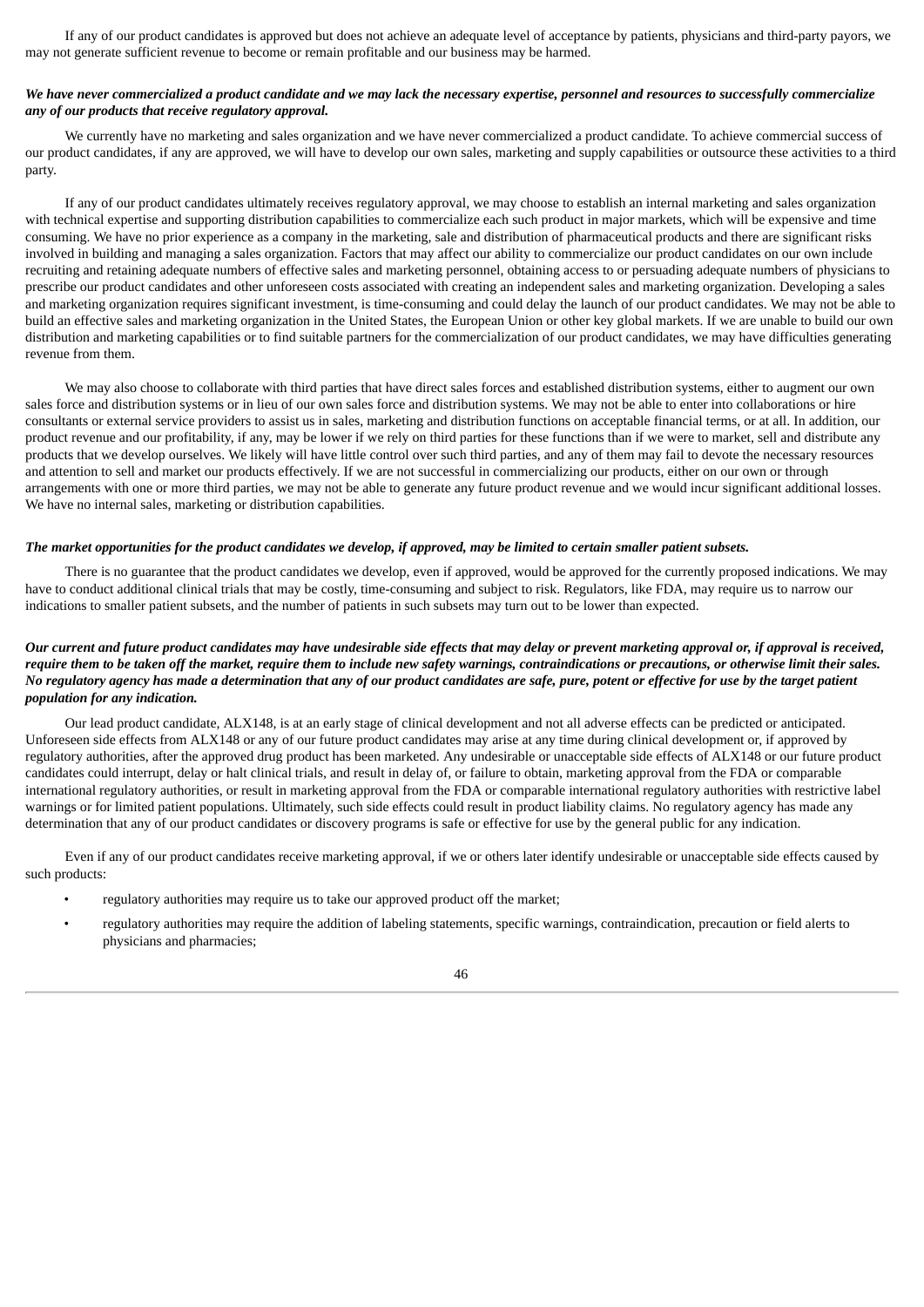If any of our product candidates is approved but does not achieve an adequate level of acceptance by patients, physicians and third-party payors, we may not generate sufficient revenue to become or remain profitable and our business may be harmed.

***We have never commercialized a product candidate and we may lack the necessary expertise, personnel and resources to successfully commercialize any of our products that receive regulatory approval.***

We currently have no marketing and sales organization and we have never commercialized a product candidate. To achieve commercial success of our product candidates, if any are approved, we will have to develop our own sales, marketing and supply capabilities or outsource these activities to a third party.

If any of our product candidates ultimately receives regulatory approval, we may choose to establish an internal marketing and sales organization with technical expertise and supporting distribution capabilities to commercialize each such product in major markets, which will be expensive and time consuming. We have no prior experience as a company in the marketing, sale and distribution of pharmaceutical products and there are significant risks involved in building and managing a sales organization. Factors that may affect our ability to commercialize our product candidates on our own include recruiting and retaining adequate numbers of effective sales and marketing personnel, obtaining access to or persuading adequate numbers of physicians to prescribe our product candidates and other unforeseen costs associated with creating an independent sales and marketing organization. Developing a sales and marketing organization requires significant investment, is time-consuming and could delay the launch of our product candidates. We may not be able to build an effective sales and marketing organization in the United States, the European Union or other key global markets. If we are unable to build our own distribution and marketing capabilities or to find suitable partners for the commercialization of our product candidates, we may have difficulties generating revenue from them.

We may also choose to collaborate with third parties that have direct sales forces and established distribution systems, either to augment our own sales force and distribution systems or in lieu of our own sales force and distribution systems. We may not be able to enter into collaborations or hire consultants or external service providers to assist us in sales, marketing and distribution functions on acceptable financial terms, or at all. In addition, our product revenue and our profitability, if any, may be lower if we rely on third parties for these functions than if we were to market, sell and distribute any products that we develop ourselves. We likely will have little control over such third parties, and any of them may fail to devote the necessary resources and attention to sell and market our products effectively. If we are not successful in commercializing our products, either on our own or through arrangements with one or more third parties, we may not be able to generate any future product revenue and we would incur significant additional losses. We have no internal sales, marketing or distribution capabilities.

***The market opportunities for the product candidates we develop, if approved, may be limited to certain smaller patient subsets.***

There is no guarantee that the product candidates we develop, even if approved, would be approved for the currently proposed indications. We may have to conduct additional clinical trials that may be costly, time-consuming and subject to risk. Regulators, like FDA, may require us to narrow our indications to smaller patient subsets, and the number of patients in such subsets may turn out to be lower than expected.

***Our current and future product candidates may have undesirable side effects that may delay or prevent marketing approval or, if approval is received, require them to be taken off the market, require them to include new safety warnings, contraindications or precautions, or otherwise limit their sales. No regulatory agency has made a determination that any of our product candidates are safe, pure, potent or effective for use by the target patient population for any indication.***

Our lead product candidate, ALX148, is at an early stage of clinical development and not all adverse effects can be predicted or anticipated. Unforeseen side effects from ALX148 or any of our future product candidates may arise at any time during clinical development or, if approved by regulatory authorities, after the approved drug product has been marketed. Any undesirable or unacceptable side effects of ALX148 or our future product candidates could interrupt, delay or halt clinical trials, and result in delay of, or failure to obtain, marketing approval from the FDA or comparable international regulatory authorities, or result in marketing approval from the FDA or comparable international regulatory authorities with restrictive label warnings or for limited patient populations. Ultimately, such side effects could result in product liability claims. No regulatory agency has made any determination that any of our product candidates or discovery programs is safe or effective for use by the general public for any indication.

Even if any of our product candidates receive marketing approval, if we or others later identify undesirable or unacceptable side effects caused by such products:

- regulatory authorities may require us to take our approved product off the market;
- regulatory authorities may require the addition of labeling statements, specific warnings, contraindication, precaution or field alerts to physicians and pharmacies;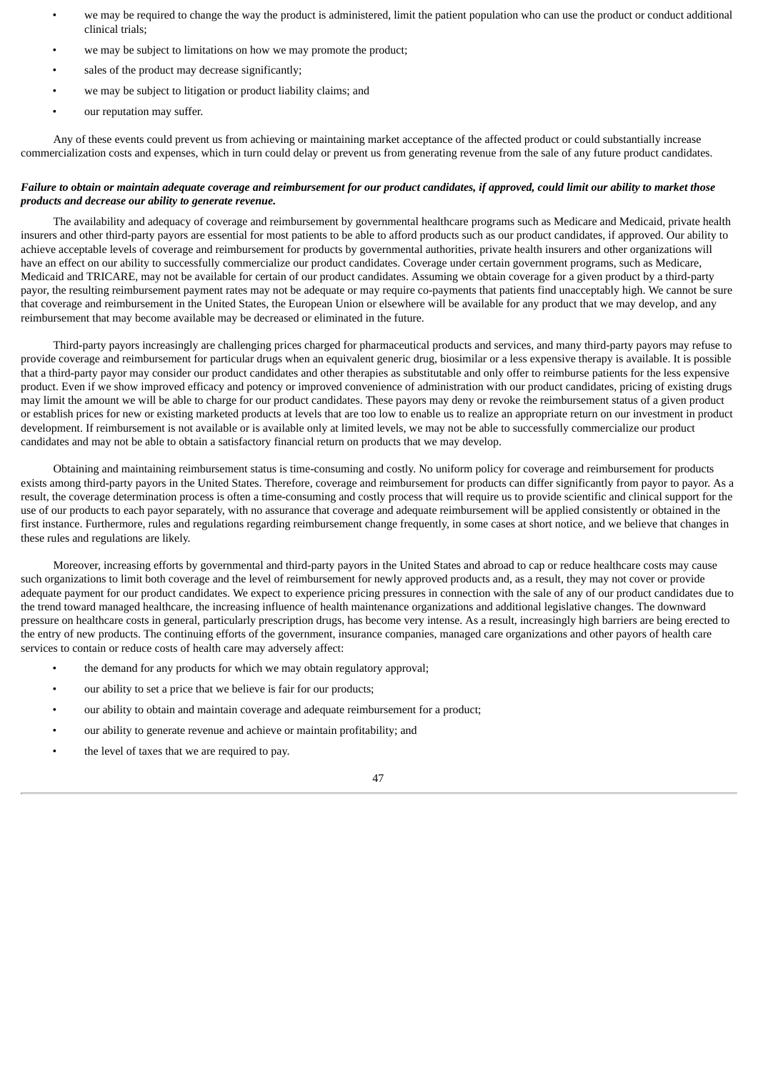- we may be required to change the way the product is administered, limit the patient population who can use the product or conduct additional clinical trials;
- we may be subject to limitations on how we may promote the product;
- sales of the product may decrease significantly;
- we may be subject to litigation or product liability claims; and
- our reputation may suffer.

Any of these events could prevent us from achieving or maintaining market acceptance of the affected product or could substantially increase commercialization costs and expenses, which in turn could delay or prevent us from generating revenue from the sale of any future product candidates.

***Failure to obtain or maintain adequate coverage and reimbursement for our product candidates, if approved, could limit our ability to market those products and decrease our ability to generate revenue.***

The availability and adequacy of coverage and reimbursement by governmental healthcare programs such as Medicare and Medicaid, private health insurers and other third-party payors are essential for most patients to be able to afford products such as our product candidates, if approved. Our ability to achieve acceptable levels of coverage and reimbursement for products by governmental authorities, private health insurers and other organizations will have an effect on our ability to successfully commercialize our product candidates. Coverage under certain government programs, such as Medicare, Medicaid and TRICARE, may not be available for certain of our product candidates. Assuming we obtain coverage for a given product by a third-party payor, the resulting reimbursement payment rates may not be adequate or may require co-payments that patients find unacceptably high. We cannot be sure that coverage and reimbursement in the United States, the European Union or elsewhere will be available for any product that we may develop, and any reimbursement that may become available may be decreased or eliminated in the future.

Third-party payors increasingly are challenging prices charged for pharmaceutical products and services, and many third-party payors may refuse to provide coverage and reimbursement for particular drugs when an equivalent generic drug, biosimilar or a less expensive therapy is available. It is possible that a third-party payor may consider our product candidates and other therapies as substitutable and only offer to reimburse patients for the less expensive product. Even if we show improved efficacy and potency or improved convenience of administration with our product candidates, pricing of existing drugs may limit the amount we will be able to charge for our product candidates. These payors may deny or revoke the reimbursement status of a given product or establish prices for new or existing marketed products at levels that are too low to enable us to realize an appropriate return on our investment in product development. If reimbursement is not available or is available only at limited levels, we may not be able to successfully commercialize our product candidates and may not be able to obtain a satisfactory financial return on products that we may develop.

Obtaining and maintaining reimbursement status is time-consuming and costly. No uniform policy for coverage and reimbursement for products exists among third-party payors in the United States. Therefore, coverage and reimbursement for products can differ significantly from payor to payor. As a result, the coverage determination process is often a time-consuming and costly process that will require us to provide scientific and clinical support for the use of our products to each payor separately, with no assurance that coverage and adequate reimbursement will be applied consistently or obtained in the first instance. Furthermore, rules and regulations regarding reimbursement change frequently, in some cases at short notice, and we believe that changes in these rules and regulations are likely.

Moreover, increasing efforts by governmental and third-party payors in the United States and abroad to cap or reduce healthcare costs may cause such organizations to limit both coverage and the level of reimbursement for newly approved products and, as a result, they may not cover or provide adequate payment for our product candidates. We expect to experience pricing pressures in connection with the sale of any of our product candidates due to the trend toward managed healthcare, the increasing influence of health maintenance organizations and additional legislative changes. The downward pressure on healthcare costs in general, particularly prescription drugs, has become very intense. As a result, increasingly high barriers are being erected to the entry of new products. The continuing efforts of the government, insurance companies, managed care organizations and other payors of health care services to contain or reduce costs of health care may adversely affect:

- the demand for any products for which we may obtain regulatory approval;
- our ability to set a price that we believe is fair for our products;
- our ability to obtain and maintain coverage and adequate reimbursement for a product;
- our ability to generate revenue and achieve or maintain profitability; and
- the level of taxes that we are required to pay.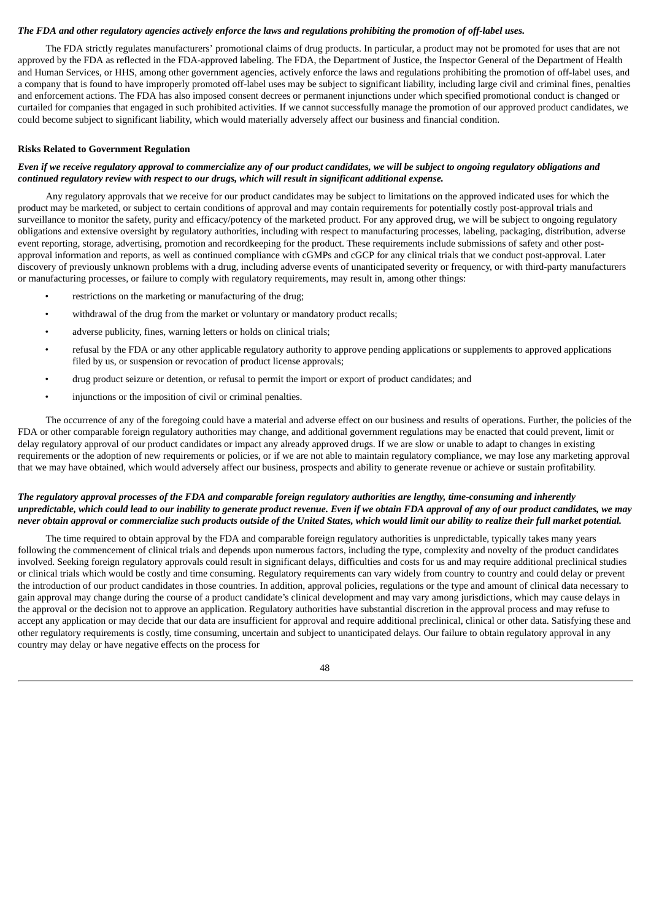***The FDA and other regulatory agencies actively enforce the laws and regulations prohibiting the promotion of off-label uses.***

The FDA strictly regulates manufacturers' promotional claims of drug products. In particular, a product may not be promoted for uses that are not approved by the FDA as reflected in the FDA-approved labeling. The FDA, the Department of Justice, the Inspector General of the Department of Health and Human Services, or HHS, among other government agencies, actively enforce the laws and regulations prohibiting the promotion of off-label uses, and a company that is found to have improperly promoted off-label uses may be subject to significant liability, including large civil and criminal fines, penalties and enforcement actions. The FDA has also imposed consent decrees or permanent injunctions under which specified promotional conduct is changed or curtailed for companies that engaged in such prohibited activities. If we cannot successfully manage the promotion of our approved product candidates, we could become subject to significant liability, which would materially adversely affect our business and financial condition.

**Risks Related to Government Regulation**

***Even if we receive regulatory approval to commercialize any of our product candidates, we will be subject to ongoing regulatory obligations and continued regulatory review with respect to our drugs, which will result in significant additional expense.***

Any regulatory approvals that we receive for our product candidates may be subject to limitations on the approved indicated uses for which the product may be marketed, or subject to certain conditions of approval and may contain requirements for potentially costly post-approval trials and surveillance to monitor the safety, purity and efficacy/potency of the marketed product. For any approved drug, we will be subject to ongoing regulatory obligations and extensive oversight by regulatory authorities, including with respect to manufacturing processes, labeling, packaging, distribution, adverse event reporting, storage, advertising, promotion and recordkeeping for the product. These requirements include submissions of safety and other post-approval information and reports, as well as continued compliance with cGMPs and cGCP for any clinical trials that we conduct post-approval. Later discovery of previously unknown problems with a drug, including adverse events of unanticipated severity or frequency, or with third-party manufacturers or manufacturing processes, or failure to comply with regulatory requirements, may result in, among other things:

- restrictions on the marketing or manufacturing of the drug;
- withdrawal of the drug from the market or voluntary or mandatory product recalls;
- adverse publicity, fines, warning letters or holds on clinical trials;
- refusal by the FDA or any other applicable regulatory authority to approve pending applications or supplements to approved applications filed by us, or suspension or revocation of product license approvals;
- drug product seizure or detention, or refusal to permit the import or export of product candidates; and
- injunctions or the imposition of civil or criminal penalties.

The occurrence of any of the foregoing could have a material and adverse effect on our business and results of operations. Further, the policies of the FDA or other comparable foreign regulatory authorities may change, and additional government regulations may be enacted that could prevent, limit or delay regulatory approval of our product candidates or impact any already approved drugs. If we are slow or unable to adapt to changes in existing requirements or the adoption of new requirements or policies, or if we are not able to maintain regulatory compliance, we may lose any marketing approval that we may have obtained, which would adversely affect our business, prospects and ability to generate revenue or achieve or sustain profitability.

***The regulatory approval processes of the FDA and comparable foreign regulatory authorities are lengthy, time-consuming and inherently unpredictable, which could lead to our inability to generate product revenue. Even if we obtain FDA approval of any of our product candidates, we may never obtain approval or commercialize such products outside of the United States, which would limit our ability to realize their full market potential.***

The time required to obtain approval by the FDA and comparable foreign regulatory authorities is unpredictable, typically takes many years following the commencement of clinical trials and depends upon numerous factors, including the type, complexity and novelty of the product candidates involved. Seeking foreign regulatory approvals could result in significant delays, difficulties and costs for us and may require additional preclinical studies or clinical trials which would be costly and time consuming. Regulatory requirements can vary widely from country to country and could delay or prevent the introduction of our product candidates in those countries. In addition, approval policies, regulations or the type and amount of clinical data necessary to gain approval may change during the course of a product candidate's clinical development and may vary among jurisdictions, which may cause delays in the approval or the decision not to approve an application. Regulatory authorities have substantial discretion in the approval process and may refuse to accept any application or may decide that our data are insufficient for approval and require additional preclinical, clinical or other data. Satisfying these and other regulatory requirements is costly, time consuming, uncertain and subject to unanticipated delays. Our failure to obtain regulatory approval in any country may delay or have negative effects on the process for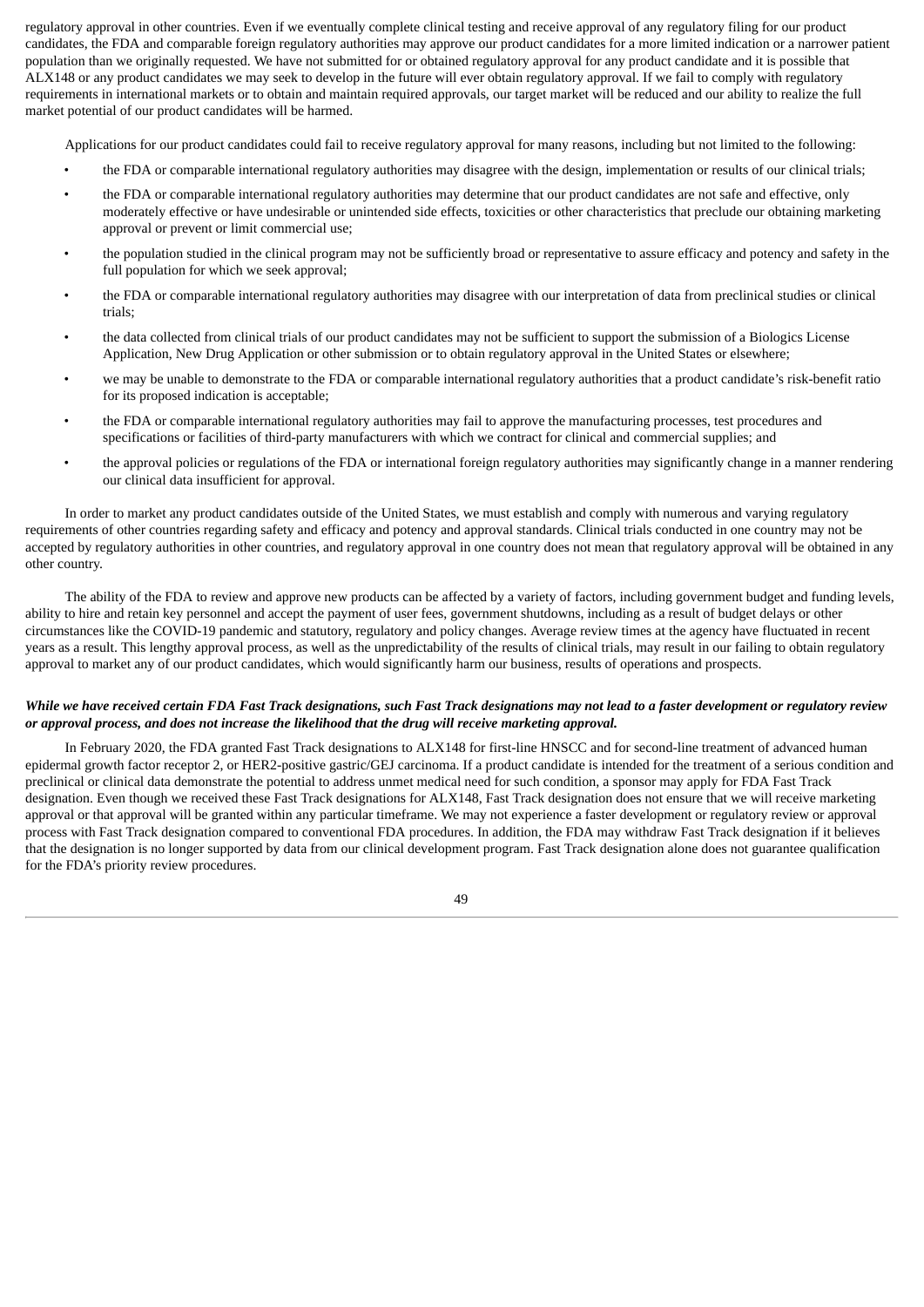regulatory approval in other countries. Even if we eventually complete clinical testing and receive approval of any regulatory filing for our product candidates, the FDA and comparable foreign regulatory authorities may approve our product candidates for a more limited indication or a narrower patient population than we originally requested. We have not submitted for or obtained regulatory approval for any product candidate and it is possible that ALX148 or any product candidates we may seek to develop in the future will ever obtain regulatory approval. If we fail to comply with regulatory requirements in international markets or to obtain and maintain required approvals, our target market will be reduced and our ability to realize the full market potential of our product candidates will be harmed.

Applications for our product candidates could fail to receive regulatory approval for many reasons, including but not limited to the following:

- the FDA or comparable international regulatory authorities may disagree with the design, implementation or results of our clinical trials;
- the FDA or comparable international regulatory authorities may determine that our product candidates are not safe and effective, only moderately effective or have undesirable or unintended side effects, toxicities or other characteristics that preclude our obtaining marketing approval or prevent or limit commercial use;
- the population studied in the clinical program may not be sufficiently broad or representative to assure efficacy and potency and safety in the full population for which we seek approval;
- the FDA or comparable international regulatory authorities may disagree with our interpretation of data from preclinical studies or clinical trials;
- the data collected from clinical trials of our product candidates may not be sufficient to support the submission of a Biologics License Application, New Drug Application or other submission or to obtain regulatory approval in the United States or elsewhere;
- we may be unable to demonstrate to the FDA or comparable international regulatory authorities that a product candidate's risk-benefit ratio for its proposed indication is acceptable;
- the FDA or comparable international regulatory authorities may fail to approve the manufacturing processes, test procedures and specifications or facilities of third-party manufacturers with which we contract for clinical and commercial supplies; and
- the approval policies or regulations of the FDA or international foreign regulatory authorities may significantly change in a manner rendering our clinical data insufficient for approval.

In order to market any product candidates outside of the United States, we must establish and comply with numerous and varying regulatory requirements of other countries regarding safety and efficacy and potency and approval standards. Clinical trials conducted in one country may not be accepted by regulatory authorities in other countries, and regulatory approval in one country does not mean that regulatory approval will be obtained in any other country.

The ability of the FDA to review and approve new products can be affected by a variety of factors, including government budget and funding levels, ability to hire and retain key personnel and accept the payment of user fees, government shutdowns, including as a result of budget delays or other circumstances like the COVID-19 pandemic and statutory, regulatory and policy changes. Average review times at the agency have fluctuated in recent years as a result. This lengthy approval process, as well as the unpredictability of the results of clinical trials, may result in our failing to obtain regulatory approval to market any of our product candidates, which would significantly harm our business, results of operations and prospects.

***While we have received certain FDA Fast Track designations, such Fast Track designations may not lead to a faster development or regulatory review or approval process, and does not increase the likelihood that the drug will receive marketing approval.***

In February 2020, the FDA granted Fast Track designations to ALX148 for first-line HNSCC and for second-line treatment of advanced human epidermal growth factor receptor 2, or HER2-positive gastric/GEJ carcinoma. If a product candidate is intended for the treatment of a serious condition and preclinical or clinical data demonstrate the potential to address unmet medical need for such condition, a sponsor may apply for FDA Fast Track designation. Even though we received these Fast Track designations for ALX148, Fast Track designation does not ensure that we will receive marketing approval or that approval will be granted within any particular timeframe. We may not experience a faster development or regulatory review or approval process with Fast Track designation compared to conventional FDA procedures. In addition, the FDA may withdraw Fast Track designation if it believes that the designation is no longer supported by data from our clinical development program. Fast Track designation alone does not guarantee qualification for the FDA's priority review procedures.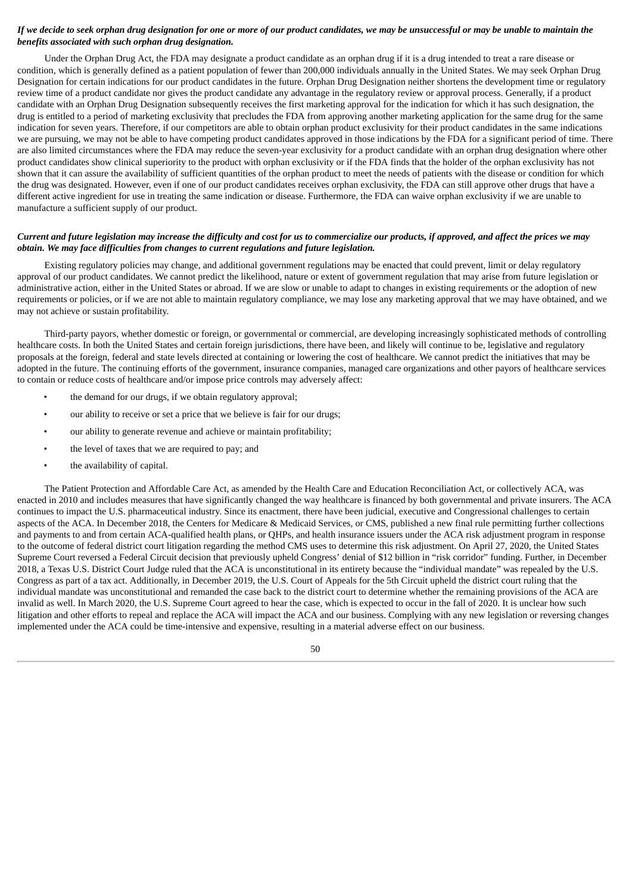***If we decide to seek orphan drug designation for one or more of our product candidates, we may be unsuccessful or may be unable to maintain the benefits associated with such orphan drug designation.***

Under the Orphan Drug Act, the FDA may designate a product candidate as an orphan drug if it is a drug intended to treat a rare disease or condition, which is generally defined as a patient population of fewer than 200,000 individuals annually in the United States. We may seek Orphan Drug Designation for certain indications for our product candidates in the future. Orphan Drug Designation neither shortens the development time or regulatory review time of a product candidate nor gives the product candidate any advantage in the regulatory review or approval process. Generally, if a product candidate with an Orphan Drug Designation subsequently receives the first marketing approval for the indication for which it has such designation, the drug is entitled to a period of marketing exclusivity that precludes the FDA from approving another marketing application for the same drug for the same indication for seven years. Therefore, if our competitors are able to obtain orphan product exclusivity for their product candidates in the same indications we are pursuing, we may not be able to have competing product candidates approved in those indications by the FDA for a significant period of time. There are also limited circumstances where the FDA may reduce the seven-year exclusivity for a product candidate with an orphan drug designation where other product candidates show clinical superiority to the product with orphan exclusivity or if the FDA finds that the holder of the orphan exclusivity has not shown that it can assure the availability of sufficient quantities of the orphan product to meet the needs of patients with the disease or condition for which the drug was designated. However, even if one of our product candidates receives orphan exclusivity, the FDA can still approve other drugs that have a different active ingredient for use in treating the same indication or disease. Furthermore, the FDA can waive orphan exclusivity if we are unable to manufacture a sufficient supply of our product.

***Current and future legislation may increase the difficulty and cost for us to commercialize our products, if approved, and affect the prices we may obtain. We may face difficulties from changes to current regulations and future legislation.***

Existing regulatory policies may change, and additional government regulations may be enacted that could prevent, limit or delay regulatory approval of our product candidates. We cannot predict the likelihood, nature or extent of government regulation that may arise from future legislation or administrative action, either in the United States or abroad. If we are slow or unable to adapt to changes in existing requirements or the adoption of new requirements or policies, or if we are not able to maintain regulatory compliance, we may lose any marketing approval that we may have obtained, and we may not achieve or sustain profitability.

Third-party payors, whether domestic or foreign, or governmental or commercial, are developing increasingly sophisticated methods of controlling healthcare costs. In both the United States and certain foreign jurisdictions, there have been, and likely will continue to be, legislative and regulatory proposals at the foreign, federal and state levels directed at containing or lowering the cost of healthcare. We cannot predict the initiatives that may be adopted in the future. The continuing efforts of the government, insurance companies, managed care organizations and other payors of healthcare services to contain or reduce costs of healthcare and/or impose price controls may adversely affect:

- the demand for our drugs, if we obtain regulatory approval;
- our ability to receive or set a price that we believe is fair for our drugs;
- our ability to generate revenue and achieve or maintain profitability;
- the level of taxes that we are required to pay; and
- the availability of capital.

The Patient Protection and Affordable Care Act, as amended by the Health Care and Education Reconciliation Act, or collectively ACA, was enacted in 2010 and includes measures that have significantly changed the way healthcare is financed by both governmental and private insurers. The ACA continues to impact the U.S. pharmaceutical industry. Since its enactment, there have been judicial, executive and Congressional challenges to certain aspects of the ACA. In December 2018, the Centers for Medicare & Medicaid Services, or CMS, published a new final rule permitting further collections and payments to and from certain ACA-qualified health plans, or QHPs, and health insurance issuers under the ACA risk adjustment program in response to the outcome of federal district court litigation regarding the method CMS uses to determine this risk adjustment. On April 27, 2020, the United States Supreme Court reversed a Federal Circuit decision that previously upheld Congress' denial of $12 billion in "risk corridor" funding. Further, in December 2018, a Texas U.S. District Court Judge ruled that the ACA is unconstitutional in its entirety because the "individual mandate" was repealed by the U.S. Congress as part of a tax act. Additionally, in December 2019, the U.S. Court of Appeals for the 5th Circuit upheld the district court ruling that the individual mandate was unconstitutional and remanded the case back to the district court to determine whether the remaining provisions of the ACA are invalid as well. In March 2020, the U.S. Supreme Court agreed to hear the case, which is expected to occur in the fall of 2020. It is unclear how such litigation and other efforts to repeal and replace the ACA will impact the ACA and our business. Complying with any new legislation or reversing changes implemented under the ACA could be time-intensive and expensive, resulting in a material adverse effect on our business.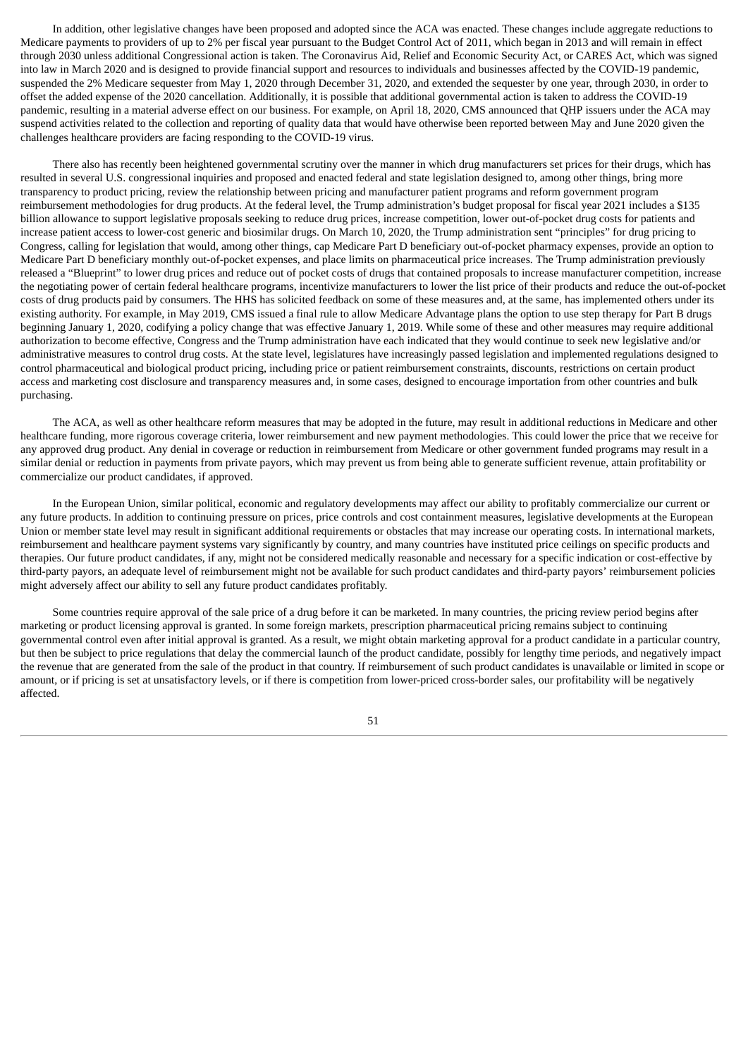In addition, other legislative changes have been proposed and adopted since the ACA was enacted. These changes include aggregate reductions to Medicare payments to providers of up to 2% per fiscal year pursuant to the Budget Control Act of 2011, which began in 2013 and will remain in effect through 2030 unless additional Congressional action is taken. The Coronavirus Aid, Relief and Economic Security Act, or CARES Act, which was signed into law in March 2020 and is designed to provide financial support and resources to individuals and businesses affected by the COVID-19 pandemic, suspended the 2% Medicare sequester from May 1, 2020 through December 31, 2020, and extended the sequester by one year, through 2030, in order to offset the added expense of the 2020 cancellation. Additionally, it is possible that additional governmental action is taken to address the COVID-19 pandemic, resulting in a material adverse effect on our business. For example, on April 18, 2020, CMS announced that QHP issuers under the ACA may suspend activities related to the collection and reporting of quality data that would have otherwise been reported between May and June 2020 given the challenges healthcare providers are facing responding to the COVID-19 virus.

There also has recently been heightened governmental scrutiny over the manner in which drug manufacturers set prices for their drugs, which has resulted in several U.S. congressional inquiries and proposed and enacted federal and state legislation designed to, among other things, bring more transparency to product pricing, review the relationship between pricing and manufacturer patient programs and reform government program reimbursement methodologies for drug products. At the federal level, the Trump administration's budget proposal for fiscal year 2021 includes a $135 billion allowance to support legislative proposals seeking to reduce drug prices, increase competition, lower out-of-pocket drug costs for patients and increase patient access to lower-cost generic and biosimilar drugs. On March 10, 2020, the Trump administration sent "principles" for drug pricing to Congress, calling for legislation that would, among other things, cap Medicare Part D beneficiary out-of-pocket pharmacy expenses, provide an option to Medicare Part D beneficiary monthly out-of-pocket expenses, and place limits on pharmaceutical price increases. The Trump administration previously released a "Blueprint" to lower drug prices and reduce out of pocket costs of drugs that contained proposals to increase manufacturer competition, increase the negotiating power of certain federal healthcare programs, incentivize manufacturers to lower the list price of their products and reduce the out-of-pocket costs of drug products paid by consumers. The HHS has solicited feedback on some of these measures and, at the same, has implemented others under its existing authority. For example, in May 2019, CMS issued a final rule to allow Medicare Advantage plans the option to use step therapy for Part B drugs beginning January 1, 2020, codifying a policy change that was effective January 1, 2019. While some of these and other measures may require additional authorization to become effective, Congress and the Trump administration have each indicated that they would continue to seek new legislative and/or administrative measures to control drug costs. At the state level, legislatures have increasingly passed legislation and implemented regulations designed to control pharmaceutical and biological product pricing, including price or patient reimbursement constraints, discounts, restrictions on certain product access and marketing cost disclosure and transparency measures and, in some cases, designed to encourage importation from other countries and bulk purchasing.

The ACA, as well as other healthcare reform measures that may be adopted in the future, may result in additional reductions in Medicare and other healthcare funding, more rigorous coverage criteria, lower reimbursement and new payment methodologies. This could lower the price that we receive for any approved drug product. Any denial in coverage or reduction in reimbursement from Medicare or other government funded programs may result in a similar denial or reduction in payments from private payors, which may prevent us from being able to generate sufficient revenue, attain profitability or commercialize our product candidates, if approved.

In the European Union, similar political, economic and regulatory developments may affect our ability to profitably commercialize our current or any future products. In addition to continuing pressure on prices, price controls and cost containment measures, legislative developments at the European Union or member state level may result in significant additional requirements or obstacles that may increase our operating costs. In international markets, reimbursement and healthcare payment systems vary significantly by country, and many countries have instituted price ceilings on specific products and therapies. Our future product candidates, if any, might not be considered medically reasonable and necessary for a specific indication or cost-effective by third-party payors, an adequate level of reimbursement might not be available for such product candidates and third-party payors' reimbursement policies might adversely affect our ability to sell any future product candidates profitably.

Some countries require approval of the sale price of a drug before it can be marketed. In many countries, the pricing review period begins after marketing or product licensing approval is granted. In some foreign markets, prescription pharmaceutical pricing remains subject to continuing governmental control even after initial approval is granted. As a result, we might obtain marketing approval for a product candidate in a particular country, but then be subject to price regulations that delay the commercial launch of the product candidate, possibly for lengthy time periods, and negatively impact the revenue that are generated from the sale of the product in that country. If reimbursement of such product candidates is unavailable or limited in scope or amount, or if pricing is set at unsatisfactory levels, or if there is competition from lower-priced cross-border sales, our profitability will be negatively affected.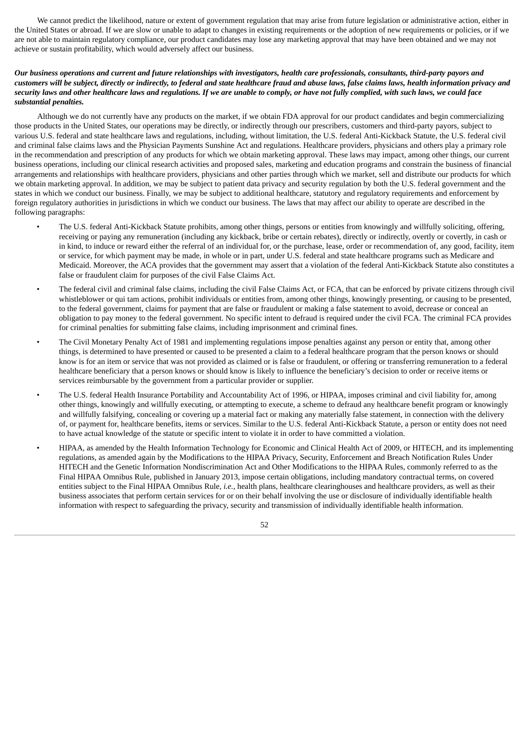We cannot predict the likelihood, nature or extent of government regulation that may arise from future legislation or administrative action, either in the United States or abroad. If we are slow or unable to adapt to changes in existing requirements or the adoption of new requirements or policies, or if we are not able to maintain regulatory compliance, our product candidates may lose any marketing approval that may have been obtained and we may not achieve or sustain profitability, which would adversely affect our business.

***Our business operations and current and future relationships with investigators, health care professionals, consultants, third-party payors and customers will be subject, directly or indirectly, to federal and state healthcare fraud and abuse laws, false claims laws, health information privacy and security laws and other healthcare laws and regulations. If we are unable to comply, or have not fully complied, with such laws, we could face substantial penalties.***

Although we do not currently have any products on the market, if we obtain FDA approval for our product candidates and begin commercializing those products in the United States, our operations may be directly, or indirectly through our prescribers, customers and third-party payors, subject to various U.S. federal and state healthcare laws and regulations, including, without limitation, the U.S. federal Anti-Kickback Statute, the U.S. federal civil and criminal false claims laws and the Physician Payments Sunshine Act and regulations. Healthcare providers, physicians and others play a primary role in the recommendation and prescription of any products for which we obtain marketing approval. These laws may impact, among other things, our current business operations, including our clinical research activities and proposed sales, marketing and education programs and constrain the business of financial arrangements and relationships with healthcare providers, physicians and other parties through which we market, sell and distribute our products for which we obtain marketing approval. In addition, we may be subject to patient data privacy and security regulation by both the U.S. federal government and the states in which we conduct our business. Finally, we may be subject to additional healthcare, statutory and regulatory requirements and enforcement by foreign regulatory authorities in jurisdictions in which we conduct our business. The laws that may affect our ability to operate are described in the following paragraphs:

- The U.S. federal Anti-Kickback Statute prohibits, among other things, persons or entities from knowingly and willfully soliciting, offering, receiving or paying any remuneration (including any kickback, bribe or certain rebates), directly or indirectly, overtly or covertly, in cash or in kind, to induce or reward either the referral of an individual for, or the purchase, lease, order or recommendation of, any good, facility, item or service, for which payment may be made, in whole or in part, under U.S. federal and state healthcare programs such as Medicare and Medicaid. Moreover, the ACA provides that the government may assert that a violation of the federal Anti-Kickback Statute also constitutes a false or fraudulent claim for purposes of the civil False Claims Act.
- The federal civil and criminal false claims, including the civil False Claims Act, or FCA, that can be enforced by private citizens through civil whistleblower or qui tam actions, prohibit individuals or entities from, among other things, knowingly presenting, or causing to be presented, to the federal government, claims for payment that are false or fraudulent or making a false statement to avoid, decrease or conceal an obligation to pay money to the federal government. No specific intent to defraud is required under the civil FCA. The criminal FCA provides for criminal penalties for submitting false claims, including imprisonment and criminal fines.
- The Civil Monetary Penalty Act of 1981 and implementing regulations impose penalties against any person or entity that, among other things, is determined to have presented or caused to be presented a claim to a federal healthcare program that the person knows or should know is for an item or service that was not provided as claimed or is false or fraudulent, or offering or transferring remuneration to a federal healthcare beneficiary that a person knows or should know is likely to influence the beneficiary's decision to order or receive items or services reimbursable by the government from a particular provider or supplier.
- The U.S. federal Health Insurance Portability and Accountability Act of 1996, or HIPAA, imposes criminal and civil liability for, among other things, knowingly and willfully executing, or attempting to execute, a scheme to defraud any healthcare benefit program or knowingly and willfully falsifying, concealing or covering up a material fact or making any materially false statement, in connection with the delivery of, or payment for, healthcare benefits, items or services. Similar to the U.S. federal Anti-Kickback Statute, a person or entity does not need to have actual knowledge of the statute or specific intent to violate it in order to have committed a violation.
- HIPAA, as amended by the Health Information Technology for Economic and Clinical Health Act of 2009, or HITECH, and its implementing regulations, as amended again by the Modifications to the HIPAA Privacy, Security, Enforcement and Breach Notification Rules Under HITECH and the Genetic Information Nondiscrimination Act and Other Modifications to the HIPAA Rules, commonly referred to as the Final HIPAA Omnibus Rule, published in January 2013, impose certain obligations, including mandatory contractual terms, on covered entities subject to the Final HIPAA Omnibus Rule, *i.e.*, health plans, healthcare clearinghouses and healthcare providers, as well as their business associates that perform certain services for or on their behalf involving the use or disclosure of individually identifiable health information with respect to safeguarding the privacy, security and transmission of individually identifiable health information.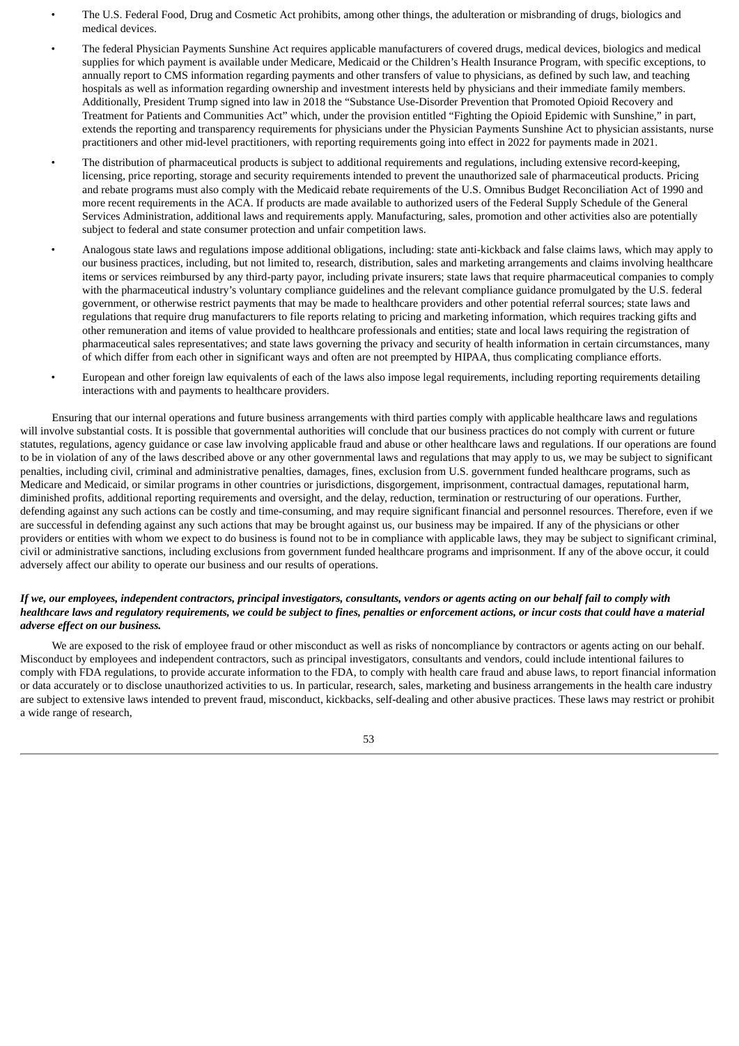- The U.S. Federal Food, Drug and Cosmetic Act prohibits, among other things, the adulteration or misbranding of drugs, biologics and medical devices.
- The federal Physician Payments Sunshine Act requires applicable manufacturers of covered drugs, medical devices, biologics and medical supplies for which payment is available under Medicare, Medicaid or the Children's Health Insurance Program, with specific exceptions, to annually report to CMS information regarding payments and other transfers of value to physicians, as defined by such law, and teaching hospitals as well as information regarding ownership and investment interests held by physicians and their immediate family members. Additionally, President Trump signed into law in 2018 the "Substance Use-Disorder Prevention that Promoted Opioid Recovery and Treatment for Patients and Communities Act" which, under the provision entitled "Fighting the Opioid Epidemic with Sunshine," in part, extends the reporting and transparency requirements for physicians under the Physician Payments Sunshine Act to physician assistants, nurse practitioners and other mid-level practitioners, with reporting requirements going into effect in 2022 for payments made in 2021.
- The distribution of pharmaceutical products is subject to additional requirements and regulations, including extensive record-keeping, licensing, price reporting, storage and security requirements intended to prevent the unauthorized sale of pharmaceutical products. Pricing and rebate programs must also comply with the Medicaid rebate requirements of the U.S. Omnibus Budget Reconciliation Act of 1990 and more recent requirements in the ACA. If products are made available to authorized users of the Federal Supply Schedule of the General Services Administration, additional laws and requirements apply. Manufacturing, sales, promotion and other activities also are potentially subject to federal and state consumer protection and unfair competition laws.
- Analogous state laws and regulations impose additional obligations, including: state anti-kickback and false claims laws, which may apply to our business practices, including, but not limited to, research, distribution, sales and marketing arrangements and claims involving healthcare items or services reimbursed by any third-party payor, including private insurers; state laws that require pharmaceutical companies to comply with the pharmaceutical industry's voluntary compliance guidelines and the relevant compliance guidance promulgated by the U.S. federal government, or otherwise restrict payments that may be made to healthcare providers and other potential referral sources; state laws and regulations that require drug manufacturers to file reports relating to pricing and marketing information, which requires tracking gifts and other remuneration and items of value provided to healthcare professionals and entities; state and local laws requiring the registration of pharmaceutical sales representatives; and state laws governing the privacy and security of health information in certain circumstances, many of which differ from each other in significant ways and often are not preempted by HIPAA, thus complicating compliance efforts.
- European and other foreign law equivalents of each of the laws also impose legal requirements, including reporting requirements detailing interactions with and payments to healthcare providers.

Ensuring that our internal operations and future business arrangements with third parties comply with applicable healthcare laws and regulations will involve substantial costs. It is possible that governmental authorities will conclude that our business practices do not comply with current or future statutes, regulations, agency guidance or case law involving applicable fraud and abuse or other healthcare laws and regulations. If our operations are found to be in violation of any of the laws described above or any other governmental laws and regulations that may apply to us, we may be subject to significant penalties, including civil, criminal and administrative penalties, damages, fines, exclusion from U.S. government funded healthcare programs, such as Medicare and Medicaid, or similar programs in other countries or jurisdictions, disgorgement, imprisonment, contractual damages, reputational harm, diminished profits, additional reporting requirements and oversight, and the delay, reduction, termination or restructuring of our operations. Further, defending against any such actions can be costly and time-consuming, and may require significant financial and personnel resources. Therefore, even if we are successful in defending against any such actions that may be brought against us, our business may be impaired. If any of the physicians or other providers or entities with whom we expect to do business is found not to be in compliance with applicable laws, they may be subject to significant criminal, civil or administrative sanctions, including exclusions from government funded healthcare programs and imprisonment. If any of the above occur, it could adversely affect our ability to operate our business and our results of operations.

***If we, our employees, independent contractors, principal investigators, consultants, vendors or agents acting on our behalf fail to comply with healthcare laws and regulatory requirements, we could be subject to fines, penalties or enforcement actions, or incur costs that could have a material adverse effect on our business.***

We are exposed to the risk of employee fraud or other misconduct as well as risks of noncompliance by contractors or agents acting on our behalf. Misconduct by employees and independent contractors, such as principal investigators, consultants and vendors, could include intentional failures to comply with FDA regulations, to provide accurate information to the FDA, to comply with health care fraud and abuse laws, to report financial information or data accurately or to disclose unauthorized activities to us. In particular, research, sales, marketing and business arrangements in the health care industry are subject to extensive laws intended to prevent fraud, misconduct, kickbacks, self-dealing and other abusive practices. These laws may restrict or prohibit a wide range of research,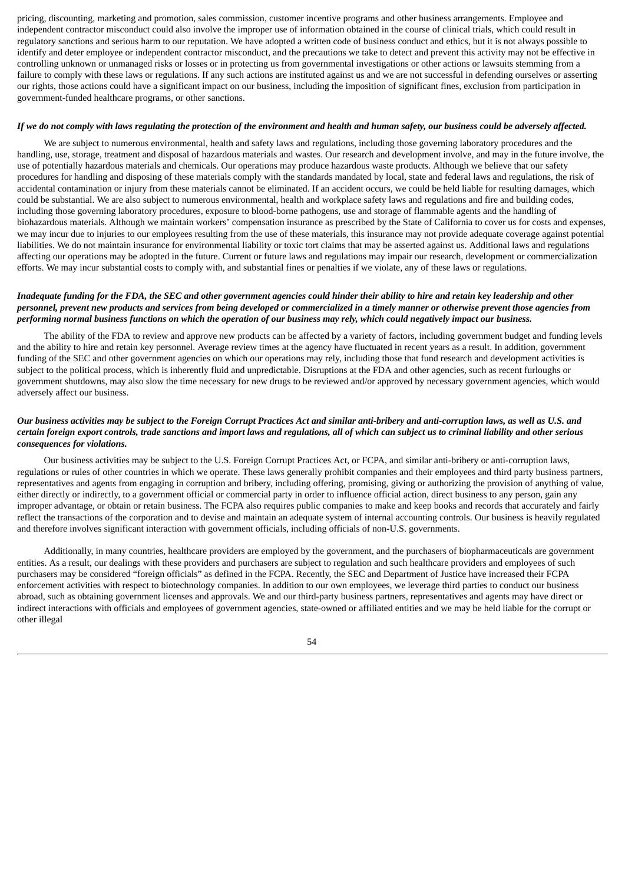pricing, discounting, marketing and promotion, sales commission, customer incentive programs and other business arrangements. Employee and independent contractor misconduct could also involve the improper use of information obtained in the course of clinical trials, which could result in regulatory sanctions and serious harm to our reputation. We have adopted a written code of business conduct and ethics, but it is not always possible to identify and deter employee or independent contractor misconduct, and the precautions we take to detect and prevent this activity may not be effective in controlling unknown or unmanaged risks or losses or in protecting us from governmental investigations or other actions or lawsuits stemming from a failure to comply with these laws or regulations. If any such actions are instituted against us and we are not successful in defending ourselves or asserting our rights, those actions could have a significant impact on our business, including the imposition of significant fines, exclusion from participation in government-funded healthcare programs, or other sanctions.

***If we do not comply with laws regulating the protection of the environment and health and human safety, our business could be adversely affected.***

We are subject to numerous environmental, health and safety laws and regulations, including those governing laboratory procedures and the handling, use, storage, treatment and disposal of hazardous materials and wastes. Our research and development involve, and may in the future involve, the use of potentially hazardous materials and chemicals. Our operations may produce hazardous waste products. Although we believe that our safety procedures for handling and disposing of these materials comply with the standards mandated by local, state and federal laws and regulations, the risk of accidental contamination or injury from these materials cannot be eliminated. If an accident occurs, we could be held liable for resulting damages, which could be substantial. We are also subject to numerous environmental, health and workplace safety laws and regulations and fire and building codes, including those governing laboratory procedures, exposure to blood-borne pathogens, use and storage of flammable agents and the handling of biohazardous materials. Although we maintain workers' compensation insurance as prescribed by the State of California to cover us for costs and expenses, we may incur due to injuries to our employees resulting from the use of these materials, this insurance may not provide adequate coverage against potential liabilities. We do not maintain insurance for environmental liability or toxic tort claims that may be asserted against us. Additional laws and regulations affecting our operations may be adopted in the future. Current or future laws and regulations may impair our research, development or commercialization efforts. We may incur substantial costs to comply with, and substantial fines or penalties if we violate, any of these laws or regulations.

***Inadequate funding for the FDA, the SEC and other government agencies could hinder their ability to hire and retain key leadership and other personnel, prevent new products and services from being developed or commercialized in a timely manner or otherwise prevent those agencies from performing normal business functions on which the operation of our business may rely, which could negatively impact our business.***

The ability of the FDA to review and approve new products can be affected by a variety of factors, including government budget and funding levels and the ability to hire and retain key personnel. Average review times at the agency have fluctuated in recent years as a result. In addition, government funding of the SEC and other government agencies on which our operations may rely, including those that fund research and development activities is subject to the political process, which is inherently fluid and unpredictable. Disruptions at the FDA and other agencies, such as recent furloughs or government shutdowns, may also slow the time necessary for new drugs to be reviewed and/or approved by necessary government agencies, which would adversely affect our business.

***Our business activities may be subject to the Foreign Corrupt Practices Act and similar anti-bribery and anti-corruption laws, as well as U.S. and certain foreign export controls, trade sanctions and import laws and regulations, all of which can subject us to criminal liability and other serious consequences for violations.***

Our business activities may be subject to the U.S. Foreign Corrupt Practices Act, or FCPA, and similar anti-bribery or anti-corruption laws, regulations or rules of other countries in which we operate. These laws generally prohibit companies and their employees and third party business partners, representatives and agents from engaging in corruption and bribery, including offering, promising, giving or authorizing the provision of anything of value, either directly or indirectly, to a government official or commercial party in order to influence official action, direct business to any person, gain any improper advantage, or obtain or retain business. The FCPA also requires public companies to make and keep books and records that accurately and fairly reflect the transactions of the corporation and to devise and maintain an adequate system of internal accounting controls. Our business is heavily regulated and therefore involves significant interaction with government officials, including officials of non-U.S. governments.

Additionally, in many countries, healthcare providers are employed by the government, and the purchasers of biopharmaceuticals are government entities. As a result, our dealings with these providers and purchasers are subject to regulation and such healthcare providers and employees of such purchasers may be considered "foreign officials" as defined in the FCPA. Recently, the SEC and Department of Justice have increased their FCPA enforcement activities with respect to biotechnology companies. In addition to our own employees, we leverage third parties to conduct our business abroad, such as obtaining government licenses and approvals. We and our third-party business partners, representatives and agents may have direct or indirect interactions with officials and employees of government agencies, state-owned or affiliated entities and we may be held liable for the corrupt or other illegal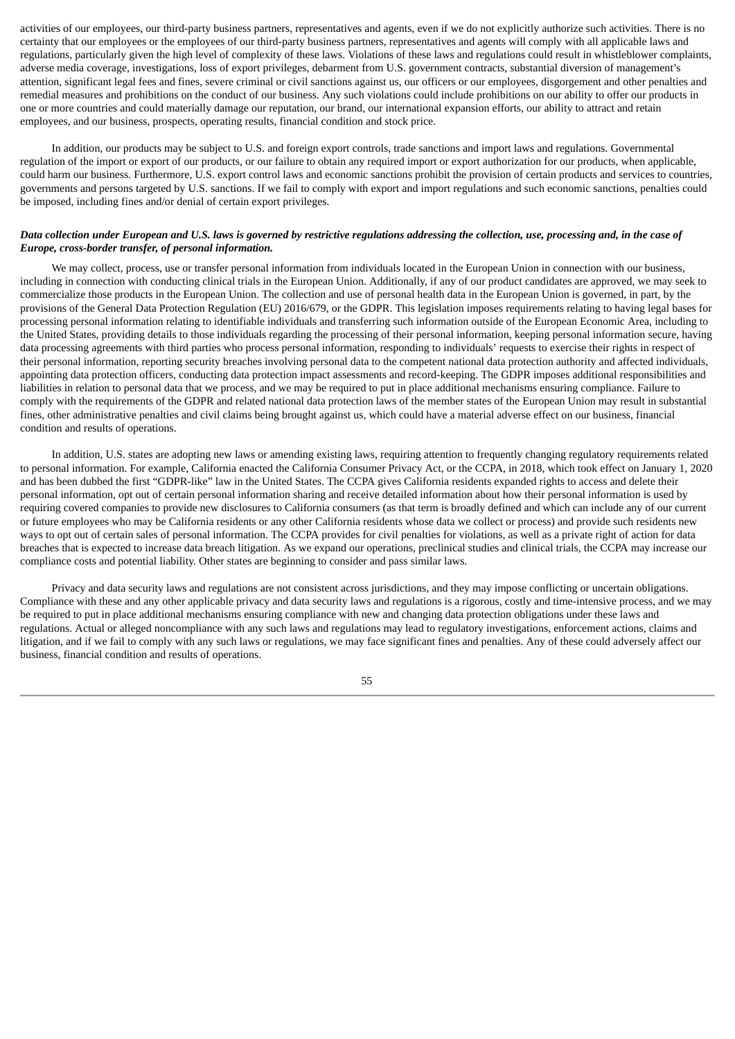activities of our employees, our third-party business partners, representatives and agents, even if we do not explicitly authorize such activities. There is no certainty that our employees or the employees of our third-party business partners, representatives and agents will comply with all applicable laws and regulations, particularly given the high level of complexity of these laws. Violations of these laws and regulations could result in whistleblower complaints, adverse media coverage, investigations, loss of export privileges, debarment from U.S. government contracts, substantial diversion of management's attention, significant legal fees and fines, severe criminal or civil sanctions against us, our officers or our employees, disgorgement and other penalties and remedial measures and prohibitions on the conduct of our business. Any such violations could include prohibitions on our ability to offer our products in one or more countries and could materially damage our reputation, our brand, our international expansion efforts, our ability to attract and retain employees, and our business, prospects, operating results, financial condition and stock price.

In addition, our products may be subject to U.S. and foreign export controls, trade sanctions and import laws and regulations. Governmental regulation of the import or export of our products, or our failure to obtain any required import or export authorization for our products, when applicable, could harm our business. Furthermore, U.S. export control laws and economic sanctions prohibit the provision of certain products and services to countries, governments and persons targeted by U.S. sanctions. If we fail to comply with export and import regulations and such economic sanctions, penalties could be imposed, including fines and/or denial of certain export privileges.

***Data collection under European and U.S. laws is governed by restrictive regulations addressing the collection, use, processing and, in the case of Europe, cross-border transfer, of personal information.***

We may collect, process, use or transfer personal information from individuals located in the European Union in connection with our business, including in connection with conducting clinical trials in the European Union. Additionally, if any of our product candidates are approved, we may seek to commercialize those products in the European Union. The collection and use of personal health data in the European Union is governed, in part, by the provisions of the General Data Protection Regulation (EU) 2016/679, or the GDPR. This legislation imposes requirements relating to having legal bases for processing personal information relating to identifiable individuals and transferring such information outside of the European Economic Area, including to the United States, providing details to those individuals regarding the processing of their personal information, keeping personal information secure, having data processing agreements with third parties who process personal information, responding to individuals' requests to exercise their rights in respect of their personal information, reporting security breaches involving personal data to the competent national data protection authority and affected individuals, appointing data protection officers, conducting data protection impact assessments and record-keeping. The GDPR imposes additional responsibilities and liabilities in relation to personal data that we process, and we may be required to put in place additional mechanisms ensuring compliance. Failure to comply with the requirements of the GDPR and related national data protection laws of the member states of the European Union may result in substantial fines, other administrative penalties and civil claims being brought against us, which could have a material adverse effect on our business, financial condition and results of operations.

In addition, U.S. states are adopting new laws or amending existing laws, requiring attention to frequently changing regulatory requirements related to personal information. For example, California enacted the California Consumer Privacy Act, or the CCPA, in 2018, which took effect on January 1, 2020 and has been dubbed the first "GDPR-like" law in the United States. The CCPA gives California residents expanded rights to access and delete their personal information, opt out of certain personal information sharing and receive detailed information about how their personal information is used by requiring covered companies to provide new disclosures to California consumers (as that term is broadly defined and which can include any of our current or future employees who may be California residents or any other California residents whose data we collect or process) and provide such residents new ways to opt out of certain sales of personal information. The CCPA provides for civil penalties for violations, as well as a private right of action for data breaches that is expected to increase data breach litigation. As we expand our operations, preclinical studies and clinical trials, the CCPA may increase our compliance costs and potential liability. Other states are beginning to consider and pass similar laws.

Privacy and data security laws and regulations are not consistent across jurisdictions, and they may impose conflicting or uncertain obligations. Compliance with these and any other applicable privacy and data security laws and regulations is a rigorous, costly and time-intensive process, and we may be required to put in place additional mechanisms ensuring compliance with new and changing data protection obligations under these laws and regulations. Actual or alleged noncompliance with any such laws and regulations may lead to regulatory investigations, enforcement actions, claims and litigation, and if we fail to comply with any such laws or regulations, we may face significant fines and penalties. Any of these could adversely affect our business, financial condition and results of operations.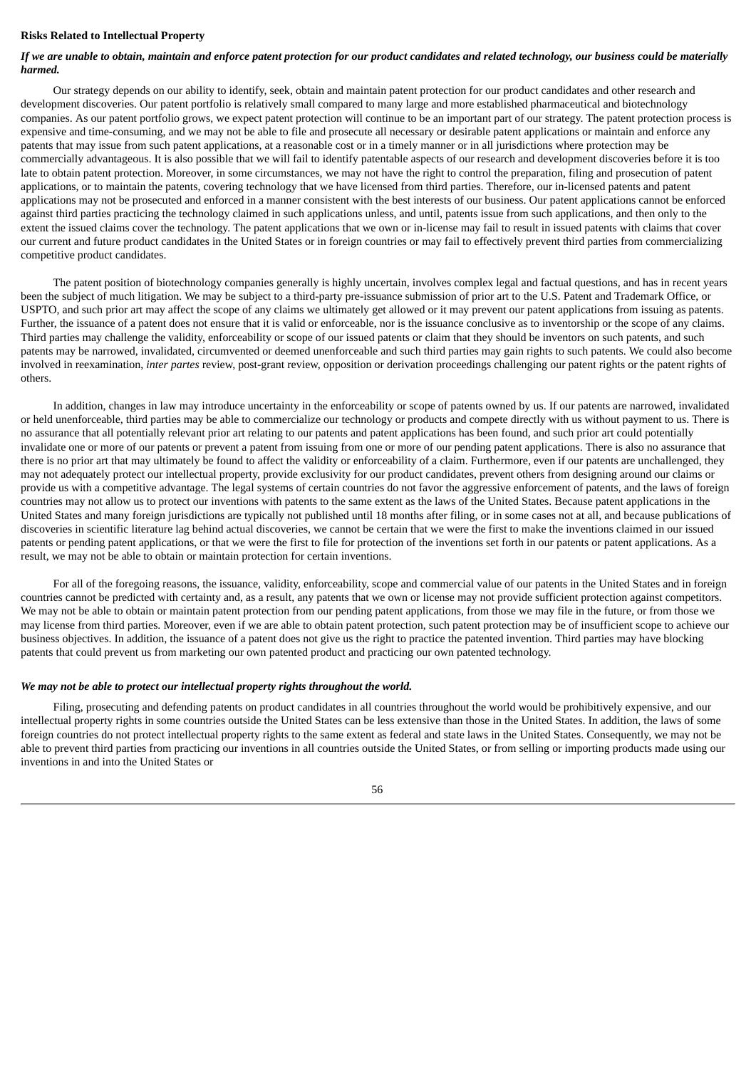**Risks Related to Intellectual Property**

***If we are unable to obtain, maintain and enforce patent protection for our product candidates and related technology, our business could be materially harmed.***

Our strategy depends on our ability to identify, seek, obtain and maintain patent protection for our product candidates and other research and development discoveries. Our patent portfolio is relatively small compared to many large and more established pharmaceutical and biotechnology companies. As our patent portfolio grows, we expect patent protection will continue to be an important part of our strategy. The patent protection process is expensive and time-consuming, and we may not be able to file and prosecute all necessary or desirable patent applications or maintain and enforce any patents that may issue from such patent applications, at a reasonable cost or in a timely manner or in all jurisdictions where protection may be commercially advantageous. It is also possible that we will fail to identify patentable aspects of our research and development discoveries before it is too late to obtain patent protection. Moreover, in some circumstances, we may not have the right to control the preparation, filing and prosecution of patent applications, or to maintain the patents, covering technology that we have licensed from third parties. Therefore, our in-licensed patents and patent applications may not be prosecuted and enforced in a manner consistent with the best interests of our business. Our patent applications cannot be enforced against third parties practicing the technology claimed in such applications unless, and until, patents issue from such applications, and then only to the extent the issued claims cover the technology. The patent applications that we own or in-license may fail to result in issued patents with claims that cover our current and future product candidates in the United States or in foreign countries or may fail to effectively prevent third parties from commercializing competitive product candidates.

The patent position of biotechnology companies generally is highly uncertain, involves complex legal and factual questions, and has in recent years been the subject of much litigation. We may be subject to a third-party pre-issuance submission of prior art to the U.S. Patent and Trademark Office, or USPTO, and such prior art may affect the scope of any claims we ultimately get allowed or it may prevent our patent applications from issuing as patents. Further, the issuance of a patent does not ensure that it is valid or enforceable, nor is the issuance conclusive as to inventorship or the scope of any claims. Third parties may challenge the validity, enforceability or scope of our issued patents or claim that they should be inventors on such patents, and such patents may be narrowed, invalidated, circumvented or deemed unenforceable and such third parties may gain rights to such patents. We could also become involved in reexamination, *inter partes* review, post-grant review, opposition or derivation proceedings challenging our patent rights or the patent rights of others.

In addition, changes in law may introduce uncertainty in the enforceability or scope of patents owned by us. If our patents are narrowed, invalidated or held unenforceable, third parties may be able to commercialize our technology or products and compete directly with us without payment to us. There is no assurance that all potentially relevant prior art relating to our patents and patent applications has been found, and such prior art could potentially invalidate one or more of our patents or prevent a patent from issuing from one or more of our pending patent applications. There is also no assurance that there is no prior art that may ultimately be found to affect the validity or enforceability of a claim. Furthermore, even if our patents are unchallenged, they may not adequately protect our intellectual property, provide exclusivity for our product candidates, prevent others from designing around our claims or provide us with a competitive advantage. The legal systems of certain countries do not favor the aggressive enforcement of patents, and the laws of foreign countries may not allow us to protect our inventions with patents to the same extent as the laws of the United States. Because patent applications in the United States and many foreign jurisdictions are typically not published until 18 months after filing, or in some cases not at all, and because publications of discoveries in scientific literature lag behind actual discoveries, we cannot be certain that we were the first to make the inventions claimed in our issued patents or pending patent applications, or that we were the first to file for protection of the inventions set forth in our patents or patent applications. As a result, we may not be able to obtain or maintain protection for certain inventions.

For all of the foregoing reasons, the issuance, validity, enforceability, scope and commercial value of our patents in the United States and in foreign countries cannot be predicted with certainty and, as a result, any patents that we own or license may not provide sufficient protection against competitors. We may not be able to obtain or maintain patent protection from our pending patent applications, from those we may file in the future, or from those we may license from third parties. Moreover, even if we are able to obtain patent protection, such patent protection may be of insufficient scope to achieve our business objectives. In addition, the issuance of a patent does not give us the right to practice the patented invention. Third parties may have blocking patents that could prevent us from marketing our own patented product and practicing our own patented technology.

***We may not be able to protect our intellectual property rights throughout the world.***

Filing, prosecuting and defending patents on product candidates in all countries throughout the world would be prohibitively expensive, and our intellectual property rights in some countries outside the United States can be less extensive than those in the United States. In addition, the laws of some foreign countries do not protect intellectual property rights to the same extent as federal and state laws in the United States. Consequently, we may not be able to prevent third parties from practicing our inventions in all countries outside the United States, or from selling or importing products made using our inventions in and into the United States or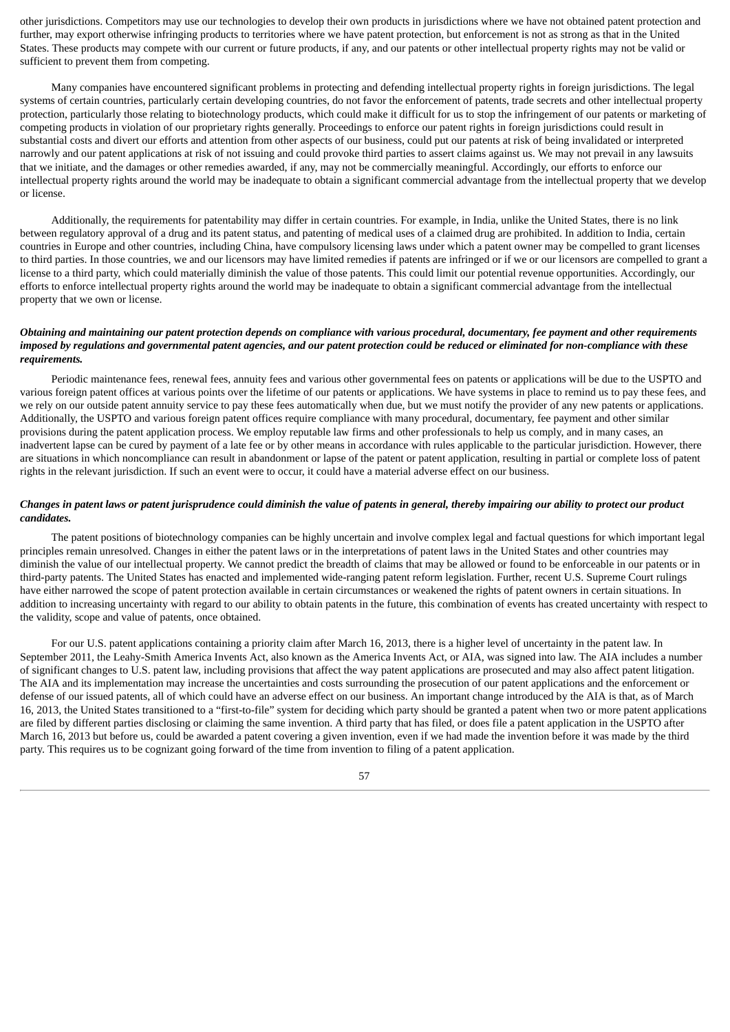other jurisdictions. Competitors may use our technologies to develop their own products in jurisdictions where we have not obtained patent protection and further, may export otherwise infringing products to territories where we have patent protection, but enforcement is not as strong as that in the United States. These products may compete with our current or future products, if any, and our patents or other intellectual property rights may not be valid or sufficient to prevent them from competing.

Many companies have encountered significant problems in protecting and defending intellectual property rights in foreign jurisdictions. The legal systems of certain countries, particularly certain developing countries, do not favor the enforcement of patents, trade secrets and other intellectual property protection, particularly those relating to biotechnology products, which could make it difficult for us to stop the infringement of our patents or marketing of competing products in violation of our proprietary rights generally. Proceedings to enforce our patent rights in foreign jurisdictions could result in substantial costs and divert our efforts and attention from other aspects of our business, could put our patents at risk of being invalidated or interpreted narrowly and our patent applications at risk of not issuing and could provoke third parties to assert claims against us. We may not prevail in any lawsuits that we initiate, and the damages or other remedies awarded, if any, may not be commercially meaningful. Accordingly, our efforts to enforce our intellectual property rights around the world may be inadequate to obtain a significant commercial advantage from the intellectual property that we develop or license.

Additionally, the requirements for patentability may differ in certain countries. For example, in India, unlike the United States, there is no link between regulatory approval of a drug and its patent status, and patenting of medical uses of a claimed drug are prohibited. In addition to India, certain countries in Europe and other countries, including China, have compulsory licensing laws under which a patent owner may be compelled to grant licenses to third parties. In those countries, we and our licensors may have limited remedies if patents are infringed or if we or our licensors are compelled to grant a license to a third party, which could materially diminish the value of those patents. This could limit our potential revenue opportunities. Accordingly, our efforts to enforce intellectual property rights around the world may be inadequate to obtain a significant commercial advantage from the intellectual property that we own or license.

***Obtaining and maintaining our patent protection depends on compliance with various procedural, documentary, fee payment and other requirements imposed by regulations and governmental patent agencies, and our patent protection could be reduced or eliminated for non-compliance with these requirements.***

Periodic maintenance fees, renewal fees, annuity fees and various other governmental fees on patents or applications will be due to the USPTO and various foreign patent offices at various points over the lifetime of our patents or applications. We have systems in place to remind us to pay these fees, and we rely on our outside patent annuity service to pay these fees automatically when due, but we must notify the provider of any new patents or applications. Additionally, the USPTO and various foreign patent offices require compliance with many procedural, documentary, fee payment and other similar provisions during the patent application process. We employ reputable law firms and other professionals to help us comply, and in many cases, an inadvertent lapse can be cured by payment of a late fee or by other means in accordance with rules applicable to the particular jurisdiction. However, there are situations in which noncompliance can result in abandonment or lapse of the patent or patent application, resulting in partial or complete loss of patent rights in the relevant jurisdiction. If such an event were to occur, it could have a material adverse effect on our business.

***Changes in patent laws or patent jurisprudence could diminish the value of patents in general, thereby impairing our ability to protect our product candidates.***

The patent positions of biotechnology companies can be highly uncertain and involve complex legal and factual questions for which important legal principles remain unresolved. Changes in either the patent laws or in the interpretations of patent laws in the United States and other countries may diminish the value of our intellectual property. We cannot predict the breadth of claims that may be allowed or found to be enforceable in our patents or in third-party patents. The United States has enacted and implemented wide-ranging patent reform legislation. Further, recent U.S. Supreme Court rulings have either narrowed the scope of patent protection available in certain circumstances or weakened the rights of patent owners in certain situations. In addition to increasing uncertainty with regard to our ability to obtain patents in the future, this combination of events has created uncertainty with respect to the validity, scope and value of patents, once obtained.

For our U.S. patent applications containing a priority claim after March 16, 2013, there is a higher level of uncertainty in the patent law. In September 2011, the Leahy-Smith America Invents Act, also known as the America Invents Act, or AIA, was signed into law. The AIA includes a number of significant changes to U.S. patent law, including provisions that affect the way patent applications are prosecuted and may also affect patent litigation. The AIA and its implementation may increase the uncertainties and costs surrounding the prosecution of our patent applications and the enforcement or defense of our issued patents, all of which could have an adverse effect on our business. An important change introduced by the AIA is that, as of March 16, 2013, the United States transitioned to a "first-to-file" system for deciding which party should be granted a patent when two or more patent applications are filed by different parties disclosing or claiming the same invention. A third party that has filed, or does file a patent application in the USPTO after March 16, 2013 but before us, could be awarded a patent covering a given invention, even if we had made the invention before it was made by the third party. This requires us to be cognizant going forward of the time from invention to filing of a patent application.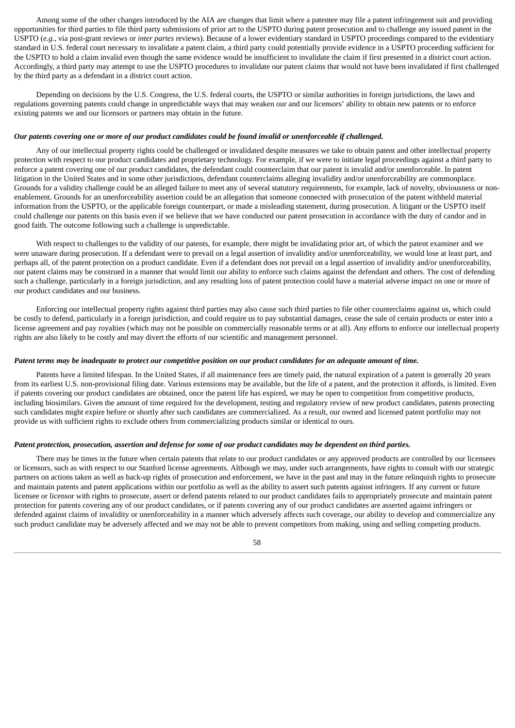Among some of the other changes introduced by the AIA are changes that limit where a patentee may file a patent infringement suit and providing opportunities for third parties to file third party submissions of prior art to the USPTO during patent prosecution and to challenge any issued patent in the USPTO (*e.g.*, via post-grant reviews or *inter partes* reviews). Because of a lower evidentiary standard in USPTO proceedings compared to the evidentiary standard in U.S. federal court necessary to invalidate a patent claim, a third party could potentially provide evidence in a USPTO proceeding sufficient for the USPTO to hold a claim invalid even though the same evidence would be insufficient to invalidate the claim if first presented in a district court action. Accordingly, a third party may attempt to use the USPTO procedures to invalidate our patent claims that would not have been invalidated if first challenged by the third party as a defendant in a district court action.

Depending on decisions by the U.S. Congress, the U.S. federal courts, the USPTO or similar authorities in foreign jurisdictions, the laws and regulations governing patents could change in unpredictable ways that may weaken our and our licensors' ability to obtain new patents or to enforce existing patents we and our licensors or partners may obtain in the future.

***Our patents covering one or more of our product candidates could be found invalid or unenforceable if challenged.***

Any of our intellectual property rights could be challenged or invalidated despite measures we take to obtain patent and other intellectual property protection with respect to our product candidates and proprietary technology. For example, if we were to initiate legal proceedings against a third party to enforce a patent covering one of our product candidates, the defendant could counterclaim that our patent is invalid and/or unenforceable. In patent litigation in the United States and in some other jurisdictions, defendant counterclaims alleging invalidity and/or unenforceability are commonplace. Grounds for a validity challenge could be an alleged failure to meet any of several statutory requirements, for example, lack of novelty, obviousness or non-enablement. Grounds for an unenforceability assertion could be an allegation that someone connected with prosecution of the patent withheld material information from the USPTO, or the applicable foreign counterpart, or made a misleading statement, during prosecution. A litigant or the USPTO itself could challenge our patents on this basis even if we believe that we have conducted our patent prosecution in accordance with the duty of candor and in good faith. The outcome following such a challenge is unpredictable.

With respect to challenges to the validity of our patents, for example, there might be invalidating prior art, of which the patent examiner and we were unaware during prosecution. If a defendant were to prevail on a legal assertion of invalidity and/or unenforceability, we would lose at least part, and perhaps all, of the patent protection on a product candidate. Even if a defendant does not prevail on a legal assertion of invalidity and/or unenforceability, our patent claims may be construed in a manner that would limit our ability to enforce such claims against the defendant and others. The cost of defending such a challenge, particularly in a foreign jurisdiction, and any resulting loss of patent protection could have a material adverse impact on one or more of our product candidates and our business.

Enforcing our intellectual property rights against third parties may also cause such third parties to file other counterclaims against us, which could be costly to defend, particularly in a foreign jurisdiction, and could require us to pay substantial damages, cease the sale of certain products or enter into a license agreement and pay royalties (which may not be possible on commercially reasonable terms or at all). Any efforts to enforce our intellectual property rights are also likely to be costly and may divert the efforts of our scientific and management personnel.

***Patent terms may be inadequate to protect our competitive position on our product candidates for an adequate amount of time.***

Patents have a limited lifespan. In the United States, if all maintenance fees are timely paid, the natural expiration of a patent is generally 20 years from its earliest U.S. non-provisional filing date. Various extensions may be available, but the life of a patent, and the protection it affords, is limited. Even if patents covering our product candidates are obtained, once the patent life has expired, we may be open to competition from competitive products, including biosimilars. Given the amount of time required for the development, testing and regulatory review of new product candidates, patents protecting such candidates might expire before or shortly after such candidates are commercialized. As a result, our owned and licensed patent portfolio may not provide us with sufficient rights to exclude others from commercializing products similar or identical to ours.

***Patent protection, prosecution, assertion and defense for some of our product candidates may be dependent on third parties.***

There may be times in the future when certain patents that relate to our product candidates or any approved products are controlled by our licensees or licensors, such as with respect to our Stanford license agreements. Although we may, under such arrangements, have rights to consult with our strategic partners on actions taken as well as back-up rights of prosecution and enforcement, we have in the past and may in the future relinquish rights to prosecute and maintain patents and patent applications within our portfolio as well as the ability to assert such patents against infringers. If any current or future licensee or licensor with rights to prosecute, assert or defend patents related to our product candidates fails to appropriately prosecute and maintain patent protection for patents covering any of our product candidates, or if patents covering any of our product candidates are asserted against infringers or defended against claims of invalidity or unenforceability in a manner which adversely affects such coverage, our ability to develop and commercialize any such product candidate may be adversely affected and we may not be able to prevent competitors from making, using and selling competing products.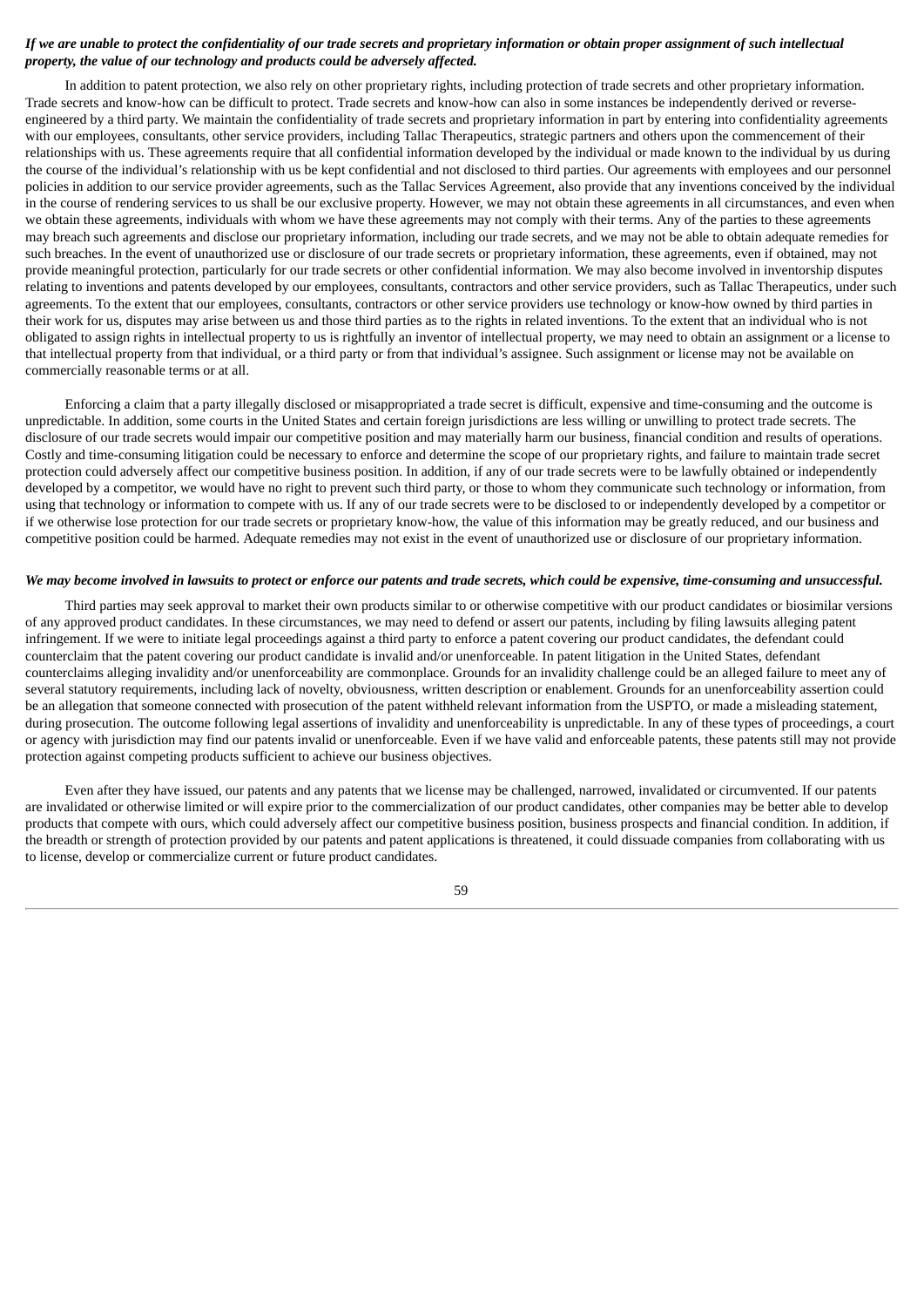***If we are unable to protect the confidentiality of our trade secrets and proprietary information or obtain proper assignment of such intellectual property, the value of our technology and products could be adversely affected.***

In addition to patent protection, we also rely on other proprietary rights, including protection of trade secrets and other proprietary information. Trade secrets and know-how can be difficult to protect. Trade secrets and know-how can also in some instances be independently derived or reverse-engineered by a third party. We maintain the confidentiality of trade secrets and proprietary information in part by entering into confidentiality agreements with our employees, consultants, other service providers, including Tallac Therapeutics, strategic partners and others upon the commencement of their relationships with us. These agreements require that all confidential information developed by the individual or made known to the individual by us during the course of the individual's relationship with us be kept confidential and not disclosed to third parties. Our agreements with employees and our personnel policies in addition to our service provider agreements, such as the Tallac Services Agreement, also provide that any inventions conceived by the individual in the course of rendering services to us shall be our exclusive property. However, we may not obtain these agreements in all circumstances, and even when we obtain these agreements, individuals with whom we have these agreements may not comply with their terms. Any of the parties to these agreements may breach such agreements and disclose our proprietary information, including our trade secrets, and we may not be able to obtain adequate remedies for such breaches. In the event of unauthorized use or disclosure of our trade secrets or proprietary information, these agreements, even if obtained, may not provide meaningful protection, particularly for our trade secrets or other confidential information. We may also become involved in inventorship disputes relating to inventions and patents developed by our employees, consultants, contractors and other service providers, such as Tallac Therapeutics, under such agreements. To the extent that our employees, consultants, contractors or other service providers use technology or know-how owned by third parties in their work for us, disputes may arise between us and those third parties as to the rights in related inventions. To the extent that an individual who is not obligated to assign rights in intellectual property to us is rightfully an inventor of intellectual property, we may need to obtain an assignment or a license to that intellectual property from that individual, or a third party or from that individual's assignee. Such assignment or license may not be available on commercially reasonable terms or at all.

Enforcing a claim that a party illegally disclosed or misappropriated a trade secret is difficult, expensive and time-consuming and the outcome is unpredictable. In addition, some courts in the United States and certain foreign jurisdictions are less willing or unwilling to protect trade secrets. The disclosure of our trade secrets would impair our competitive position and may materially harm our business, financial condition and results of operations. Costly and time-consuming litigation could be necessary to enforce and determine the scope of our proprietary rights, and failure to maintain trade secret protection could adversely affect our competitive business position. In addition, if any of our trade secrets were to be lawfully obtained or independently developed by a competitor, we would have no right to prevent such third party, or those to whom they communicate such technology or information, from using that technology or information to compete with us. If any of our trade secrets were to be disclosed to or independently developed by a competitor or if we otherwise lose protection for our trade secrets or proprietary know-how, the value of this information may be greatly reduced, and our business and competitive position could be harmed. Adequate remedies may not exist in the event of unauthorized use or disclosure of our proprietary information.

***We may become involved in lawsuits to protect or enforce our patents and trade secrets, which could be expensive, time-consuming and unsuccessful.***

Third parties may seek approval to market their own products similar to or otherwise competitive with our product candidates or biosimilar versions of any approved product candidates. In these circumstances, we may need to defend or assert our patents, including by filing lawsuits alleging patent infringement. If we were to initiate legal proceedings against a third party to enforce a patent covering our product candidates, the defendant could counterclaim that the patent covering our product candidate is invalid and/or unenforceable. In patent litigation in the United States, defendant counterclaims alleging invalidity and/or unenforceability are commonplace. Grounds for an invalidity challenge could be an alleged failure to meet any of several statutory requirements, including lack of novelty, obviousness, written description or enablement. Grounds for an unenforceability assertion could be an allegation that someone connected with prosecution of the patent withheld relevant information from the USPTO, or made a misleading statement, during prosecution. The outcome following legal assertions of invalidity and unenforceability is unpredictable. In any of these types of proceedings, a court or agency with jurisdiction may find our patents invalid or unenforceable. Even if we have valid and enforceable patents, these patents still may not provide protection against competing products sufficient to achieve our business objectives.

Even after they have issued, our patents and any patents that we license may be challenged, narrowed, invalidated or circumvented. If our patents are invalidated or otherwise limited or will expire prior to the commercialization of our product candidates, other companies may be better able to develop products that compete with ours, which could adversely affect our competitive business position, business prospects and financial condition. In addition, if the breadth or strength of protection provided by our patents and patent applications is threatened, it could dissuade companies from collaborating with us to license, develop or commercialize current or future product candidates.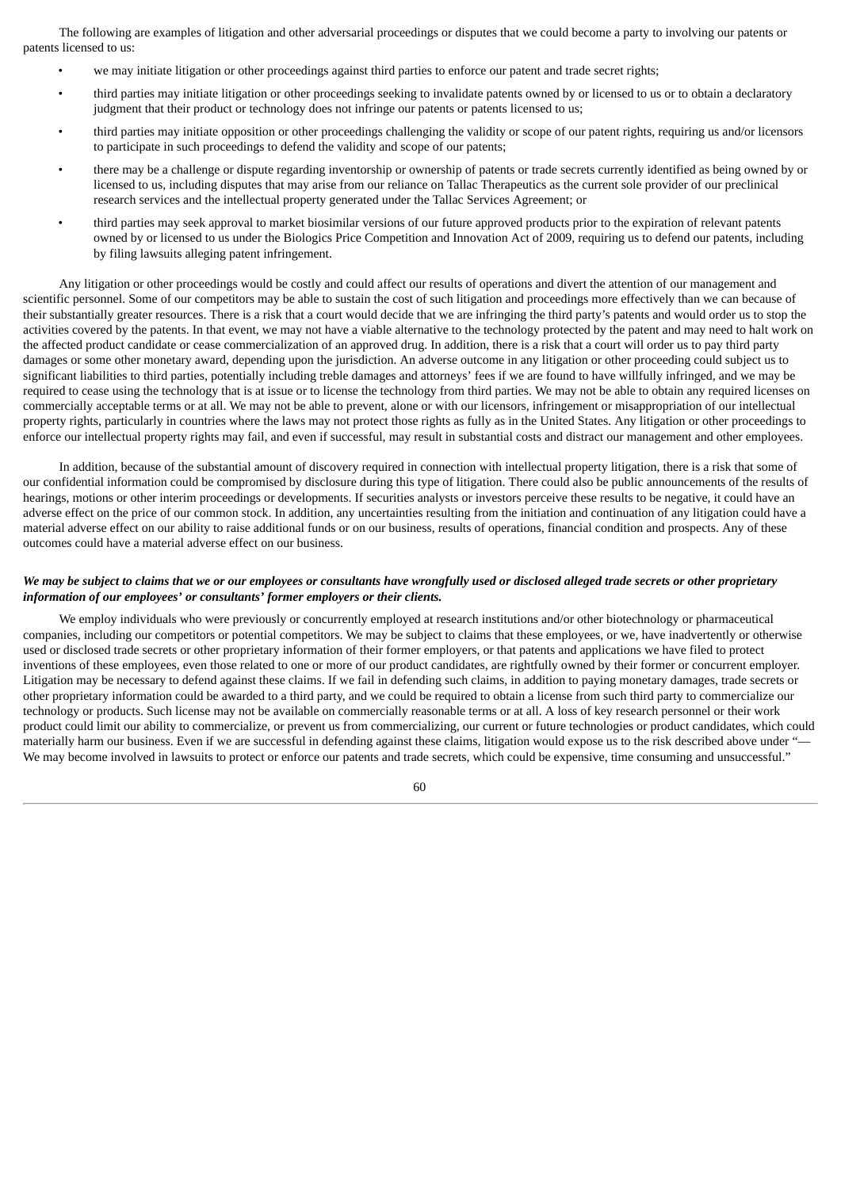The following are examples of litigation and other adversarial proceedings or disputes that we could become a party to involving our patents or patents licensed to us:

- we may initiate litigation or other proceedings against third parties to enforce our patent and trade secret rights;
- third parties may initiate litigation or other proceedings seeking to invalidate patents owned by or licensed to us or to obtain a declaratory judgment that their product or technology does not infringe our patents or patents licensed to us;
- third parties may initiate opposition or other proceedings challenging the validity or scope of our patent rights, requiring us and/or licensors to participate in such proceedings to defend the validity and scope of our patents;
- there may be a challenge or dispute regarding inventorship or ownership of patents or trade secrets currently identified as being owned by or licensed to us, including disputes that may arise from our reliance on Tallac Therapeutics as the current sole provider of our preclinical research services and the intellectual property generated under the Tallac Services Agreement; or
- third parties may seek approval to market biosimilar versions of our future approved products prior to the expiration of relevant patents owned by or licensed to us under the Biologics Price Competition and Innovation Act of 2009, requiring us to defend our patents, including by filing lawsuits alleging patent infringement.

Any litigation or other proceedings would be costly and could affect our results of operations and divert the attention of our management and scientific personnel. Some of our competitors may be able to sustain the cost of such litigation and proceedings more effectively than we can because of their substantially greater resources. There is a risk that a court would decide that we are infringing the third party's patents and would order us to stop the activities covered by the patents. In that event, we may not have a viable alternative to the technology protected by the patent and may need to halt work on the affected product candidate or cease commercialization of an approved drug. In addition, there is a risk that a court will order us to pay third party damages or some other monetary award, depending upon the jurisdiction. An adverse outcome in any litigation or other proceeding could subject us to significant liabilities to third parties, potentially including treble damages and attorneys' fees if we are found to have willfully infringed, and we may be required to cease using the technology that is at issue or to license the technology from third parties. We may not be able to obtain any required licenses on commercially acceptable terms or at all. We may not be able to prevent, alone or with our licensors, infringement or misappropriation of our intellectual property rights, particularly in countries where the laws may not protect those rights as fully as in the United States. Any litigation or other proceedings to enforce our intellectual property rights may fail, and even if successful, may result in substantial costs and distract our management and other employees.

In addition, because of the substantial amount of discovery required in connection with intellectual property litigation, there is a risk that some of our confidential information could be compromised by disclosure during this type of litigation. There could also be public announcements of the results of hearings, motions or other interim proceedings or developments. If securities analysts or investors perceive these results to be negative, it could have an adverse effect on the price of our common stock. In addition, any uncertainties resulting from the initiation and continuation of any litigation could have a material adverse effect on our ability to raise additional funds or on our business, results of operations, financial condition and prospects. Any of these outcomes could have a material adverse effect on our business.

***We may be subject to claims that we or our employees or consultants have wrongfully used or disclosed alleged trade secrets or other proprietary information of our employees' or consultants' former employers or their clients.***

We employ individuals who were previously or concurrently employed at research institutions and/or other biotechnology or pharmaceutical companies, including our competitors or potential competitors. We may be subject to claims that these employees, or we, have inadvertently or otherwise used or disclosed trade secrets or other proprietary information of their former employers, or that patents and applications we have filed to protect inventions of these employees, even those related to one or more of our product candidates, are rightfully owned by their former or concurrent employer. Litigation may be necessary to defend against these claims. If we fail in defending such claims, in addition to paying monetary damages, trade secrets or other proprietary information could be awarded to a third party, and we could be required to obtain a license from such third party to commercialize our technology or products. Such license may not be available on commercially reasonable terms or at all. A loss of key research personnel or their work product could limit our ability to commercialize, or prevent us from commercializing, our current or future technologies or product candidates, which could materially harm our business. Even if we are successful in defending against these claims, litigation would expose us to the risk described above under "—We may become involved in lawsuits to protect or enforce our patents and trade secrets, which could be expensive, time consuming and unsuccessful."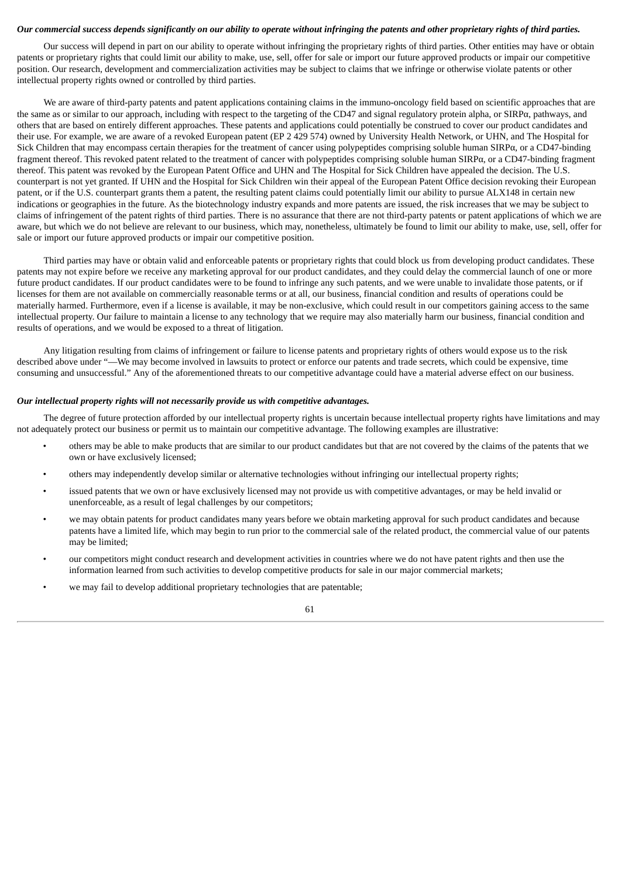***Our commercial success depends significantly on our ability to operate without infringing the patents and other proprietary rights of third parties.***

Our success will depend in part on our ability to operate without infringing the proprietary rights of third parties. Other entities may have or obtain patents or proprietary rights that could limit our ability to make, use, sell, offer for sale or import our future approved products or impair our competitive position. Our research, development and commercialization activities may be subject to claims that we infringe or otherwise violate patents or other intellectual property rights owned or controlled by third parties.

We are aware of third-party patents and patent applications containing claims in the immuno-oncology field based on scientific approaches that are the same as or similar to our approach, including with respect to the targeting of the CD47 and signal regulatory protein alpha, or SIRPα, pathways, and others that are based on entirely different approaches. These patents and applications could potentially be construed to cover our product candidates and their use. For example, we are aware of a revoked European patent (EP 2 429 574) owned by University Health Network, or UHN, and The Hospital for Sick Children that may encompass certain therapies for the treatment of cancer using polypeptides comprising soluble human SIRPα, or a CD47-binding fragment thereof. This revoked patent related to the treatment of cancer with polypeptides comprising soluble human SIRPα, or a CD47-binding fragment thereof. This patent was revoked by the European Patent Office and UHN and The Hospital for Sick Children have appealed the decision. The U.S. counterpart is not yet granted. If UHN and the Hospital for Sick Children win their appeal of the European Patent Office decision revoking their European patent, or if the U.S. counterpart grants them a patent, the resulting patent claims could potentially limit our ability to pursue ALX148 in certain new indications or geographies in the future. As the biotechnology industry expands and more patents are issued, the risk increases that we may be subject to claims of infringement of the patent rights of third parties. There is no assurance that there are not third-party patents or patent applications of which we are aware, but which we do not believe are relevant to our business, which may, nonetheless, ultimately be found to limit our ability to make, use, sell, offer for sale or import our future approved products or impair our competitive position.

Third parties may have or obtain valid and enforceable patents or proprietary rights that could block us from developing product candidates. These patents may not expire before we receive any marketing approval for our product candidates, and they could delay the commercial launch of one or more future product candidates. If our product candidates were to be found to infringe any such patents, and we were unable to invalidate those patents, or if licenses for them are not available on commercially reasonable terms or at all, our business, financial condition and results of operations could be materially harmed. Furthermore, even if a license is available, it may be non-exclusive, which could result in our competitors gaining access to the same intellectual property. Our failure to maintain a license to any technology that we require may also materially harm our business, financial condition and results of operations, and we would be exposed to a threat of litigation.

Any litigation resulting from claims of infringement or failure to license patents and proprietary rights of others would expose us to the risk described above under "—We may become involved in lawsuits to protect or enforce our patents and trade secrets, which could be expensive, time consuming and unsuccessful." Any of the aforementioned threats to our competitive advantage could have a material adverse effect on our business.

***Our intellectual property rights will not necessarily provide us with competitive advantages.***

The degree of future protection afforded by our intellectual property rights is uncertain because intellectual property rights have limitations and may not adequately protect our business or permit us to maintain our competitive advantage. The following examples are illustrative:

- others may be able to make products that are similar to our product candidates but that are not covered by the claims of the patents that we own or have exclusively licensed;
- others may independently develop similar or alternative technologies without infringing our intellectual property rights;
- issued patents that we own or have exclusively licensed may not provide us with competitive advantages, or may be held invalid or unenforceable, as a result of legal challenges by our competitors;
- we may obtain patents for product candidates many years before we obtain marketing approval for such product candidates and because patents have a limited life, which may begin to run prior to the commercial sale of the related product, the commercial value of our patents may be limited;
- our competitors might conduct research and development activities in countries where we do not have patent rights and then use the information learned from such activities to develop competitive products for sale in our major commercial markets;
- we may fail to develop additional proprietary technologies that are patentable;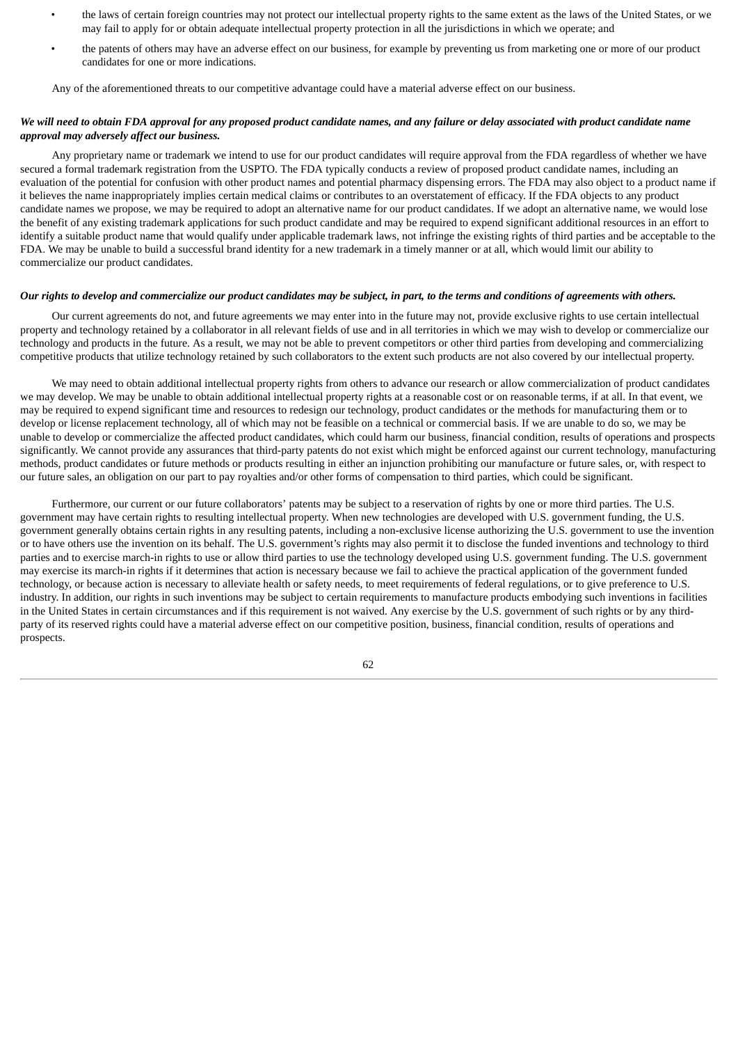- the laws of certain foreign countries may not protect our intellectual property rights to the same extent as the laws of the United States, or we may fail to apply for or obtain adequate intellectual property protection in all the jurisdictions in which we operate; and
- the patents of others may have an adverse effect on our business, for example by preventing us from marketing one or more of our product candidates for one or more indications.

Any of the aforementioned threats to our competitive advantage could have a material adverse effect on our business.

***We will need to obtain FDA approval for any proposed product candidate names, and any failure or delay associated with product candidate name approval may adversely affect our business.***

Any proprietary name or trademark we intend to use for our product candidates will require approval from the FDA regardless of whether we have secured a formal trademark registration from the USPTO. The FDA typically conducts a review of proposed product candidate names, including an evaluation of the potential for confusion with other product names and potential pharmacy dispensing errors. The FDA may also object to a product name if it believes the name inappropriately implies certain medical claims or contributes to an overstatement of efficacy. If the FDA objects to any product candidate names we propose, we may be required to adopt an alternative name for our product candidates. If we adopt an alternative name, we would lose the benefit of any existing trademark applications for such product candidate and may be required to expend significant additional resources in an effort to identify a suitable product name that would qualify under applicable trademark laws, not infringe the existing rights of third parties and be acceptable to the FDA. We may be unable to build a successful brand identity for a new trademark in a timely manner or at all, which would limit our ability to commercialize our product candidates.

***Our rights to develop and commercialize our product candidates may be subject, in part, to the terms and conditions of agreements with others.***

Our current agreements do not, and future agreements we may enter into in the future may not, provide exclusive rights to use certain intellectual property and technology retained by a collaborator in all relevant fields of use and in all territories in which we may wish to develop or commercialize our technology and products in the future. As a result, we may not be able to prevent competitors or other third parties from developing and commercializing competitive products that utilize technology retained by such collaborators to the extent such products are not also covered by our intellectual property.

We may need to obtain additional intellectual property rights from others to advance our research or allow commercialization of product candidates we may develop. We may be unable to obtain additional intellectual property rights at a reasonable cost or on reasonable terms, if at all. In that event, we may be required to expend significant time and resources to redesign our technology, product candidates or the methods for manufacturing them or to develop or license replacement technology, all of which may not be feasible on a technical or commercial basis. If we are unable to do so, we may be unable to develop or commercialize the affected product candidates, which could harm our business, financial condition, results of operations and prospects significantly. We cannot provide any assurances that third-party patents do not exist which might be enforced against our current technology, manufacturing methods, product candidates or future methods or products resulting in either an injunction prohibiting our manufacture or future sales, or, with respect to our future sales, an obligation on our part to pay royalties and/or other forms of compensation to third parties, which could be significant.

Furthermore, our current or our future collaborators' patents may be subject to a reservation of rights by one or more third parties. The U.S. government may have certain rights to resulting intellectual property. When new technologies are developed with U.S. government funding, the U.S. government generally obtains certain rights in any resulting patents, including a non-exclusive license authorizing the U.S. government to use the invention or to have others use the invention on its behalf. The U.S. government's rights may also permit it to disclose the funded inventions and technology to third parties and to exercise march-in rights to use or allow third parties to use the technology developed using U.S. government funding. The U.S. government may exercise its march-in rights if it determines that action is necessary because we fail to achieve the practical application of the government funded technology, or because action is necessary to alleviate health or safety needs, to meet requirements of federal regulations, or to give preference to U.S. industry. In addition, our rights in such inventions may be subject to certain requirements to manufacture products embodying such inventions in facilities in the United States in certain circumstances and if this requirement is not waived. Any exercise by the U.S. government of such rights or by any third-party of its reserved rights could have a material adverse effect on our competitive position, business, financial condition, results of operations and prospects.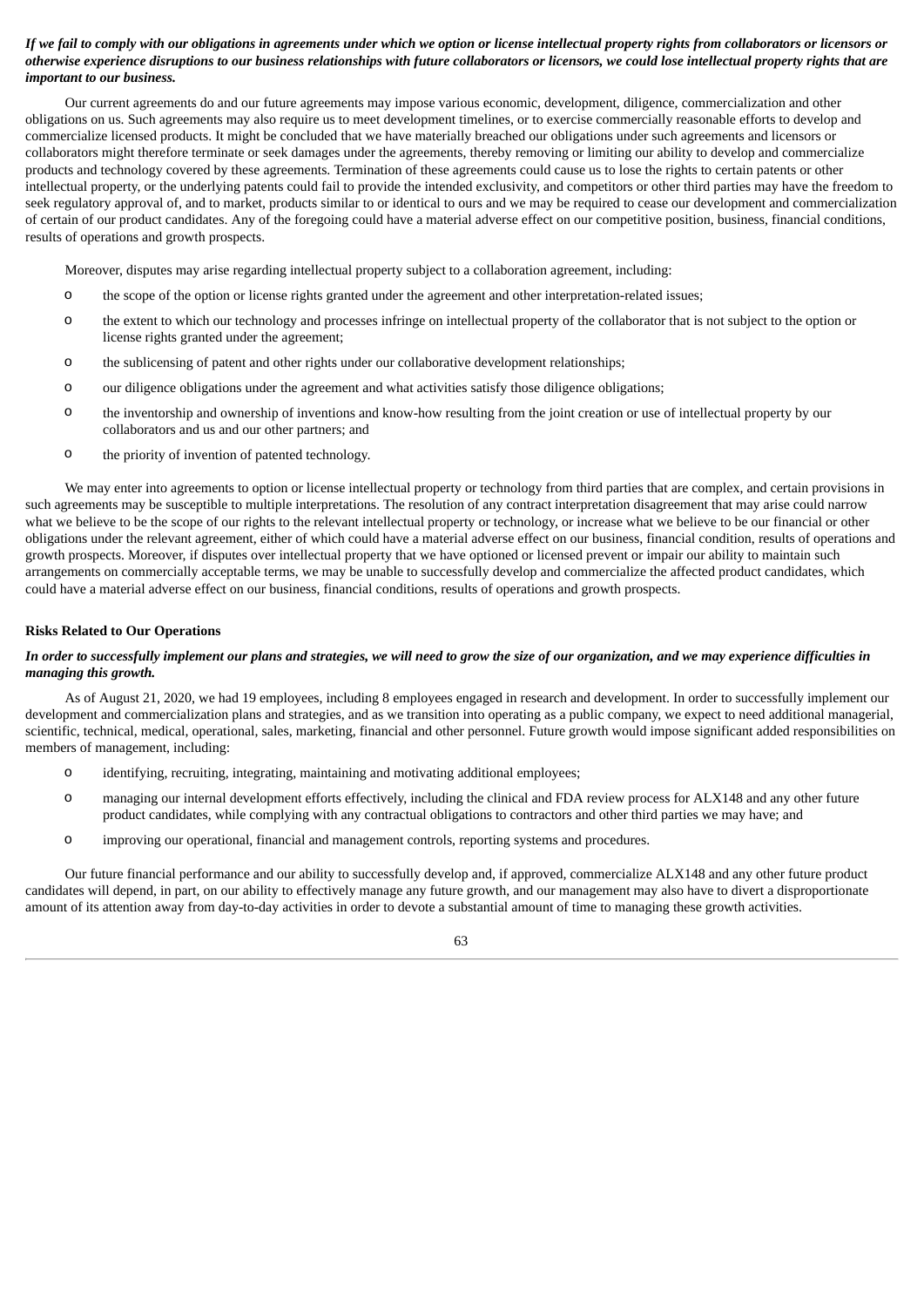***If we fail to comply with our obligations in agreements under which we option or license intellectual property rights from collaborators or licensors or otherwise experience disruptions to our business relationships with future collaborators or licensors, we could lose intellectual property rights that are important to our business.***

Our current agreements do and our future agreements may impose various economic, development, diligence, commercialization and other obligations on us. Such agreements may also require us to meet development timelines, or to exercise commercially reasonable efforts to develop and commercialize licensed products. It might be concluded that we have materially breached our obligations under such agreements and licensors or collaborators might therefore terminate or seek damages under the agreements, thereby removing or limiting our ability to develop and commercialize products and technology covered by these agreements. Termination of these agreements could cause us to lose the rights to certain patents or other intellectual property, or the underlying patents could fail to provide the intended exclusivity, and competitors or other third parties may have the freedom to seek regulatory approval of, and to market, products similar to or identical to ours and we may be required to cease our development and commercialization of certain of our product candidates. Any of the foregoing could have a material adverse effect on our competitive position, business, financial conditions, results of operations and growth prospects.

Moreover, disputes may arise regarding intellectual property subject to a collaboration agreement, including:

- the scope of the option or license rights granted under the agreement and other interpretation-related issues;
- the extent to which our technology and processes infringe on intellectual property of the collaborator that is not subject to the option or license rights granted under the agreement;
- the sublicensing of patent and other rights under our collaborative development relationships;
- our diligence obligations under the agreement and what activities satisfy those diligence obligations;
- the inventorship and ownership of inventions and know-how resulting from the joint creation or use of intellectual property by our collaborators and us and our other partners; and
- the priority of invention of patented technology.

We may enter into agreements to option or license intellectual property or technology from third parties that are complex, and certain provisions in such agreements may be susceptible to multiple interpretations. The resolution of any contract interpretation disagreement that may arise could narrow what we believe to be the scope of our rights to the relevant intellectual property or technology, or increase what we believe to be our financial or other obligations under the relevant agreement, either of which could have a material adverse effect on our business, financial condition, results of operations and growth prospects. Moreover, if disputes over intellectual property that we have optioned or licensed prevent or impair our ability to maintain such arrangements on commercially acceptable terms, we may be unable to successfully develop and commercialize the affected product candidates, which could have a material adverse effect on our business, financial conditions, results of operations and growth prospects.

**Risks Related to Our Operations**

***In order to successfully implement our plans and strategies, we will need to grow the size of our organization, and we may experience difficulties in managing this growth.***

As of August 21, 2020, we had 19 employees, including 8 employees engaged in research and development. In order to successfully implement our development and commercialization plans and strategies, and as we transition into operating as a public company, we expect to need additional managerial, scientific, technical, medical, operational, sales, marketing, financial and other personnel. Future growth would impose significant added responsibilities on members of management, including:

- identifying, recruiting, integrating, maintaining and motivating additional employees;
- managing our internal development efforts effectively, including the clinical and FDA review process for ALX148 and any other future product candidates, while complying with any contractual obligations to contractors and other third parties we may have; and
- improving our operational, financial and management controls, reporting systems and procedures.

Our future financial performance and our ability to successfully develop and, if approved, commercialize ALX148 and any other future product candidates will depend, in part, on our ability to effectively manage any future growth, and our management may also have to divert a disproportionate amount of its attention away from day-to-day activities in order to devote a substantial amount of time to managing these growth activities.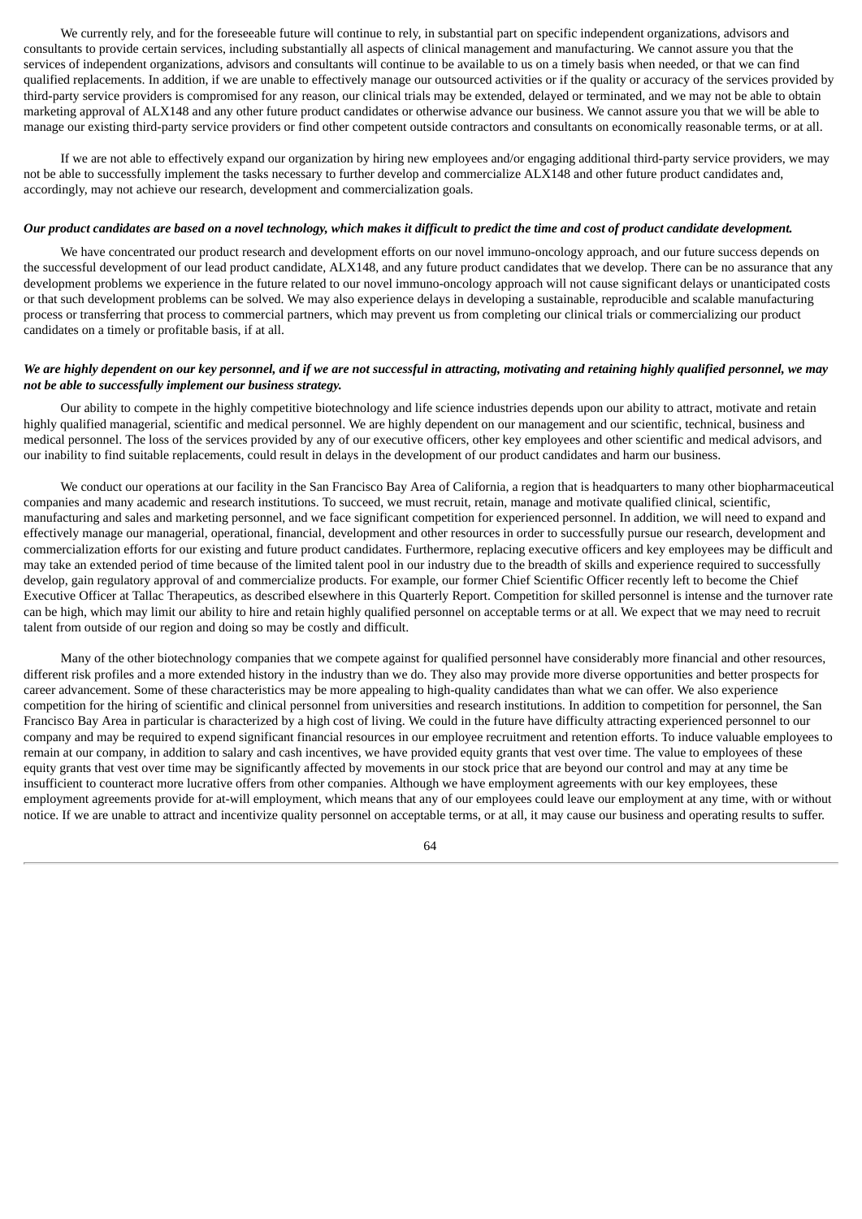We currently rely, and for the foreseeable future will continue to rely, in substantial part on specific independent organizations, advisors and consultants to provide certain services, including substantially all aspects of clinical management and manufacturing. We cannot assure you that the services of independent organizations, advisors and consultants will continue to be available to us on a timely basis when needed, or that we can find qualified replacements. In addition, if we are unable to effectively manage our outsourced activities or if the quality or accuracy of the services provided by third-party service providers is compromised for any reason, our clinical trials may be extended, delayed or terminated, and we may not be able to obtain marketing approval of ALX148 and any other future product candidates or otherwise advance our business. We cannot assure you that we will be able to manage our existing third-party service providers or find other competent outside contractors and consultants on economically reasonable terms, or at all.

If we are not able to effectively expand our organization by hiring new employees and/or engaging additional third-party service providers, we may not be able to successfully implement the tasks necessary to further develop and commercialize ALX148 and other future product candidates and, accordingly, may not achieve our research, development and commercialization goals.

***Our product candidates are based on a novel technology, which makes it difficult to predict the time and cost of product candidate development.***

We have concentrated our product research and development efforts on our novel immuno-oncology approach, and our future success depends on the successful development of our lead product candidate, ALX148, and any future product candidates that we develop. There can be no assurance that any development problems we experience in the future related to our novel immuno-oncology approach will not cause significant delays or unanticipated costs or that such development problems can be solved. We may also experience delays in developing a sustainable, reproducible and scalable manufacturing process or transferring that process to commercial partners, which may prevent us from completing our clinical trials or commercializing our product candidates on a timely or profitable basis, if at all.

***We are highly dependent on our key personnel, and if we are not successful in attracting, motivating and retaining highly qualified personnel, we may not be able to successfully implement our business strategy.***

Our ability to compete in the highly competitive biotechnology and life science industries depends upon our ability to attract, motivate and retain highly qualified managerial, scientific and medical personnel. We are highly dependent on our management and our scientific, technical, business and medical personnel. The loss of the services provided by any of our executive officers, other key employees and other scientific and medical advisors, and our inability to find suitable replacements, could result in delays in the development of our product candidates and harm our business.

We conduct our operations at our facility in the San Francisco Bay Area of California, a region that is headquarters to many other biopharmaceutical companies and many academic and research institutions. To succeed, we must recruit, retain, manage and motivate qualified clinical, scientific, manufacturing and sales and marketing personnel, and we face significant competition for experienced personnel. In addition, we will need to expand and effectively manage our managerial, operational, financial, development and other resources in order to successfully pursue our research, development and commercialization efforts for our existing and future product candidates. Furthermore, replacing executive officers and key employees may be difficult and may take an extended period of time because of the limited talent pool in our industry due to the breadth of skills and experience required to successfully develop, gain regulatory approval of and commercialize products. For example, our former Chief Scientific Officer recently left to become the Chief Executive Officer at Tallac Therapeutics, as described elsewhere in this Quarterly Report. Competition for skilled personnel is intense and the turnover rate can be high, which may limit our ability to hire and retain highly qualified personnel on acceptable terms or at all. We expect that we may need to recruit talent from outside of our region and doing so may be costly and difficult.

Many of the other biotechnology companies that we compete against for qualified personnel have considerably more financial and other resources, different risk profiles and a more extended history in the industry than we do. They also may provide more diverse opportunities and better prospects for career advancement. Some of these characteristics may be more appealing to high-quality candidates than what we can offer. We also experience competition for the hiring of scientific and clinical personnel from universities and research institutions. In addition to competition for personnel, the San Francisco Bay Area in particular is characterized by a high cost of living. We could in the future have difficulty attracting experienced personnel to our company and may be required to expend significant financial resources in our employee recruitment and retention efforts. To induce valuable employees to remain at our company, in addition to salary and cash incentives, we have provided equity grants that vest over time. The value to employees of these equity grants that vest over time may be significantly affected by movements in our stock price that are beyond our control and may at any time be insufficient to counteract more lucrative offers from other companies. Although we have employment agreements with our key employees, these employment agreements provide for at-will employment, which means that any of our employees could leave our employment at any time, with or without notice. If we are unable to attract and incentivize quality personnel on acceptable terms, or at all, it may cause our business and operating results to suffer.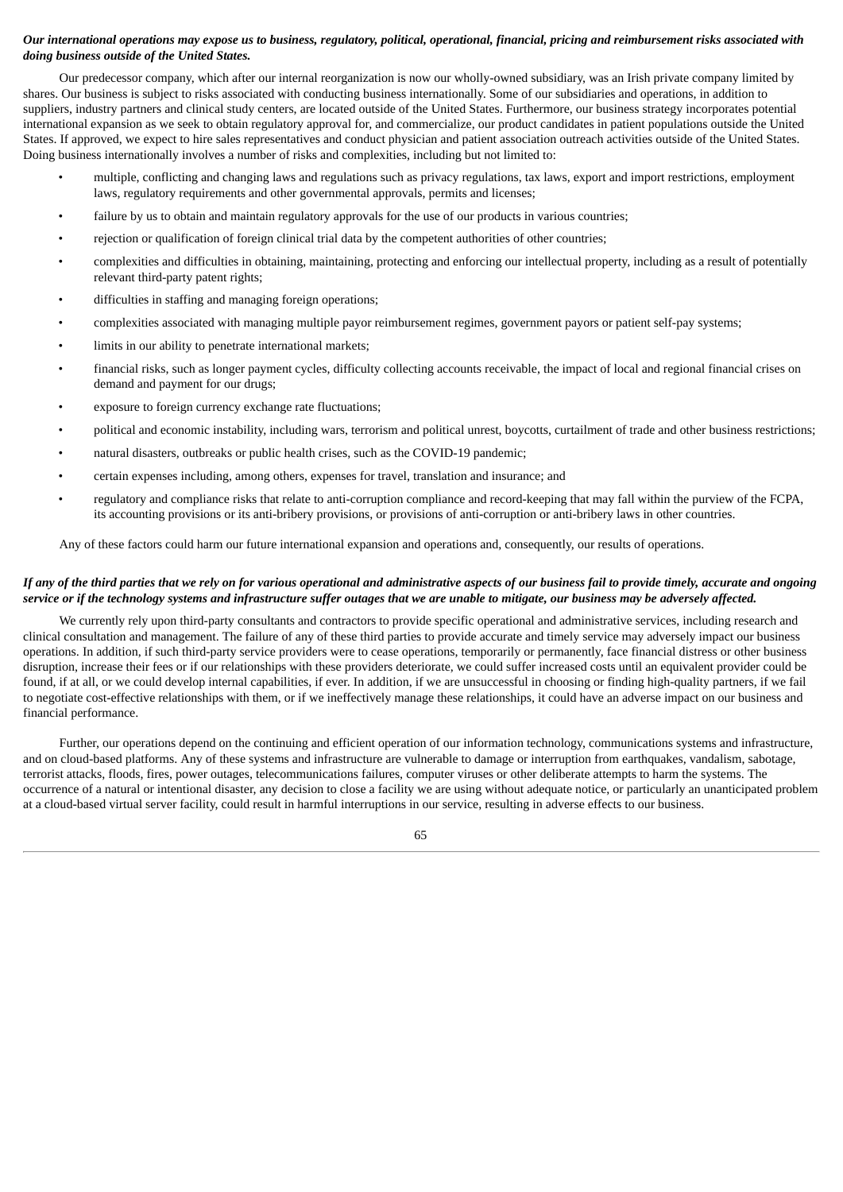***Our international operations may expose us to business, regulatory, political, operational, financial, pricing and reimbursement risks associated with doing business outside of the United States.***

Our predecessor company, which after our internal reorganization is now our wholly-owned subsidiary, was an Irish private company limited by shares. Our business is subject to risks associated with conducting business internationally. Some of our subsidiaries and operations, in addition to suppliers, industry partners and clinical study centers, are located outside of the United States. Furthermore, our business strategy incorporates potential international expansion as we seek to obtain regulatory approval for, and commercialize, our product candidates in patient populations outside the United States. If approved, we expect to hire sales representatives and conduct physician and patient association outreach activities outside of the United States. Doing business internationally involves a number of risks and complexities, including but not limited to:

- multiple, conflicting and changing laws and regulations such as privacy regulations, tax laws, export and import restrictions, employment laws, regulatory requirements and other governmental approvals, permits and licenses;
- failure by us to obtain and maintain regulatory approvals for the use of our products in various countries;
- rejection or qualification of foreign clinical trial data by the competent authorities of other countries;
- complexities and difficulties in obtaining, maintaining, protecting and enforcing our intellectual property, including as a result of potentially relevant third-party patent rights;
- difficulties in staffing and managing foreign operations;
- complexities associated with managing multiple payor reimbursement regimes, government payors or patient self-pay systems;
- limits in our ability to penetrate international markets;
- financial risks, such as longer payment cycles, difficulty collecting accounts receivable, the impact of local and regional financial crises on demand and payment for our drugs;
- exposure to foreign currency exchange rate fluctuations;
- political and economic instability, including wars, terrorism and political unrest, boycotts, curtailment of trade and other business restrictions;
- natural disasters, outbreaks or public health crises, such as the COVID-19 pandemic;
- certain expenses including, among others, expenses for travel, translation and insurance; and
- regulatory and compliance risks that relate to anti-corruption compliance and record-keeping that may fall within the purview of the FCPA, its accounting provisions or its anti-bribery provisions, or provisions of anti-corruption or anti-bribery laws in other countries.

Any of these factors could harm our future international expansion and operations and, consequently, our results of operations.

***If any of the third parties that we rely on for various operational and administrative aspects of our business fail to provide timely, accurate and ongoing service or if the technology systems and infrastructure suffer outages that we are unable to mitigate, our business may be adversely affected.***

We currently rely upon third-party consultants and contractors to provide specific operational and administrative services, including research and clinical consultation and management. The failure of any of these third parties to provide accurate and timely service may adversely impact our business operations. In addition, if such third-party service providers were to cease operations, temporarily or permanently, face financial distress or other business disruption, increase their fees or if our relationships with these providers deteriorate, we could suffer increased costs until an equivalent provider could be found, if at all, or we could develop internal capabilities, if ever. In addition, if we are unsuccessful in choosing or finding high-quality partners, if we fail to negotiate cost-effective relationships with them, or if we ineffectively manage these relationships, it could have an adverse impact on our business and financial performance.

Further, our operations depend on the continuing and efficient operation of our information technology, communications systems and infrastructure, and on cloud-based platforms. Any of these systems and infrastructure are vulnerable to damage or interruption from earthquakes, vandalism, sabotage, terrorist attacks, floods, fires, power outages, telecommunications failures, computer viruses or other deliberate attempts to harm the systems. The occurrence of a natural or intentional disaster, any decision to close a facility we are using without adequate notice, or particularly an unanticipated problem at a cloud-based virtual server facility, could result in harmful interruptions in our service, resulting in adverse effects to our business.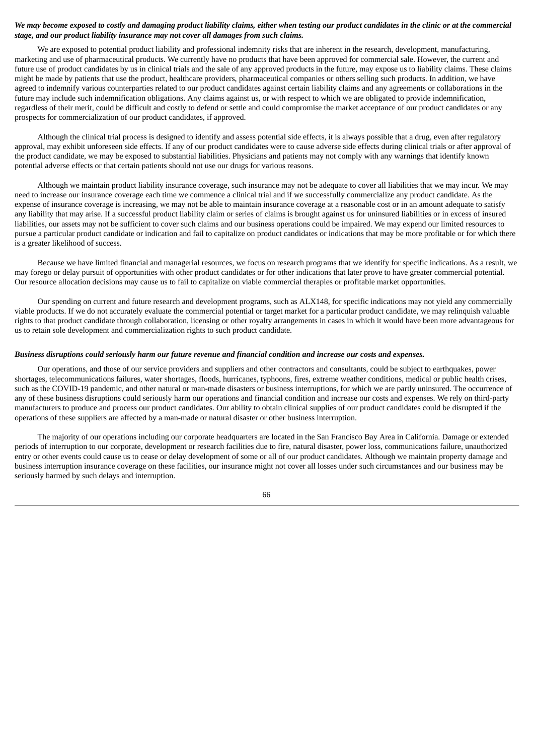***We may become exposed to costly and damaging product liability claims, either when testing our product candidates in the clinic or at the commercial stage, and our product liability insurance may not cover all damages from such claims.***

We are exposed to potential product liability and professional indemnity risks that are inherent in the research, development, manufacturing, marketing and use of pharmaceutical products. We currently have no products that have been approved for commercial sale. However, the current and future use of product candidates by us in clinical trials and the sale of any approved products in the future, may expose us to liability claims. These claims might be made by patients that use the product, healthcare providers, pharmaceutical companies or others selling such products. In addition, we have agreed to indemnify various counterparties related to our product candidates against certain liability claims and any agreements or collaborations in the future may include such indemnification obligations. Any claims against us, or with respect to which we are obligated to provide indemnification, regardless of their merit, could be difficult and costly to defend or settle and could compromise the market acceptance of our product candidates or any prospects for commercialization of our product candidates, if approved.

Although the clinical trial process is designed to identify and assess potential side effects, it is always possible that a drug, even after regulatory approval, may exhibit unforeseen side effects. If any of our product candidates were to cause adverse side effects during clinical trials or after approval of the product candidate, we may be exposed to substantial liabilities. Physicians and patients may not comply with any warnings that identify known potential adverse effects or that certain patients should not use our drugs for various reasons.

Although we maintain product liability insurance coverage, such insurance may not be adequate to cover all liabilities that we may incur. We may need to increase our insurance coverage each time we commence a clinical trial and if we successfully commercialize any product candidate. As the expense of insurance coverage is increasing, we may not be able to maintain insurance coverage at a reasonable cost or in an amount adequate to satisfy any liability that may arise. If a successful product liability claim or series of claims is brought against us for uninsured liabilities or in excess of insured liabilities, our assets may not be sufficient to cover such claims and our business operations could be impaired. We may expend our limited resources to pursue a particular product candidate or indication and fail to capitalize on product candidates or indications that may be more profitable or for which there is a greater likelihood of success.

Because we have limited financial and managerial resources, we focus on research programs that we identify for specific indications. As a result, we may forego or delay pursuit of opportunities with other product candidates or for other indications that later prove to have greater commercial potential. Our resource allocation decisions may cause us to fail to capitalize on viable commercial therapies or profitable market opportunities.

Our spending on current and future research and development programs, such as ALX148, for specific indications may not yield any commercially viable products. If we do not accurately evaluate the commercial potential or target market for a particular product candidate, we may relinquish valuable rights to that product candidate through collaboration, licensing or other royalty arrangements in cases in which it would have been more advantageous for us to retain sole development and commercialization rights to such product candidate.

***Business disruptions could seriously harm our future revenue and financial condition and increase our costs and expenses.***

Our operations, and those of our service providers and suppliers and other contractors and consultants, could be subject to earthquakes, power shortages, telecommunications failures, water shortages, floods, hurricanes, typhoons, fires, extreme weather conditions, medical or public health crises, such as the COVID-19 pandemic, and other natural or man-made disasters or business interruptions, for which we are partly uninsured. The occurrence of any of these business disruptions could seriously harm our operations and financial condition and increase our costs and expenses. We rely on third-party manufacturers to produce and process our product candidates. Our ability to obtain clinical supplies of our product candidates could be disrupted if the operations of these suppliers are affected by a man-made or natural disaster or other business interruption.

The majority of our operations including our corporate headquarters are located in the San Francisco Bay Area in California. Damage or extended periods of interruption to our corporate, development or research facilities due to fire, natural disaster, power loss, communications failure, unauthorized entry or other events could cause us to cease or delay development of some or all of our product candidates. Although we maintain property damage and business interruption insurance coverage on these facilities, our insurance might not cover all losses under such circumstances and our business may be seriously harmed by such delays and interruption.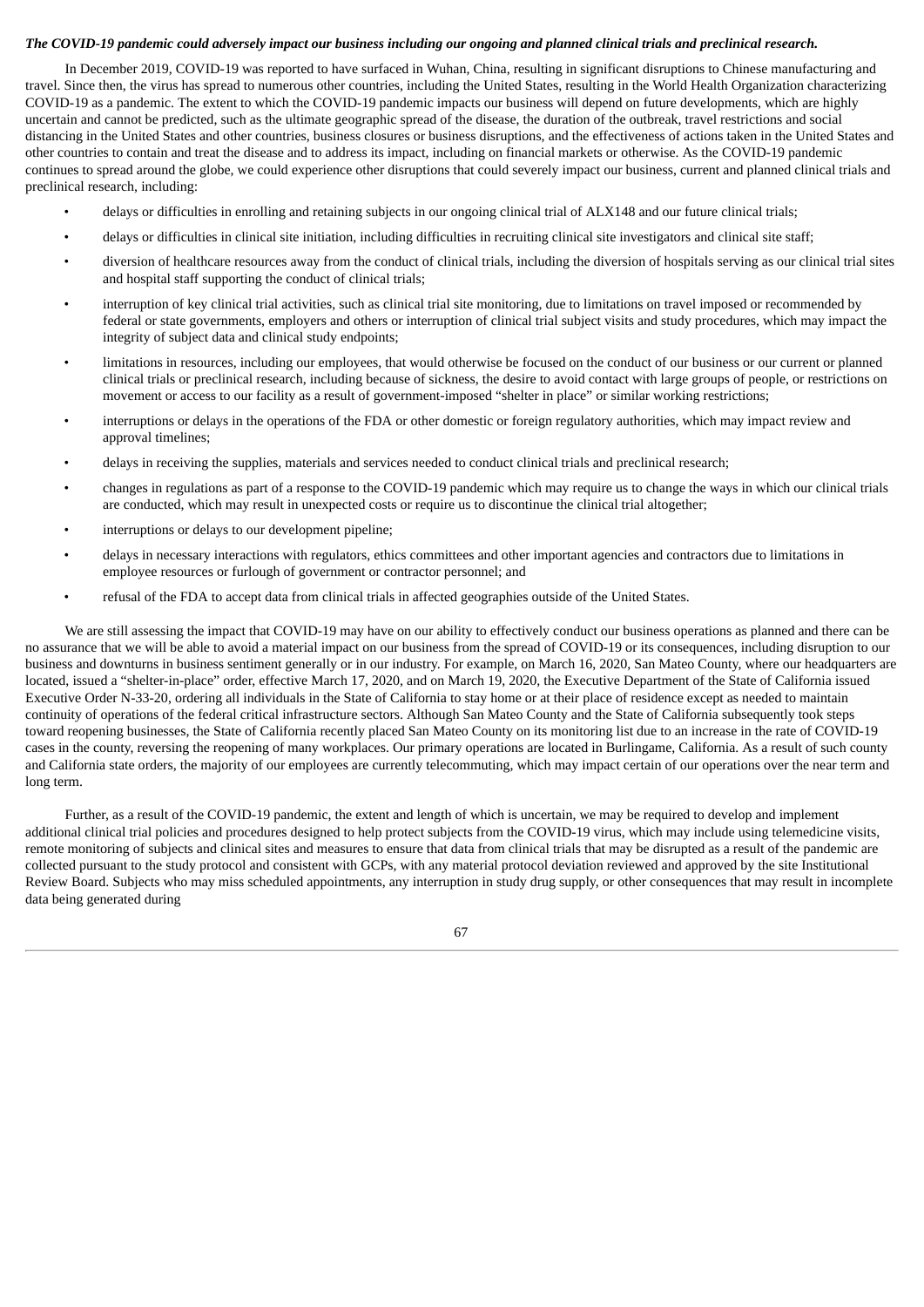***The COVID-19 pandemic could adversely impact our business including our ongoing and planned clinical trials and preclinical research.***

In December 2019, COVID-19 was reported to have surfaced in Wuhan, China, resulting in significant disruptions to Chinese manufacturing and travel. Since then, the virus has spread to numerous other countries, including the United States, resulting in the World Health Organization characterizing COVID-19 as a pandemic. The extent to which the COVID-19 pandemic impacts our business will depend on future developments, which are highly uncertain and cannot be predicted, such as the ultimate geographic spread of the disease, the duration of the outbreak, travel restrictions and social distancing in the United States and other countries, business closures or business disruptions, and the effectiveness of actions taken in the United States and other countries to contain and treat the disease and to address its impact, including on financial markets or otherwise. As the COVID-19 pandemic continues to spread around the globe, we could experience other disruptions that could severely impact our business, current and planned clinical trials and preclinical research, including:

- delays or difficulties in enrolling and retaining subjects in our ongoing clinical trial of ALX148 and our future clinical trials;
- delays or difficulties in clinical site initiation, including difficulties in recruiting clinical site investigators and clinical site staff;
- diversion of healthcare resources away from the conduct of clinical trials, including the diversion of hospitals serving as our clinical trial sites and hospital staff supporting the conduct of clinical trials;
- interruption of key clinical trial activities, such as clinical trial site monitoring, due to limitations on travel imposed or recommended by federal or state governments, employers and others or interruption of clinical trial subject visits and study procedures, which may impact the integrity of subject data and clinical study endpoints;
- limitations in resources, including our employees, that would otherwise be focused on the conduct of our business or our current or planned clinical trials or preclinical research, including because of sickness, the desire to avoid contact with large groups of people, or restrictions on movement or access to our facility as a result of government-imposed "shelter in place" or similar working restrictions;
- interruptions or delays in the operations of the FDA or other domestic or foreign regulatory authorities, which may impact review and approval timelines;
- delays in receiving the supplies, materials and services needed to conduct clinical trials and preclinical research;
- changes in regulations as part of a response to the COVID-19 pandemic which may require us to change the ways in which our clinical trials are conducted, which may result in unexpected costs or require us to discontinue the clinical trial altogether;
- interruptions or delays to our development pipeline;
- delays in necessary interactions with regulators, ethics committees and other important agencies and contractors due to limitations in employee resources or furlough of government or contractor personnel; and
- refusal of the FDA to accept data from clinical trials in affected geographies outside of the United States.

We are still assessing the impact that COVID-19 may have on our ability to effectively conduct our business operations as planned and there can be no assurance that we will be able to avoid a material impact on our business from the spread of COVID-19 or its consequences, including disruption to our business and downturns in business sentiment generally or in our industry. For example, on March 16, 2020, San Mateo County, where our headquarters are located, issued a "shelter-in-place" order, effective March 17, 2020, and on March 19, 2020, the Executive Department of the State of California issued Executive Order N-33-20, ordering all individuals in the State of California to stay home or at their place of residence except as needed to maintain continuity of operations of the federal critical infrastructure sectors. Although San Mateo County and the State of California subsequently took steps toward reopening businesses, the State of California recently placed San Mateo County on its monitoring list due to an increase in the rate of COVID-19 cases in the county, reversing the reopening of many workplaces. Our primary operations are located in Burlingame, California. As a result of such county and California state orders, the majority of our employees are currently telecommuting, which may impact certain of our operations over the near term and long term.

Further, as a result of the COVID-19 pandemic, the extent and length of which is uncertain, we may be required to develop and implement additional clinical trial policies and procedures designed to help protect subjects from the COVID-19 virus, which may include using telemedicine visits, remote monitoring of subjects and clinical sites and measures to ensure that data from clinical trials that may be disrupted as a result of the pandemic are collected pursuant to the study protocol and consistent with GCPs, with any material protocol deviation reviewed and approved by the site Institutional Review Board. Subjects who may miss scheduled appointments, any interruption in study drug supply, or other consequences that may result in incomplete data being generated during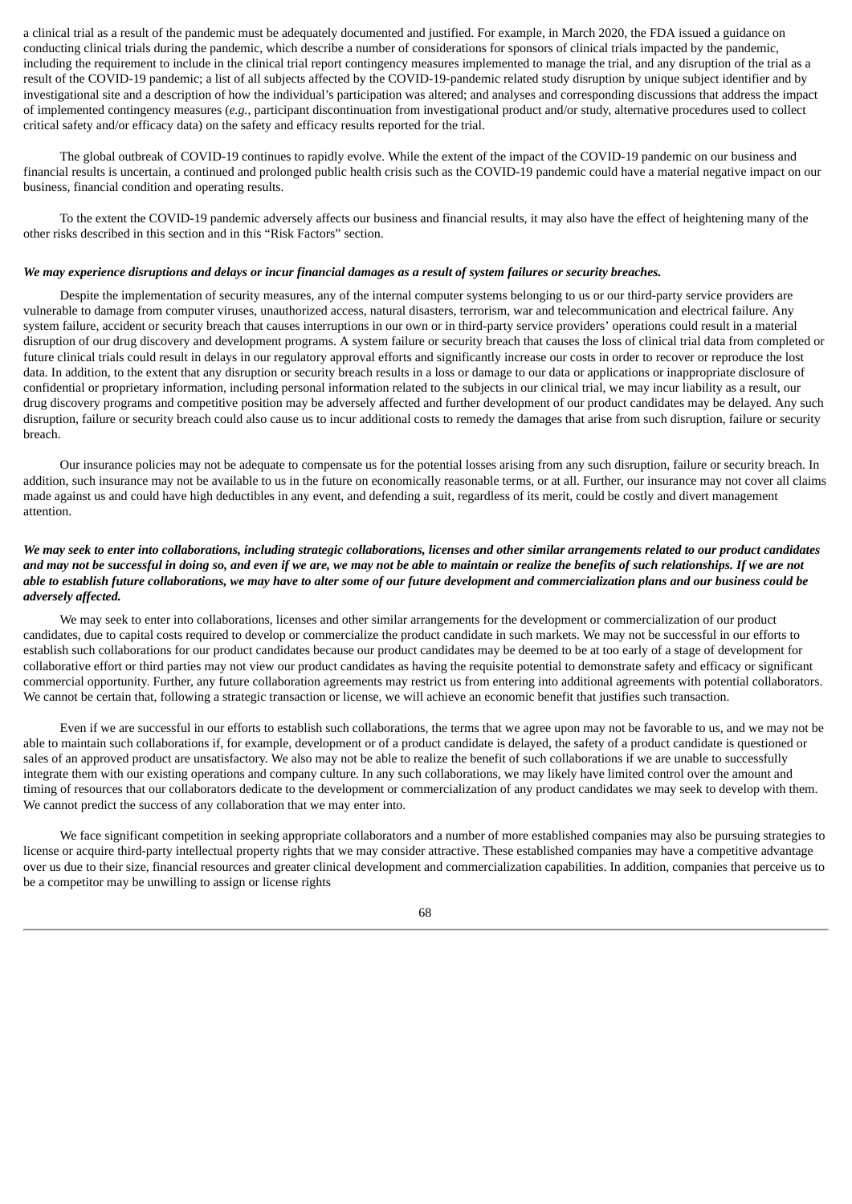a clinical trial as a result of the pandemic must be adequately documented and justified. For example, in March 2020, the FDA issued a guidance on conducting clinical trials during the pandemic, which describe a number of considerations for sponsors of clinical trials impacted by the pandemic, including the requirement to include in the clinical trial report contingency measures implemented to manage the trial, and any disruption of the trial as a result of the COVID-19 pandemic; a list of all subjects affected by the COVID-19-pandemic related study disruption by unique subject identifier and by investigational site and a description of how the individual's participation was altered; and analyses and corresponding discussions that address the impact of implemented contingency measures (*e.g.*, participant discontinuation from investigational product and/or study, alternative procedures used to collect critical safety and/or efficacy data) on the safety and efficacy results reported for the trial.

The global outbreak of COVID-19 continues to rapidly evolve. While the extent of the impact of the COVID-19 pandemic on our business and financial results is uncertain, a continued and prolonged public health crisis such as the COVID-19 pandemic could have a material negative impact on our business, financial condition and operating results.

To the extent the COVID-19 pandemic adversely affects our business and financial results, it may also have the effect of heightening many of the other risks described in this section and in this "Risk Factors" section.

***We may experience disruptions and delays or incur financial damages as a result of system failures or security breaches.***

Despite the implementation of security measures, any of the internal computer systems belonging to us or our third-party service providers are vulnerable to damage from computer viruses, unauthorized access, natural disasters, terrorism, war and telecommunication and electrical failure. Any system failure, accident or security breach that causes interruptions in our own or in third-party service providers' operations could result in a material disruption of our drug discovery and development programs. A system failure or security breach that causes the loss of clinical trial data from completed or future clinical trials could result in delays in our regulatory approval efforts and significantly increase our costs in order to recover or reproduce the lost data. In addition, to the extent that any disruption or security breach results in a loss or damage to our data or applications or inappropriate disclosure of confidential or proprietary information, including personal information related to the subjects in our clinical trial, we may incur liability as a result, our drug discovery programs and competitive position may be adversely affected and further development of our product candidates may be delayed. Any such disruption, failure or security breach could also cause us to incur additional costs to remedy the damages that arise from such disruption, failure or security breach.

Our insurance policies may not be adequate to compensate us for the potential losses arising from any such disruption, failure or security breach. In addition, such insurance may not be available to us in the future on economically reasonable terms, or at all. Further, our insurance may not cover all claims made against us and could have high deductibles in any event, and defending a suit, regardless of its merit, could be costly and divert management attention.

***We may seek to enter into collaborations, including strategic collaborations, licenses and other similar arrangements related to our product candidates and may not be successful in doing so, and even if we are, we may not be able to maintain or realize the benefits of such relationships. If we are not able to establish future collaborations, we may have to alter some of our future development and commercialization plans and our business could be adversely affected.***

We may seek to enter into collaborations, licenses and other similar arrangements for the development or commercialization of our product candidates, due to capital costs required to develop or commercialize the product candidate in such markets. We may not be successful in our efforts to establish such collaborations for our product candidates because our product candidates may be deemed to be at too early of a stage of development for collaborative effort or third parties may not view our product candidates as having the requisite potential to demonstrate safety and efficacy or significant commercial opportunity. Further, any future collaboration agreements may restrict us from entering into additional agreements with potential collaborators. We cannot be certain that, following a strategic transaction or license, we will achieve an economic benefit that justifies such transaction.

Even if we are successful in our efforts to establish such collaborations, the terms that we agree upon may not be favorable to us, and we may not be able to maintain such collaborations if, for example, development or of a product candidate is delayed, the safety of a product candidate is questioned or sales of an approved product are unsatisfactory. We also may not be able to realize the benefit of such collaborations if we are unable to successfully integrate them with our existing operations and company culture. In any such collaborations, we may likely have limited control over the amount and timing of resources that our collaborators dedicate to the development or commercialization of any product candidates we may seek to develop with them. We cannot predict the success of any collaboration that we may enter into.

We face significant competition in seeking appropriate collaborators and a number of more established companies may also be pursuing strategies to license or acquire third-party intellectual property rights that we may consider attractive. These established companies may have a competitive advantage over us due to their size, financial resources and greater clinical development and commercialization capabilities. In addition, companies that perceive us to be a competitor may be unwilling to assign or license rights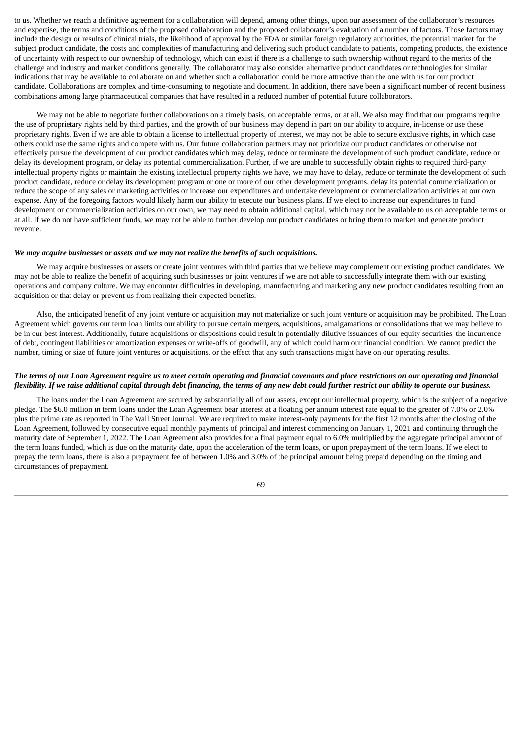to us. Whether we reach a definitive agreement for a collaboration will depend, among other things, upon our assessment of the collaborator's resources and expertise, the terms and conditions of the proposed collaboration and the proposed collaborator's evaluation of a number of factors. Those factors may include the design or results of clinical trials, the likelihood of approval by the FDA or similar foreign regulatory authorities, the potential market for the subject product candidate, the costs and complexities of manufacturing and delivering such product candidate to patients, competing products, the existence of uncertainty with respect to our ownership of technology, which can exist if there is a challenge to such ownership without regard to the merits of the challenge and industry and market conditions generally. The collaborator may also consider alternative product candidates or technologies for similar indications that may be available to collaborate on and whether such a collaboration could be more attractive than the one with us for our product candidate. Collaborations are complex and time-consuming to negotiate and document. In addition, there have been a significant number of recent business combinations among large pharmaceutical companies that have resulted in a reduced number of potential future collaborators.

We may not be able to negotiate further collaborations on a timely basis, on acceptable terms, or at all. We also may find that our programs require the use of proprietary rights held by third parties, and the growth of our business may depend in part on our ability to acquire, in-license or use these proprietary rights. Even if we are able to obtain a license to intellectual property of interest, we may not be able to secure exclusive rights, in which case others could use the same rights and compete with us. Our future collaboration partners may not prioritize our product candidates or otherwise not effectively pursue the development of our product candidates which may delay, reduce or terminate the development of such product candidate, reduce or delay its development program, or delay its potential commercialization. Further, if we are unable to successfully obtain rights to required third-party intellectual property rights or maintain the existing intellectual property rights we have, we may have to delay, reduce or terminate the development of such product candidate, reduce or delay its development program or one or more of our other development programs, delay its potential commercialization or reduce the scope of any sales or marketing activities or increase our expenditures and undertake development or commercialization activities at our own expense. Any of the foregoing factors would likely harm our ability to execute our business plans. If we elect to increase our expenditures to fund development or commercialization activities on our own, we may need to obtain additional capital, which may not be available to us on acceptable terms or at all. If we do not have sufficient funds, we may not be able to further develop our product candidates or bring them to market and generate product revenue.

***We may acquire businesses or assets and we may not realize the benefits of such acquisitions.***

We may acquire businesses or assets or create joint ventures with third parties that we believe may complement our existing product candidates. We may not be able to realize the benefit of acquiring such businesses or joint ventures if we are not able to successfully integrate them with our existing operations and company culture. We may encounter difficulties in developing, manufacturing and marketing any new product candidates resulting from an acquisition or that delay or prevent us from realizing their expected benefits.

Also, the anticipated benefit of any joint venture or acquisition may not materialize or such joint venture or acquisition may be prohibited. The Loan Agreement which governs our term loan limits our ability to pursue certain mergers, acquisitions, amalgamations or consolidations that we may believe to be in our best interest. Additionally, future acquisitions or dispositions could result in potentially dilutive issuances of our equity securities, the incurrence of debt, contingent liabilities or amortization expenses or write-offs of goodwill, any of which could harm our financial condition. We cannot predict the number, timing or size of future joint ventures or acquisitions, or the effect that any such transactions might have on our operating results.

***The terms of our Loan Agreement require us to meet certain operating and financial covenants and place restrictions on our operating and financial flexibility. If we raise additional capital through debt financing, the terms of any new debt could further restrict our ability to operate our business.***

The loans under the Loan Agreement are secured by substantially all of our assets, except our intellectual property, which is the subject of a negative pledge. The $6.0 million in term loans under the Loan Agreement bear interest at a floating per annum interest rate equal to the greater of 7.0% or 2.0% plus the prime rate as reported in The Wall Street Journal. We are required to make interest-only payments for the first 12 months after the closing of the Loan Agreement, followed by consecutive equal monthly payments of principal and interest commencing on January 1, 2021 and continuing through the maturity date of September 1, 2022. The Loan Agreement also provides for a final payment equal to 6.0% multiplied by the aggregate principal amount of the term loans funded, which is due on the maturity date, upon the acceleration of the term loans, or upon prepayment of the term loans. If we elect to prepay the term loans, there is also a prepayment fee of between 1.0% and 3.0% of the principal amount being prepaid depending on the timing and circumstances of prepayment.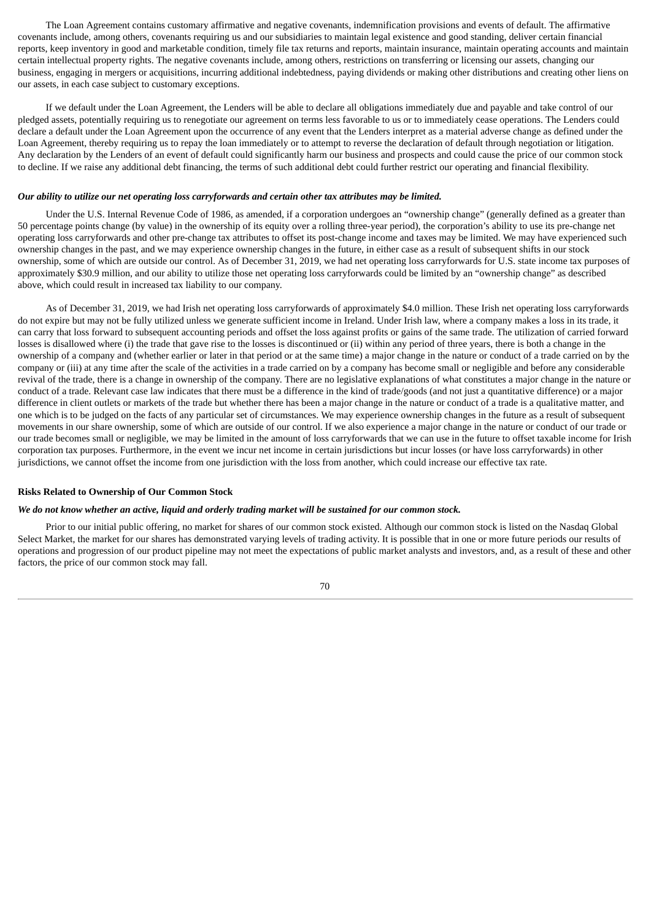The Loan Agreement contains customary affirmative and negative covenants, indemnification provisions and events of default. The affirmative covenants include, among others, covenants requiring us and our subsidiaries to maintain legal existence and good standing, deliver certain financial reports, keep inventory in good and marketable condition, timely file tax returns and reports, maintain insurance, maintain operating accounts and maintain certain intellectual property rights. The negative covenants include, among others, restrictions on transferring or licensing our assets, changing our business, engaging in mergers or acquisitions, incurring additional indebtedness, paying dividends or making other distributions and creating other liens on our assets, in each case subject to customary exceptions.

If we default under the Loan Agreement, the Lenders will be able to declare all obligations immediately due and payable and take control of our pledged assets, potentially requiring us to renegotiate our agreement on terms less favorable to us or to immediately cease operations. The Lenders could declare a default under the Loan Agreement upon the occurrence of any event that the Lenders interpret as a material adverse change as defined under the Loan Agreement, thereby requiring us to repay the loan immediately or to attempt to reverse the declaration of default through negotiation or litigation. Any declaration by the Lenders of an event of default could significantly harm our business and prospects and could cause the price of our common stock to decline. If we raise any additional debt financing, the terms of such additional debt could further restrict our operating and financial flexibility.

***Our ability to utilize our net operating loss carryforwards and certain other tax attributes may be limited.***

Under the U.S. Internal Revenue Code of 1986, as amended, if a corporation undergoes an "ownership change" (generally defined as a greater than 50 percentage points change (by value) in the ownership of its equity over a rolling three-year period), the corporation's ability to use its pre-change net operating loss carryforwards and other pre-change tax attributes to offset its post-change income and taxes may be limited. We may have experienced such ownership changes in the past, and we may experience ownership changes in the future, in either case as a result of subsequent shifts in our stock ownership, some of which are outside our control. As of December 31, 2019, we had net operating loss carryforwards for U.S. state income tax purposes of approximately $30.9 million, and our ability to utilize those net operating loss carryforwards could be limited by an "ownership change" as described above, which could result in increased tax liability to our company.

As of December 31, 2019, we had Irish net operating loss carryforwards of approximately $4.0 million. These Irish net operating loss carryforwards do not expire but may not be fully utilized unless we generate sufficient income in Ireland. Under Irish law, where a company makes a loss in its trade, it can carry that loss forward to subsequent accounting periods and offset the loss against profits or gains of the same trade. The utilization of carried forward losses is disallowed where (i) the trade that gave rise to the losses is discontinued or (ii) within any period of three years, there is both a change in the ownership of a company and (whether earlier or later in that period or at the same time) a major change in the nature or conduct of a trade carried on by the company or (iii) at any time after the scale of the activities in a trade carried on by a company has become small or negligible and before any considerable revival of the trade, there is a change in ownership of the company. There are no legislative explanations of what constitutes a major change in the nature or conduct of a trade. Relevant case law indicates that there must be a difference in the kind of trade/goods (and not just a quantitative difference) or a major difference in client outlets or markets of the trade but whether there has been a major change in the nature or conduct of a trade is a qualitative matter, and one which is to be judged on the facts of any particular set of circumstances. We may experience ownership changes in the future as a result of subsequent movements in our share ownership, some of which are outside of our control. If we also experience a major change in the nature or conduct of our trade or our trade becomes small or negligible, we may be limited in the amount of loss carryforwards that we can use in the future to offset taxable income for Irish corporation tax purposes. Furthermore, in the event we incur net income in certain jurisdictions but incur losses (or have loss carryforwards) in other jurisdictions, we cannot offset the income from one jurisdiction with the loss from another, which could increase our effective tax rate.

**Risks Related to Ownership of Our Common Stock**

***We do not know whether an active, liquid and orderly trading market will be sustained for our common stock.***

Prior to our initial public offering, no market for shares of our common stock existed. Although our common stock is listed on the Nasdaq Global Select Market, the market for our shares has demonstrated varying levels of trading activity. It is possible that in one or more future periods our results of operations and progression of our product pipeline may not meet the expectations of public market analysts and investors, and, as a result of these and other factors, the price of our common stock may fall.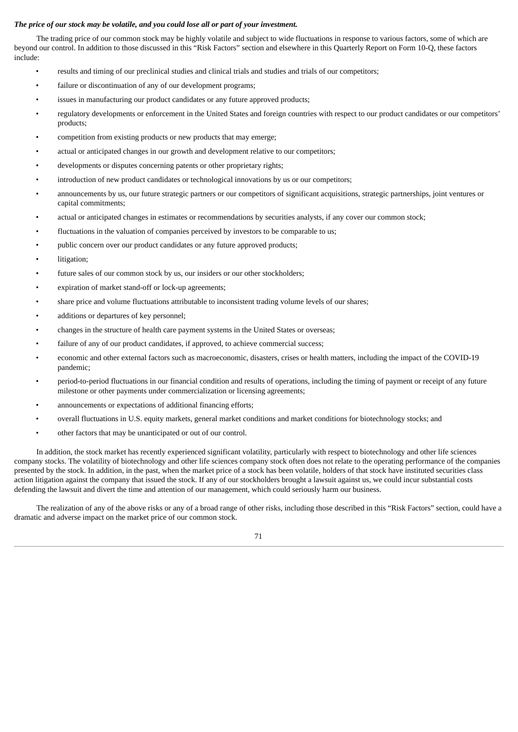***The price of our stock may be volatile, and you could lose all or part of your investment.***

The trading price of our common stock may be highly volatile and subject to wide fluctuations in response to various factors, some of which are beyond our control. In addition to those discussed in this "Risk Factors" section and elsewhere in this Quarterly Report on Form 10-Q, these factors include:

- results and timing of our preclinical studies and clinical trials and studies and trials of our competitors;
- failure or discontinuation of any of our development programs;
- issues in manufacturing our product candidates or any future approved products;
- regulatory developments or enforcement in the United States and foreign countries with respect to our product candidates or our competitors' products;
- competition from existing products or new products that may emerge;
- actual or anticipated changes in our growth and development relative to our competitors;
- developments or disputes concerning patents or other proprietary rights;
- introduction of new product candidates or technological innovations by us or our competitors;
- announcements by us, our future strategic partners or our competitors of significant acquisitions, strategic partnerships, joint ventures or capital commitments;
- actual or anticipated changes in estimates or recommendations by securities analysts, if any cover our common stock;
- fluctuations in the valuation of companies perceived by investors to be comparable to us;
- public concern over our product candidates or any future approved products;
- litigation;
- future sales of our common stock by us, our insiders or our other stockholders;
- expiration of market stand-off or lock-up agreements;
- share price and volume fluctuations attributable to inconsistent trading volume levels of our shares;
- additions or departures of key personnel;
- changes in the structure of health care payment systems in the United States or overseas;
- failure of any of our product candidates, if approved, to achieve commercial success;
- economic and other external factors such as macroeconomic, disasters, crises or health matters, including the impact of the COVID-19 pandemic;
- period-to-period fluctuations in our financial condition and results of operations, including the timing of payment or receipt of any future milestone or other payments under commercialization or licensing agreements;
- announcements or expectations of additional financing efforts;
- overall fluctuations in U.S. equity markets, general market conditions and market conditions for biotechnology stocks; and
- other factors that may be unanticipated or out of our control.

In addition, the stock market has recently experienced significant volatility, particularly with respect to biotechnology and other life sciences company stocks. The volatility of biotechnology and other life sciences company stock often does not relate to the operating performance of the companies presented by the stock. In addition, in the past, when the market price of a stock has been volatile, holders of that stock have instituted securities class action litigation against the company that issued the stock. If any of our stockholders brought a lawsuit against us, we could incur substantial costs defending the lawsuit and divert the time and attention of our management, which could seriously harm our business.

The realization of any of the above risks or any of a broad range of other risks, including those described in this "Risk Factors" section, could have a dramatic and adverse impact on the market price of our common stock.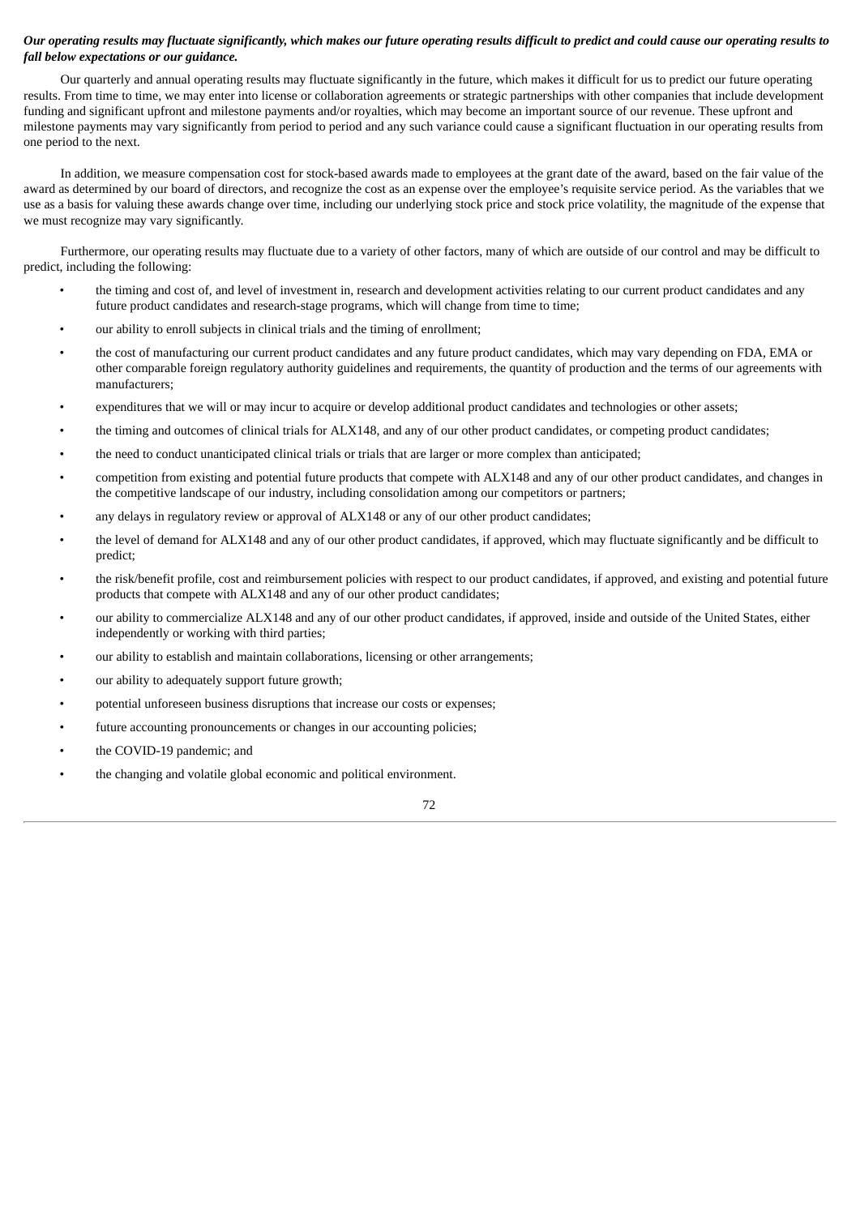***Our operating results may fluctuate significantly, which makes our future operating results difficult to predict and could cause our operating results to fall below expectations or our guidance.***

Our quarterly and annual operating results may fluctuate significantly in the future, which makes it difficult for us to predict our future operating results. From time to time, we may enter into license or collaboration agreements or strategic partnerships with other companies that include development funding and significant upfront and milestone payments and/or royalties, which may become an important source of our revenue. These upfront and milestone payments may vary significantly from period to period and any such variance could cause a significant fluctuation in our operating results from one period to the next.

In addition, we measure compensation cost for stock-based awards made to employees at the grant date of the award, based on the fair value of the award as determined by our board of directors, and recognize the cost as an expense over the employee's requisite service period. As the variables that we use as a basis for valuing these awards change over time, including our underlying stock price and stock price volatility, the magnitude of the expense that we must recognize may vary significantly.

Furthermore, our operating results may fluctuate due to a variety of other factors, many of which are outside of our control and may be difficult to predict, including the following:

- the timing and cost of, and level of investment in, research and development activities relating to our current product candidates and any future product candidates and research-stage programs, which will change from time to time;
- our ability to enroll subjects in clinical trials and the timing of enrollment;
- the cost of manufacturing our current product candidates and any future product candidates, which may vary depending on FDA, EMA or other comparable foreign regulatory authority guidelines and requirements, the quantity of production and the terms of our agreements with manufacturers;
- expenditures that we will or may incur to acquire or develop additional product candidates and technologies or other assets;
- the timing and outcomes of clinical trials for ALX148, and any of our other product candidates, or competing product candidates;
- the need to conduct unanticipated clinical trials or trials that are larger or more complex than anticipated;
- competition from existing and potential future products that compete with ALX148 and any of our other product candidates, and changes in the competitive landscape of our industry, including consolidation among our competitors or partners;
- any delays in regulatory review or approval of ALX148 or any of our other product candidates;
- the level of demand for ALX148 and any of our other product candidates, if approved, which may fluctuate significantly and be difficult to predict;
- the risk/benefit profile, cost and reimbursement policies with respect to our product candidates, if approved, and existing and potential future products that compete with ALX148 and any of our other product candidates;
- our ability to commercialize ALX148 and any of our other product candidates, if approved, inside and outside of the United States, either independently or working with third parties;
- our ability to establish and maintain collaborations, licensing or other arrangements;
- our ability to adequately support future growth;
- potential unforeseen business disruptions that increase our costs or expenses;
- future accounting pronouncements or changes in our accounting policies;
- the COVID-19 pandemic; and
- the changing and volatile global economic and political environment.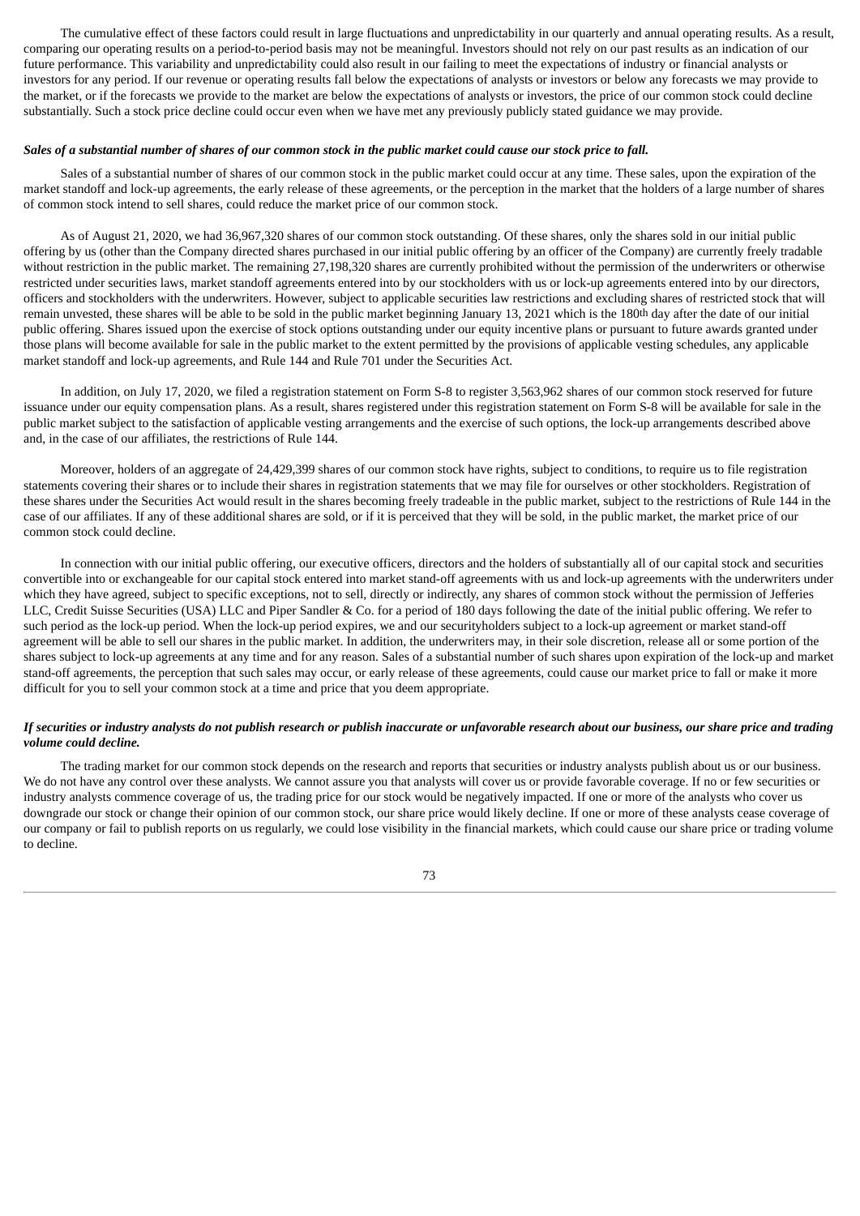The cumulative effect of these factors could result in large fluctuations and unpredictability in our quarterly and annual operating results. As a result, comparing our operating results on a period-to-period basis may not be meaningful. Investors should not rely on our past results as an indication of our future performance. This variability and unpredictability could also result in our failing to meet the expectations of industry or financial analysts or investors for any period. If our revenue or operating results fall below the expectations of analysts or investors or below any forecasts we may provide to the market, or if the forecasts we provide to the market are below the expectations of analysts or investors, the price of our common stock could decline substantially. Such a stock price decline could occur even when we have met any previously publicly stated guidance we may provide.

***Sales of a substantial number of shares of our common stock in the public market could cause our stock price to fall.***

Sales of a substantial number of shares of our common stock in the public market could occur at any time. These sales, upon the expiration of the market standoff and lock-up agreements, the early release of these agreements, or the perception in the market that the holders of a large number of shares of common stock intend to sell shares, could reduce the market price of our common stock.

As of August 21, 2020, we had 36,967,320 shares of our common stock outstanding. Of these shares, only the shares sold in our initial public offering by us (other than the Company directed shares purchased in our initial public offering by an officer of the Company) are currently freely tradable without restriction in the public market. The remaining 27,198,320 shares are currently prohibited without the permission of the underwriters or otherwise restricted under securities laws, market standoff agreements entered into by our stockholders with us or lock-up agreements entered into by our directors, officers and stockholders with the underwriters. However, subject to applicable securities law restrictions and excluding shares of restricted stock that will remain unvested, these shares will be able to be sold in the public market beginning January 13, 2021 which is the 180th day after the date of our initial public offering. Shares issued upon the exercise of stock options outstanding under our equity incentive plans or pursuant to future awards granted under those plans will become available for sale in the public market to the extent permitted by the provisions of applicable vesting schedules, any applicable market standoff and lock-up agreements, and Rule 144 and Rule 701 under the Securities Act.

In addition, on July 17, 2020, we filed a registration statement on Form S-8 to register 3,563,962 shares of our common stock reserved for future issuance under our equity compensation plans. As a result, shares registered under this registration statement on Form S-8 will be available for sale in the public market subject to the satisfaction of applicable vesting arrangements and the exercise of such options, the lock-up arrangements described above and, in the case of our affiliates, the restrictions of Rule 144.

Moreover, holders of an aggregate of 24,429,399 shares of our common stock have rights, subject to conditions, to require us to file registration statements covering their shares or to include their shares in registration statements that we may file for ourselves or other stockholders. Registration of these shares under the Securities Act would result in the shares becoming freely tradeable in the public market, subject to the restrictions of Rule 144 in the case of our affiliates. If any of these additional shares are sold, or if it is perceived that they will be sold, in the public market, the market price of our common stock could decline.

In connection with our initial public offering, our executive officers, directors and the holders of substantially all of our capital stock and securities convertible into or exchangeable for our capital stock entered into market stand-off agreements with us and lock-up agreements with the underwriters under which they have agreed, subject to specific exceptions, not to sell, directly or indirectly, any shares of common stock without the permission of Jefferies LLC, Credit Suisse Securities (USA) LLC and Piper Sandler & Co. for a period of 180 days following the date of the initial public offering. We refer to such period as the lock-up period. When the lock-up period expires, we and our securityholders subject to a lock-up agreement or market stand-off agreement will be able to sell our shares in the public market. In addition, the underwriters may, in their sole discretion, release all or some portion of the shares subject to lock-up agreements at any time and for any reason. Sales of a substantial number of such shares upon expiration of the lock-up and market stand-off agreements, the perception that such sales may occur, or early release of these agreements, could cause our market price to fall or make it more difficult for you to sell your common stock at a time and price that you deem appropriate.

***If securities or industry analysts do not publish research or publish inaccurate or unfavorable research about our business, our share price and trading volume could decline.***

The trading market for our common stock depends on the research and reports that securities or industry analysts publish about us or our business. We do not have any control over these analysts. We cannot assure you that analysts will cover us or provide favorable coverage. If no or few securities or industry analysts commence coverage of us, the trading price for our stock would be negatively impacted. If one or more of the analysts who cover us downgrade our stock or change their opinion of our common stock, our share price would likely decline. If one or more of these analysts cease coverage of our company or fail to publish reports on us regularly, we could lose visibility in the financial markets, which could cause our share price or trading volume to decline.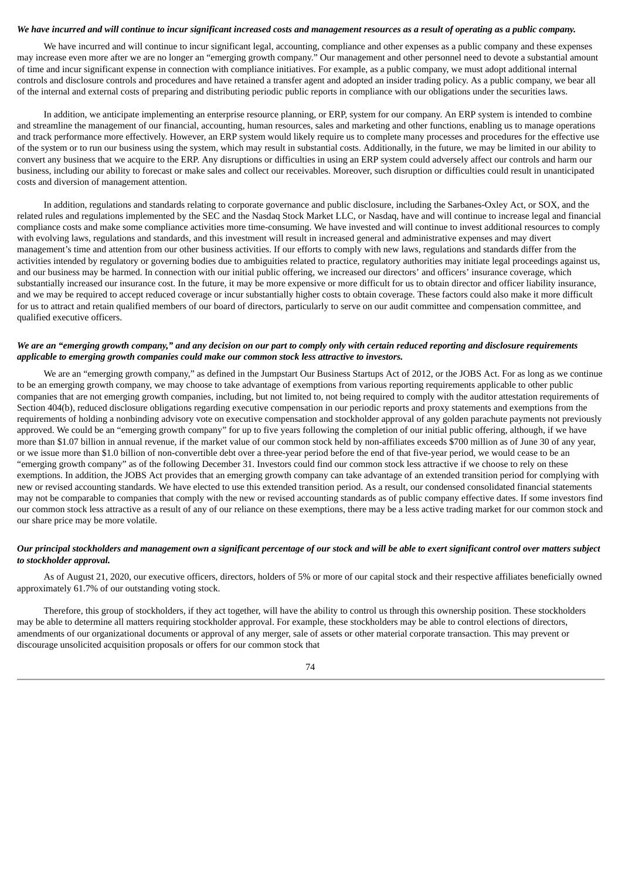***We have incurred and will continue to incur significant increased costs and management resources as a result of operating as a public company.***

We have incurred and will continue to incur significant legal, accounting, compliance and other expenses as a public company and these expenses may increase even more after we are no longer an "emerging growth company." Our management and other personnel need to devote a substantial amount of time and incur significant expense in connection with compliance initiatives. For example, as a public company, we must adopt additional internal controls and disclosure controls and procedures and have retained a transfer agent and adopted an insider trading policy. As a public company, we bear all of the internal and external costs of preparing and distributing periodic public reports in compliance with our obligations under the securities laws.

In addition, we anticipate implementing an enterprise resource planning, or ERP, system for our company. An ERP system is intended to combine and streamline the management of our financial, accounting, human resources, sales and marketing and other functions, enabling us to manage operations and track performance more effectively. However, an ERP system would likely require us to complete many processes and procedures for the effective use of the system or to run our business using the system, which may result in substantial costs. Additionally, in the future, we may be limited in our ability to convert any business that we acquire to the ERP. Any disruptions or difficulties in using an ERP system could adversely affect our controls and harm our business, including our ability to forecast or make sales and collect our receivables. Moreover, such disruption or difficulties could result in unanticipated costs and diversion of management attention.

In addition, regulations and standards relating to corporate governance and public disclosure, including the Sarbanes-Oxley Act, or SOX, and the related rules and regulations implemented by the SEC and the Nasdaq Stock Market LLC, or Nasdaq, have and will continue to increase legal and financial compliance costs and make some compliance activities more time-consuming. We have invested and will continue to invest additional resources to comply with evolving laws, regulations and standards, and this investment will result in increased general and administrative expenses and may divert management's time and attention from our other business activities. If our efforts to comply with new laws, regulations and standards differ from the activities intended by regulatory or governing bodies due to ambiguities related to practice, regulatory authorities may initiate legal proceedings against us, and our business may be harmed. In connection with our initial public offering, we increased our directors' and officers' insurance coverage, which substantially increased our insurance cost. In the future, it may be more expensive or more difficult for us to obtain director and officer liability insurance, and we may be required to accept reduced coverage or incur substantially higher costs to obtain coverage. These factors could also make it more difficult for us to attract and retain qualified members of our board of directors, particularly to serve on our audit committee and compensation committee, and qualified executive officers.

***We are an "emerging growth company," and any decision on our part to comply only with certain reduced reporting and disclosure requirements applicable to emerging growth companies could make our common stock less attractive to investors.***

We are an "emerging growth company," as defined in the Jumpstart Our Business Startups Act of 2012, or the JOBS Act. For as long as we continue to be an emerging growth company, we may choose to take advantage of exemptions from various reporting requirements applicable to other public companies that are not emerging growth companies, including, but not limited to, not being required to comply with the auditor attestation requirements of Section 404(b), reduced disclosure obligations regarding executive compensation in our periodic reports and proxy statements and exemptions from the requirements of holding a nonbinding advisory vote on executive compensation and stockholder approval of any golden parachute payments not previously approved. We could be an "emerging growth company" for up to five years following the completion of our initial public offering, although, if we have more than $1.07 billion in annual revenue, if the market value of our common stock held by non-affiliates exceeds $700 million as of June 30 of any year, or we issue more than $1.0 billion of non-convertible debt over a three-year period before the end of that five-year period, we would cease to be an "emerging growth company" as of the following December 31. Investors could find our common stock less attractive if we choose to rely on these exemptions. In addition, the JOBS Act provides that an emerging growth company can take advantage of an extended transition period for complying with new or revised accounting standards. We have elected to use this extended transition period. As a result, our condensed consolidated financial statements may not be comparable to companies that comply with the new or revised accounting standards as of public company effective dates. If some investors find our common stock less attractive as a result of any of our reliance on these exemptions, there may be a less active trading market for our common stock and our share price may be more volatile.

***Our principal stockholders and management own a significant percentage of our stock and will be able to exert significant control over matters subject to stockholder approval.***

As of August 21, 2020, our executive officers, directors, holders of 5% or more of our capital stock and their respective affiliates beneficially owned approximately 61.7% of our outstanding voting stock.

Therefore, this group of stockholders, if they act together, will have the ability to control us through this ownership position. These stockholders may be able to determine all matters requiring stockholder approval. For example, these stockholders may be able to control elections of directors, amendments of our organizational documents or approval of any merger, sale of assets or other material corporate transaction. This may prevent or discourage unsolicited acquisition proposals or offers for our common stock that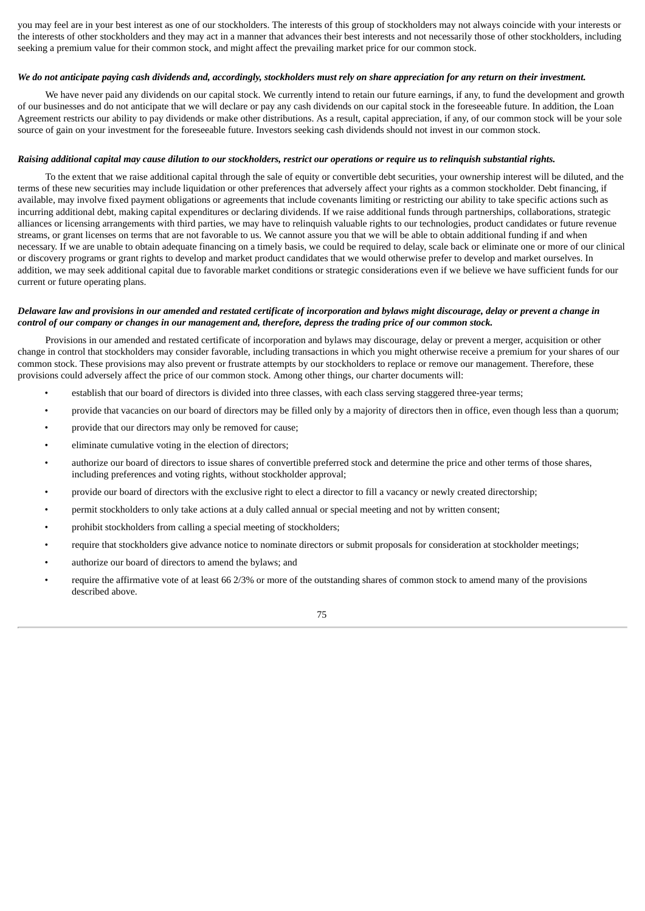you may feel are in your best interest as one of our stockholders. The interests of this group of stockholders may not always coincide with your interests or the interests of other stockholders and they may act in a manner that advances their best interests and not necessarily those of other stockholders, including seeking a premium value for their common stock, and might affect the prevailing market price for our common stock.

***We do not anticipate paying cash dividends and, accordingly, stockholders must rely on share appreciation for any return on their investment.***

We have never paid any dividends on our capital stock. We currently intend to retain our future earnings, if any, to fund the development and growth of our businesses and do not anticipate that we will declare or pay any cash dividends on our capital stock in the foreseeable future. In addition, the Loan Agreement restricts our ability to pay dividends or make other distributions. As a result, capital appreciation, if any, of our common stock will be your sole source of gain on your investment for the foreseeable future. Investors seeking cash dividends should not invest in our common stock.

***Raising additional capital may cause dilution to our stockholders, restrict our operations or require us to relinquish substantial rights.***

To the extent that we raise additional capital through the sale of equity or convertible debt securities, your ownership interest will be diluted, and the terms of these new securities may include liquidation or other preferences that adversely affect your rights as a common stockholder. Debt financing, if available, may involve fixed payment obligations or agreements that include covenants limiting or restricting our ability to take specific actions such as incurring additional debt, making capital expenditures or declaring dividends. If we raise additional funds through partnerships, collaborations, strategic alliances or licensing arrangements with third parties, we may have to relinquish valuable rights to our technologies, product candidates or future revenue streams, or grant licenses on terms that are not favorable to us. We cannot assure you that we will be able to obtain additional funding if and when necessary. If we are unable to obtain adequate financing on a timely basis, we could be required to delay, scale back or eliminate one or more of our clinical or discovery programs or grant rights to develop and market product candidates that we would otherwise prefer to develop and market ourselves. In addition, we may seek additional capital due to favorable market conditions or strategic considerations even if we believe we have sufficient funds for our current or future operating plans.

***Delaware law and provisions in our amended and restated certificate of incorporation and bylaws might discourage, delay or prevent a change in control of our company or changes in our management and, therefore, depress the trading price of our common stock.***

Provisions in our amended and restated certificate of incorporation and bylaws may discourage, delay or prevent a merger, acquisition or other change in control that stockholders may consider favorable, including transactions in which you might otherwise receive a premium for your shares of our common stock. These provisions may also prevent or frustrate attempts by our stockholders to replace or remove our management. Therefore, these provisions could adversely affect the price of our common stock. Among other things, our charter documents will:

- establish that our board of directors is divided into three classes, with each class serving staggered three-year terms;
- provide that vacancies on our board of directors may be filled only by a majority of directors then in office, even though less than a quorum;
- provide that our directors may only be removed for cause;
- eliminate cumulative voting in the election of directors;
- authorize our board of directors to issue shares of convertible preferred stock and determine the price and other terms of those shares, including preferences and voting rights, without stockholder approval;
- provide our board of directors with the exclusive right to elect a director to fill a vacancy or newly created directorship;
- permit stockholders to only take actions at a duly called annual or special meeting and not by written consent;
- prohibit stockholders from calling a special meeting of stockholders;
- require that stockholders give advance notice to nominate directors or submit proposals for consideration at stockholder meetings;
- authorize our board of directors to amend the bylaws; and
- require the affirmative vote of at least 66 2/3% or more of the outstanding shares of common stock to amend many of the provisions described above.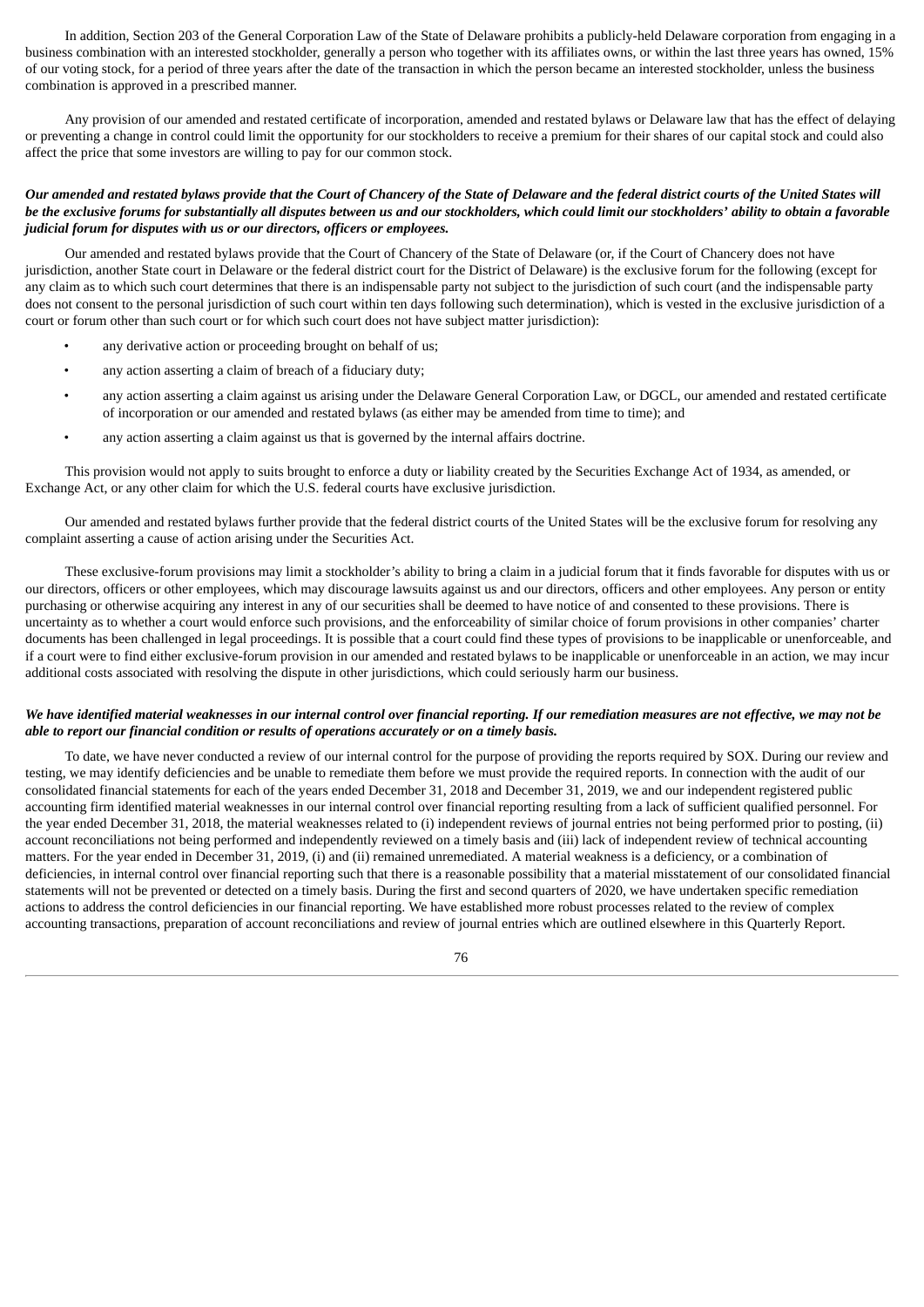In addition, Section 203 of the General Corporation Law of the State of Delaware prohibits a publicly-held Delaware corporation from engaging in a business combination with an interested stockholder, generally a person who together with its affiliates owns, or within the last three years has owned, 15% of our voting stock, for a period of three years after the date of the transaction in which the person became an interested stockholder, unless the business combination is approved in a prescribed manner.

Any provision of our amended and restated certificate of incorporation, amended and restated bylaws or Delaware law that has the effect of delaying or preventing a change in control could limit the opportunity for our stockholders to receive a premium for their shares of our capital stock and could also affect the price that some investors are willing to pay for our common stock.

***Our amended and restated bylaws provide that the Court of Chancery of the State of Delaware and the federal district courts of the United States will be the exclusive forums for substantially all disputes between us and our stockholders, which could limit our stockholders' ability to obtain a favorable judicial forum for disputes with us or our directors, officers or employees.***

Our amended and restated bylaws provide that the Court of Chancery of the State of Delaware (or, if the Court of Chancery does not have jurisdiction, another State court in Delaware or the federal district court for the District of Delaware) is the exclusive forum for the following (except for any claim as to which such court determines that there is an indispensable party not subject to the jurisdiction of such court (and the indispensable party does not consent to the personal jurisdiction of such court within ten days following such determination), which is vested in the exclusive jurisdiction of a court or forum other than such court or for which such court does not have subject matter jurisdiction):

- any derivative action or proceeding brought on behalf of us;
- any action asserting a claim of breach of a fiduciary duty;
- any action asserting a claim against us arising under the Delaware General Corporation Law, or DGCL, our amended and restated certificate of incorporation or our amended and restated bylaws (as either may be amended from time to time); and
- any action asserting a claim against us that is governed by the internal affairs doctrine.

This provision would not apply to suits brought to enforce a duty or liability created by the Securities Exchange Act of 1934, as amended, or Exchange Act, or any other claim for which the U.S. federal courts have exclusive jurisdiction.

Our amended and restated bylaws further provide that the federal district courts of the United States will be the exclusive forum for resolving any complaint asserting a cause of action arising under the Securities Act.

These exclusive-forum provisions may limit a stockholder's ability to bring a claim in a judicial forum that it finds favorable for disputes with us or our directors, officers or other employees, which may discourage lawsuits against us and our directors, officers and other employees. Any person or entity purchasing or otherwise acquiring any interest in any of our securities shall be deemed to have notice of and consented to these provisions. There is uncertainty as to whether a court would enforce such provisions, and the enforceability of similar choice of forum provisions in other companies' charter documents has been challenged in legal proceedings. It is possible that a court could find these types of provisions to be inapplicable or unenforceable, and if a court were to find either exclusive-forum provision in our amended and restated bylaws to be inapplicable or unenforceable in an action, we may incur additional costs associated with resolving the dispute in other jurisdictions, which could seriously harm our business.

***We have identified material weaknesses in our internal control over financial reporting. If our remediation measures are not effective, we may not be able to report our financial condition or results of operations accurately or on a timely basis.***

To date, we have never conducted a review of our internal control for the purpose of providing the reports required by SOX. During our review and testing, we may identify deficiencies and be unable to remediate them before we must provide the required reports. In connection with the audit of our consolidated financial statements for each of the years ended December 31, 2018 and December 31, 2019, we and our independent registered public accounting firm identified material weaknesses in our internal control over financial reporting resulting from a lack of sufficient qualified personnel. For the year ended December 31, 2018, the material weaknesses related to (i) independent reviews of journal entries not being performed prior to posting, (ii) account reconciliations not being performed and independently reviewed on a timely basis and (iii) lack of independent review of technical accounting matters. For the year ended in December 31, 2019, (i) and (ii) remained unremediated. A material weakness is a deficiency, or a combination of deficiencies, in internal control over financial reporting such that there is a reasonable possibility that a material misstatement of our consolidated financial statements will not be prevented or detected on a timely basis. During the first and second quarters of 2020, we have undertaken specific remediation actions to address the control deficiencies in our financial reporting. We have established more robust processes related to the review of complex accounting transactions, preparation of account reconciliations and review of journal entries which are outlined elsewhere in this Quarterly Report.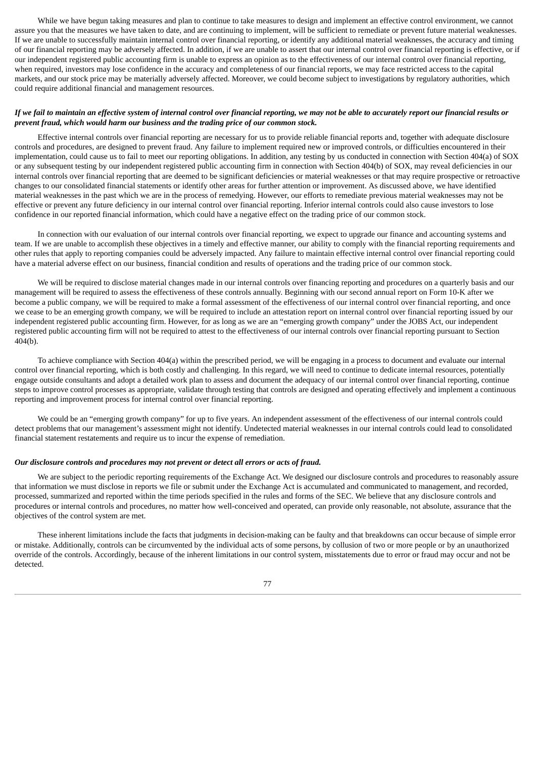While we have begun taking measures and plan to continue to take measures to design and implement an effective control environment, we cannot assure you that the measures we have taken to date, and are continuing to implement, will be sufficient to remediate or prevent future material weaknesses. If we are unable to successfully maintain internal control over financial reporting, or identify any additional material weaknesses, the accuracy and timing of our financial reporting may be adversely affected. In addition, if we are unable to assert that our internal control over financial reporting is effective, or if our independent registered public accounting firm is unable to express an opinion as to the effectiveness of our internal control over financial reporting, when required, investors may lose confidence in the accuracy and completeness of our financial reports, we may face restricted access to the capital markets, and our stock price may be materially adversely affected. Moreover, we could become subject to investigations by regulatory authorities, which could require additional financial and management resources.

***If we fail to maintain an effective system of internal control over financial reporting, we may not be able to accurately report our financial results or prevent fraud, which would harm our business and the trading price of our common stock.***

Effective internal controls over financial reporting are necessary for us to provide reliable financial reports and, together with adequate disclosure controls and procedures, are designed to prevent fraud. Any failure to implement required new or improved controls, or difficulties encountered in their implementation, could cause us to fail to meet our reporting obligations. In addition, any testing by us conducted in connection with Section 404(a) of SOX or any subsequent testing by our independent registered public accounting firm in connection with Section 404(b) of SOX, may reveal deficiencies in our internal controls over financial reporting that are deemed to be significant deficiencies or material weaknesses or that may require prospective or retroactive changes to our consolidated financial statements or identify other areas for further attention or improvement. As discussed above, we have identified material weaknesses in the past which we are in the process of remedying. However, our efforts to remediate previous material weaknesses may not be effective or prevent any future deficiency in our internal control over financial reporting. Inferior internal controls could also cause investors to lose confidence in our reported financial information, which could have a negative effect on the trading price of our common stock.

In connection with our evaluation of our internal controls over financial reporting, we expect to upgrade our finance and accounting systems and team. If we are unable to accomplish these objectives in a timely and effective manner, our ability to comply with the financial reporting requirements and other rules that apply to reporting companies could be adversely impacted. Any failure to maintain effective internal control over financial reporting could have a material adverse effect on our business, financial condition and results of operations and the trading price of our common stock.

We will be required to disclose material changes made in our internal controls over financing reporting and procedures on a quarterly basis and our management will be required to assess the effectiveness of these controls annually. Beginning with our second annual report on Form 10-K after we become a public company, we will be required to make a formal assessment of the effectiveness of our internal control over financial reporting, and once we cease to be an emerging growth company, we will be required to include an attestation report on internal control over financial reporting issued by our independent registered public accounting firm. However, for as long as we are an "emerging growth company" under the JOBS Act, our independent registered public accounting firm will not be required to attest to the effectiveness of our internal controls over financial reporting pursuant to Section 404(b).

To achieve compliance with Section 404(a) within the prescribed period, we will be engaging in a process to document and evaluate our internal control over financial reporting, which is both costly and challenging. In this regard, we will need to continue to dedicate internal resources, potentially engage outside consultants and adopt a detailed work plan to assess and document the adequacy of our internal control over financial reporting, continue steps to improve control processes as appropriate, validate through testing that controls are designed and operating effectively and implement a continuous reporting and improvement process for internal control over financial reporting.

We could be an "emerging growth company" for up to five years. An independent assessment of the effectiveness of our internal controls could detect problems that our management's assessment might not identify. Undetected material weaknesses in our internal controls could lead to consolidated financial statement restatements and require us to incur the expense of remediation.

***Our disclosure controls and procedures may not prevent or detect all errors or acts of fraud.***

We are subject to the periodic reporting requirements of the Exchange Act. We designed our disclosure controls and procedures to reasonably assure that information we must disclose in reports we file or submit under the Exchange Act is accumulated and communicated to management, and recorded, processed, summarized and reported within the time periods specified in the rules and forms of the SEC. We believe that any disclosure controls and procedures or internal controls and procedures, no matter how well-conceived and operated, can provide only reasonable, not absolute, assurance that the objectives of the control system are met.

These inherent limitations include the facts that judgments in decision-making can be faulty and that breakdowns can occur because of simple error or mistake. Additionally, controls can be circumvented by the individual acts of some persons, by collusion of two or more people or by an unauthorized override of the controls. Accordingly, because of the inherent limitations in our control system, misstatements due to error or fraud may occur and not be detected.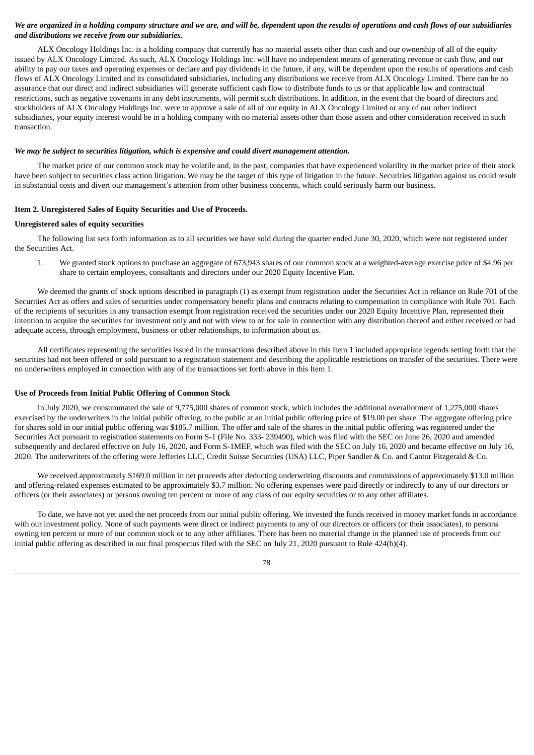***We are organized in a holding company structure and we are, and will be, dependent upon the results of operations and cash flows of our subsidiaries and distributions we receive from our subsidiaries.***

ALX Oncology Holdings Inc. is a holding company that currently has no material assets other than cash and our ownership of all of the equity issued by ALX Oncology Limited. As such, ALX Oncology Holdings Inc. will have no independent means of generating revenue or cash flow, and our ability to pay our taxes and operating expenses or declare and pay dividends in the future, if any, will be dependent upon the results of operations and cash flows of ALX Oncology Limited and its consolidated subsidiaries, including any distributions we receive from ALX Oncology Limited. There can be no assurance that our direct and indirect subsidiaries will generate sufficient cash flow to distribute funds to us or that applicable law and contractual restrictions, such as negative covenants in any debt instruments, will permit such distributions. In addition, in the event that the board of directors and stockholders of ALX Oncology Holdings Inc. were to approve a sale of all of our equity in ALX Oncology Limited or any of our other indirect subsidiaries, your equity interest would be in a holding company with no material assets other than those assets and other consideration received in such transaction.

***We may be subject to securities litigation, which is expensive and could divert management attention.***

The market price of our common stock may be volatile and, in the past, companies that have experienced volatility in the market price of their stock have been subject to securities class action litigation. We may be the target of this type of litigation in the future. Securities litigation against us could result in substantial costs and divert our management's attention from other business concerns, which could seriously harm our business.

**Item 2. Unregistered Sales of Equity Securities and Use of Proceeds.**

**Unregistered sales of equity securities**

The following list sets forth information as to all securities we have sold during the quarter ended June 30, 2020, which were not registered under the Securities Act.

1. We granted stock options to purchase an aggregate of 673,943 shares of our common stock at a weighted-average exercise price of $4.96 per share to certain employees, consultants and directors under our 2020 Equity Incentive Plan.

We deemed the grants of stock options described in paragraph (1) as exempt from registration under the Securities Act in reliance on Rule 701 of the Securities Act as offers and sales of securities under compensatory benefit plans and contracts relating to compensation in compliance with Rule 701. Each of the recipients of securities in any transaction exempt from registration received the securities under our 2020 Equity Incentive Plan, represented their intention to acquire the securities for investment only and not with view to or for sale in connection with any distribution thereof and either received or had adequate access, through employment, business or other relationships, to information about us.

All certificates representing the securities issued in the transactions described above in this Item 1 included appropriate legends setting forth that the securities had not been offered or sold pursuant to a registration statement and describing the applicable restrictions on transfer of the securities. There were no underwriters employed in connection with any of the transactions set forth above in this Item 1.

**Use of Proceeds from Initial Public Offering of Common Stock**

In July 2020, we consummated the sale of 9,775,000 shares of common stock, which includes the additional overallotment of 1,275,000 shares exercised by the underwriters in the initial public offering, to the public at an initial public offering price of $19.00 per share. The aggregate offering price for shares sold in our initial public offering was $185.7 million. The offer and sale of the shares in the initial public offering was registered under the Securities Act pursuant to registration statements on Form S-1 (File No. 333- 239490), which was filed with the SEC on June 26, 2020 and amended subsequently and declared effective on July 16, 2020, and Form S-1MEF, which was filed with the SEC on July 16, 2020 and became effective on July 16, 2020. The underwriters of the offering were Jefferies LLC, Credit Suisse Securities (USA) LLC, Piper Sandler & Co. and Cantor Fitzgerald & Co.

We received approximately $169.0 million in net proceeds after deducting underwriting discounts and commissions of approximately $13.0 million and offering-related expenses estimated to be approximately $3.7 million. No offering expenses were paid directly or indirectly to any of our directors or officers (or their associates) or persons owning ten percent or more of any class of our equity securities or to any other affiliates.

To date, we have not yet used the net proceeds from our initial public offering. We invested the funds received in money market funds in accordance with our investment policy. None of such payments were direct or indirect payments to any of our directors or officers (or their associates), to persons owning ten percent or more of our common stock or to any other affiliates. There has been no material change in the planned use of proceeds from our initial public offering as described in our final prospectus filed with the SEC on July 21, 2020 pursuant to Rule 424(b)(4).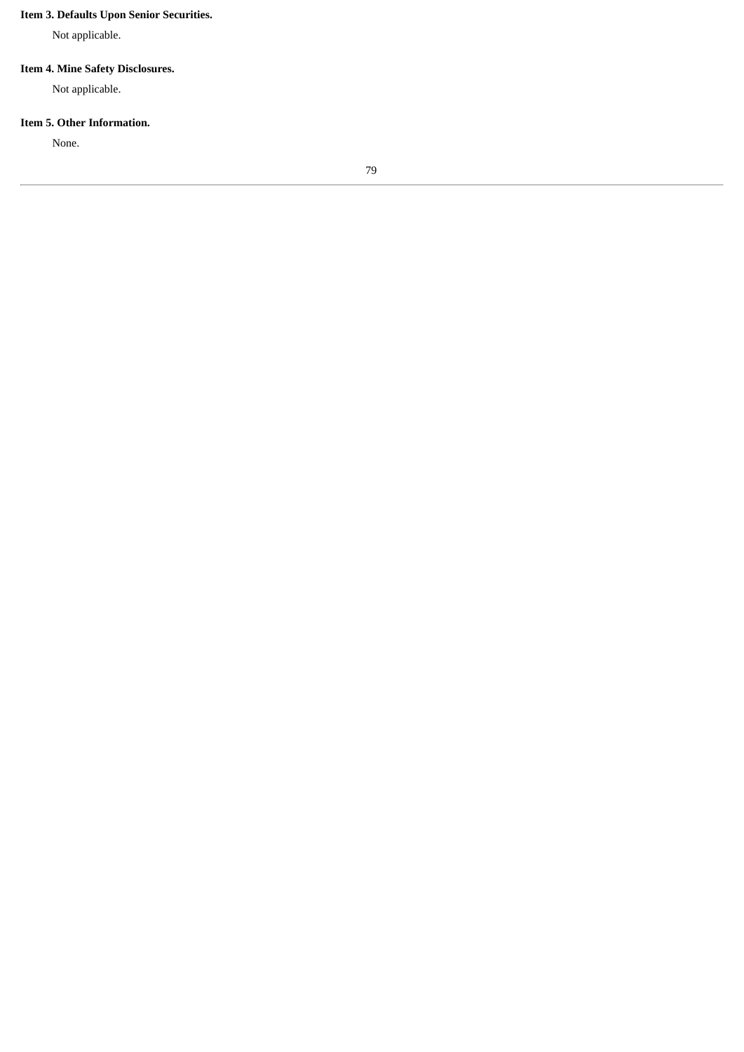**Item 3. Defaults Upon Senior Securities.**

Not applicable.

**Item 4. Mine Safety Disclosures.**

Not applicable.

**Item 5. Other Information.**

None.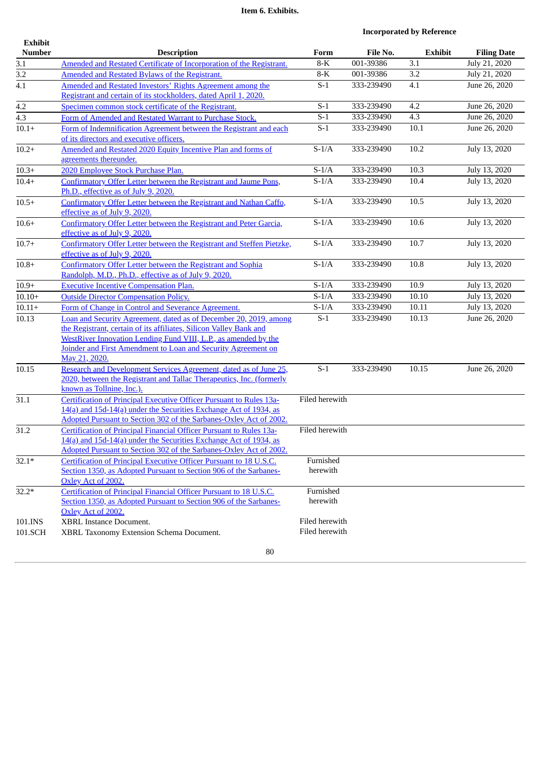**Item 6. Exhibits.**

| Exhibit Number | Description | Incorporated by Reference | | | |
|---|---|---|---|---|---|
| | | Form | File No. | Exhibit | Filing Date |
| 3.1 | Amended and Restated Certificate of Incorporation of the Registrant. | 8-K | 001-39386 | 3.1 | July 21, 2020 |
| 3.2 | Amended and Restated Bylaws of the Registrant. | 8-K | 001-39386 | 3.2 | July 21, 2020 |
| 4.1 | Amended and Restated Investors' Rights Agreement among the Registrant and certain of its stockholders, dated April 1, 2020. | S-1 | 333-239490 | 4.1 | June 26, 2020 |
| 4.2 | Specimen common stock certificate of the Registrant. | S-1 | 333-239490 | 4.2 | June 26, 2020 |
| 4.3 | Form of Amended and Restated Warrant to Purchase Stock. | S-1 | 333-239490 | 4.3 | June 26, 2020 |
| 10.1+ | Form of Indemnification Agreement between the Registrant and each of its directors and executive officers. | S-1 | 333-239490 | 10.1 | June 26, 2020 |
| 10.2+ | Amended and Restated 2020 Equity Incentive Plan and forms of agreements thereunder. | S-1/A | 333-239490 | 10.2 | July 13, 2020 |
| 10.3+ | 2020 Employee Stock Purchase Plan. | S-1/A | 333-239490 | 10.3 | July 13, 2020 |
| 10.4+ | Confirmatory Offer Letter between the Registrant and Jaume Pons, Ph.D., effective as of July 9, 2020. | S-1/A | 333-239490 | 10.4 | July 13, 2020 |
| 10.5+ | Confirmatory Offer Letter between the Registrant and Nathan Caffo, effective as of July 9, 2020. | S-1/A | 333-239490 | 10.5 | July 13, 2020 |
| 10.6+ | Confirmatory Offer Letter between the Registrant and Peter Garcia, effective as of July 9, 2020. | S-1/A | 333-239490 | 10.6 | July 13, 2020 |
| 10.7+ | Confirmatory Offer Letter between the Registrant and Steffen Pietzke, effective as of July 9, 2020. | S-1/A | 333-239490 | 10.7 | July 13, 2020 |
| 10.8+ | Confirmatory Offer Letter between the Registrant and Sophia Randolph, M.D., Ph.D., effective as of July 9, 2020. | S-1/A | 333-239490 | 10.8 | July 13, 2020 |
| 10.9+ | Executive Incentive Compensation Plan. | S-1/A | 333-239490 | 10.9 | July 13, 2020 |
| 10.10+ | Outside Director Compensation Policy. | S-1/A | 333-239490 | 10.10 | July 13, 2020 |
| 10.11+ | Form of Change in Control and Severance Agreement. | S-1/A | 333-239490 | 10.11 | July 13, 2020 |
| 10.13 | Loan and Security Agreement, dated as of December 20, 2019, among the Registrant, certain of its affiliates, Silicon Valley Bank and WestRiver Innovation Lending Fund VIII, L.P., as amended by the Joinder and First Amendment to Loan and Security Agreement on May 21, 2020. | S-1 | 333-239490 | 10.13 | June 26, 2020 |
| 10.15 | Research and Development Services Agreement, dated as of June 25, 2020, between the Registrant and Tallac Therapeutics, Inc. (formerly known as Tollnine, Inc.). | S-1 | 333-239490 | 10.15 | June 26, 2020 |
| 31.1 | Certification of Principal Executive Officer Pursuant to Rules 13a-14(a) and 15d-14(a) under the Securities Exchange Act of 1934, as Adopted Pursuant to Section 302 of the Sarbanes-Oxley Act of 2002. | Filed herewith | | | |
| 31.2 | Certification of Principal Financial Officer Pursuant to Rules 13a-14(a) and 15d-14(a) under the Securities Exchange Act of 1934, as Adopted Pursuant to Section 302 of the Sarbanes-Oxley Act of 2002. | Filed herewith | | | |
| 32.1* | Certification of Principal Executive Officer Pursuant to 18 U.S.C. Section 1350, as Adopted Pursuant to Section 906 of the Sarbanes-Oxley Act of 2002. | Furnished herewith | | | |
| 32.2* | Certification of Principal Financial Officer Pursuant to 18 U.S.C. Section 1350, as Adopted Pursuant to Section 906 of the Sarbanes-Oxley Act of 2002. | Furnished herewith | | | |
| 101.INS | XBRL Instance Document. | Filed herewith | | | |
| 101.SCH | XBRL Taxonomy Extension Schema Document. | Filed herewith | | | |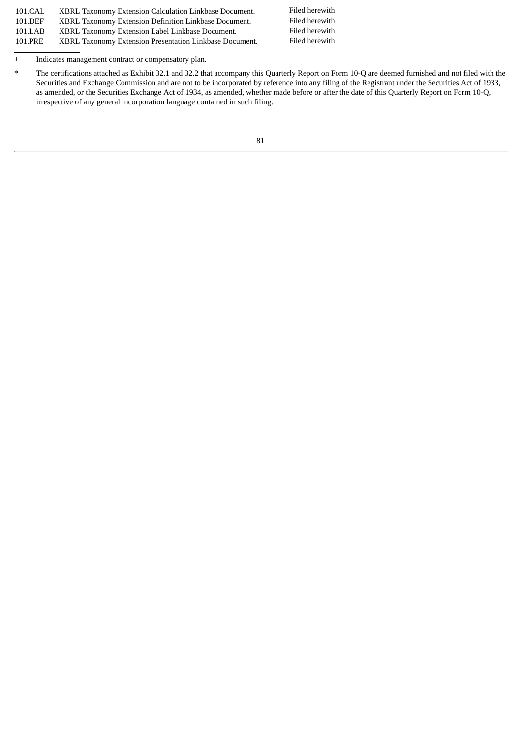| | | |
|---|---|---|
| 101.CAL | XBRL Taxonomy Extension Calculation Linkbase Document. | Filed herewith |
| 101.DEF | XBRL Taxonomy Extension Definition Linkbase Document. | Filed herewith |
| 101.LAB | XBRL Taxonomy Extension Label Linkbase Document. | Filed herewith |
| 101.PRE | XBRL Taxonomy Extension Presentation Linkbase Document. | Filed herewith |

\+ Indicates management contract or compensatory plan.

\* The certifications attached as Exhibit 32.1 and 32.2 that accompany this Quarterly Report on Form 10-Q are deemed furnished and not filed with the Securities and Exchange Commission and are not to be incorporated by reference into any filing of the Registrant under the Securities Act of 1933, as amended, or the Securities Exchange Act of 1934, as amended, whether made before or after the date of this Quarterly Report on Form 10-Q, irrespective of any general incorporation language contained in such filing.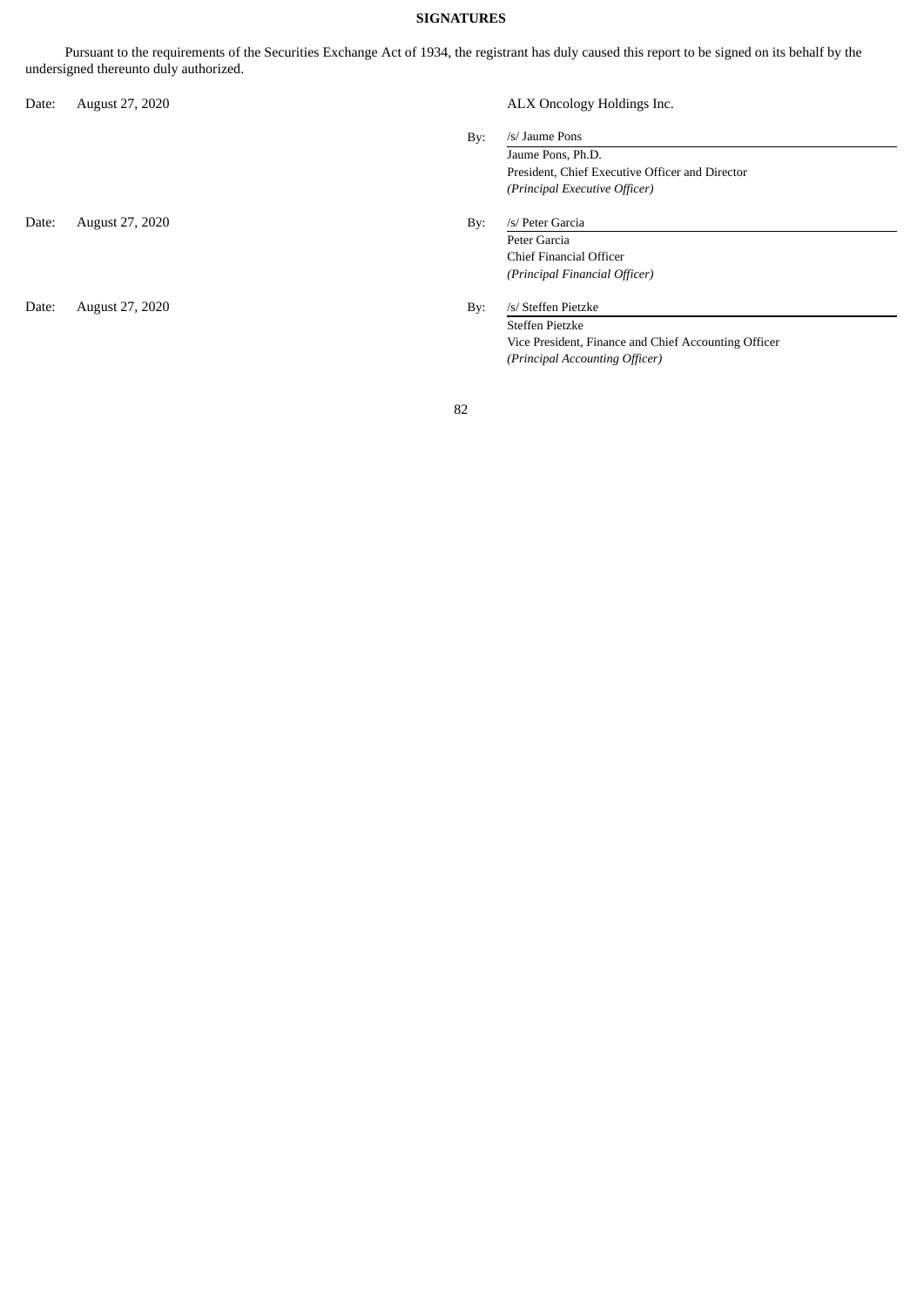**SIGNATURES**

Pursuant to the requirements of the Securities Exchange Act of 1934, the registrant has duly caused this report to be signed on its behalf by the undersigned thereunto duly authorized.

| | | | |
|---|---|---|---|
| Date: | August 27, 2020 | | ALX Oncology Holdings Inc. |
| | | By: | /s/ Jaume Pons |
| | | | Jaume Pons, Ph.D. |
| | | | President, Chief Executive Officer and Director |
| | | | *(Principal Executive Officer)* |
| Date: | August 27, 2020 | By: | /s/ Peter Garcia |
| | | | Peter Garcia |
| | | | Chief Financial Officer |
| | | | *(Principal Financial Officer)* |
| Date: | August 27, 2020 | By: | /s/ Steffen Pietzke |
| | | | Steffen Pietzke |
| | | | Vice President, Finance and Chief Accounting Officer |
| | | | *(Principal Accounting Officer)* |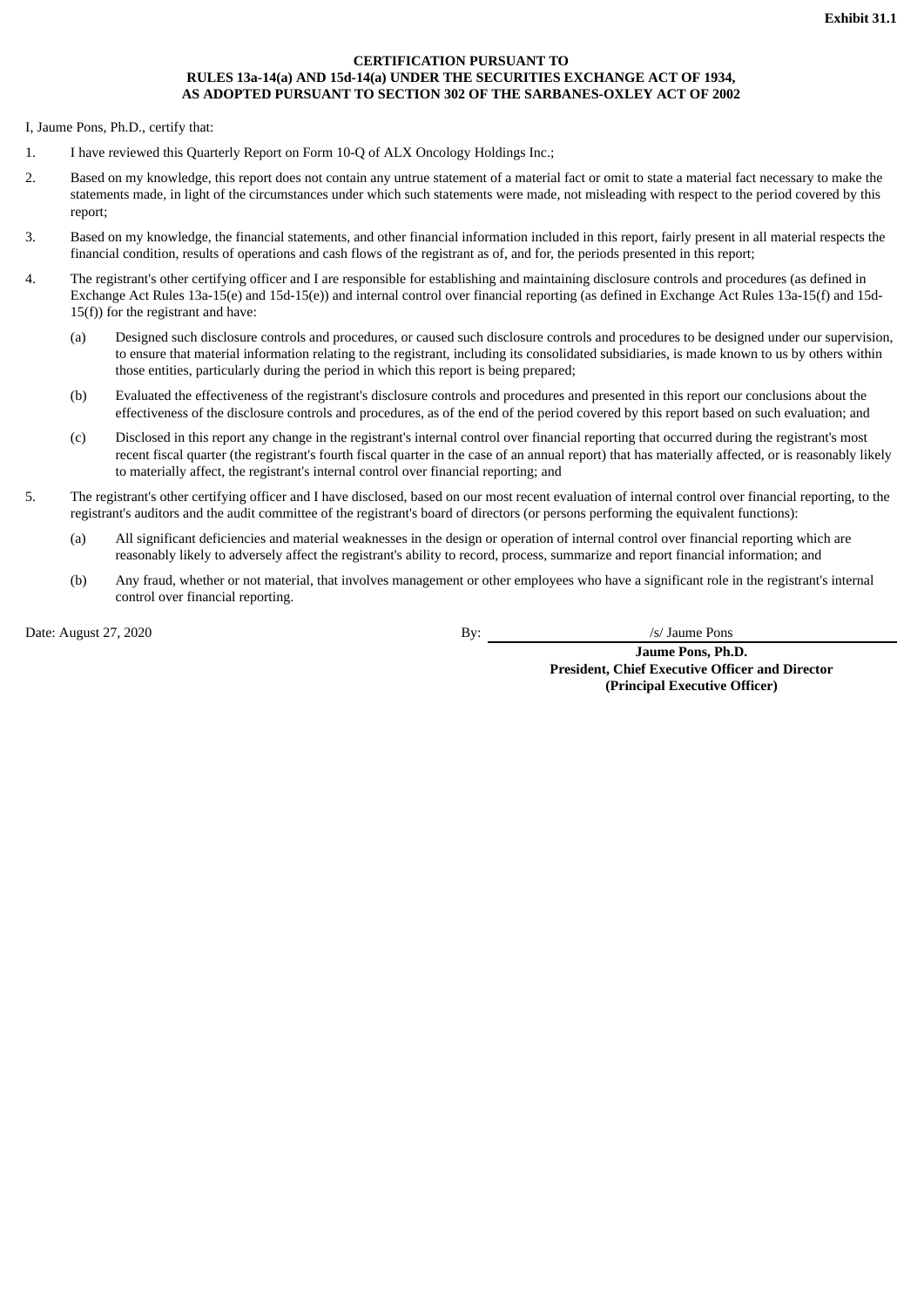**Exhibit 31.1**

**CERTIFICATION PURSUANT TO RULES 13a-14(a) AND 15d-14(a) UNDER THE SECURITIES EXCHANGE ACT OF 1934, AS ADOPTED PURSUANT TO SECTION 302 OF THE SARBANES-OXLEY ACT OF 2002**

I, Jaume Pons, Ph.D., certify that:

1. I have reviewed this Quarterly Report on Form 10-Q of ALX Oncology Holdings Inc.;
2. Based on my knowledge, this report does not contain any untrue statement of a material fact or omit to state a material fact necessary to make the statements made, in light of the circumstances under which such statements were made, not misleading with respect to the period covered by this report;
3. Based on my knowledge, the financial statements, and other financial information included in this report, fairly present in all material respects the financial condition, results of operations and cash flows of the registrant as of, and for, the periods presented in this report;
4. The registrant's other certifying officer and I are responsible for establishing and maintaining disclosure controls and procedures (as defined in Exchange Act Rules 13a-15(e) and 15d-15(e)) and internal control over financial reporting (as defined in Exchange Act Rules 13a-15(f) and 15d-15(f)) for the registrant and have:
   (a) Designed such disclosure controls and procedures, or caused such disclosure controls and procedures to be designed under our supervision, to ensure that material information relating to the registrant, including its consolidated subsidiaries, is made known to us by others within those entities, particularly during the period in which this report is being prepared;
   (b) Evaluated the effectiveness of the registrant's disclosure controls and procedures and presented in this report our conclusions about the effectiveness of the disclosure controls and procedures, as of the end of the period covered by this report based on such evaluation; and
   (c) Disclosed in this report any change in the registrant's internal control over financial reporting that occurred during the registrant's most recent fiscal quarter (the registrant's fourth fiscal quarter in the case of an annual report) that has materially affected, or is reasonably likely to materially affect, the registrant's internal control over financial reporting; and
5. The registrant's other certifying officer and I have disclosed, based on our most recent evaluation of internal control over financial reporting, to the registrant's auditors and the audit committee of the registrant's board of directors (or persons performing the equivalent functions):
   (a) All significant deficiencies and material weaknesses in the design or operation of internal control over financial reporting which are reasonably likely to adversely affect the registrant's ability to record, process, summarize and report financial information; and
   (b) Any fraud, whether or not material, that involves management or other employees who have a significant role in the registrant's internal control over financial reporting.

Date: August 27, 2020

By: /s/ Jaume Pons

**Jaume Pons, Ph.D.**
**President, Chief Executive Officer and Director**
**(Principal Executive Officer)**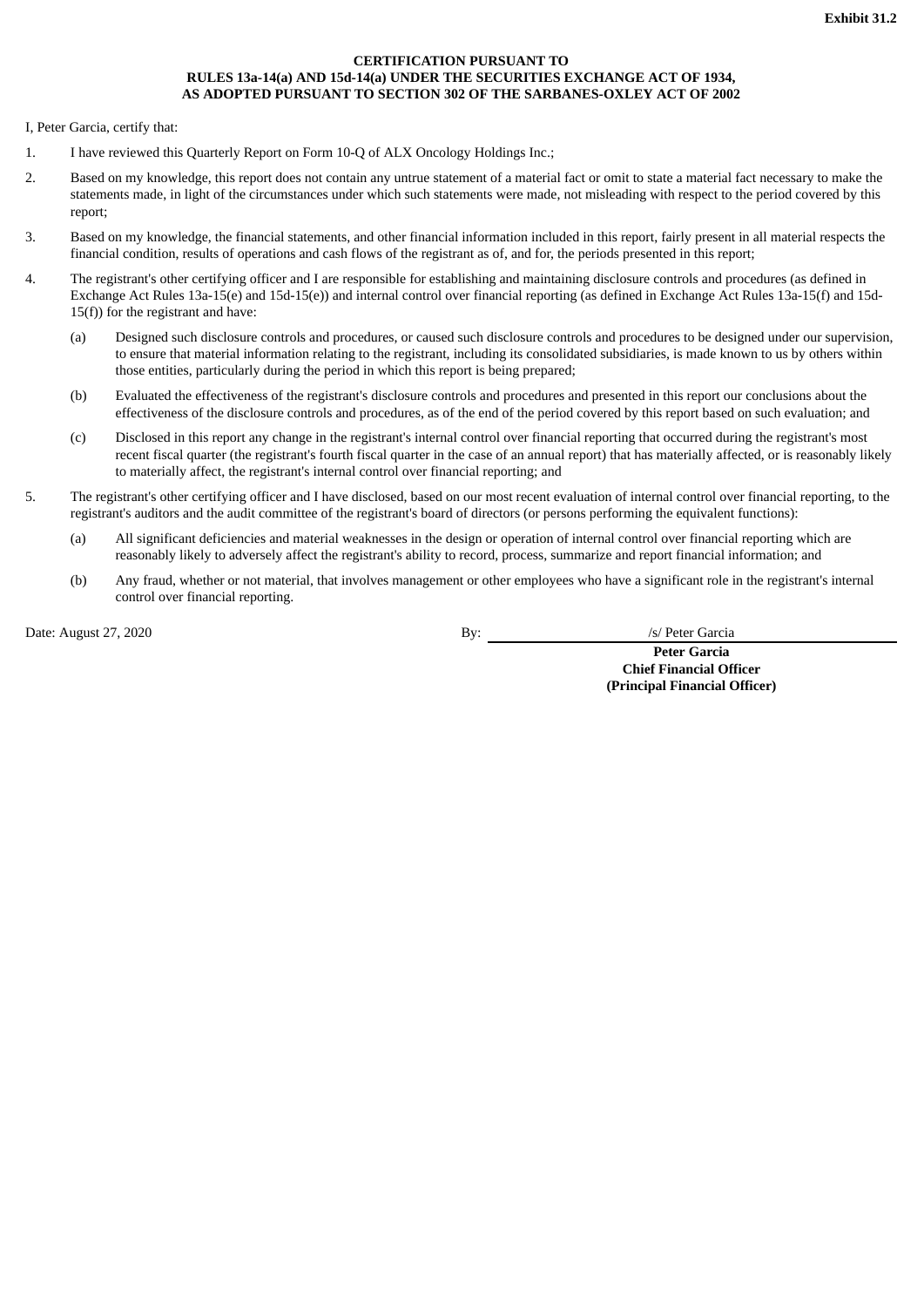**Exhibit 31.2**

**CERTIFICATION PURSUANT TO**
**RULES 13a-14(a) AND 15d-14(a) UNDER THE SECURITIES EXCHANGE ACT OF 1934,**
**AS ADOPTED PURSUANT TO SECTION 302 OF THE SARBANES-OXLEY ACT OF 2002**

I, Peter Garcia, certify that:

1. I have reviewed this Quarterly Report on Form 10-Q of ALX Oncology Holdings Inc.;

2. Based on my knowledge, this report does not contain any untrue statement of a material fact or omit to state a material fact necessary to make the statements made, in light of the circumstances under which such statements were made, not misleading with respect to the period covered by this report;

3. Based on my knowledge, the financial statements, and other financial information included in this report, fairly present in all material respects the financial condition, results of operations and cash flows of the registrant as of, and for, the periods presented in this report;

4. The registrant's other certifying officer and I are responsible for establishing and maintaining disclosure controls and procedures (as defined in Exchange Act Rules 13a-15(e) and 15d-15(e)) and internal control over financial reporting (as defined in Exchange Act Rules 13a-15(f) and 15d-15(f)) for the registrant and have:

   (a) Designed such disclosure controls and procedures, or caused such disclosure controls and procedures to be designed under our supervision, to ensure that material information relating to the registrant, including its consolidated subsidiaries, is made known to us by others within those entities, particularly during the period in which this report is being prepared;

   (b) Evaluated the effectiveness of the registrant's disclosure controls and procedures and presented in this report our conclusions about the effectiveness of the disclosure controls and procedures, as of the end of the period covered by this report based on such evaluation; and

   (c) Disclosed in this report any change in the registrant's internal control over financial reporting that occurred during the registrant's most recent fiscal quarter (the registrant's fourth fiscal quarter in the case of an annual report) that has materially affected, or is reasonably likely to materially affect, the registrant's internal control over financial reporting; and

5. The registrant's other certifying officer and I have disclosed, based on our most recent evaluation of internal control over financial reporting, to the registrant's auditors and the audit committee of the registrant's board of directors (or persons performing the equivalent functions):

   (a) All significant deficiencies and material weaknesses in the design or operation of internal control over financial reporting which are reasonably likely to adversely affect the registrant's ability to record, process, summarize and report financial information; and

   (b) Any fraud, whether or not material, that involves management or other employees who have a significant role in the registrant's internal control over financial reporting.

Date: August 27, 2020

By: /s/ Peter Garcia

**Peter Garcia**
**Chief Financial Officer**
**(Principal Financial Officer)**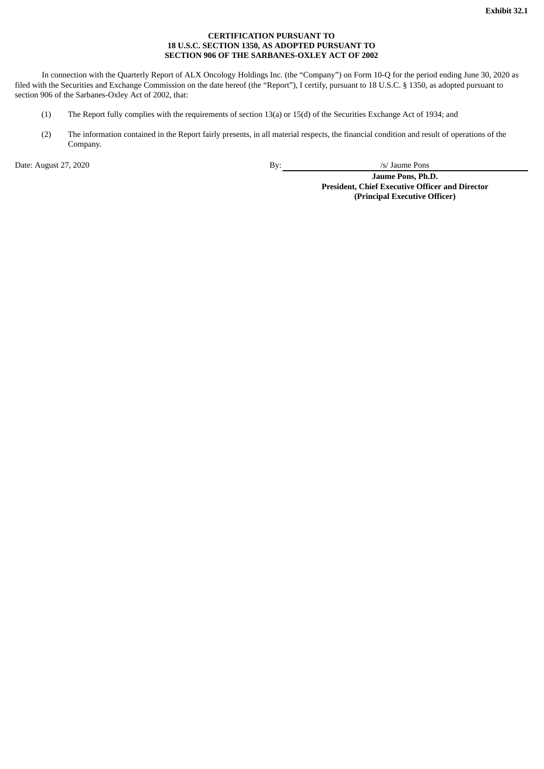**Exhibit 32.1**

**CERTIFICATION PURSUANT TO**
**18 U.S.C. SECTION 1350, AS ADOPTED PURSUANT TO**
**SECTION 906 OF THE SARBANES-OXLEY ACT OF 2002**

In connection with the Quarterly Report of ALX Oncology Holdings Inc. (the "Company") on Form 10-Q for the period ending June 30, 2020 as filed with the Securities and Exchange Commission on the date hereof (the "Report"), I certify, pursuant to 18 U.S.C. § 1350, as adopted pursuant to section 906 of the Sarbanes-Oxley Act of 2002, that:

(1) The Report fully complies with the requirements of section 13(a) or 15(d) of the Securities Exchange Act of 1934; and

(2) The information contained in the Report fairly presents, in all material respects, the financial condition and result of operations of the Company.

Date: August 27, 2020

By: /s/ Jaume Pons

**Jaume Pons, Ph.D.**
**President, Chief Executive Officer and Director**
**(Principal Executive Officer)**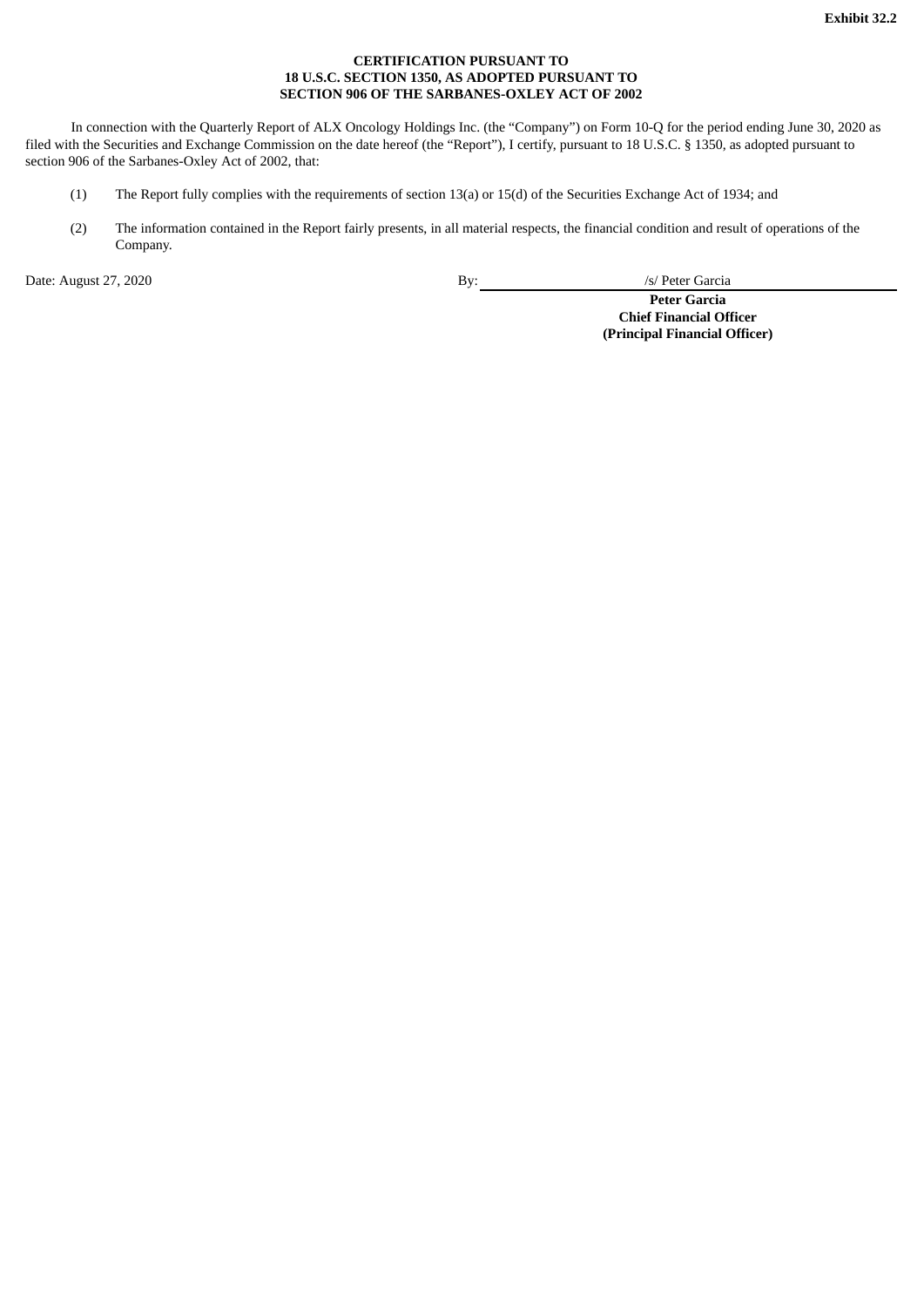Exhibit 32.2

**CERTIFICATION PURSUANT TO**
**18 U.S.C. SECTION 1350, AS ADOPTED PURSUANT TO**
**SECTION 906 OF THE SARBANES-OXLEY ACT OF 2002**

In connection with the Quarterly Report of ALX Oncology Holdings Inc. (the "Company") on Form 10-Q for the period ending June 30, 2020 as filed with the Securities and Exchange Commission on the date hereof (the "Report"), I certify, pursuant to 18 U.S.C. § 1350, as adopted pursuant to section 906 of the Sarbanes-Oxley Act of 2002, that:

(1) The Report fully complies with the requirements of section 13(a) or 15(d) of the Securities Exchange Act of 1934; and

(2) The information contained in the Report fairly presents, in all material respects, the financial condition and result of operations of the Company.

Date: August 27, 2020

By: /s/ Peter Garcia

**Peter Garcia**
**Chief Financial Officer**
**(Principal Financial Officer)**